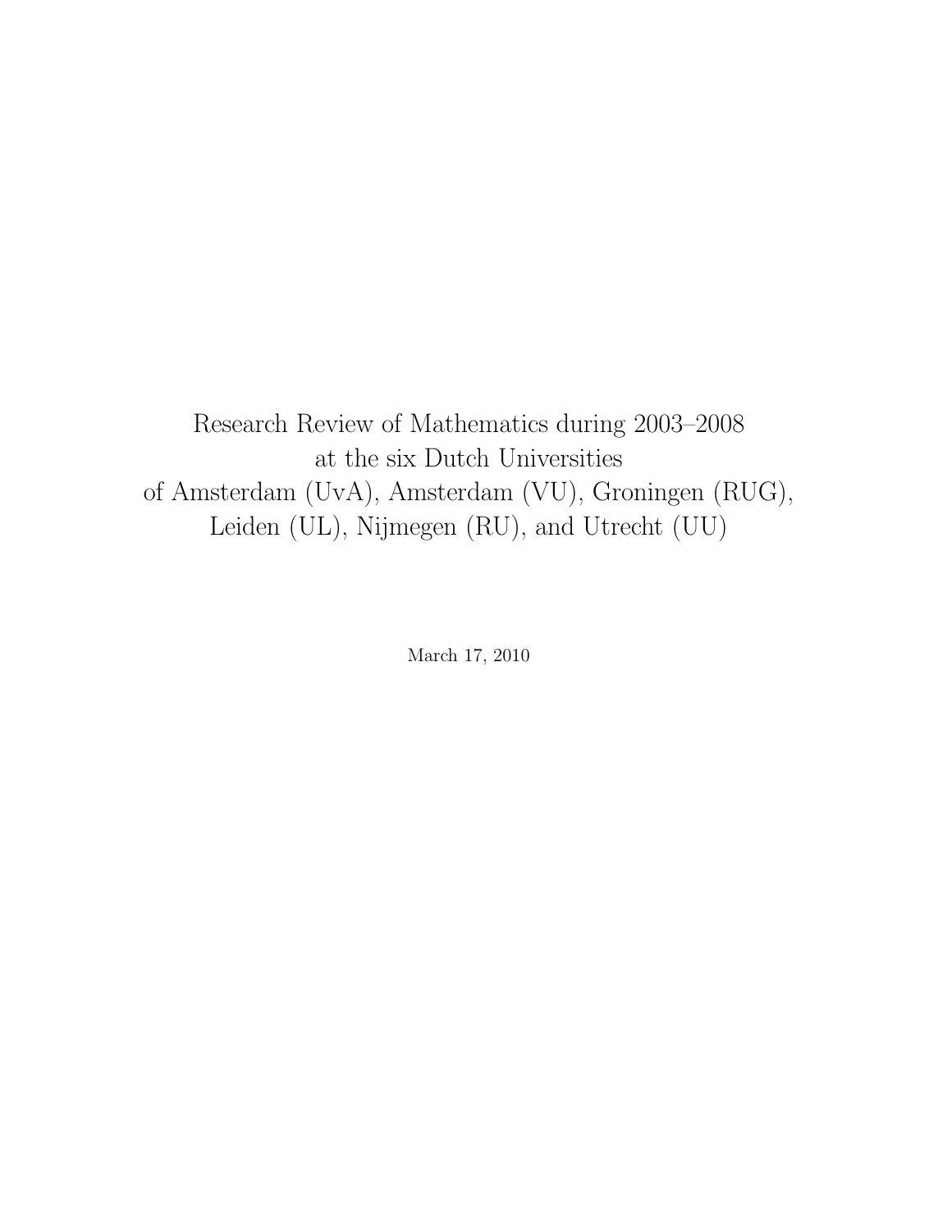# Research Review of Mathematics during 2003–2008 at the six Dutch Universities of Amsterdam (UvA), Amsterdam (VU), Groningen (RUG), Leiden (UL), Nijmegen (RU), and Utrecht (UU)

March 17, 2010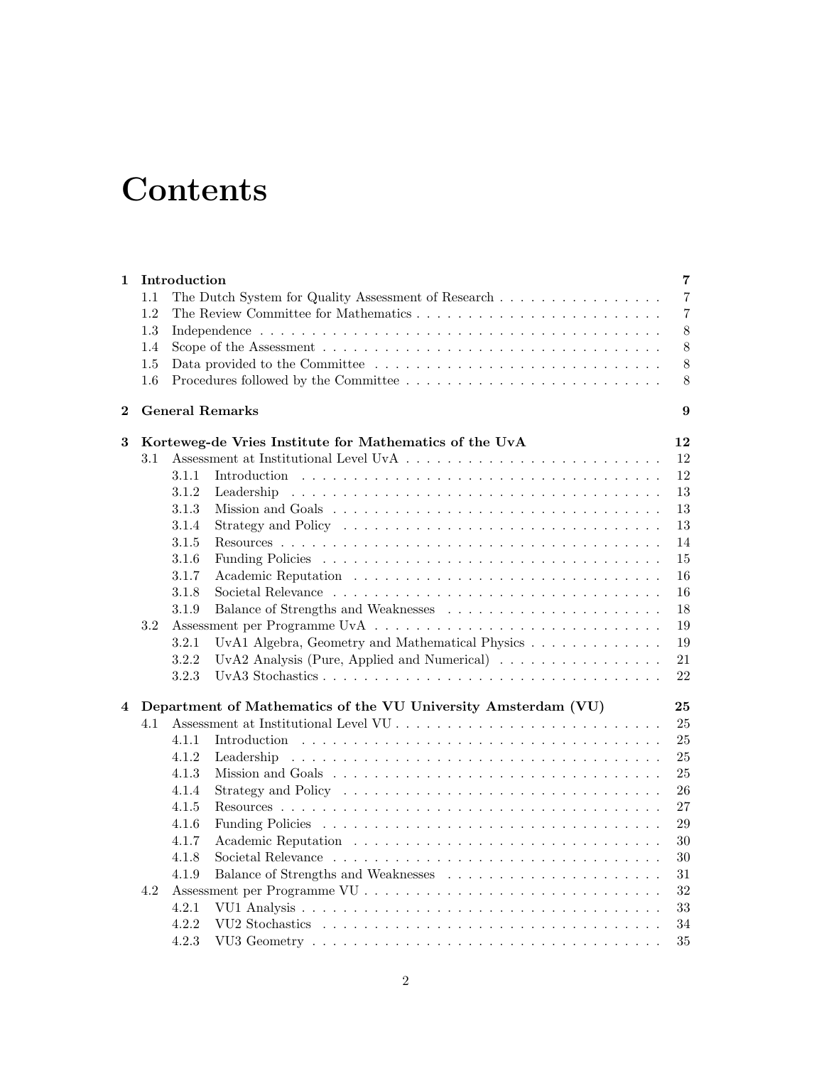# Contents

**1 Introduction** **7**

- 1.1 The Dutch System for Quality Assessment of Research . . . . . . . . . . . . . . . . 7
- 1.2 The Review Committee for Mathematics . . . . . . . . . . . . . . . . . . . . . . . . 7
- 1.3 Independence . . . . . . . . . . . . . . . . . . . . . . . . . . . . . . . . . . . . . . 8
- 1.4 Scope of the Assessment . . . . . . . . . . . . . . . . . . . . . . . . . . . . . . . . 8
- 1.5 Data provided to the Committee . . . . . . . . . . . . . . . . . . . . . . . . . . . . 8
- 1.6 Procedures followed by the Committee . . . . . . . . . . . . . . . . . . . . . . . . 8

**2 General Remarks** **9**

**3 Korteweg-de Vries Institute for Mathematics of the UvA** **12**

- 3.1 Assessment at Institutional Level UvA . . . . . . . . . . . . . . . . . . . . . . . . . 12
  - 3.1.1 Introduction . . . . . . . . . . . . . . . . . . . . . . . . . . . . . . . . . . . 12
  - 3.1.2 Leadership . . . . . . . . . . . . . . . . . . . . . . . . . . . . . . . . . . . . 13
  - 3.1.3 Mission and Goals . . . . . . . . . . . . . . . . . . . . . . . . . . . . . . . . 13
  - 3.1.4 Strategy and Policy . . . . . . . . . . . . . . . . . . . . . . . . . . . . . . . 13
  - 3.1.5 Resources . . . . . . . . . . . . . . . . . . . . . . . . . . . . . . . . . . . . 14
  - 3.1.6 Funding Policies . . . . . . . . . . . . . . . . . . . . . . . . . . . . . . . . . 15
  - 3.1.7 Academic Reputation . . . . . . . . . . . . . . . . . . . . . . . . . . . . . . 16
  - 3.1.8 Societal Relevance . . . . . . . . . . . . . . . . . . . . . . . . . . . . . . . 16
  - 3.1.9 Balance of Strengths and Weaknesses . . . . . . . . . . . . . . . . . . . . . 18
- 3.2 Assessment per Programme UvA . . . . . . . . . . . . . . . . . . . . . . . . . . . . 19
  - 3.2.1 UvA1 Algebra, Geometry and Mathematical Physics . . . . . . . . . . . . . 19
  - 3.2.2 UvA2 Analysis (Pure, Applied and Numerical) . . . . . . . . . . . . . . . . 21
  - 3.2.3 UvA3 Stochastics . . . . . . . . . . . . . . . . . . . . . . . . . . . . . . . . 22

**4 Department of Mathematics of the VU University Amsterdam (VU)** **25**

- 4.1 Assessment at Institutional Level VU . . . . . . . . . . . . . . . . . . . . . . . . . . 25
  - 4.1.1 Introduction . . . . . . . . . . . . . . . . . . . . . . . . . . . . . . . . . . . 25
  - 4.1.2 Leadership . . . . . . . . . . . . . . . . . . . . . . . . . . . . . . . . . . . . 25
  - 4.1.3 Mission and Goals . . . . . . . . . . . . . . . . . . . . . . . . . . . . . . . . 25
  - 4.1.4 Strategy and Policy . . . . . . . . . . . . . . . . . . . . . . . . . . . . . . . 26
  - 4.1.5 Resources . . . . . . . . . . . . . . . . . . . . . . . . . . . . . . . . . . . . 27
  - 4.1.6 Funding Policies . . . . . . . . . . . . . . . . . . . . . . . . . . . . . . . . . 29
  - 4.1.7 Academic Reputation . . . . . . . . . . . . . . . . . . . . . . . . . . . . . . 30
  - 4.1.8 Societal Relevance . . . . . . . . . . . . . . . . . . . . . . . . . . . . . . . 30
  - 4.1.9 Balance of Strengths and Weaknesses . . . . . . . . . . . . . . . . . . . . . 31
- 4.2 Assessment per Programme VU . . . . . . . . . . . . . . . . . . . . . . . . . . . . . 32
  - 4.2.1 VU1 Analysis . . . . . . . . . . . . . . . . . . . . . . . . . . . . . . . . . . . 33
  - 4.2.2 VU2 Stochastics . . . . . . . . . . . . . . . . . . . . . . . . . . . . . . . . . 34
  - 4.2.3 VU3 Geometry . . . . . . . . . . . . . . . . . . . . . . . . . . . . . . . . . . 35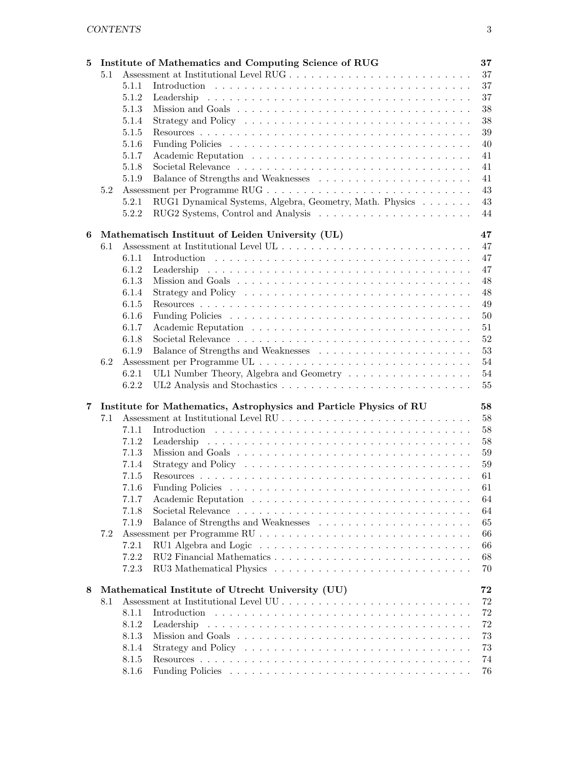| | | | |
|---|---|---|---|
| **5** | **Institute of Mathematics and Computing Science of RUG** | | **37** |
| | 5.1 | Assessment at Institutional Level RUG | 37 |
| | | 5.1.1 Introduction | 37 |
| | | 5.1.2 Leadership | 37 |
| | | 5.1.3 Mission and Goals | 38 |
| | | 5.1.4 Strategy and Policy | 38 |
| | | 5.1.5 Resources | 39 |
| | | 5.1.6 Funding Policies | 40 |
| | | 5.1.7 Academic Reputation | 41 |
| | | 5.1.8 Societal Relevance | 41 |
| | | 5.1.9 Balance of Strengths and Weaknesses | 41 |
| | 5.2 | Assessment per Programme RUG | 43 |
| | | 5.2.1 RUG1 Dynamical Systems, Algebra, Geometry, Math. Physics | 43 |
| | | 5.2.2 RUG2 Systems, Control and Analysis | 44 |
| **6** | **Mathematisch Instituut of Leiden University (UL)** | | **47** |
| | 6.1 | Assessment at Institutional Level UL | 47 |
| | | 6.1.1 Introduction | 47 |
| | | 6.1.2 Leadership | 47 |
| | | 6.1.3 Mission and Goals | 48 |
| | | 6.1.4 Strategy and Policy | 48 |
| | | 6.1.5 Resources | 49 |
| | | 6.1.6 Funding Policies | 50 |
| | | 6.1.7 Academic Reputation | 51 |
| | | 6.1.8 Societal Relevance | 52 |
| | | 6.1.9 Balance of Strengths and Weaknesses | 53 |
| | 6.2 | Assessment per Programme UL | 54 |
| | | 6.2.1 UL1 Number Theory, Algebra and Geometry | 54 |
| | | 6.2.2 UL2 Analysis and Stochastics | 55 |
| **7** | **Institute for Mathematics, Astrophysics and Particle Physics of RU** | | **58** |
| | 7.1 | Assessment at Institutional Level RU | 58 |
| | | 7.1.1 Introduction | 58 |
| | | 7.1.2 Leadership | 58 |
| | | 7.1.3 Mission and Goals | 59 |
| | | 7.1.4 Strategy and Policy | 59 |
| | | 7.1.5 Resources | 61 |
| | | 7.1.6 Funding Policies | 61 |
| | | 7.1.7 Academic Reputation | 64 |
| | | 7.1.8 Societal Relevance | 64 |
| | | 7.1.9 Balance of Strengths and Weaknesses | 65 |
| | 7.2 | Assessment per Programme RU | 66 |
| | | 7.2.1 RU1 Algebra and Logic | 66 |
| | | 7.2.2 RU2 Financial Mathematics | 68 |
| | | 7.2.3 RU3 Mathematical Physics | 70 |
| **8** | **Mathematical Institute of Utrecht University (UU)** | | **72** |
| | 8.1 | Assessment at Institutional Level UU | 72 |
| | | 8.1.1 Introduction | 72 |
| | | 8.1.2 Leadership | 72 |
| | | 8.1.3 Mission and Goals | 73 |
| | | 8.1.4 Strategy and Policy | 73 |
| | | 8.1.5 Resources | 74 |
| | | 8.1.6 Funding Policies | 76 |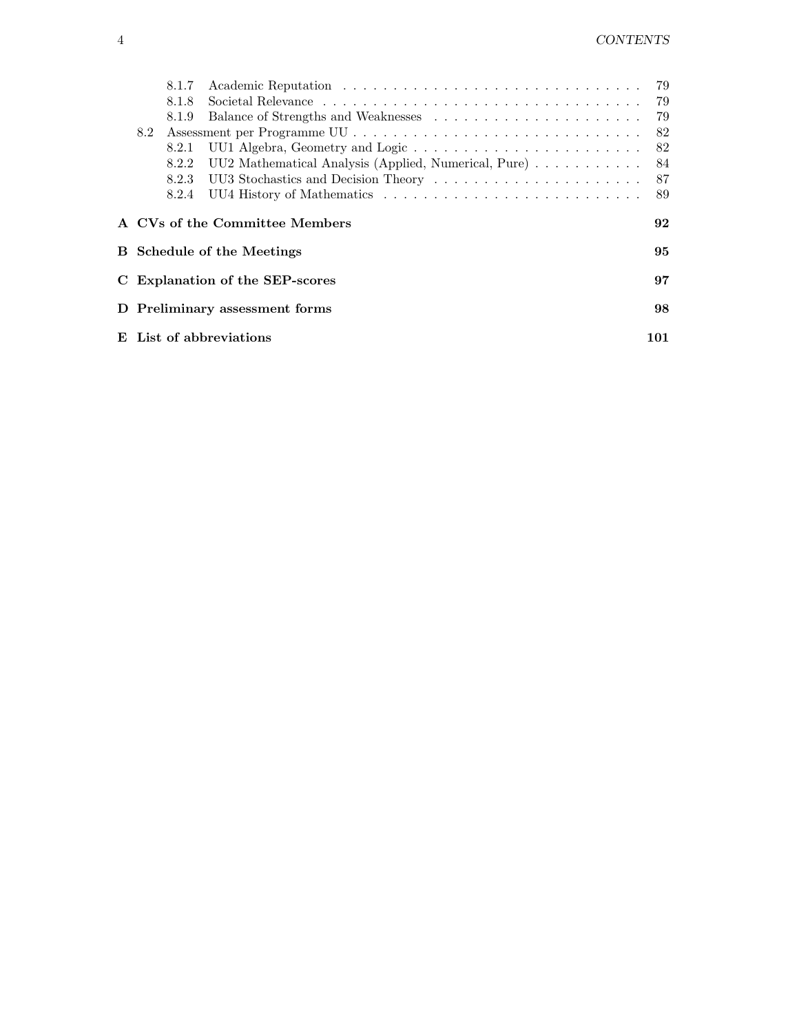- 8.1.7 Academic Reputation . . . . . 79
- 8.1.8 Societal Relevance . . . . . 79
- 8.1.9 Balance of Strengths and Weaknesses . . . . . 79
- 8.2 Assessment per Programme UU . . . . . 82
  - 8.2.1 UU1 Algebra, Geometry and Logic . . . . . 82
  - 8.2.2 UU2 Mathematical Analysis (Applied, Numerical, Pure) . . . . . 84
  - 8.2.3 UU3 Stochastics and Decision Theory . . . . . 87
  - 8.2.4 UU4 History of Mathematics . . . . . 89

**A CVs of the Committee Members** **92**

**B Schedule of the Meetings** **95**

**C Explanation of the SEP-scores** **97**

**D Preliminary assessment forms** **98**

**E List of abbreviations** **101**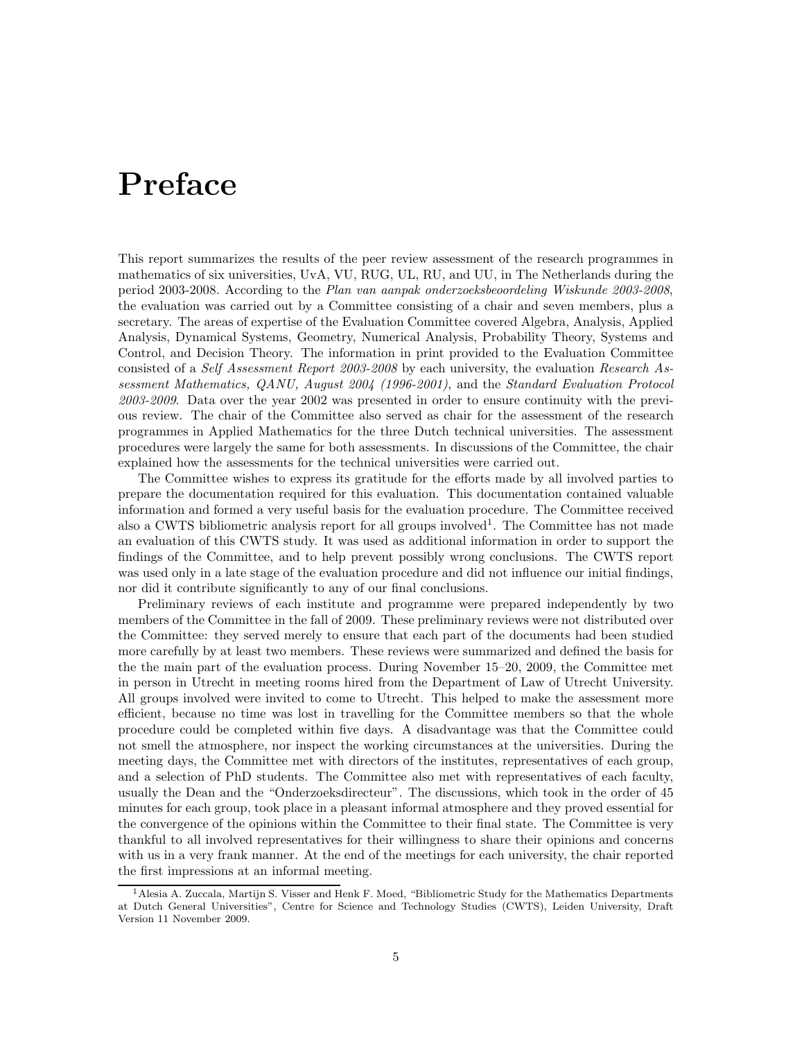# Preface

This report summarizes the results of the peer review assessment of the research programmes in mathematics of six universities, UvA, VU, RUG, UL, RU, and UU, in The Netherlands during the period 2003-2008. According to the *Plan van aanpak onderzoeksbeoordeling Wiskunde 2003-2008*, the evaluation was carried out by a Committee consisting of a chair and seven members, plus a secretary. The areas of expertise of the Evaluation Committee covered Algebra, Analysis, Applied Analysis, Dynamical Systems, Geometry, Numerical Analysis, Probability Theory, Systems and Control, and Decision Theory. The information in print provided to the Evaluation Committee consisted of a *Self Assessment Report 2003-2008* by each university, the evaluation *Research Assessment Mathematics, QANU, August 2004 (1996-2001)*, and the *Standard Evaluation Protocol 2003-2009*. Data over the year 2002 was presented in order to ensure continuity with the previous review. The chair of the Committee also served as chair for the assessment of the research programmes in Applied Mathematics for the three Dutch technical universities. The assessment procedures were largely the same for both assessments. In discussions of the Committee, the chair explained how the assessments for the technical universities were carried out.

The Committee wishes to express its gratitude for the efforts made by all involved parties to prepare the documentation required for this evaluation. This documentation contained valuable information and formed a very useful basis for the evaluation procedure. The Committee received also a CWTS bibliometric analysis report for all groups involved[1]. The Committee has not made an evaluation of this CWTS study. It was used as additional information in order to support the findings of the Committee, and to help prevent possibly wrong conclusions. The CWTS report was used only in a late stage of the evaluation procedure and did not influence our initial findings, nor did it contribute significantly to any of our final conclusions.

Preliminary reviews of each institute and programme were prepared independently by two members of the Committee in the fall of 2009. These preliminary reviews were not distributed over the Committee: they served merely to ensure that each part of the documents had been studied more carefully by at least two members. These reviews were summarized and defined the basis for the the main part of the evaluation process. During November 15–20, 2009, the Committee met in person in Utrecht in meeting rooms hired from the Department of Law of Utrecht University. All groups involved were invited to come to Utrecht. This helped to make the assessment more efficient, because no time was lost in travelling for the Committee members so that the whole procedure could be completed within five days. A disadvantage was that the Committee could not smell the atmosphere, nor inspect the working circumstances at the universities. During the meeting days, the Committee met with directors of the institutes, representatives of each group, and a selection of PhD students. The Committee also met with representatives of each faculty, usually the Dean and the "Onderzoeksdirecteur". The discussions, which took in the order of 45 minutes for each group, took place in a pleasant informal atmosphere and they proved essential for the convergence of the opinions within the Committee to their final state. The Committee is very thankful to all involved representatives for their willingness to share their opinions and concerns with us in a very frank manner. At the end of the meetings for each university, the chair reported the first impressions at an informal meeting.

[1] Alesia A. Zuccala, Martijn S. Visser and Henk F. Moed, "Bibliometric Study for the Mathematics Departments at Dutch General Universities", Centre for Science and Technology Studies (CWTS), Leiden University, Draft Version 11 November 2009.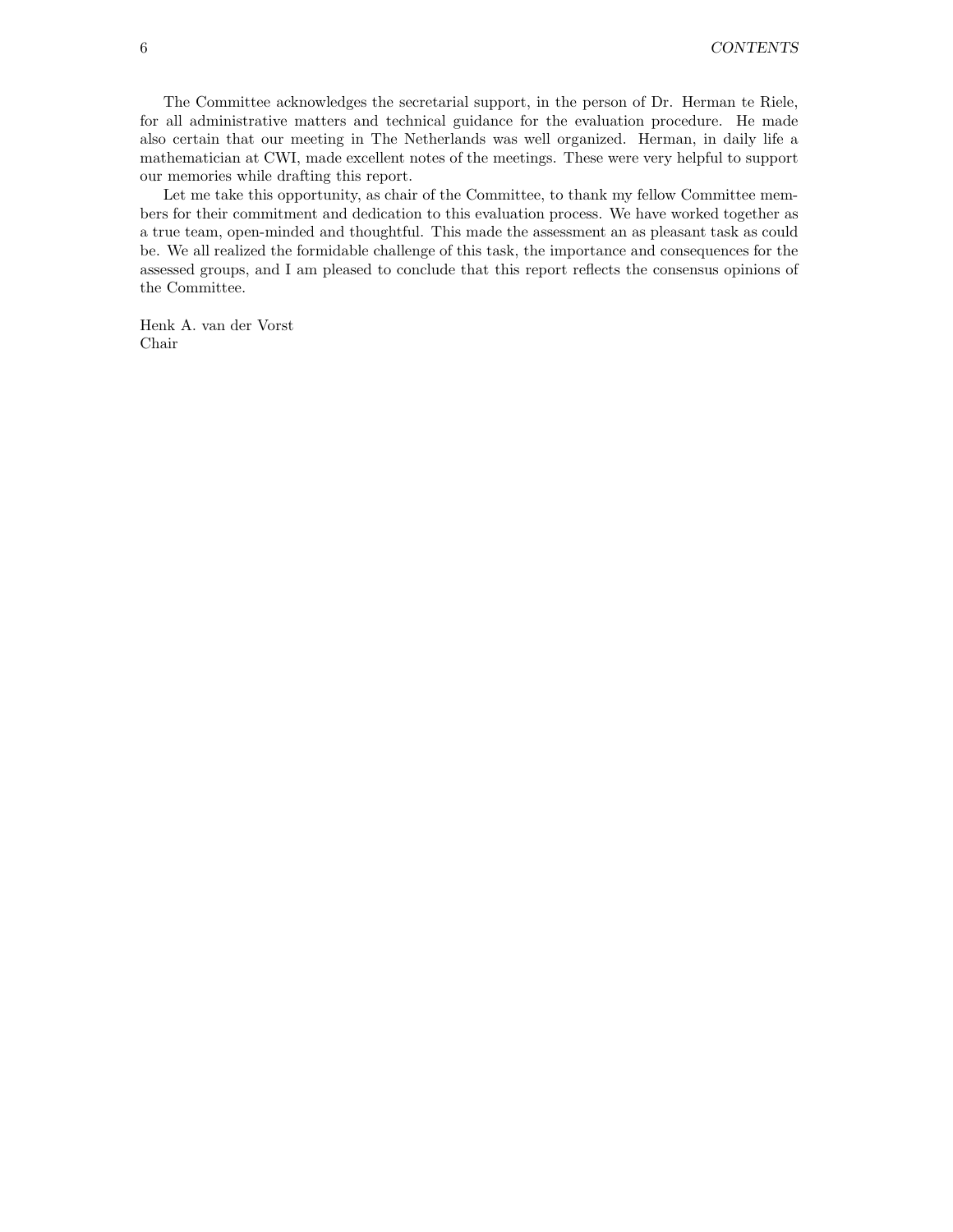The Committee acknowledges the secretarial support, in the person of Dr. Herman te Riele, for all administrative matters and technical guidance for the evaluation procedure. He made also certain that our meeting in The Netherlands was well organized. Herman, in daily life a mathematician at CWI, made excellent notes of the meetings. These were very helpful to support our memories while drafting this report.

Let me take this opportunity, as chair of the Committee, to thank my fellow Committee members for their commitment and dedication to this evaluation process. We have worked together as a true team, open-minded and thoughtful. This made the assessment an as pleasant task as could be. We all realized the formidable challenge of this task, the importance and consequences for the assessed groups, and I am pleased to conclude that this report reflects the consensus opinions of the Committee.

Henk A. van der Vorst
Chair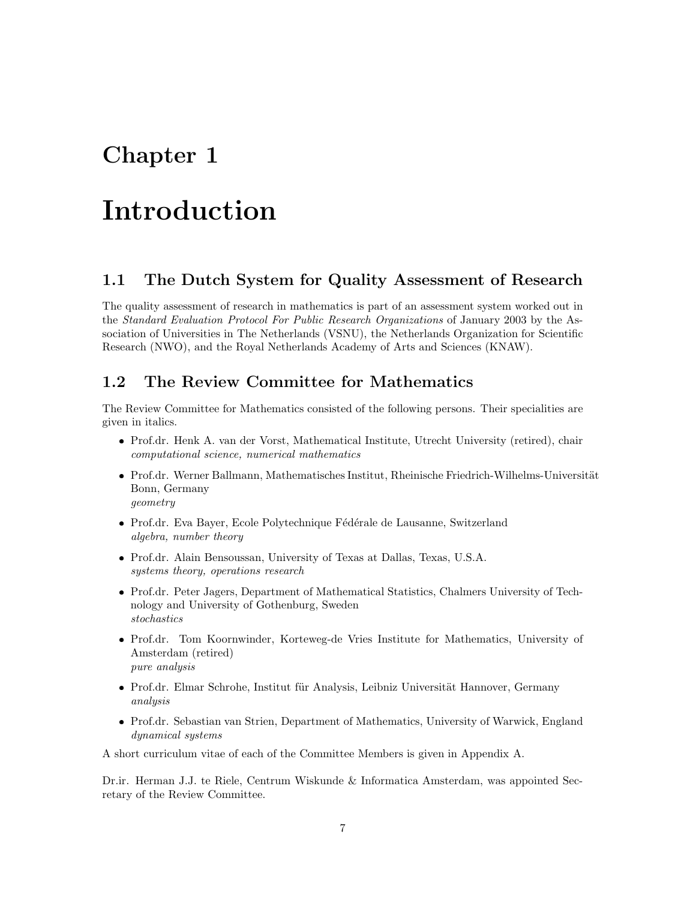# Chapter 1

# Introduction

## 1.1 The Dutch System for Quality Assessment of Research

The quality assessment of research in mathematics is part of an assessment system worked out in the *Standard Evaluation Protocol For Public Research Organizations* of January 2003 by the Association of Universities in The Netherlands (VSNU), the Netherlands Organization for Scientific Research (NWO), and the Royal Netherlands Academy of Arts and Sciences (KNAW).

## 1.2 The Review Committee for Mathematics

The Review Committee for Mathematics consisted of the following persons. Their specialities are given in italics.

- Prof.dr. Henk A. van der Vorst, Mathematical Institute, Utrecht University (retired), chair
  *computational science, numerical mathematics*
- Prof.dr. Werner Ballmann, Mathematisches Institut, Rheinische Friedrich-Wilhelms-Universität Bonn, Germany
  *geometry*
- Prof.dr. Eva Bayer, Ecole Polytechnique Fédérale de Lausanne, Switzerland
  *algebra, number theory*
- Prof.dr. Alain Bensoussan, University of Texas at Dallas, Texas, U.S.A.
  *systems theory, operations research*
- Prof.dr. Peter Jagers, Department of Mathematical Statistics, Chalmers University of Technology and University of Gothenburg, Sweden
  *stochastics*
- Prof.dr. Tom Koornwinder, Korteweg-de Vries Institute for Mathematics, University of Amsterdam (retired)
  *pure analysis*
- Prof.dr. Elmar Schrohe, Institut für Analysis, Leibniz Universität Hannover, Germany
  *analysis*
- Prof.dr. Sebastian van Strien, Department of Mathematics, University of Warwick, England
  *dynamical systems*

A short curriculum vitae of each of the Committee Members is given in Appendix A.

Dr.ir. Herman J.J. te Riele, Centrum Wiskunde & Informatica Amsterdam, was appointed Secretary of the Review Committee.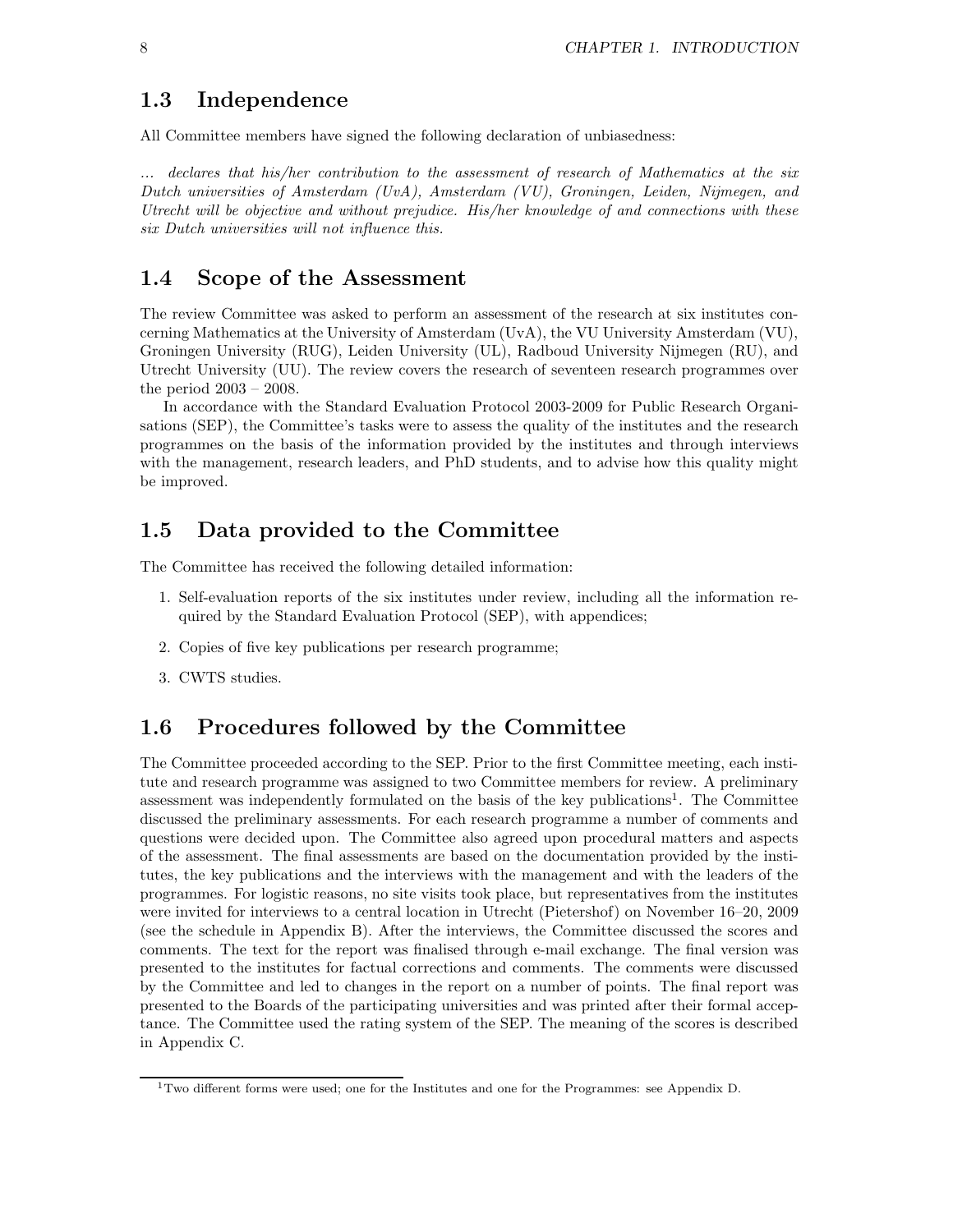## 1.3 Independence

All Committee members have signed the following declaration of unbiasedness:

*... declares that his/her contribution to the assessment of research of Mathematics at the six Dutch universities of Amsterdam (UvA), Amsterdam (VU), Groningen, Leiden, Nijmegen, and Utrecht will be objective and without prejudice. His/her knowledge of and connections with these six Dutch universities will not influence this.*

## 1.4 Scope of the Assessment

The review Committee was asked to perform an assessment of the research at six institutes concerning Mathematics at the University of Amsterdam (UvA), the VU University Amsterdam (VU), Groningen University (RUG), Leiden University (UL), Radboud University Nijmegen (RU), and Utrecht University (UU). The review covers the research of seventeen research programmes over the period 2003 – 2008.

In accordance with the Standard Evaluation Protocol 2003-2009 for Public Research Organisations (SEP), the Committee's tasks were to assess the quality of the institutes and the research programmes on the basis of the information provided by the institutes and through interviews with the management, research leaders, and PhD students, and to advise how this quality might be improved.

## 1.5 Data provided to the Committee

The Committee has received the following detailed information:

1. Self-evaluation reports of the six institutes under review, including all the information required by the Standard Evaluation Protocol (SEP), with appendices;
2. Copies of five key publications per research programme;
3. CWTS studies.

## 1.6 Procedures followed by the Committee

The Committee proceeded according to the SEP. Prior to the first Committee meeting, each institute and research programme was assigned to two Committee members for review. A preliminary assessment was independently formulated on the basis of the key publications[1]. The Committee discussed the preliminary assessments. For each research programme a number of comments and questions were decided upon. The Committee also agreed upon procedural matters and aspects of the assessment. The final assessments are based on the documentation provided by the institutes, the key publications and the interviews with the management and with the leaders of the programmes. For logistic reasons, no site visits took place, but representatives from the institutes were invited for interviews to a central location in Utrecht (Pietershof) on November 16–20, 2009 (see the schedule in Appendix B). After the interviews, the Committee discussed the scores and comments. The text for the report was finalised through e-mail exchange. The final version was presented to the institutes for factual corrections and comments. The comments were discussed by the Committee and led to changes in the report on a number of points. The final report was presented to the Boards of the participating universities and was printed after their formal acceptance. The Committee used the rating system of the SEP. The meaning of the scores is described in Appendix C.

[1] Two different forms were used; one for the Institutes and one for the Programmes: see Appendix D.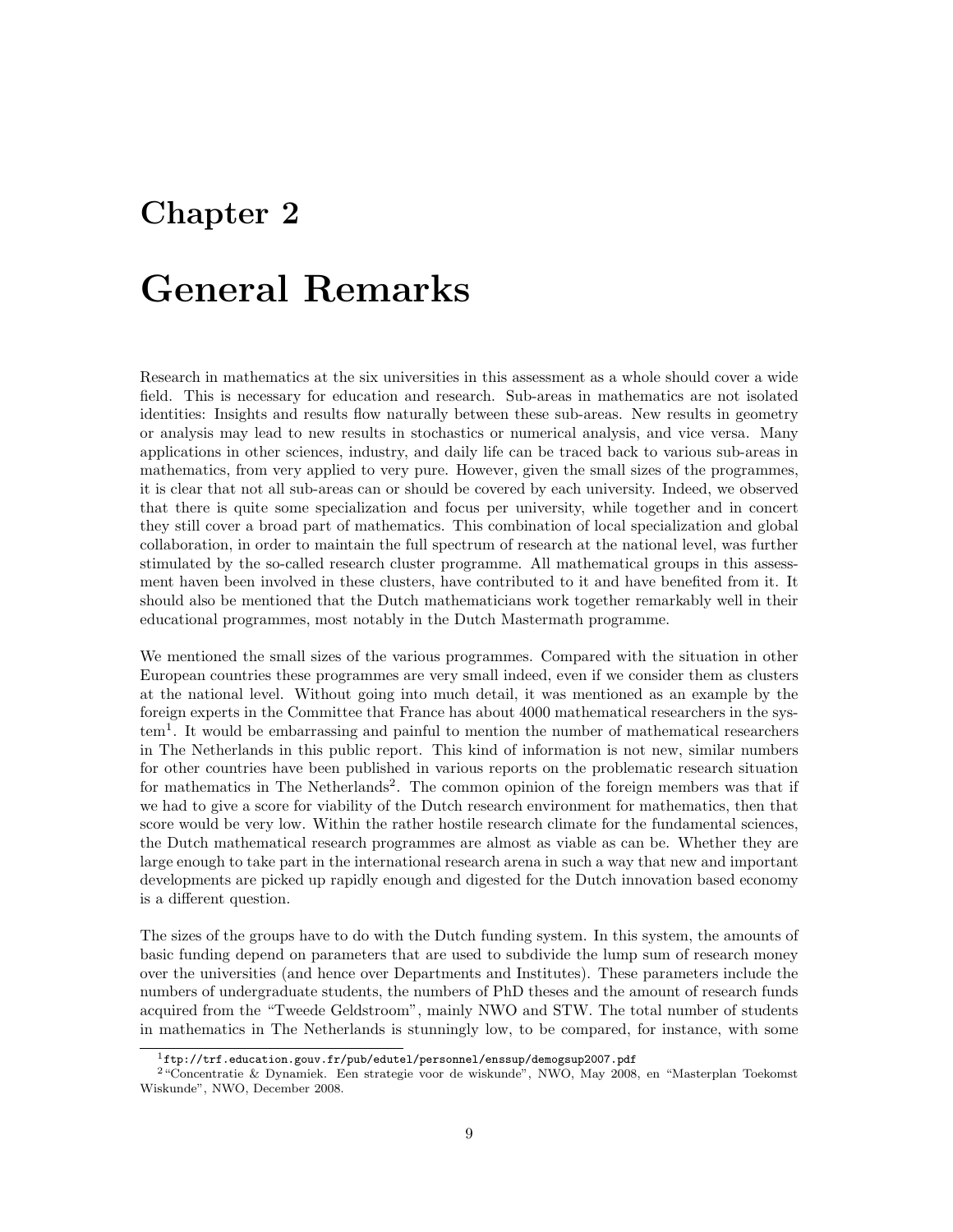# Chapter 2

# General Remarks

Research in mathematics at the six universities in this assessment as a whole should cover a wide field. This is necessary for education and research. Sub-areas in mathematics are not isolated identities: Insights and results flow naturally between these sub-areas. New results in geometry or analysis may lead to new results in stochastics or numerical analysis, and vice versa. Many applications in other sciences, industry, and daily life can be traced back to various sub-areas in mathematics, from very applied to very pure. However, given the small sizes of the programmes, it is clear that not all sub-areas can or should be covered by each university. Indeed, we observed that there is quite some specialization and focus per university, while together and in concert they still cover a broad part of mathematics. This combination of local specialization and global collaboration, in order to maintain the full spectrum of research at the national level, was further stimulated by the so-called research cluster programme. All mathematical groups in this assessment haven been involved in these clusters, have contributed to it and have benefited from it. It should also be mentioned that the Dutch mathematicians work together remarkably well in their educational programmes, most notably in the Dutch Mastermath programme.

We mentioned the small sizes of the various programmes. Compared with the situation in other European countries these programmes are very small indeed, even if we consider them as clusters at the national level. Without going into much detail, it was mentioned as an example by the foreign experts in the Committee that France has about 4000 mathematical researchers in the system[1]. It would be embarrassing and painful to mention the number of mathematical researchers in The Netherlands in this public report. This kind of information is not new, similar numbers for other countries have been published in various reports on the problematic research situation for mathematics in The Netherlands[2]. The common opinion of the foreign members was that if we had to give a score for viability of the Dutch research environment for mathematics, then that score would be very low. Within the rather hostile research climate for the fundamental sciences, the Dutch mathematical research programmes are almost as viable as can be. Whether they are large enough to take part in the international research arena in such a way that new and important developments are picked up rapidly enough and digested for the Dutch innovation based economy is a different question.

The sizes of the groups have to do with the Dutch funding system. In this system, the amounts of basic funding depend on parameters that are used to subdivide the lump sum of research money over the universities (and hence over Departments and Institutes). These parameters include the numbers of undergraduate students, the numbers of PhD theses and the amount of research funds acquired from the "Tweede Geldstroom", mainly NWO and STW. The total number of students in mathematics in The Netherlands is stunningly low, to be compared, for instance, with some

---

[1] `ftp://trf.education.gouv.fr/pub/edutel/personnel/enssup/demogsup2007.pdf`

[2] "Concentratie & Dynamiek. Een strategie voor de wiskunde", NWO, May 2008, en "Masterplan Toekomst Wiskunde", NWO, December 2008.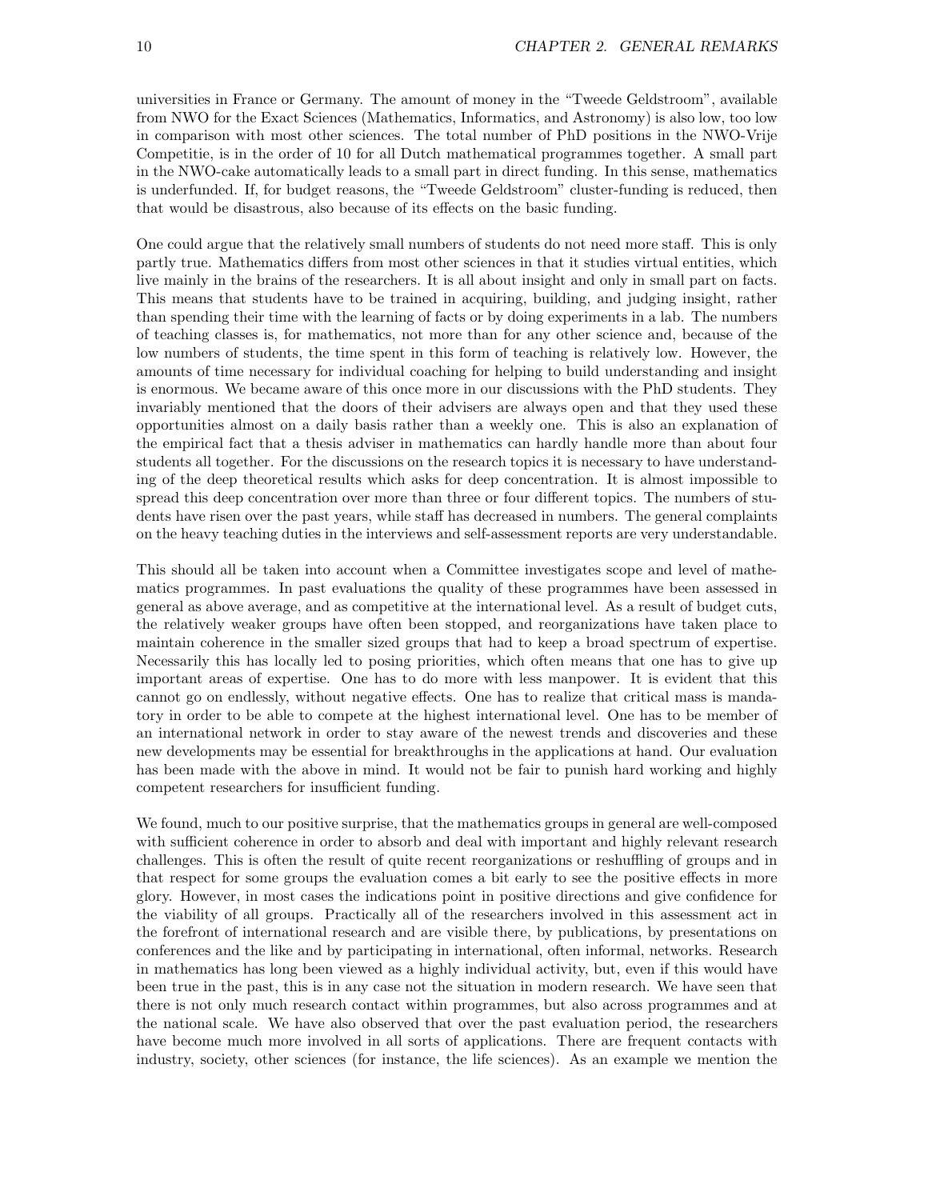universities in France or Germany. The amount of money in the "Tweede Geldstroom", available from NWO for the Exact Sciences (Mathematics, Informatics, and Astronomy) is also low, too low in comparison with most other sciences. The total number of PhD positions in the NWO-Vrije Competitie, is in the order of 10 for all Dutch mathematical programmes together. A small part in the NWO-cake automatically leads to a small part in direct funding. In this sense, mathematics is underfunded. If, for budget reasons, the "Tweede Geldstroom" cluster-funding is reduced, then that would be disastrous, also because of its effects on the basic funding.

One could argue that the relatively small numbers of students do not need more staff. This is only partly true. Mathematics differs from most other sciences in that it studies virtual entities, which live mainly in the brains of the researchers. It is all about insight and only in small part on facts. This means that students have to be trained in acquiring, building, and judging insight, rather than spending their time with the learning of facts or by doing experiments in a lab. The numbers of teaching classes is, for mathematics, not more than for any other science and, because of the low numbers of students, the time spent in this form of teaching is relatively low. However, the amounts of time necessary for individual coaching for helping to build understanding and insight is enormous. We became aware of this once more in our discussions with the PhD students. They invariably mentioned that the doors of their advisers are always open and that they used these opportunities almost on a daily basis rather than a weekly one. This is also an explanation of the empirical fact that a thesis adviser in mathematics can hardly handle more than about four students all together. For the discussions on the research topics it is necessary to have understanding of the deep theoretical results which asks for deep concentration. It is almost impossible to spread this deep concentration over more than three or four different topics. The numbers of students have risen over the past years, while staff has decreased in numbers. The general complaints on the heavy teaching duties in the interviews and self-assessment reports are very understandable.

This should all be taken into account when a Committee investigates scope and level of mathematics programmes. In past evaluations the quality of these programmes have been assessed in general as above average, and as competitive at the international level. As a result of budget cuts, the relatively weaker groups have often been stopped, and reorganizations have taken place to maintain coherence in the smaller sized groups that had to keep a broad spectrum of expertise. Necessarily this has locally led to posing priorities, which often means that one has to give up important areas of expertise. One has to do more with less manpower. It is evident that this cannot go on endlessly, without negative effects. One has to realize that critical mass is mandatory in order to be able to compete at the highest international level. One has to be member of an international network in order to stay aware of the newest trends and discoveries and these new developments may be essential for breakthroughs in the applications at hand. Our evaluation has been made with the above in mind. It would not be fair to punish hard working and highly competent researchers for insufficient funding.

We found, much to our positive surprise, that the mathematics groups in general are well-composed with sufficient coherence in order to absorb and deal with important and highly relevant research challenges. This is often the result of quite recent reorganizations or reshuffling of groups and in that respect for some groups the evaluation comes a bit early to see the positive effects in more glory. However, in most cases the indications point in positive directions and give confidence for the viability of all groups. Practically all of the researchers involved in this assessment act in the forefront of international research and are visible there, by publications, by presentations on conferences and the like and by participating in international, often informal, networks. Research in mathematics has long been viewed as a highly individual activity, but, even if this would have been true in the past, this is in any case not the situation in modern research. We have seen that there is not only much research contact within programmes, but also across programmes and at the national scale. We have also observed that over the past evaluation period, the researchers have become much more involved in all sorts of applications. There are frequent contacts with industry, society, other sciences (for instance, the life sciences). As an example we mention the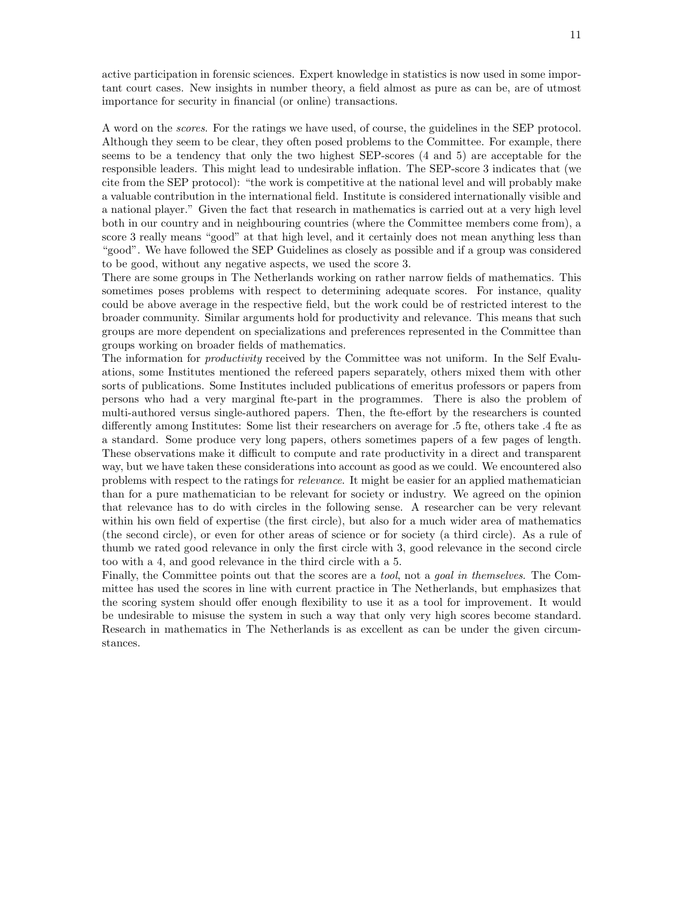active participation in forensic sciences. Expert knowledge in statistics is now used in some important court cases. New insights in number theory, a field almost as pure as can be, are of utmost importance for security in financial (or online) transactions.

A word on the *scores*. For the ratings we have used, of course, the guidelines in the SEP protocol. Although they seem to be clear, they often posed problems to the Committee. For example, there seems to be a tendency that only the two highest SEP-scores (4 and 5) are acceptable for the responsible leaders. This might lead to undesirable inflation. The SEP-score 3 indicates that (we cite from the SEP protocol): "the work is competitive at the national level and will probably make a valuable contribution in the international field. Institute is considered internationally visible and a national player." Given the fact that research in mathematics is carried out at a very high level both in our country and in neighbouring countries (where the Committee members come from), a score 3 really means "good" at that high level, and it certainly does not mean anything less than "good". We have followed the SEP Guidelines as closely as possible and if a group was considered to be good, without any negative aspects, we used the score 3.

There are some groups in The Netherlands working on rather narrow fields of mathematics. This sometimes poses problems with respect to determining adequate scores. For instance, quality could be above average in the respective field, but the work could be of restricted interest to the broader community. Similar arguments hold for productivity and relevance. This means that such groups are more dependent on specializations and preferences represented in the Committee than groups working on broader fields of mathematics.

The information for *productivity* received by the Committee was not uniform. In the Self Evaluations, some Institutes mentioned the refereed papers separately, others mixed them with other sorts of publications. Some Institutes included publications of emeritus professors or papers from persons who had a very marginal fte-part in the programmes. There is also the problem of multi-authored versus single-authored papers. Then, the fte-effort by the researchers is counted differently among Institutes: Some list their researchers on average for .5 fte, others take .4 fte as a standard. Some produce very long papers, others sometimes papers of a few pages of length. These observations make it difficult to compute and rate productivity in a direct and transparent way, but we have taken these considerations into account as good as we could. We encountered also problems with respect to the ratings for *relevance*. It might be easier for an applied mathematician than for a pure mathematician to be relevant for society or industry. We agreed on the opinion that relevance has to do with circles in the following sense. A researcher can be very relevant within his own field of expertise (the first circle), but also for a much wider area of mathematics (the second circle), or even for other areas of science or for society (a third circle). As a rule of thumb we rated good relevance in only the first circle with 3, good relevance in the second circle too with a 4, and good relevance in the third circle with a 5.

Finally, the Committee points out that the scores are a *tool*, not a *goal in themselves*. The Committee has used the scores in line with current practice in The Netherlands, but emphasizes that the scoring system should offer enough flexibility to use it as a tool for improvement. It would be undesirable to misuse the system in such a way that only very high scores become standard. Research in mathematics in The Netherlands is as excellent as can be under the given circumstances.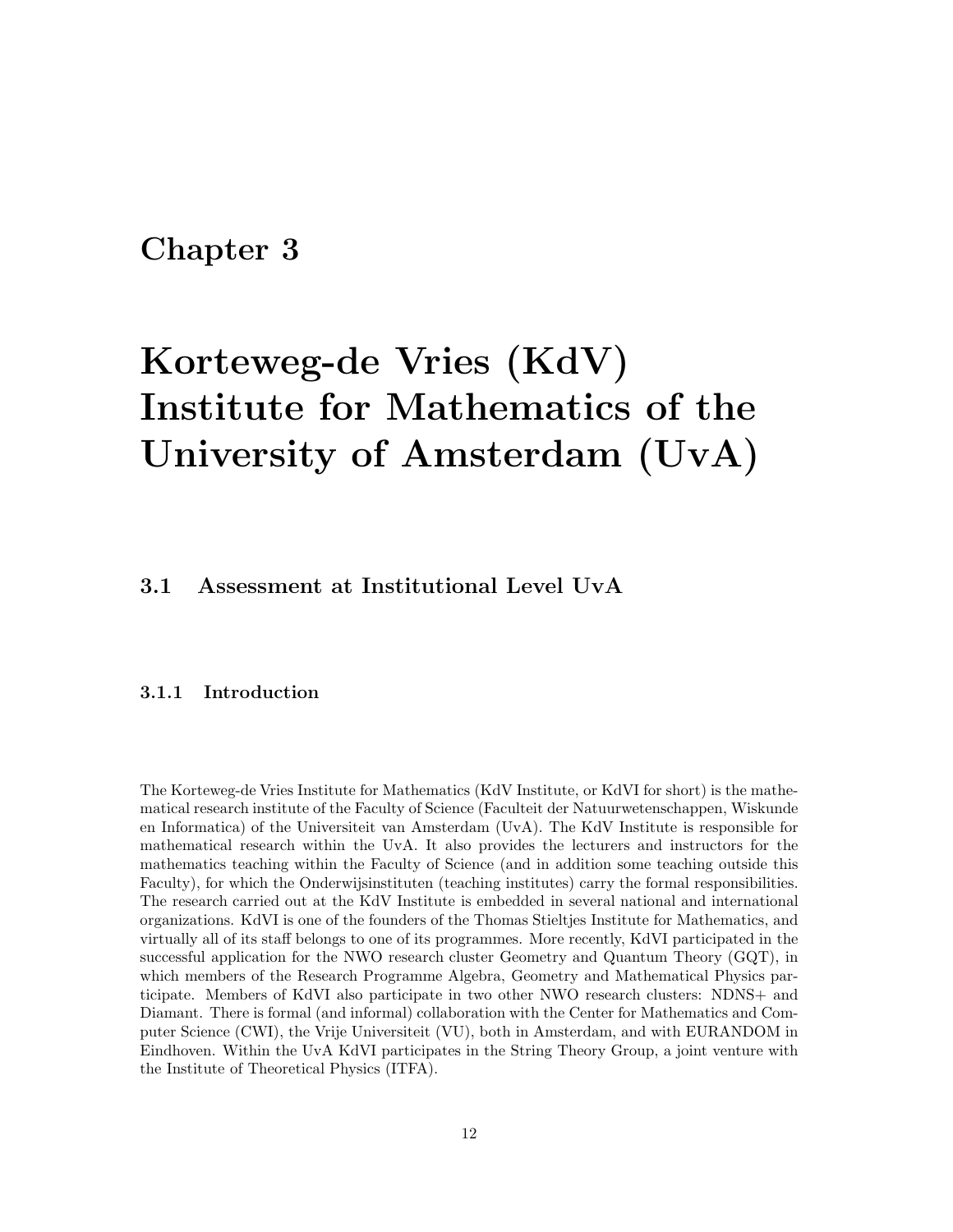# Chapter 3

# Korteweg-de Vries (KdV) Institute for Mathematics of the University of Amsterdam (UvA)

## 3.1 Assessment at Institutional Level UvA

### 3.1.1 Introduction

The Korteweg-de Vries Institute for Mathematics (KdV Institute, or KdVI for short) is the mathematical research institute of the Faculty of Science (Faculteit der Natuurwetenschappen, Wiskunde en Informatica) of the Universiteit van Amsterdam (UvA). The KdV Institute is responsible for mathematical research within the UvA. It also provides the lecturers and instructors for the mathematics teaching within the Faculty of Science (and in addition some teaching outside this Faculty), for which the Onderwijsinstituten (teaching institutes) carry the formal responsibilities. The research carried out at the KdV Institute is embedded in several national and international organizations. KdVI is one of the founders of the Thomas Stieltjes Institute for Mathematics, and virtually all of its staff belongs to one of its programmes. More recently, KdVI participated in the successful application for the NWO research cluster Geometry and Quantum Theory (GQT), in which members of the Research Programme Algebra, Geometry and Mathematical Physics participate. Members of KdVI also participate in two other NWO research clusters: NDNS+ and Diamant. There is formal (and informal) collaboration with the Center for Mathematics and Computer Science (CWI), the Vrije Universiteit (VU), both in Amsterdam, and with EURANDOM in Eindhoven. Within the UvA KdVI participates in the String Theory Group, a joint venture with the Institute of Theoretical Physics (ITFA).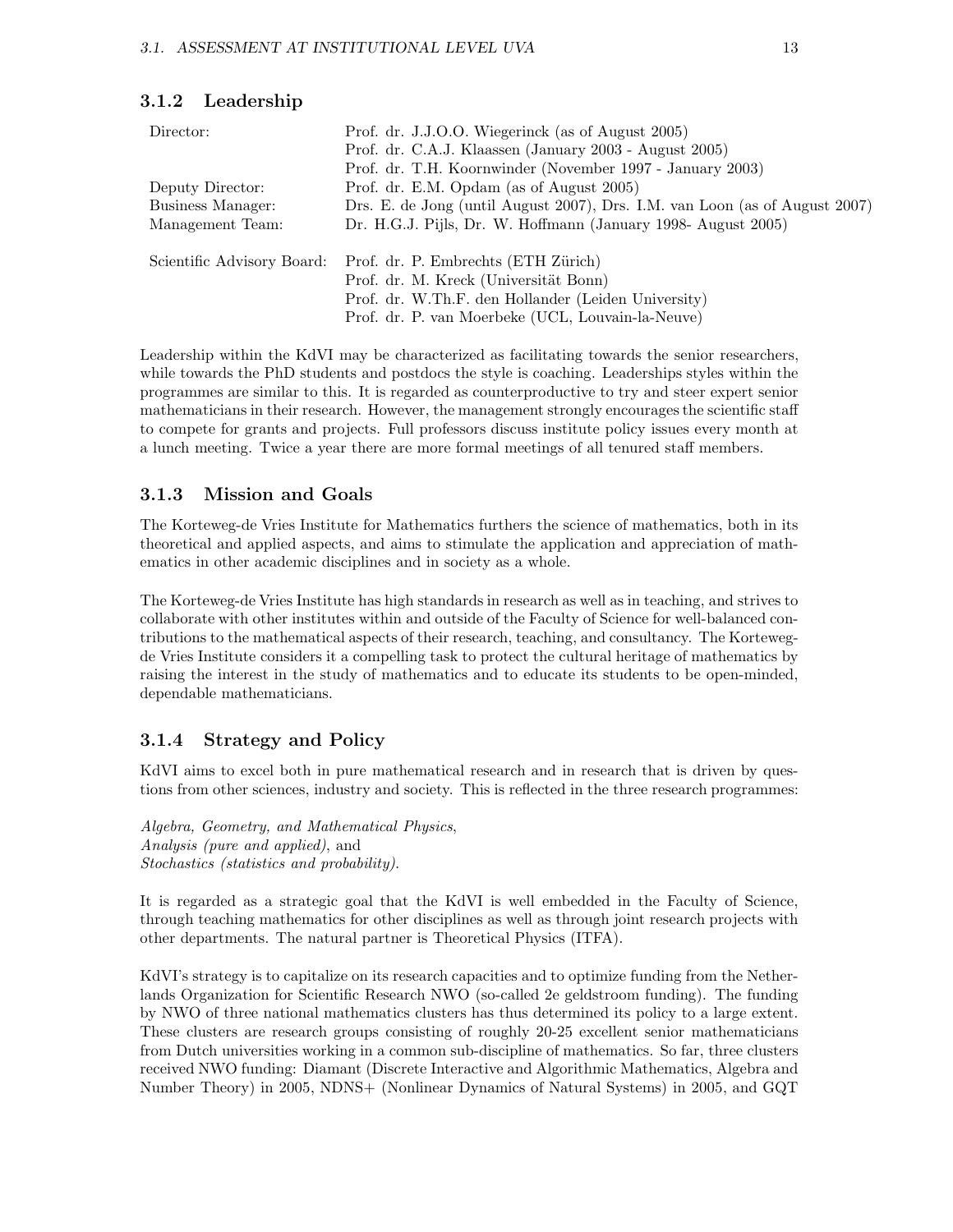### 3.1.2 Leadership

| | |
|---|---|
| Director: | Prof. dr. J.J.O.O. Wiegerinck (as of August 2005) |
| | Prof. dr. C.A.J. Klaassen (January 2003 - August 2005) |
| | Prof. dr. T.H. Koornwinder (November 1997 - January 2003) |
| Deputy Director: | Prof. dr. E.M. Opdam (as of August 2005) |
| Business Manager: | Drs. E. de Jong (until August 2007), Drs. I.M. van Loon (as of August 2007) |
| Management Team: | Dr. H.G.J. Pijls, Dr. W. Hoffmann (January 1998- August 2005) |
| Scientific Advisory Board: | Prof. dr. P. Embrechts (ETH Zürich) |
| | Prof. dr. M. Kreck (Universität Bonn) |
| | Prof. dr. W.Th.F. den Hollander (Leiden University) |
| | Prof. dr. P. van Moerbeke (UCL, Louvain-la-Neuve) |

Leadership within the KdVI may be characterized as facilitating towards the senior researchers, while towards the PhD students and postdocs the style is coaching. Leaderships styles within the programmes are similar to this. It is regarded as counterproductive to try and steer expert senior mathematicians in their research. However, the management strongly encourages the scientific staff to compete for grants and projects. Full professors discuss institute policy issues every month at a lunch meeting. Twice a year there are more formal meetings of all tenured staff members.

### 3.1.3 Mission and Goals

The Korteweg-de Vries Institute for Mathematics furthers the science of mathematics, both in its theoretical and applied aspects, and aims to stimulate the application and appreciation of mathematics in other academic disciplines and in society as a whole.

The Korteweg-de Vries Institute has high standards in research as well as in teaching, and strives to collaborate with other institutes within and outside of the Faculty of Science for well-balanced contributions to the mathematical aspects of their research, teaching, and consultancy. The Korteweg-de Vries Institute considers it a compelling task to protect the cultural heritage of mathematics by raising the interest in the study of mathematics and to educate its students to be open-minded, dependable mathematicians.

### 3.1.4 Strategy and Policy

KdVI aims to excel both in pure mathematical research and in research that is driven by questions from other sciences, industry and society. This is reflected in the three research programmes:

*Algebra, Geometry, and Mathematical Physics*,
*Analysis (pure and applied)*, and
*Stochastics (statistics and probability)*.

It is regarded as a strategic goal that the KdVI is well embedded in the Faculty of Science, through teaching mathematics for other disciplines as well as through joint research projects with other departments. The natural partner is Theoretical Physics (ITFA).

KdVI's strategy is to capitalize on its research capacities and to optimize funding from the Netherlands Organization for Scientific Research NWO (so-called 2e geldstroom funding). The funding by NWO of three national mathematics clusters has thus determined its policy to a large extent. These clusters are research groups consisting of roughly 20-25 excellent senior mathematicians from Dutch universities working in a common sub-discipline of mathematics. So far, three clusters received NWO funding: Diamant (Discrete Interactive and Algorithmic Mathematics, Algebra and Number Theory) in 2005, NDNS+ (Nonlinear Dynamics of Natural Systems) in 2005, and GQT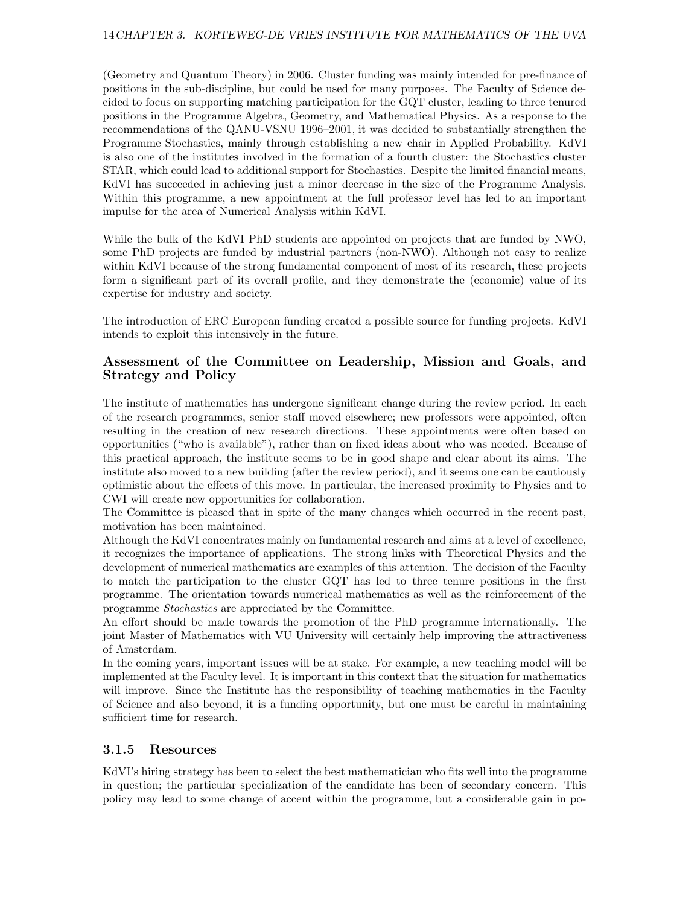(Geometry and Quantum Theory) in 2006. Cluster funding was mainly intended for pre-finance of positions in the sub-discipline, but could be used for many purposes. The Faculty of Science decided to focus on supporting matching participation for the GQT cluster, leading to three tenured positions in the Programme Algebra, Geometry, and Mathematical Physics. As a response to the recommendations of the QANU-VSNU 1996–2001, it was decided to substantially strengthen the Programme Stochastics, mainly through establishing a new chair in Applied Probability. KdVI is also one of the institutes involved in the formation of a fourth cluster: the Stochastics cluster STAR, which could lead to additional support for Stochastics. Despite the limited financial means, KdVI has succeeded in achieving just a minor decrease in the size of the Programme Analysis. Within this programme, a new appointment at the full professor level has led to an important impulse for the area of Numerical Analysis within KdVI.

While the bulk of the KdVI PhD students are appointed on projects that are funded by NWO, some PhD projects are funded by industrial partners (non-NWO). Although not easy to realize within KdVI because of the strong fundamental component of most of its research, these projects form a significant part of its overall profile, and they demonstrate the (economic) value of its expertise for industry and society.

The introduction of ERC European funding created a possible source for funding projects. KdVI intends to exploit this intensively in the future.

### Assessment of the Committee on Leadership, Mission and Goals, and Strategy and Policy

The institute of mathematics has undergone significant change during the review period. In each of the research programmes, senior staff moved elsewhere; new professors were appointed, often resulting in the creation of new research directions. These appointments were often based on opportunities ("who is available"), rather than on fixed ideas about who was needed. Because of this practical approach, the institute seems to be in good shape and clear about its aims. The institute also moved to a new building (after the review period), and it seems one can be cautiously optimistic about the effects of this move. In particular, the increased proximity to Physics and to CWI will create new opportunities for collaboration.

The Committee is pleased that in spite of the many changes which occurred in the recent past, motivation has been maintained.

Although the KdVI concentrates mainly on fundamental research and aims at a level of excellence, it recognizes the importance of applications. The strong links with Theoretical Physics and the development of numerical mathematics are examples of this attention. The decision of the Faculty to match the participation to the cluster GQT has led to three tenure positions in the first programme. The orientation towards numerical mathematics as well as the reinforcement of the programme *Stochastics* are appreciated by the Committee.

An effort should be made towards the promotion of the PhD programme internationally. The joint Master of Mathematics with VU University will certainly help improving the attractiveness of Amsterdam.

In the coming years, important issues will be at stake. For example, a new teaching model will be implemented at the Faculty level. It is important in this context that the situation for mathematics will improve. Since the Institute has the responsibility of teaching mathematics in the Faculty of Science and also beyond, it is a funding opportunity, but one must be careful in maintaining sufficient time for research.

### 3.1.5 Resources

KdVI's hiring strategy has been to select the best mathematician who fits well into the programme in question; the particular specialization of the candidate has been of secondary concern. This policy may lead to some change of accent within the programme, but a considerable gain in po-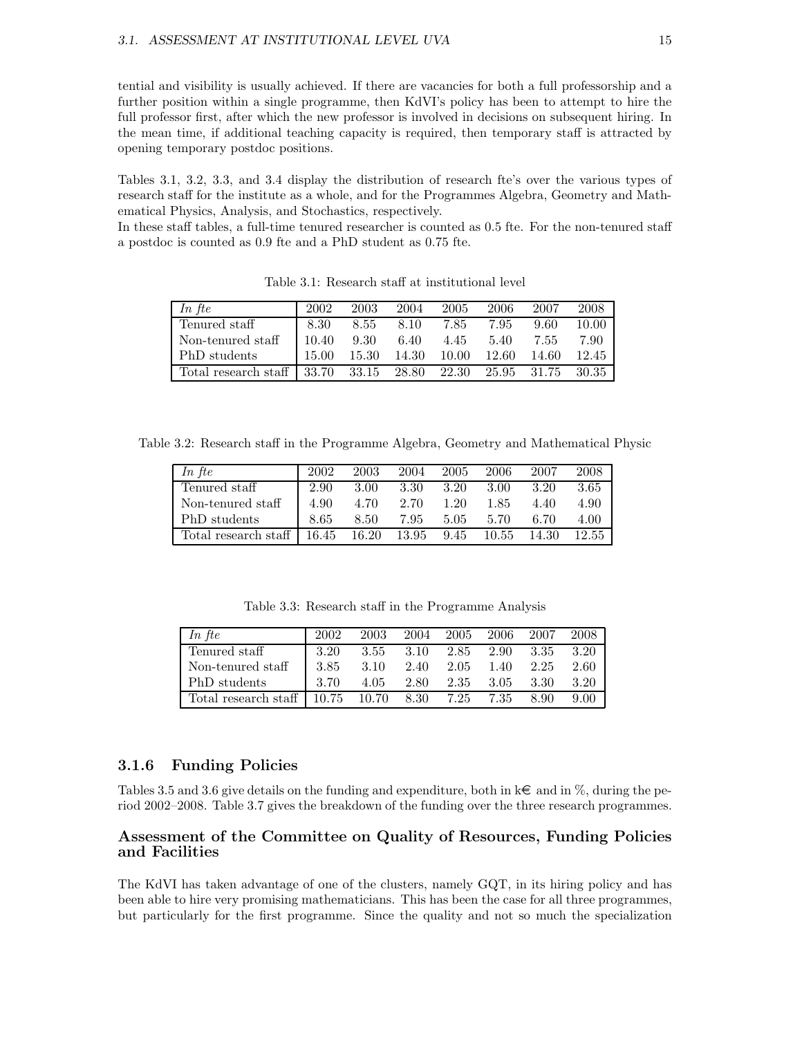tential and visibility is usually achieved. If there are vacancies for both a full professorship and a further position within a single programme, then KdVI's policy has been to attempt to hire the full professor first, after which the new professor is involved in decisions on subsequent hiring. In the mean time, if additional teaching capacity is required, then temporary staff is attracted by opening temporary postdoc positions.

Tables 3.1, 3.2, 3.3, and 3.4 display the distribution of research fte's over the various types of research staff for the institute as a whole, and for the Programmes Algebra, Geometry and Mathematical Physics, Analysis, and Stochastics, respectively.
In these staff tables, a full-time tenured researcher is counted as 0.5 fte. For the non-tenured staff a postdoc is counted as 0.9 fte and a PhD student as 0.75 fte.

Table 3.1: Research staff at institutional level

| *In fte* | 2002 | 2003 | 2004 | 2005 | 2006 | 2007 | 2008 |
|---|---|---|---|---|---|---|---|
| Tenured staff | 8.30 | 8.55 | 8.10 | 7.85 | 7.95 | 9.60 | 10.00 |
| Non-tenured staff | 10.40 | 9.30 | 6.40 | 4.45 | 5.40 | 7.55 | 7.90 |
| PhD students | 15.00 | 15.30 | 14.30 | 10.00 | 12.60 | 14.60 | 12.45 |
| Total research staff | 33.70 | 33.15 | 28.80 | 22.30 | 25.95 | 31.75 | 30.35 |

Table 3.2: Research staff in the Programme Algebra, Geometry and Mathematical Physic

| *In fte* | 2002 | 2003 | 2004 | 2005 | 2006 | 2007 | 2008 |
|---|---|---|---|---|---|---|---|
| Tenured staff | 2.90 | 3.00 | 3.30 | 3.20 | 3.00 | 3.20 | 3.65 |
| Non-tenured staff | 4.90 | 4.70 | 2.70 | 1.20 | 1.85 | 4.40 | 4.90 |
| PhD students | 8.65 | 8.50 | 7.95 | 5.05 | 5.70 | 6.70 | 4.00 |
| Total research staff | 16.45 | 16.20 | 13.95 | 9.45 | 10.55 | 14.30 | 12.55 |

Table 3.3: Research staff in the Programme Analysis

| *In fte* | 2002 | 2003 | 2004 | 2005 | 2006 | 2007 | 2008 |
|---|---|---|---|---|---|---|---|
| Tenured staff | 3.20 | 3.55 | 3.10 | 2.85 | 2.90 | 3.35 | 3.20 |
| Non-tenured staff | 3.85 | 3.10 | 2.40 | 2.05 | 1.40 | 2.25 | 2.60 |
| PhD students | 3.70 | 4.05 | 2.80 | 2.35 | 3.05 | 3.30 | 3.20 |
| Total research staff | 10.75 | 10.70 | 8.30 | 7.25 | 7.35 | 8.90 | 9.00 |

### 3.1.6 Funding Policies

Tables 3.5 and 3.6 give details on the funding and expenditure, both in k€ and in %, during the period 2002–2008. Table 3.7 gives the breakdown of the funding over the three research programmes.

#### Assessment of the Committee on Quality of Resources, Funding Policies and Facilities

The KdVI has taken advantage of one of the clusters, namely GQT, in its hiring policy and has been able to hire very promising mathematicians. This has been the case for all three programmes, but particularly for the first programme. Since the quality and not so much the specialization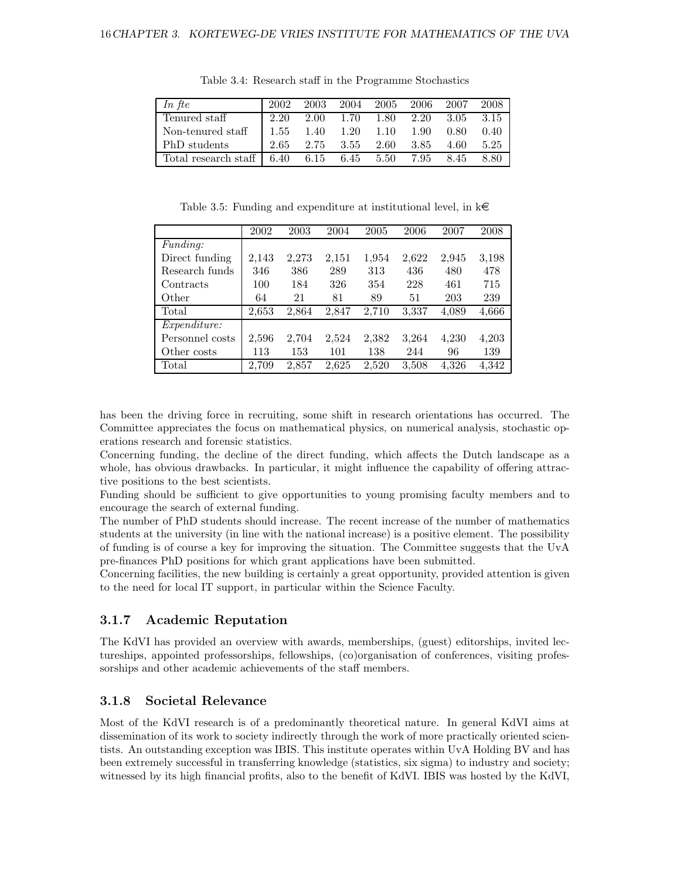Table 3.4: Research staff in the Programme Stochastics

| *In fte* | 2002 | 2003 | 2004 | 2005 | 2006 | 2007 | 2008 |
|---|---|---|---|---|---|---|---|
| Tenured staff | 2.20 | 2.00 | 1.70 | 1.80 | 2.20 | 3.05 | 3.15 |
| Non-tenured staff | 1.55 | 1.40 | 1.20 | 1.10 | 1.90 | 0.80 | 0.40 |
| PhD students | 2.65 | 2.75 | 3.55 | 2.60 | 3.85 | 4.60 | 5.25 |
| Total research staff | 6.40 | 6.15 | 6.45 | 5.50 | 7.95 | 8.45 | 8.80 |

Table 3.5: Funding and expenditure at institutional level, in k€

| | 2002 | 2003 | 2004 | 2005 | 2006 | 2007 | 2008 |
|---|---|---|---|---|---|---|---|
| *Funding:* | | | | | | | |
| Direct funding | 2,143 | 2,273 | 2,151 | 1,954 | 2,622 | 2,945 | 3,198 |
| Research funds | 346 | 386 | 289 | 313 | 436 | 480 | 478 |
| Contracts | 100 | 184 | 326 | 354 | 228 | 461 | 715 |
| Other | 64 | 21 | 81 | 89 | 51 | 203 | 239 |
| Total | 2,653 | 2,864 | 2,847 | 2,710 | 3,337 | 4,089 | 4,666 |
| *Expenditure:* | | | | | | | |
| Personnel costs | 2,596 | 2,704 | 2,524 | 2,382 | 3,264 | 4,230 | 4,203 |
| Other costs | 113 | 153 | 101 | 138 | 244 | 96 | 139 |
| Total | 2,709 | 2,857 | 2,625 | 2,520 | 3,508 | 4,326 | 4,342 |

has been the driving force in recruiting, some shift in research orientations has occurred. The Committee appreciates the focus on mathematical physics, on numerical analysis, stochastic operations research and forensic statistics.

Concerning funding, the decline of the direct funding, which affects the Dutch landscape as a whole, has obvious drawbacks. In particular, it might influence the capability of offering attractive positions to the best scientists.

Funding should be sufficient to give opportunities to young promising faculty members and to encourage the search of external funding.

The number of PhD students should increase. The recent increase of the number of mathematics students at the university (in line with the national increase) is a positive element. The possibility of funding is of course a key for improving the situation. The Committee suggests that the UvA pre-finances PhD positions for which grant applications have been submitted.

Concerning facilities, the new building is certainly a great opportunity, provided attention is given to the need for local IT support, in particular within the Science Faculty.

### 3.1.7 Academic Reputation

The KdVI has provided an overview with awards, memberships, (guest) editorships, invited lectureships, appointed professorships, fellowships, (co)organisation of conferences, visiting professorships and other academic achievements of the staff members.

### 3.1.8 Societal Relevance

Most of the KdVI research is of a predominantly theoretical nature. In general KdVI aims at dissemination of its work to society indirectly through the work of more practically oriented scientists. An outstanding exception was IBIS. This institute operates within UvA Holding BV and has been extremely successful in transferring knowledge (statistics, six sigma) to industry and society; witnessed by its high financial profits, also to the benefit of KdVI. IBIS was hosted by the KdVI,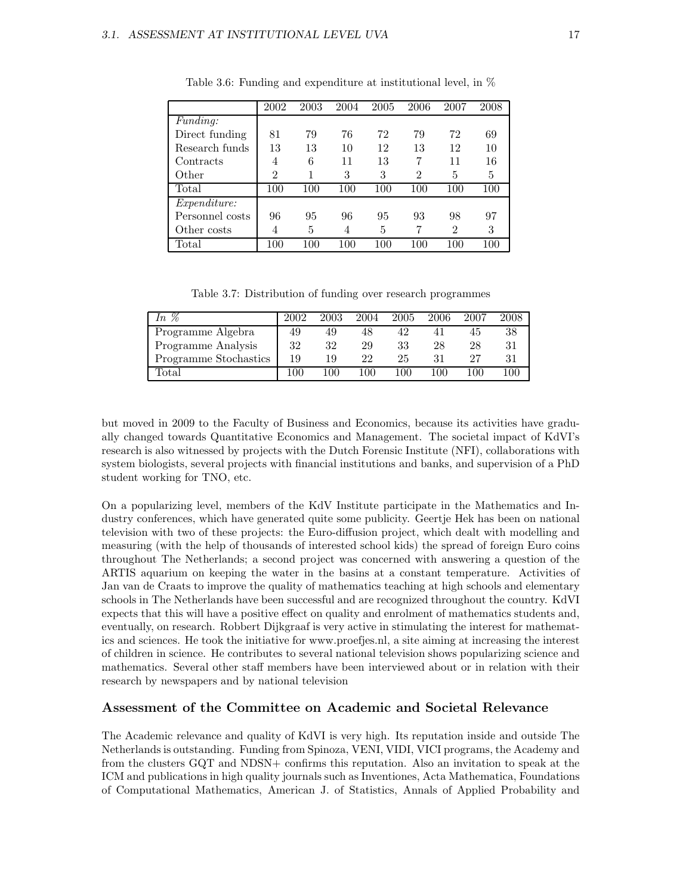Table 3.6: Funding and expenditure at institutional level, in %

| | 2002 | 2003 | 2004 | 2005 | 2006 | 2007 | 2008 |
|---|---|---|---|---|---|---|---|
| *Funding:* | | | | | | | |
| Direct funding | 81 | 79 | 76 | 72 | 79 | 72 | 69 |
| Research funds | 13 | 13 | 10 | 12 | 13 | 12 | 10 |
| Contracts | 4 | 6 | 11 | 13 | 7 | 11 | 16 |
| Other | 2 | 1 | 3 | 3 | 2 | 5 | 5 |
| Total | 100 | 100 | 100 | 100 | 100 | 100 | 100 |
| *Expenditure:* | | | | | | | |
| Personnel costs | 96 | 95 | 96 | 95 | 93 | 98 | 97 |
| Other costs | 4 | 5 | 4 | 5 | 7 | 2 | 3 |
| Total | 100 | 100 | 100 | 100 | 100 | 100 | 100 |

Table 3.7: Distribution of funding over research programmes

| *In %* | 2002 | 2003 | 2004 | 2005 | 2006 | 2007 | 2008 |
|---|---|---|---|---|---|---|---|
| Programme Algebra | 49 | 49 | 48 | 42 | 41 | 45 | 38 |
| Programme Analysis | 32 | 32 | 29 | 33 | 28 | 28 | 31 |
| Programme Stochastics | 19 | 19 | 22 | 25 | 31 | 27 | 31 |
| Total | 100 | 100 | 100 | 100 | 100 | 100 | 100 |

but moved in 2009 to the Faculty of Business and Economics, because its activities have gradually changed towards Quantitative Economics and Management. The societal impact of KdVI's research is also witnessed by projects with the Dutch Forensic Institute (NFI), collaborations with system biologists, several projects with financial institutions and banks, and supervision of a PhD student working for TNO, etc.

On a popularizing level, members of the KdV Institute participate in the Mathematics and Industry conferences, which have generated quite some publicity. Geertje Hek has been on national television with two of these projects: the Euro-diffusion project, which dealt with modelling and measuring (with the help of thousands of interested school kids) the spread of foreign Euro coins throughout The Netherlands; a second project was concerned with answering a question of the ARTIS aquarium on keeping the water in the basins at a constant temperature. Activities of Jan van de Craats to improve the quality of mathematics teaching at high schools and elementary schools in The Netherlands have been successful and are recognized throughout the country. KdVI expects that this will have a positive effect on quality and enrolment of mathematics students and, eventually, on research. Robbert Dijkgraaf is very active in stimulating the interest for mathematics and sciences. He took the initiative for www.proefjes.nl, a site aiming at increasing the interest of children in science. He contributes to several national television shows popularizing science and mathematics. Several other staff members have been interviewed about or in relation with their research by newspapers and by national television

### Assessment of the Committee on Academic and Societal Relevance

The Academic relevance and quality of KdVI is very high. Its reputation inside and outside The Netherlands is outstanding. Funding from Spinoza, VENI, VIDI, VICI programs, the Academy and from the clusters GQT and NDSN+ confirms this reputation. Also an invitation to speak at the ICM and publications in high quality journals such as Inventiones, Acta Mathematica, Foundations of Computational Mathematics, American J. of Statistics, Annals of Applied Probability and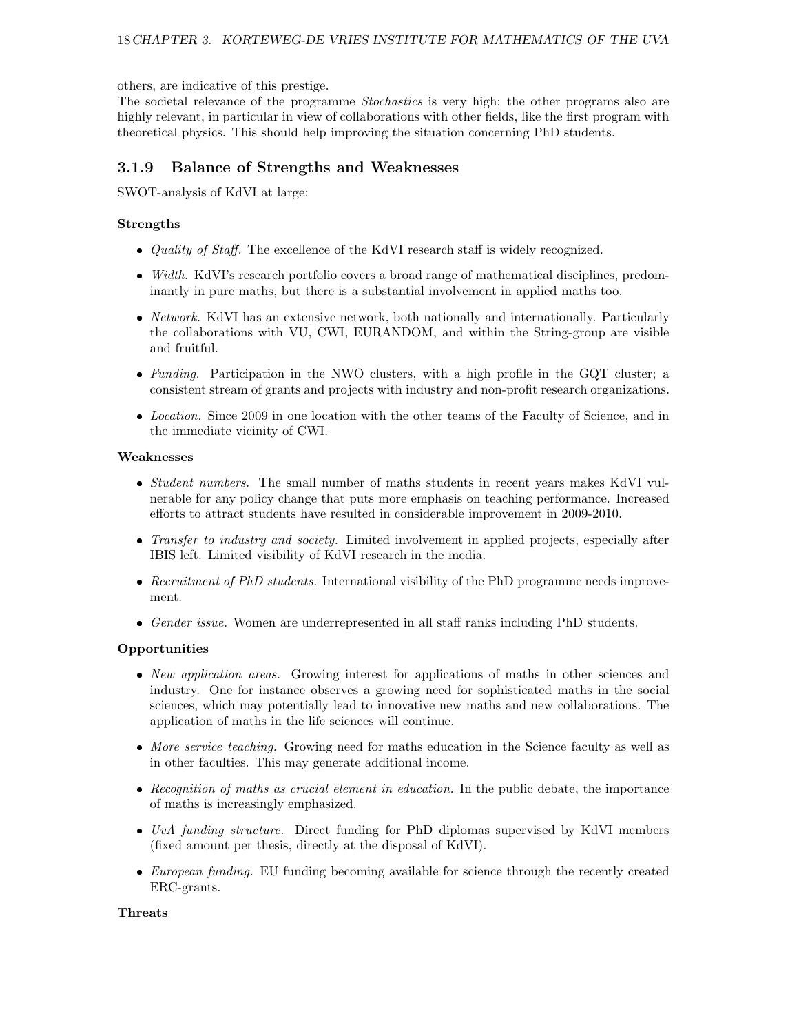others, are indicative of this prestige.
The societal relevance of the programme *Stochastics* is very high; the other programs also are highly relevant, in particular in view of collaborations with other fields, like the first program with theoretical physics. This should help improving the situation concerning PhD students.

### 3.1.9 Balance of Strengths and Weaknesses

SWOT-analysis of KdVI at large:

**Strengths**

- *Quality of Staff.* The excellence of the KdVI research staff is widely recognized.
- *Width.* KdVI's research portfolio covers a broad range of mathematical disciplines, predominantly in pure maths, but there is a substantial involvement in applied maths too.
- *Network.* KdVI has an extensive network, both nationally and internationally. Particularly the collaborations with VU, CWI, EURANDOM, and within the String-group are visible and fruitful.
- *Funding.* Participation in the NWO clusters, with a high profile in the GQT cluster; a consistent stream of grants and projects with industry and non-profit research organizations.
- *Location.* Since 2009 in one location with the other teams of the Faculty of Science, and in the immediate vicinity of CWI.

**Weaknesses**

- *Student numbers.* The small number of maths students in recent years makes KdVI vulnerable for any policy change that puts more emphasis on teaching performance. Increased efforts to attract students have resulted in considerable improvement in 2009-2010.
- *Transfer to industry and society.* Limited involvement in applied projects, especially after IBIS left. Limited visibility of KdVI research in the media.
- *Recruitment of PhD students.* International visibility of the PhD programme needs improvement.
- *Gender issue.* Women are underrepresented in all staff ranks including PhD students.

**Opportunities**

- *New application areas.* Growing interest for applications of maths in other sciences and industry. One for instance observes a growing need for sophisticated maths in the social sciences, which may potentially lead to innovative new maths and new collaborations. The application of maths in the life sciences will continue.
- *More service teaching.* Growing need for maths education in the Science faculty as well as in other faculties. This may generate additional income.
- *Recognition of maths as crucial element in education.* In the public debate, the importance of maths is increasingly emphasized.
- *UvA funding structure.* Direct funding for PhD diplomas supervised by KdVI members (fixed amount per thesis, directly at the disposal of KdVI).
- *European funding.* EU funding becoming available for science through the recently created ERC-grants.

**Threats**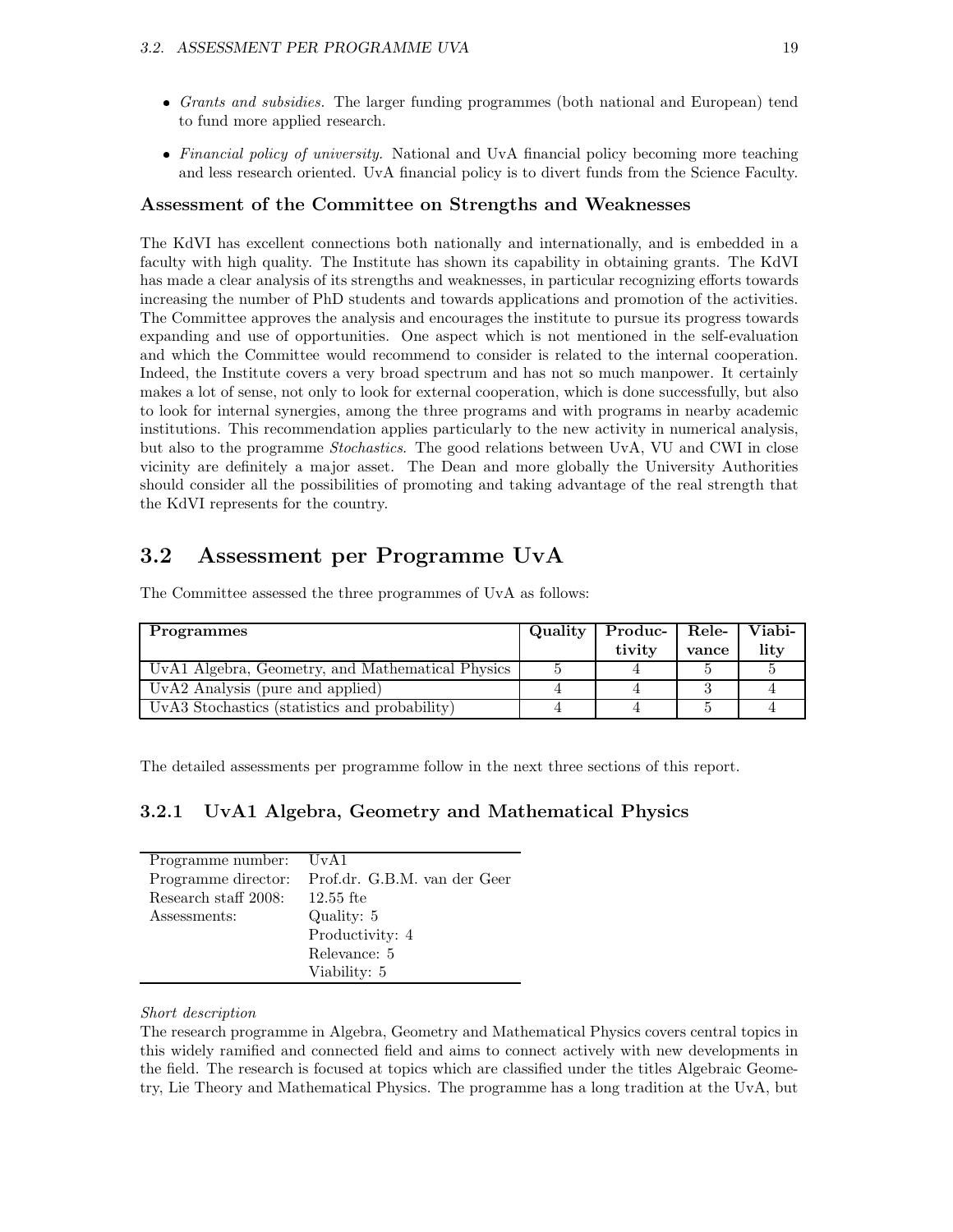- *Grants and subsidies.* The larger funding programmes (both national and European) tend to fund more applied research.
- *Financial policy of university.* National and UvA financial policy becoming more teaching and less research oriented. UvA financial policy is to divert funds from the Science Faculty.

### Assessment of the Committee on Strengths and Weaknesses

The KdVI has excellent connections both nationally and internationally, and is embedded in a faculty with high quality. The Institute has shown its capability in obtaining grants. The KdVI has made a clear analysis of its strengths and weaknesses, in particular recognizing efforts towards increasing the number of PhD students and towards applications and promotion of the activities. The Committee approves the analysis and encourages the institute to pursue its progress towards expanding and use of opportunities. One aspect which is not mentioned in the self-evaluation and which the Committee would recommend to consider is related to the internal cooperation. Indeed, the Institute covers a very broad spectrum and has not so much manpower. It certainly makes a lot of sense, not only to look for external cooperation, which is done successfully, but also to look for internal synergies, among the three programs and with programs in nearby academic institutions. This recommendation applies particularly to the new activity in numerical analysis, but also to the programme *Stochastics*. The good relations between UvA, VU and CWI in close vicinity are definitely a major asset. The Dean and more globally the University Authorities should consider all the possibilities of promoting and taking advantage of the real strength that the KdVI represents for the country.

## 3.2 Assessment per Programme UvA

The Committee assessed the three programmes of UvA as follows:

| Programmes | Quality | Productivity | Relevance | Viability |
|---|---|---|---|---|
| UvA1 Algebra, Geometry, and Mathematical Physics | 5 | 4 | 5 | 5 |
| UvA2 Analysis (pure and applied) | 4 | 4 | 3 | 4 |
| UvA3 Stochastics (statistics and probability) | 4 | 4 | 5 | 4 |

The detailed assessments per programme follow in the next three sections of this report.

### 3.2.1 UvA1 Algebra, Geometry and Mathematical Physics

| | |
|---|---|
| Programme number: | UvA1 |
| Programme director: | Prof.dr. G.B.M. van der Geer |
| Research staff 2008: | 12.55 fte |
| Assessments: | Quality: 5 |
| | Productivity: 4 |
| | Relevance: 5 |
| | Viability: 5 |

*Short description*

The research programme in Algebra, Geometry and Mathematical Physics covers central topics in this widely ramified and connected field and aims to connect actively with new developments in the field. The research is focused at topics which are classified under the titles Algebraic Geometry, Lie Theory and Mathematical Physics. The programme has a long tradition at the UvA, but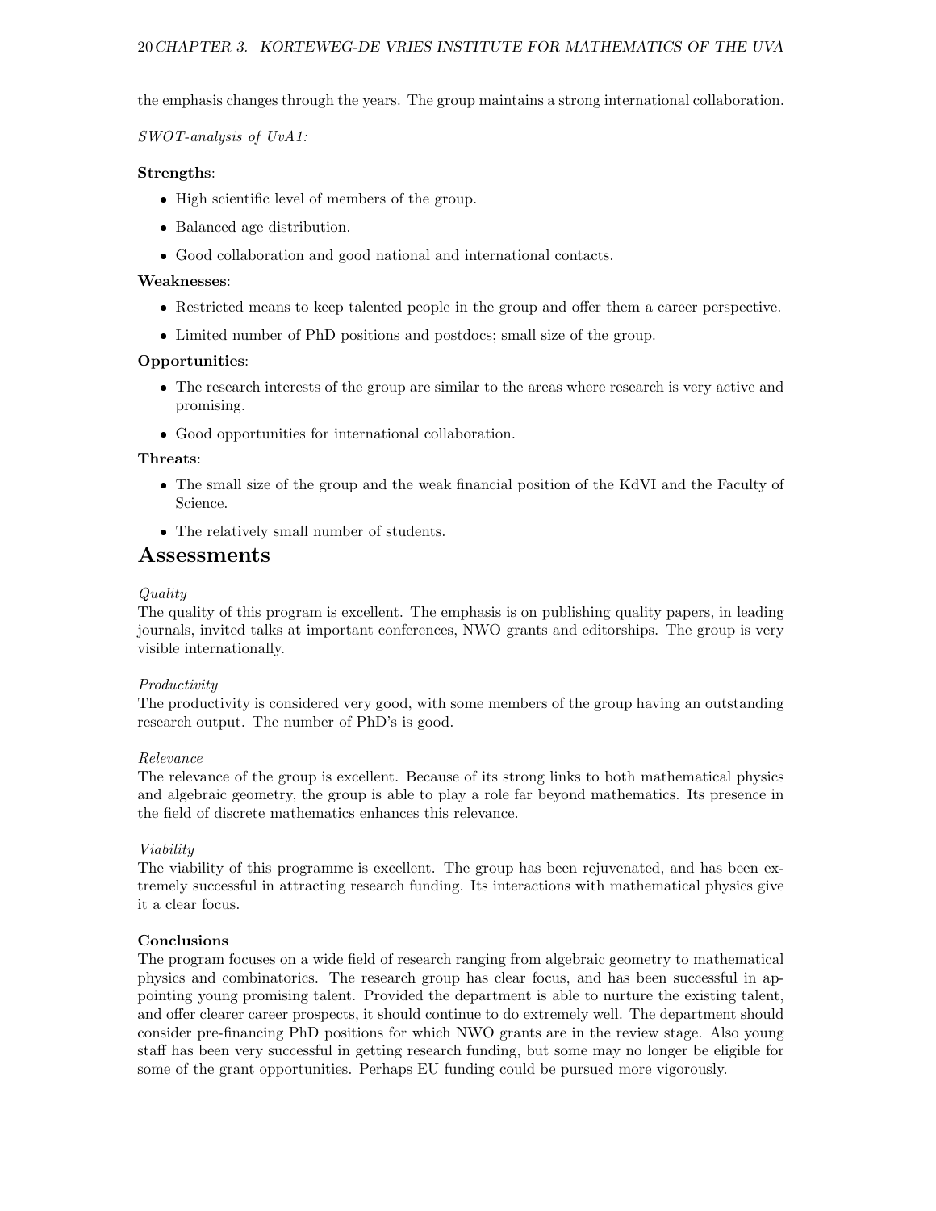the emphasis changes through the years. The group maintains a strong international collaboration.

*SWOT-analysis of UvA1:*

**Strengths**:

- High scientific level of members of the group.
- Balanced age distribution.
- Good collaboration and good national and international contacts.

**Weaknesses**:

- Restricted means to keep talented people in the group and offer them a career perspective.
- Limited number of PhD positions and postdocs; small size of the group.

**Opportunities**:

- The research interests of the group are similar to the areas where research is very active and promising.
- Good opportunities for international collaboration.

**Threats**:

- The small size of the group and the weak financial position of the KdVI and the Faculty of Science.
- The relatively small number of students.

## Assessments

*Quality*
The quality of this program is excellent. The emphasis is on publishing quality papers, in leading journals, invited talks at important conferences, NWO grants and editorships. The group is very visible internationally.

*Productivity*
The productivity is considered very good, with some members of the group having an outstanding research output. The number of PhD's is good.

*Relevance*
The relevance of the group is excellent. Because of its strong links to both mathematical physics and algebraic geometry, the group is able to play a role far beyond mathematics. Its presence in the field of discrete mathematics enhances this relevance.

*Viability*
The viability of this programme is excellent. The group has been rejuvenated, and has been extremely successful in attracting research funding. Its interactions with mathematical physics give it a clear focus.

**Conclusions**
The program focuses on a wide field of research ranging from algebraic geometry to mathematical physics and combinatorics. The research group has clear focus, and has been successful in appointing young promising talent. Provided the department is able to nurture the existing talent, and offer clearer career prospects, it should continue to do extremely well. The department should consider pre-financing PhD positions for which NWO grants are in the review stage. Also young staff has been very successful in getting research funding, but some may no longer be eligible for some of the grant opportunities. Perhaps EU funding could be pursued more vigorously.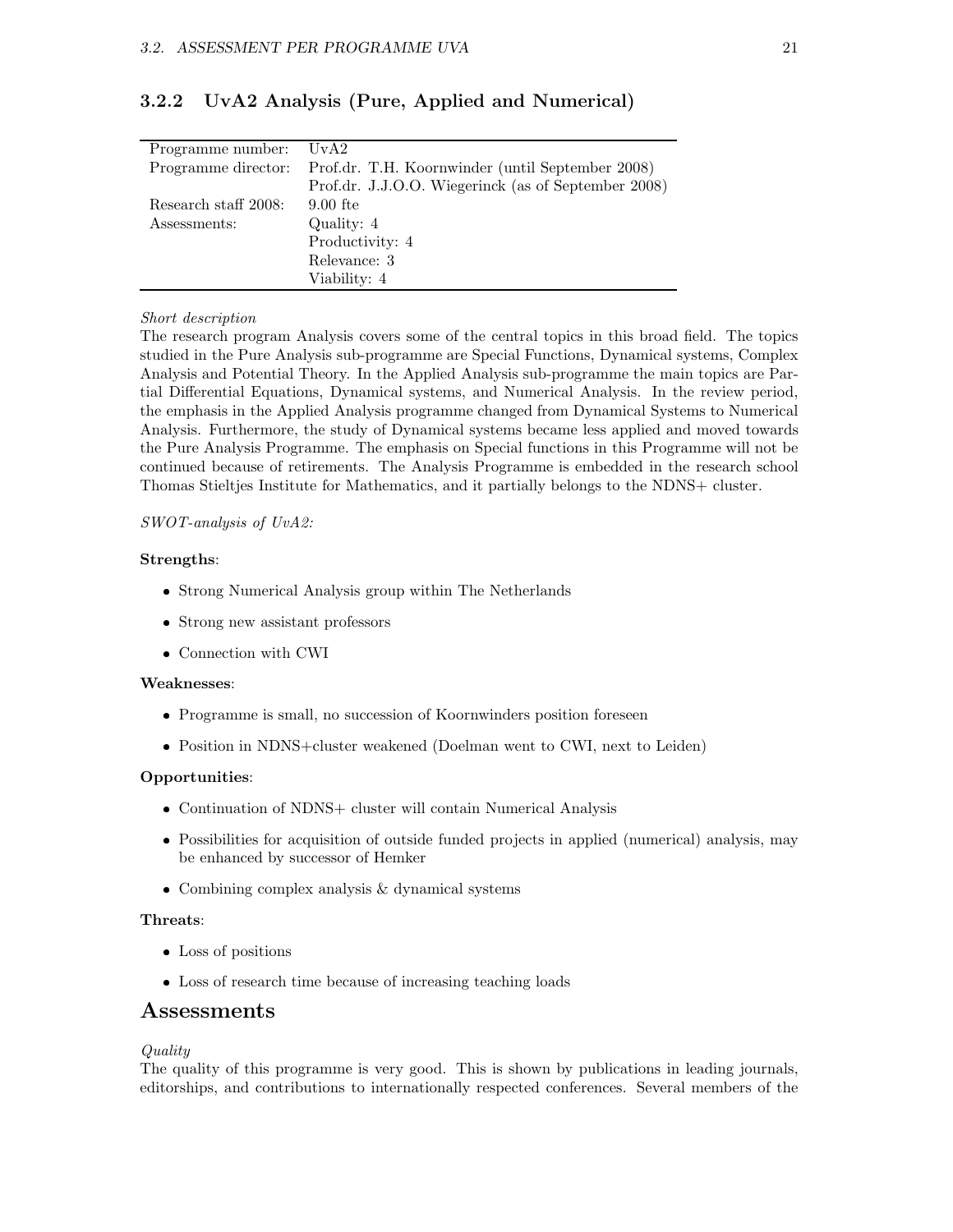### 3.2.2 UvA2 Analysis (Pure, Applied and Numerical)

| | |
|---|---|
| Programme number: | UvA2 |
| Programme director: | Prof.dr. T.H. Koornwinder (until September 2008) |
| | Prof.dr. J.J.O.O. Wiegerinck (as of September 2008) |
| Research staff 2008: | 9.00 fte |
| Assessments: | Quality: 4 |
| | Productivity: 4 |
| | Relevance: 3 |
| | Viability: 4 |

*Short description*

The research program Analysis covers some of the central topics in this broad field. The topics studied in the Pure Analysis sub-programme are Special Functions, Dynamical systems, Complex Analysis and Potential Theory. In the Applied Analysis sub-programme the main topics are Partial Differential Equations, Dynamical systems, and Numerical Analysis. In the review period, the emphasis in the Applied Analysis programme changed from Dynamical Systems to Numerical Analysis. Furthermore, the study of Dynamical systems became less applied and moved towards the Pure Analysis Programme. The emphasis on Special functions in this Programme will not be continued because of retirements. The Analysis Programme is embedded in the research school Thomas Stieltjes Institute for Mathematics, and it partially belongs to the NDNS+ cluster.

*SWOT-analysis of UvA2:*

**Strengths**:

- Strong Numerical Analysis group within The Netherlands
- Strong new assistant professors
- Connection with CWI

**Weaknesses**:

- Programme is small, no succession of Koornwinders position foreseen
- Position in NDNS+cluster weakened (Doelman went to CWI, next to Leiden)

**Opportunities**:

- Continuation of NDNS+ cluster will contain Numerical Analysis
- Possibilities for acquisition of outside funded projects in applied (numerical) analysis, may be enhanced by successor of Hemker
- Combining complex analysis & dynamical systems

**Threats**:

- Loss of positions
- Loss of research time because of increasing teaching loads

## Assessments

*Quality*

The quality of this programme is very good. This is shown by publications in leading journals, editorships, and contributions to internationally respected conferences. Several members of the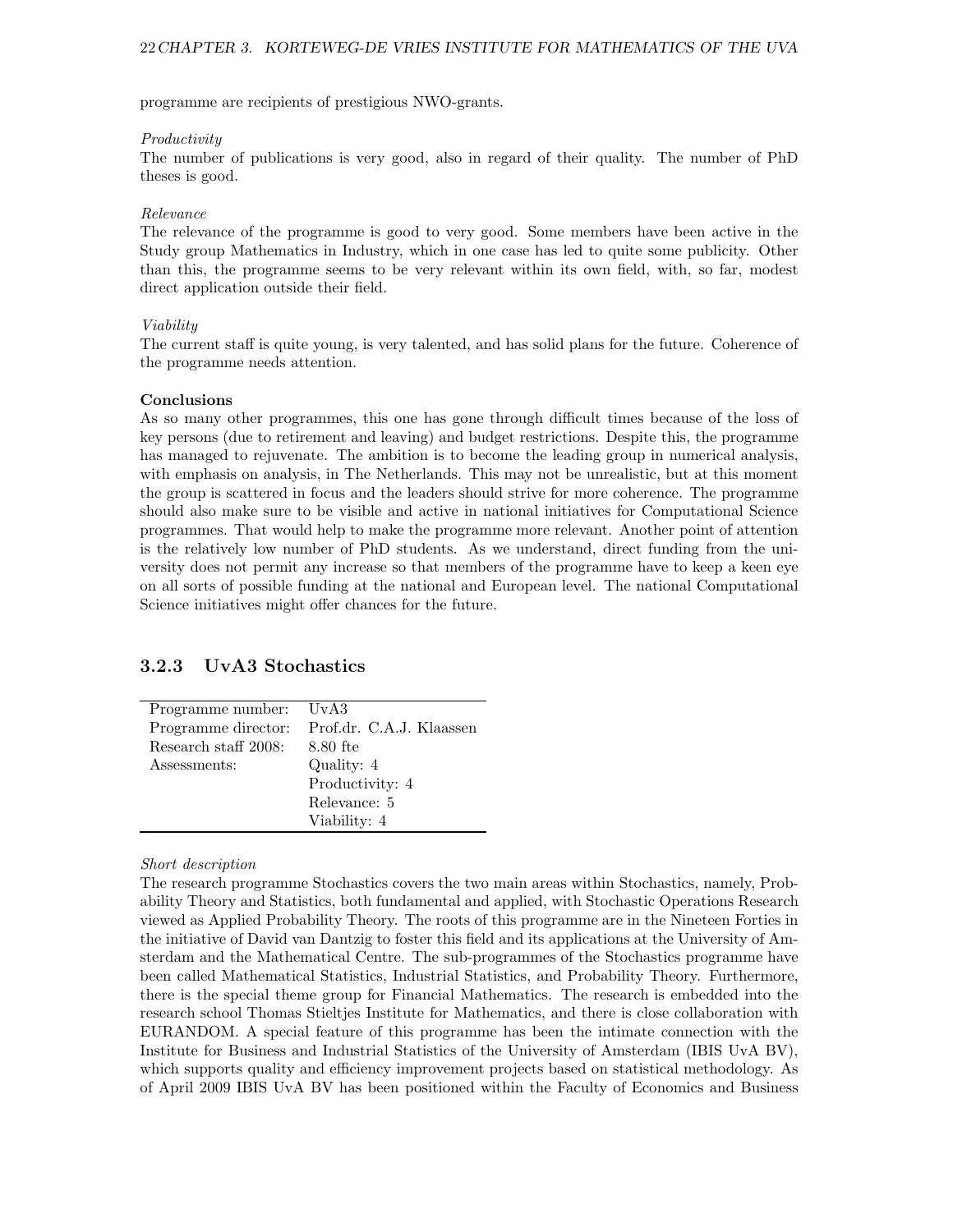programme are recipients of prestigious NWO-grants.

*Productivity*
The number of publications is very good, also in regard of their quality. The number of PhD theses is good.

*Relevance*
The relevance of the programme is good to very good. Some members have been active in the Study group Mathematics in Industry, which in one case has led to quite some publicity. Other than this, the programme seems to be very relevant within its own field, with, so far, modest direct application outside their field.

*Viability*
The current staff is quite young, is very talented, and has solid plans for the future. Coherence of the programme needs attention.

**Conclusions**
As so many other programmes, this one has gone through difficult times because of the loss of key persons (due to retirement and leaving) and budget restrictions. Despite this, the programme has managed to rejuvenate. The ambition is to become the leading group in numerical analysis, with emphasis on analysis, in The Netherlands. This may not be unrealistic, but at this moment the group is scattered in focus and the leaders should strive for more coherence. The programme should also make sure to be visible and active in national initiatives for Computational Science programmes. That would help to make the programme more relevant. Another point of attention is the relatively low number of PhD students. As we understand, direct funding from the university does not permit any increase so that members of the programme have to keep a keen eye on all sorts of possible funding at the national and European level. The national Computational Science initiatives might offer chances for the future.

### 3.2.3 UvA3 Stochastics

| | |
|---|---|
| Programme number: | UvA3 |
| Programme director: | Prof.dr. C.A.J. Klaassen |
| Research staff 2008: | 8.80 fte |
| Assessments: | Quality: 4 |
| | Productivity: 4 |
| | Relevance: 5 |
| | Viability: 4 |

*Short description*
The research programme Stochastics covers the two main areas within Stochastics, namely, Probability Theory and Statistics, both fundamental and applied, with Stochastic Operations Research viewed as Applied Probability Theory. The roots of this programme are in the Nineteen Forties in the initiative of David van Dantzig to foster this field and its applications at the University of Amsterdam and the Mathematical Centre. The sub-programmes of the Stochastics programme have been called Mathematical Statistics, Industrial Statistics, and Probability Theory. Furthermore, there is the special theme group for Financial Mathematics. The research is embedded into the research school Thomas Stieltjes Institute for Mathematics, and there is close collaboration with EURANDOM. A special feature of this programme has been the intimate connection with the Institute for Business and Industrial Statistics of the University of Amsterdam (IBIS UvA BV), which supports quality and efficiency improvement projects based on statistical methodology. As of April 2009 IBIS UvA BV has been positioned within the Faculty of Economics and Business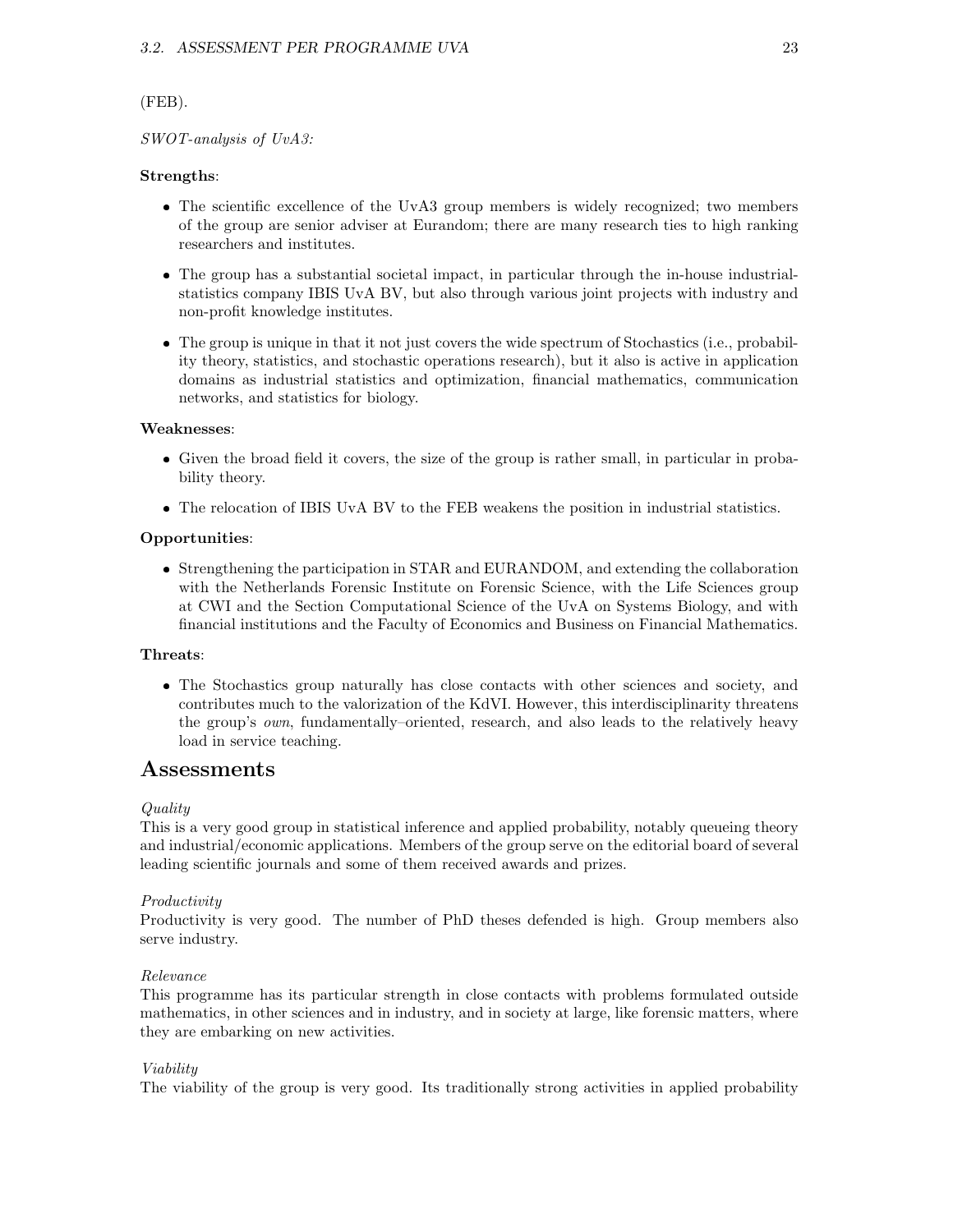(FEB).

*SWOT-analysis of UvA3:*

**Strengths**:

- The scientific excellence of the UvA3 group members is widely recognized; two members of the group are senior adviser at Eurandom; there are many research ties to high ranking researchers and institutes.
- The group has a substantial societal impact, in particular through the in-house industrial-statistics company IBIS UvA BV, but also through various joint projects with industry and non-profit knowledge institutes.
- The group is unique in that it not just covers the wide spectrum of Stochastics (i.e., probability theory, statistics, and stochastic operations research), but it also is active in application domains as industrial statistics and optimization, financial mathematics, communication networks, and statistics for biology.

**Weaknesses**:

- Given the broad field it covers, the size of the group is rather small, in particular in probability theory.
- The relocation of IBIS UvA BV to the FEB weakens the position in industrial statistics.

**Opportunities**:

- Strengthening the participation in STAR and EURANDOM, and extending the collaboration with the Netherlands Forensic Institute on Forensic Science, with the Life Sciences group at CWI and the Section Computational Science of the UvA on Systems Biology, and with financial institutions and the Faculty of Economics and Business on Financial Mathematics.

**Threats**:

- The Stochastics group naturally has close contacts with other sciences and society, and contributes much to the valorization of the KdVI. However, this interdisciplinarity threatens the group's *own*, fundamentally–oriented, research, and also leads to the relatively heavy load in service teaching.

## Assessments

*Quality*
This is a very good group in statistical inference and applied probability, notably queueing theory and industrial/economic applications. Members of the group serve on the editorial board of several leading scientific journals and some of them received awards and prizes.

*Productivity*
Productivity is very good. The number of PhD theses defended is high. Group members also serve industry.

*Relevance*
This programme has its particular strength in close contacts with problems formulated outside mathematics, in other sciences and in industry, and in society at large, like forensic matters, where they are embarking on new activities.

*Viability*
The viability of the group is very good. Its traditionally strong activities in applied probability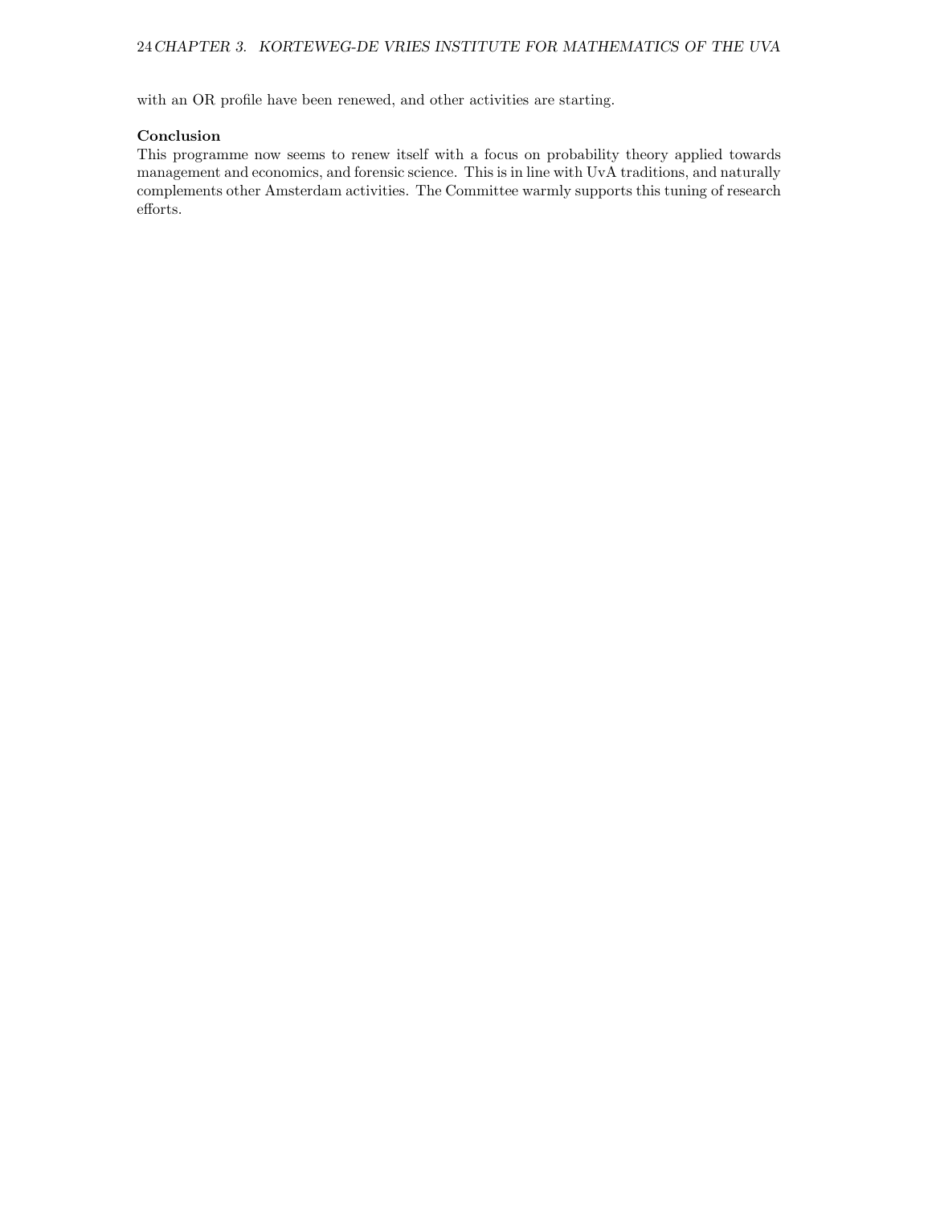with an OR profile have been renewed, and other activities are starting.

**Conclusion**

This programme now seems to renew itself with a focus on probability theory applied towards management and economics, and forensic science. This is in line with UvA traditions, and naturally complements other Amsterdam activities. The Committee warmly supports this tuning of research efforts.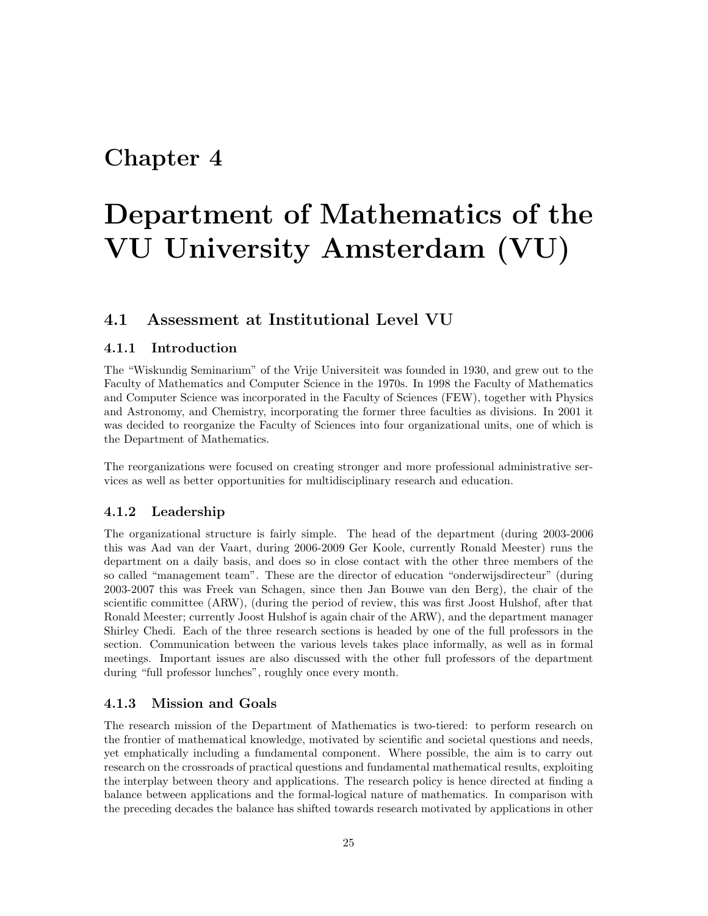# Chapter 4

# Department of Mathematics of the VU University Amsterdam (VU)

## 4.1 Assessment at Institutional Level VU

### 4.1.1 Introduction

The "Wiskundig Seminarium" of the Vrije Universiteit was founded in 1930, and grew out to the Faculty of Mathematics and Computer Science in the 1970s. In 1998 the Faculty of Mathematics and Computer Science was incorporated in the Faculty of Sciences (FEW), together with Physics and Astronomy, and Chemistry, incorporating the former three faculties as divisions. In 2001 it was decided to reorganize the Faculty of Sciences into four organizational units, one of which is the Department of Mathematics.

The reorganizations were focused on creating stronger and more professional administrative services as well as better opportunities for multidisciplinary research and education.

### 4.1.2 Leadership

The organizational structure is fairly simple. The head of the department (during 2003-2006 this was Aad van der Vaart, during 2006-2009 Ger Koole, currently Ronald Meester) runs the department on a daily basis, and does so in close contact with the other three members of the so called "management team". These are the director of education "onderwijsdirecteur" (during 2003-2007 this was Freek van Schagen, since then Jan Bouwe van den Berg), the chair of the scientific committee (ARW), (during the period of review, this was first Joost Hulshof, after that Ronald Meester; currently Joost Hulshof is again chair of the ARW), and the department manager Shirley Chedi. Each of the three research sections is headed by one of the full professors in the section. Communication between the various levels takes place informally, as well as in formal meetings. Important issues are also discussed with the other full professors of the department during "full professor lunches", roughly once every month.

### 4.1.3 Mission and Goals

The research mission of the Department of Mathematics is two-tiered: to perform research on the frontier of mathematical knowledge, motivated by scientific and societal questions and needs, yet emphatically including a fundamental component. Where possible, the aim is to carry out research on the crossroads of practical questions and fundamental mathematical results, exploiting the interplay between theory and applications. The research policy is hence directed at finding a balance between applications and the formal-logical nature of mathematics. In comparison with the preceding decades the balance has shifted towards research motivated by applications in other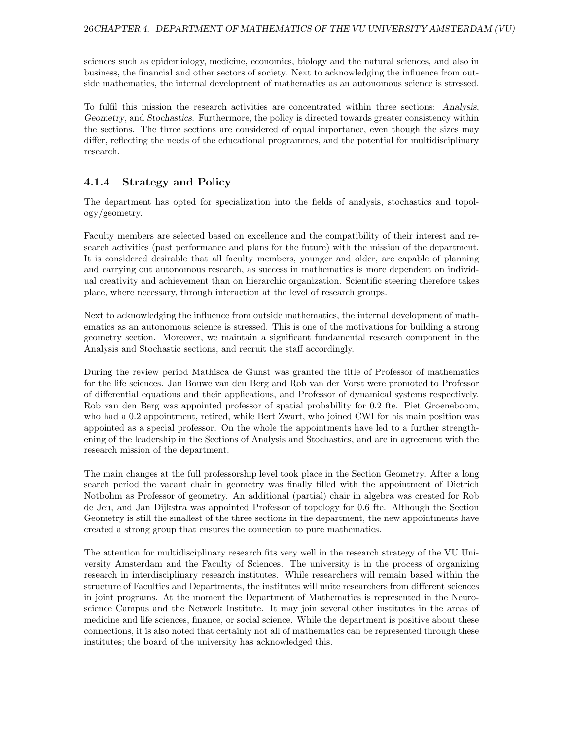sciences such as epidemiology, medicine, economics, biology and the natural sciences, and also in business, the financial and other sectors of society. Next to acknowledging the influence from outside mathematics, the internal development of mathematics as an autonomous science is stressed.

To fulfil this mission the research activities are concentrated within three sections: *Analysis*, *Geometry*, and *Stochastics*. Furthermore, the policy is directed towards greater consistency within the sections. The three sections are considered of equal importance, even though the sizes may differ, reflecting the needs of the educational programmes, and the potential for multidisciplinary research.

### 4.1.4 Strategy and Policy

The department has opted for specialization into the fields of analysis, stochastics and topology/geometry.

Faculty members are selected based on excellence and the compatibility of their interest and research activities (past performance and plans for the future) with the mission of the department. It is considered desirable that all faculty members, younger and older, are capable of planning and carrying out autonomous research, as success in mathematics is more dependent on individual creativity and achievement than on hierarchic organization. Scientific steering therefore takes place, where necessary, through interaction at the level of research groups.

Next to acknowledging the influence from outside mathematics, the internal development of mathematics as an autonomous science is stressed. This is one of the motivations for building a strong geometry section. Moreover, we maintain a significant fundamental research component in the Analysis and Stochastic sections, and recruit the staff accordingly.

During the review period Mathisca de Gunst was granted the title of Professor of mathematics for the life sciences. Jan Bouwe van den Berg and Rob van der Vorst were promoted to Professor of differential equations and their applications, and Professor of dynamical systems respectively. Rob van den Berg was appointed professor of spatial probability for 0.2 fte. Piet Groeneboom, who had a 0.2 appointment, retired, while Bert Zwart, who joined CWI for his main position was appointed as a special professor. On the whole the appointments have led to a further strengthening of the leadership in the Sections of Analysis and Stochastics, and are in agreement with the research mission of the department.

The main changes at the full professorship level took place in the Section Geometry. After a long search period the vacant chair in geometry was finally filled with the appointment of Dietrich Notbohm as Professor of geometry. An additional (partial) chair in algebra was created for Rob de Jeu, and Jan Dijkstra was appointed Professor of topology for 0.6 fte. Although the Section Geometry is still the smallest of the three sections in the department, the new appointments have created a strong group that ensures the connection to pure mathematics.

The attention for multidisciplinary research fits very well in the research strategy of the VU University Amsterdam and the Faculty of Sciences. The university is in the process of organizing research in interdisciplinary research institutes. While researchers will remain based within the structure of Faculties and Departments, the institutes will unite researchers from different sciences in joint programs. At the moment the Department of Mathematics is represented in the Neuroscience Campus and the Network Institute. It may join several other institutes in the areas of medicine and life sciences, finance, or social science. While the department is positive about these connections, it is also noted that certainly not all of mathematics can be represented through these institutes; the board of the university has acknowledged this.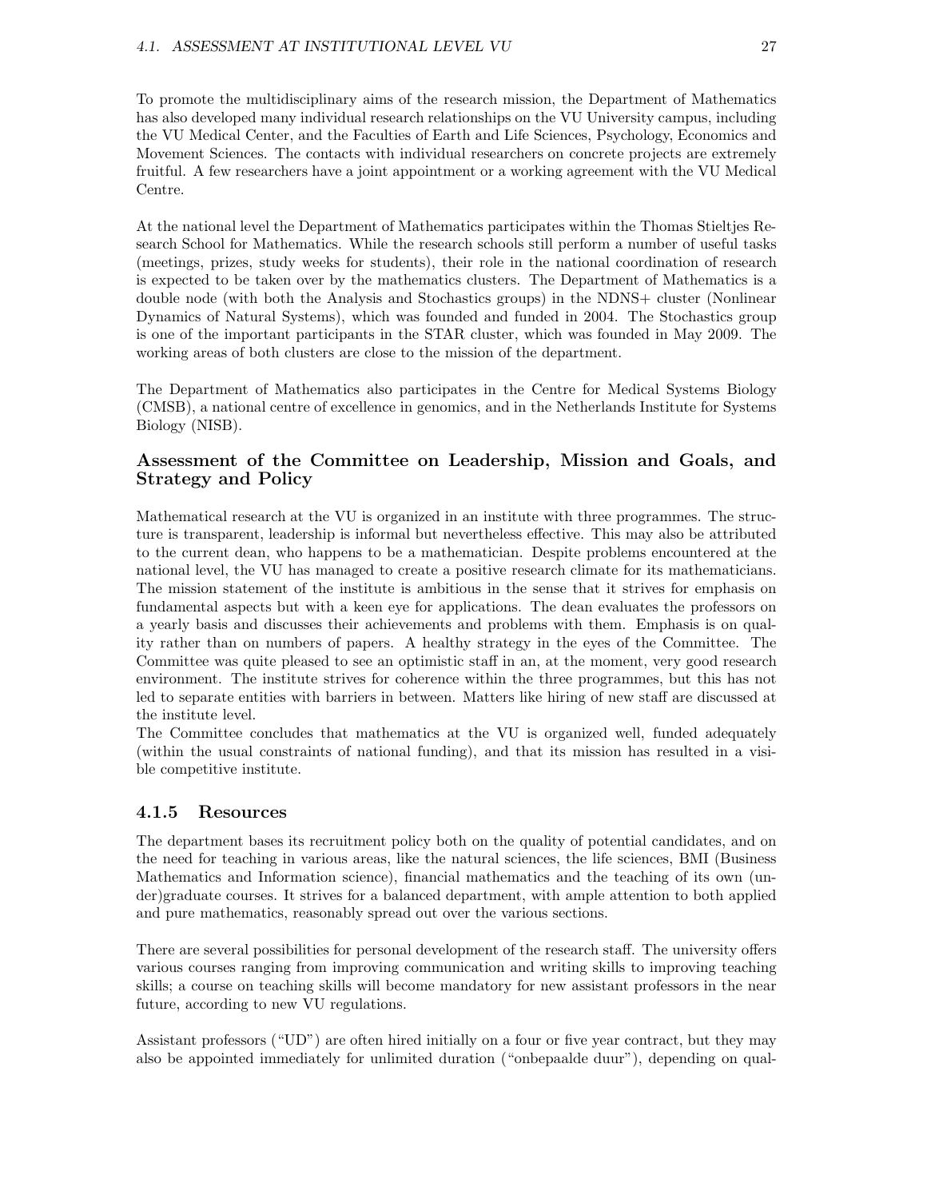To promote the multidisciplinary aims of the research mission, the Department of Mathematics has also developed many individual research relationships on the VU University campus, including the VU Medical Center, and the Faculties of Earth and Life Sciences, Psychology, Economics and Movement Sciences. The contacts with individual researchers on concrete projects are extremely fruitful. A few researchers have a joint appointment or a working agreement with the VU Medical Centre.

At the national level the Department of Mathematics participates within the Thomas Stieltjes Research School for Mathematics. While the research schools still perform a number of useful tasks (meetings, prizes, study weeks for students), their role in the national coordination of research is expected to be taken over by the mathematics clusters. The Department of Mathematics is a double node (with both the Analysis and Stochastics groups) in the NDNS+ cluster (Nonlinear Dynamics of Natural Systems), which was founded and funded in 2004. The Stochastics group is one of the important participants in the STAR cluster, which was founded in May 2009. The working areas of both clusters are close to the mission of the department.

The Department of Mathematics also participates in the Centre for Medical Systems Biology (CMSB), a national centre of excellence in genomics, and in the Netherlands Institute for Systems Biology (NISB).

### Assessment of the Committee on Leadership, Mission and Goals, and Strategy and Policy

Mathematical research at the VU is organized in an institute with three programmes. The structure is transparent, leadership is informal but nevertheless effective. This may also be attributed to the current dean, who happens to be a mathematician. Despite problems encountered at the national level, the VU has managed to create a positive research climate for its mathematicians. The mission statement of the institute is ambitious in the sense that it strives for emphasis on fundamental aspects but with a keen eye for applications. The dean evaluates the professors on a yearly basis and discusses their achievements and problems with them. Emphasis is on quality rather than on numbers of papers. A healthy strategy in the eyes of the Committee. The Committee was quite pleased to see an optimistic staff in an, at the moment, very good research environment. The institute strives for coherence within the three programmes, but this has not led to separate entities with barriers in between. Matters like hiring of new staff are discussed at the institute level.

The Committee concludes that mathematics at the VU is organized well, funded adequately (within the usual constraints of national funding), and that its mission has resulted in a visible competitive institute.

### 4.1.5 Resources

The department bases its recruitment policy both on the quality of potential candidates, and on the need for teaching in various areas, like the natural sciences, the life sciences, BMI (Business Mathematics and Information science), financial mathematics and the teaching of its own (under)graduate courses. It strives for a balanced department, with ample attention to both applied and pure mathematics, reasonably spread out over the various sections.

There are several possibilities for personal development of the research staff. The university offers various courses ranging from improving communication and writing skills to improving teaching skills; a course on teaching skills will become mandatory for new assistant professors in the near future, according to new VU regulations.

Assistant professors ("UD") are often hired initially on a four or five year contract, but they may also be appointed immediately for unlimited duration ("onbepaalde duur"), depending on qual-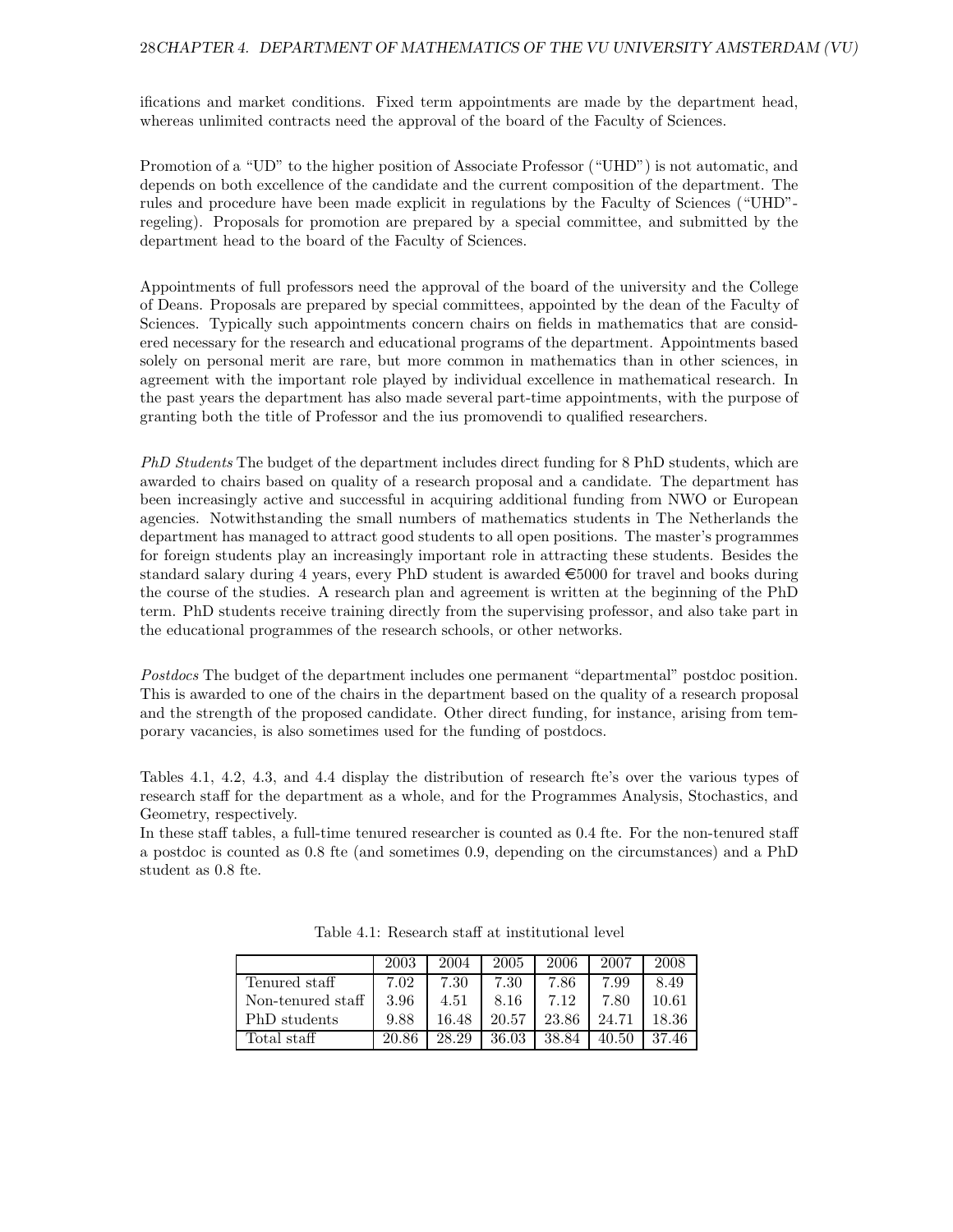ifications and market conditions. Fixed term appointments are made by the department head, whereas unlimited contracts need the approval of the board of the Faculty of Sciences.

Promotion of a "UD" to the higher position of Associate Professor ("UHD") is not automatic, and depends on both excellence of the candidate and the current composition of the department. The rules and procedure have been made explicit in regulations by the Faculty of Sciences ("UHD"-regeling). Proposals for promotion are prepared by a special committee, and submitted by the department head to the board of the Faculty of Sciences.

Appointments of full professors need the approval of the board of the university and the College of Deans. Proposals are prepared by special committees, appointed by the dean of the Faculty of Sciences. Typically such appointments concern chairs on fields in mathematics that are considered necessary for the research and educational programs of the department. Appointments based solely on personal merit are rare, but more common in mathematics than in other sciences, in agreement with the important role played by individual excellence in mathematical research. In the past years the department has also made several part-time appointments, with the purpose of granting both the title of Professor and the ius promovendi to qualified researchers.

*PhD Students* The budget of the department includes direct funding for 8 PhD students, which are awarded to chairs based on quality of a research proposal and a candidate. The department has been increasingly active and successful in acquiring additional funding from NWO or European agencies. Notwithstanding the small numbers of mathematics students in The Netherlands the department has managed to attract good students to all open positions. The master's programmes for foreign students play an increasingly important role in attracting these students. Besides the standard salary during 4 years, every PhD student is awarded €5000 for travel and books during the course of the studies. A research plan and agreement is written at the beginning of the PhD term. PhD students receive training directly from the supervising professor, and also take part in the educational programmes of the research schools, or other networks.

*Postdocs* The budget of the department includes one permanent "departmental" postdoc position. This is awarded to one of the chairs in the department based on the quality of a research proposal and the strength of the proposed candidate. Other direct funding, for instance, arising from temporary vacancies, is also sometimes used for the funding of postdocs.

Tables 4.1, 4.2, 4.3, and 4.4 display the distribution of research fte's over the various types of research staff for the department as a whole, and for the Programmes Analysis, Stochastics, and Geometry, respectively.
In these staff tables, a full-time tenured researcher is counted as 0.4 fte. For the non-tenured staff a postdoc is counted as 0.8 fte (and sometimes 0.9, depending on the circumstances) and a PhD student as 0.8 fte.

Table 4.1: Research staff at institutional level

| | 2003 | 2004 | 2005 | 2006 | 2007 | 2008 |
|---|---|---|---|---|---|---|
| Tenured staff | 7.02 | 7.30 | 7.30 | 7.86 | 7.99 | 8.49 |
| Non-tenured staff | 3.96 | 4.51 | 8.16 | 7.12 | 7.80 | 10.61 |
| PhD students | 9.88 | 16.48 | 20.57 | 23.86 | 24.71 | 18.36 |
| Total staff | 20.86 | 28.29 | 36.03 | 38.84 | 40.50 | 37.46 |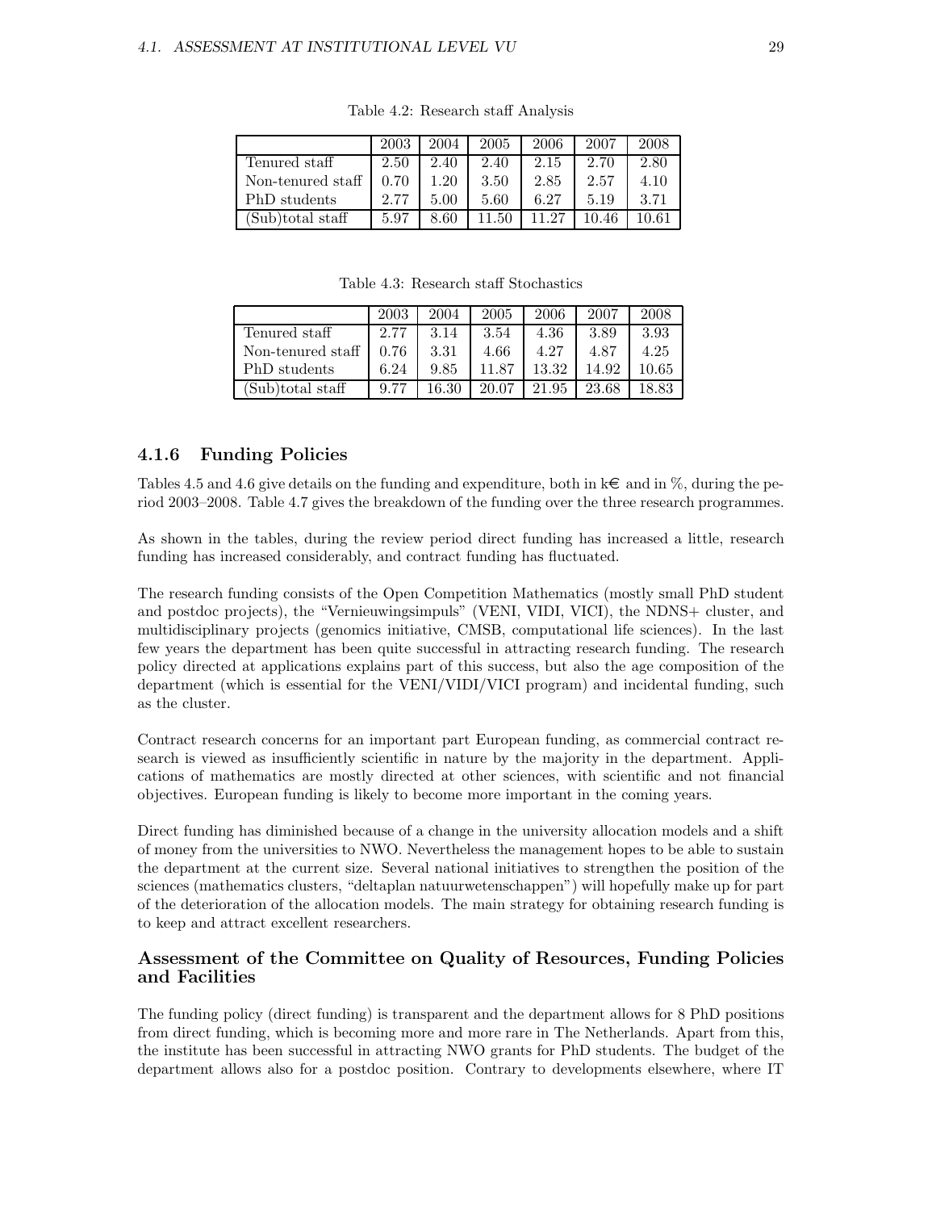Table 4.2: Research staff Analysis

| | 2003 | 2004 | 2005 | 2006 | 2007 | 2008 |
|---|---|---|---|---|---|---|
| Tenured staff | 2.50 | 2.40 | 2.40 | 2.15 | 2.70 | 2.80 |
| Non-tenured staff | 0.70 | 1.20 | 3.50 | 2.85 | 2.57 | 4.10 |
| PhD students | 2.77 | 5.00 | 5.60 | 6.27 | 5.19 | 3.71 |
| (Sub)total staff | 5.97 | 8.60 | 11.50 | 11.27 | 10.46 | 10.61 |

Table 4.3: Research staff Stochastics

| | 2003 | 2004 | 2005 | 2006 | 2007 | 2008 |
|---|---|---|---|---|---|---|
| Tenured staff | 2.77 | 3.14 | 3.54 | 4.36 | 3.89 | 3.93 |
| Non-tenured staff | 0.76 | 3.31 | 4.66 | 4.27 | 4.87 | 4.25 |
| PhD students | 6.24 | 9.85 | 11.87 | 13.32 | 14.92 | 10.65 |
| (Sub)total staff | 9.77 | 16.30 | 20.07 | 21.95 | 23.68 | 18.83 |

### 4.1.6 Funding Policies

Tables 4.5 and 4.6 give details on the funding and expenditure, both in k€ and in %, during the period 2003–2008. Table 4.7 gives the breakdown of the funding over the three research programmes.

As shown in the tables, during the review period direct funding has increased a little, research funding has increased considerably, and contract funding has fluctuated.

The research funding consists of the Open Competition Mathematics (mostly small PhD student and postdoc projects), the "Vernieuwingsimpuls" (VENI, VIDI, VICI), the NDNS+ cluster, and multidisciplinary projects (genomics initiative, CMSB, computational life sciences). In the last few years the department has been quite successful in attracting research funding. The research policy directed at applications explains part of this success, but also the age composition of the department (which is essential for the VENI/VIDI/VICI program) and incidental funding, such as the cluster.

Contract research concerns for an important part European funding, as commercial contract research is viewed as insufficiently scientific in nature by the majority in the department. Applications of mathematics are mostly directed at other sciences, with scientific and not financial objectives. European funding is likely to become more important in the coming years.

Direct funding has diminished because of a change in the university allocation models and a shift of money from the universities to NWO. Nevertheless the management hopes to be able to sustain the department at the current size. Several national initiatives to strengthen the position of the sciences (mathematics clusters, "deltaplan natuurwetenschappen") will hopefully make up for part of the deterioration of the allocation models. The main strategy for obtaining research funding is to keep and attract excellent researchers.

#### Assessment of the Committee on Quality of Resources, Funding Policies and Facilities

The funding policy (direct funding) is transparent and the department allows for 8 PhD positions from direct funding, which is becoming more and more rare in The Netherlands. Apart from this, the institute has been successful in attracting NWO grants for PhD students. The budget of the department allows also for a postdoc position. Contrary to developments elsewhere, where IT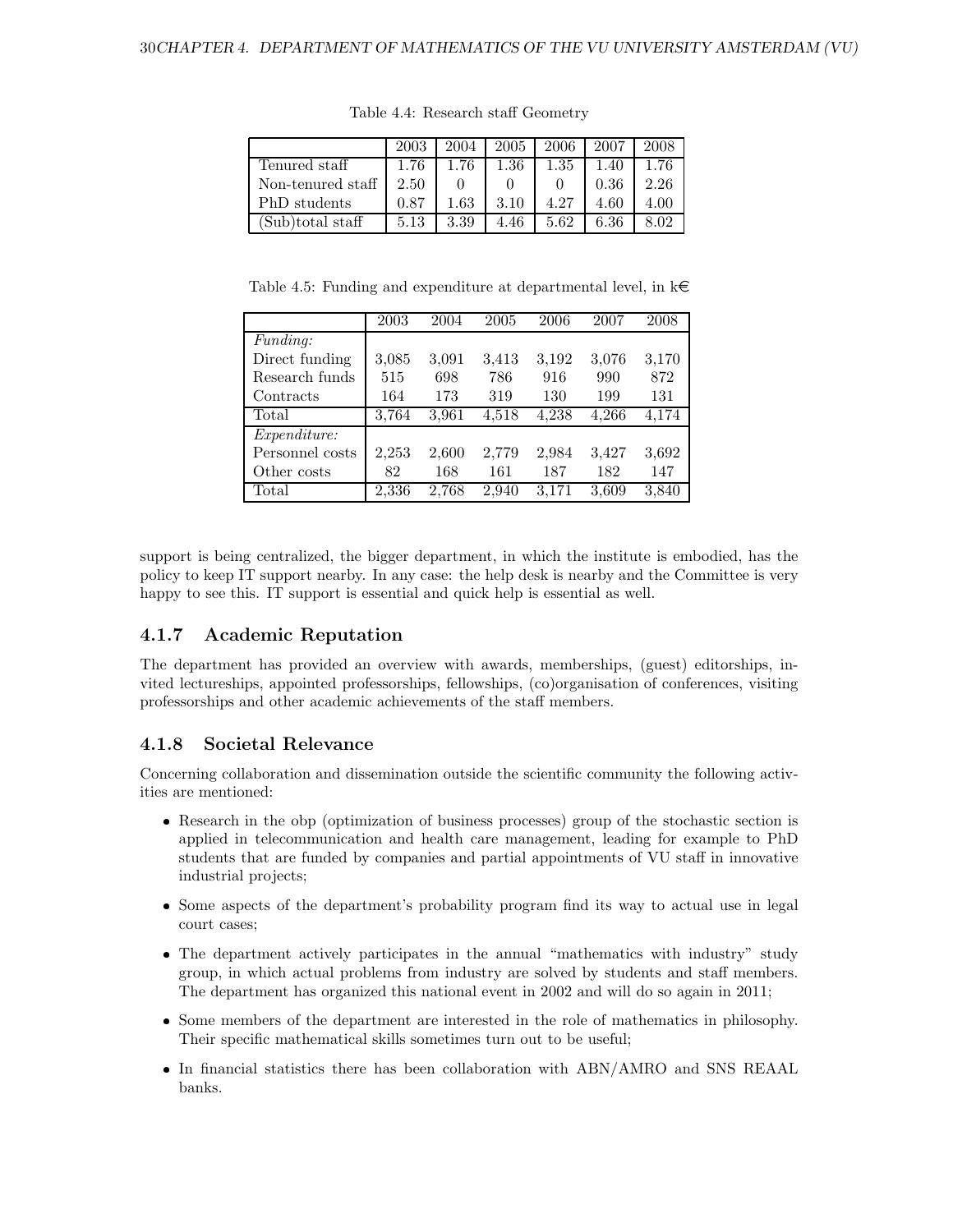Table 4.4: Research staff Geometry

| | 2003 | 2004 | 2005 | 2006 | 2007 | 2008 |
|---|---|---|---|---|---|---|
| Tenured staff | 1.76 | 1.76 | 1.36 | 1.35 | 1.40 | 1.76 |
| Non-tenured staff | 2.50 | 0 | 0 | 0 | 0.36 | 2.26 |
| PhD students | 0.87 | 1.63 | 3.10 | 4.27 | 4.60 | 4.00 |
| (Sub)total staff | 5.13 | 3.39 | 4.46 | 5.62 | 6.36 | 8.02 |

Table 4.5: Funding and expenditure at departmental level, in k€

| | 2003 | 2004 | 2005 | 2006 | 2007 | 2008 |
|---|---|---|---|---|---|---|
| *Funding:* | | | | | | |
| Direct funding | 3,085 | 3,091 | 3,413 | 3,192 | 3,076 | 3,170 |
| Research funds | 515 | 698 | 786 | 916 | 990 | 872 |
| Contracts | 164 | 173 | 319 | 130 | 199 | 131 |
| Total | 3,764 | 3,961 | 4,518 | 4,238 | 4,266 | 4,174 |
| *Expenditure:* | | | | | | |
| Personnel costs | 2,253 | 2,600 | 2,779 | 2,984 | 3,427 | 3,692 |
| Other costs | 82 | 168 | 161 | 187 | 182 | 147 |
| Total | 2,336 | 2,768 | 2,940 | 3,171 | 3,609 | 3,840 |

support is being centralized, the bigger department, in which the institute is embodied, has the policy to keep IT support nearby. In any case: the help desk is nearby and the Committee is very happy to see this. IT support is essential and quick help is essential as well.

### 4.1.7 Academic Reputation

The department has provided an overview with awards, memberships, (guest) editorships, invited lectureships, appointed professorships, fellowships, (co)organisation of conferences, visiting professorships and other academic achievements of the staff members.

### 4.1.8 Societal Relevance

Concerning collaboration and dissemination outside the scientific community the following activities are mentioned:

- Research in the obp (optimization of business processes) group of the stochastic section is applied in telecommunication and health care management, leading for example to PhD students that are funded by companies and partial appointments of VU staff in innovative industrial projects;
- Some aspects of the department's probability program find its way to actual use in legal court cases;
- The department actively participates in the annual "mathematics with industry" study group, in which actual problems from industry are solved by students and staff members. The department has organized this national event in 2002 and will do so again in 2011;
- Some members of the department are interested in the role of mathematics in philosophy. Their specific mathematical skills sometimes turn out to be useful;
- In financial statistics there has been collaboration with ABN/AMRO and SNS REAAL banks.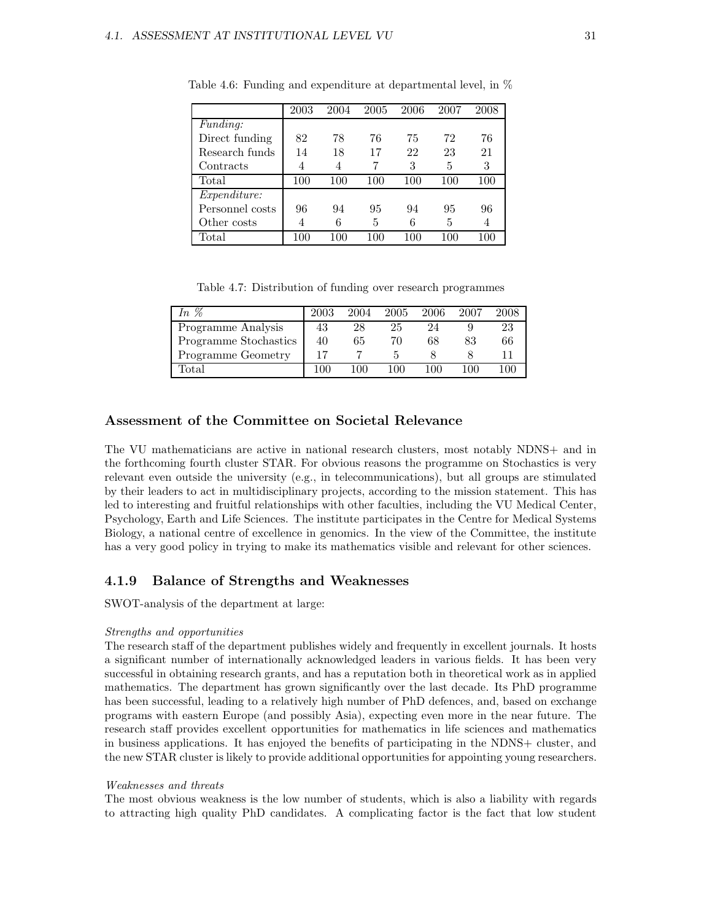Table 4.6: Funding and expenditure at departmental level, in %

| | 2003 | 2004 | 2005 | 2006 | 2007 | 2008 |
|---|---|---|---|---|---|---|
| *Funding:* | | | | | | |
| Direct funding | 82 | 78 | 76 | 75 | 72 | 76 |
| Research funds | 14 | 18 | 17 | 22 | 23 | 21 |
| Contracts | 4 | 4 | 7 | 3 | 5 | 3 |
| Total | 100 | 100 | 100 | 100 | 100 | 100 |
| *Expenditure:* | | | | | | |
| Personnel costs | 96 | 94 | 95 | 94 | 95 | 96 |
| Other costs | 4 | 6 | 5 | 6 | 5 | 4 |
| Total | 100 | 100 | 100 | 100 | 100 | 100 |

Table 4.7: Distribution of funding over research programmes

| *In %* | 2003 | 2004 | 2005 | 2006 | 2007 | 2008 |
|---|---|---|---|---|---|---|
| Programme Analysis | 43 | 28 | 25 | 24 | 9 | 23 |
| Programme Stochastics | 40 | 65 | 70 | 68 | 83 | 66 |
| Programme Geometry | 17 | 7 | 5 | 8 | 8 | 11 |
| Total | 100 | 100 | 100 | 100 | 100 | 100 |

### Assessment of the Committee on Societal Relevance

The VU mathematicians are active in national research clusters, most notably NDNS+ and in the forthcoming fourth cluster STAR. For obvious reasons the programme on Stochastics is very relevant even outside the university (e.g., in telecommunications), but all groups are stimulated by their leaders to act in multidisciplinary projects, according to the mission statement. This has led to interesting and fruitful relationships with other faculties, including the VU Medical Center, Psychology, Earth and Life Sciences. The institute participates in the Centre for Medical Systems Biology, a national centre of excellence in genomics. In the view of the Committee, the institute has a very good policy in trying to make its mathematics visible and relevant for other sciences.

### 4.1.9 Balance of Strengths and Weaknesses

SWOT-analysis of the department at large:

*Strengths and opportunities*
The research staff of the department publishes widely and frequently in excellent journals. It hosts a significant number of internationally acknowledged leaders in various fields. It has been very successful in obtaining research grants, and has a reputation both in theoretical work as in applied mathematics. The department has grown significantly over the last decade. Its PhD programme has been successful, leading to a relatively high number of PhD defences, and, based on exchange programs with eastern Europe (and possibly Asia), expecting even more in the near future. The research staff provides excellent opportunities for mathematics in life sciences and mathematics in business applications. It has enjoyed the benefits of participating in the NDNS+ cluster, and the new STAR cluster is likely to provide additional opportunities for appointing young researchers.

*Weaknesses and threats*
The most obvious weakness is the low number of students, which is also a liability with regards to attracting high quality PhD candidates. A complicating factor is the fact that low student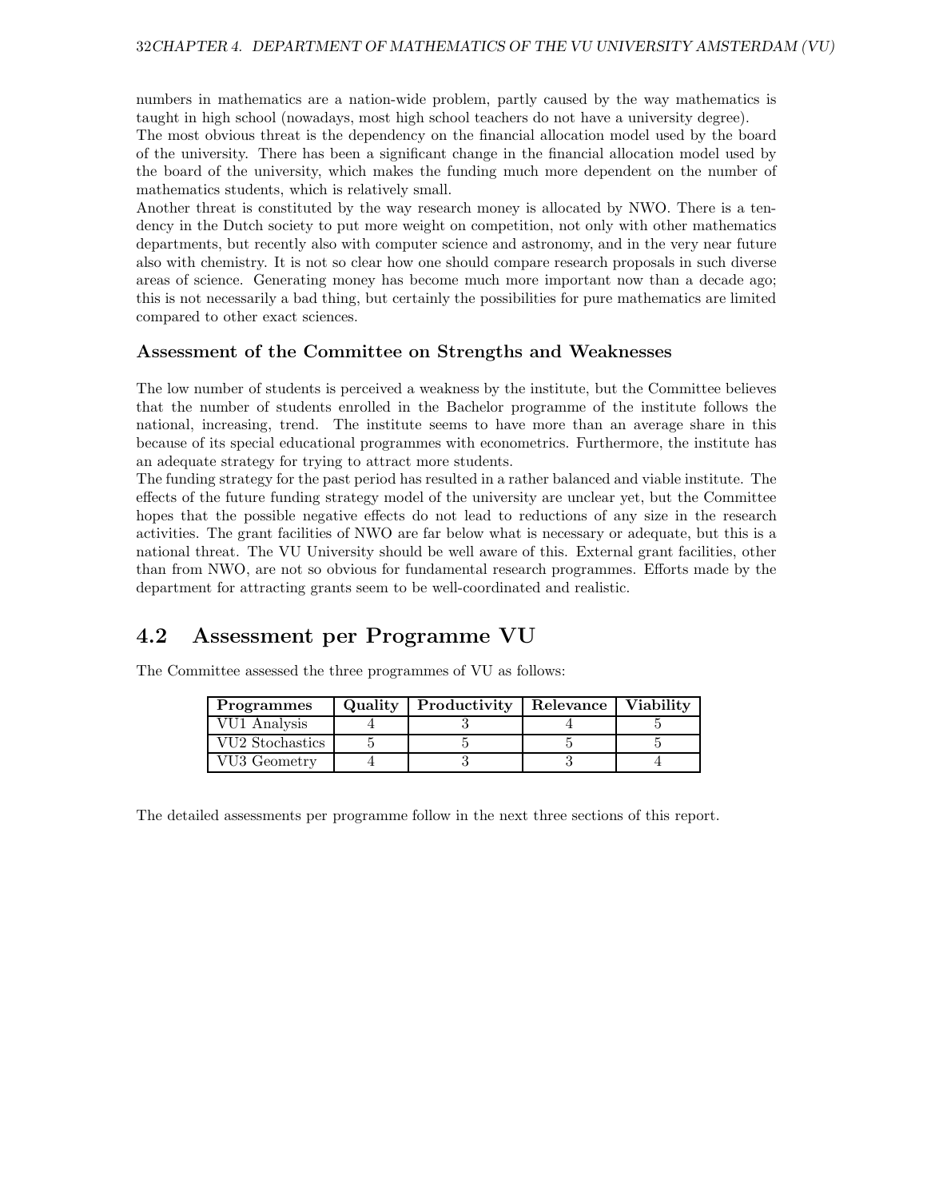numbers in mathematics are a nation-wide problem, partly caused by the way mathematics is taught in high school (nowadays, most high school teachers do not have a university degree).
The most obvious threat is the dependency on the financial allocation model used by the board of the university. There has been a significant change in the financial allocation model used by the board of the university, which makes the funding much more dependent on the number of mathematics students, which is relatively small.
Another threat is constituted by the way research money is allocated by NWO. There is a tendency in the Dutch society to put more weight on competition, not only with other mathematics departments, but recently also with computer science and astronomy, and in the very near future also with chemistry. It is not so clear how one should compare research proposals in such diverse areas of science. Generating money has become much more important now than a decade ago; this is not necessarily a bad thing, but certainly the possibilities for pure mathematics are limited compared to other exact sciences.

### Assessment of the Committee on Strengths and Weaknesses

The low number of students is perceived a weakness by the institute, but the Committee believes that the number of students enrolled in the Bachelor programme of the institute follows the national, increasing, trend. The institute seems to have more than an average share in this because of its special educational programmes with econometrics. Furthermore, the institute has an adequate strategy for trying to attract more students.
The funding strategy for the past period has resulted in a rather balanced and viable institute. The effects of the future funding strategy model of the university are unclear yet, but the Committee hopes that the possible negative effects do not lead to reductions of any size in the research activities. The grant facilities of NWO are far below what is necessary or adequate, but this is a national threat. The VU University should be well aware of this. External grant facilities, other than from NWO, are not so obvious for fundamental research programmes. Efforts made by the department for attracting grants seem to be well-coordinated and realistic.

## 4.2 Assessment per Programme VU

The Committee assessed the three programmes of VU as follows:

| Programmes | Quality | Productivity | Relevance | Viability |
|---|---|---|---|---|
| VU1 Analysis | 4 | 3 | 4 | 5 |
| VU2 Stochastics | 5 | 5 | 5 | 5 |
| VU3 Geometry | 4 | 3 | 3 | 4 |

The detailed assessments per programme follow in the next three sections of this report.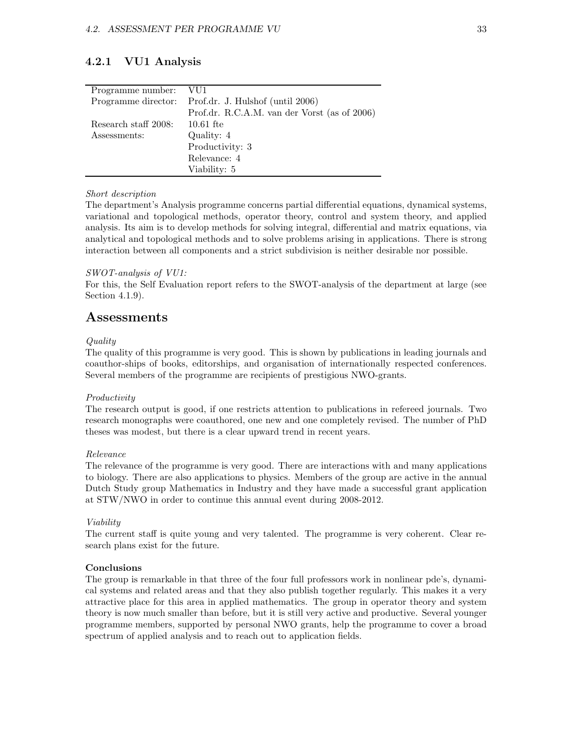### 4.2.1 VU1 Analysis

| | |
|---|---|
| Programme number: | VU1 |
| Programme director: | Prof.dr. J. Hulshof (until 2006) |
| | Prof.dr. R.C.A.M. van der Vorst (as of 2006) |
| Research staff 2008: | 10.61 fte |
| Assessments: | Quality: 4 |
| | Productivity: 3 |
| | Relevance: 4 |
| | Viability: 5 |

*Short description*

The department's Analysis programme concerns partial differential equations, dynamical systems, variational and topological methods, operator theory, control and system theory, and applied analysis. Its aim is to develop methods for solving integral, differential and matrix equations, via analytical and topological methods and to solve problems arising in applications. There is strong interaction between all components and a strict subdivision is neither desirable nor possible.

*SWOT-analysis of VU1:*

For this, the Self Evaluation report refers to the SWOT-analysis of the department at large (see Section 4.1.9).

## Assessments

*Quality*

The quality of this programme is very good. This is shown by publications in leading journals and coauthor-ships of books, editorships, and organisation of internationally respected conferences. Several members of the programme are recipients of prestigious NWO-grants.

*Productivity*

The research output is good, if one restricts attention to publications in refereed journals. Two research monographs were coauthored, one new and one completely revised. The number of PhD theses was modest, but there is a clear upward trend in recent years.

*Relevance*

The relevance of the programme is very good. There are interactions with and many applications to biology. There are also applications to physics. Members of the group are active in the annual Dutch Study group Mathematics in Industry and they have made a successful grant application at STW/NWO in order to continue this annual event during 2008-2012.

*Viability*

The current staff is quite young and very talented. The programme is very coherent. Clear research plans exist for the future.

**Conclusions**

The group is remarkable in that three of the four full professors work in nonlinear pde's, dynamical systems and related areas and that they also publish together regularly. This makes it a very attractive place for this area in applied mathematics. The group in operator theory and system theory is now much smaller than before, but it is still very active and productive. Several younger programme members, supported by personal NWO grants, help the programme to cover a broad spectrum of applied analysis and to reach out to application fields.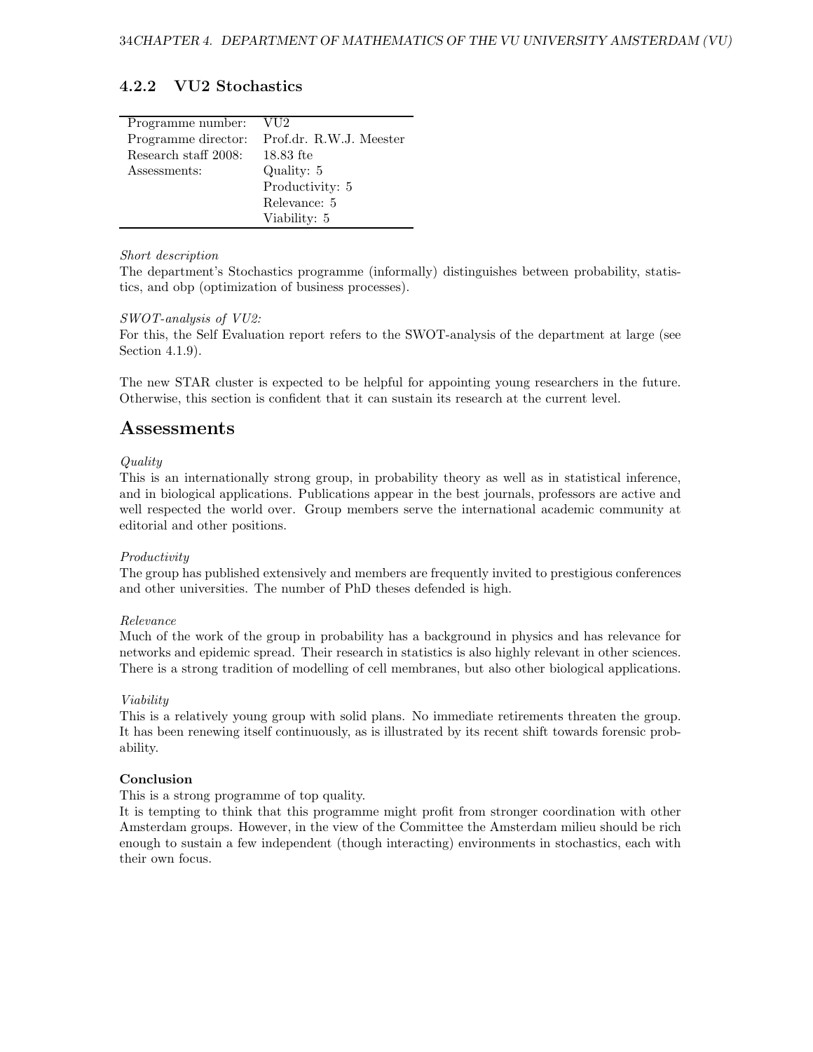### 4.2.2 VU2 Stochastics

| | |
|---|---|
| Programme number: | VU2 |
| Programme director: | Prof.dr. R.W.J. Meester |
| Research staff 2008: | 18.83 fte |
| Assessments: | Quality: 5 |
| | Productivity: 5 |
| | Relevance: 5 |
| | Viability: 5 |

*Short description*
The department's Stochastics programme (informally) distinguishes between probability, statistics, and obp (optimization of business processes).

*SWOT-analysis of VU2:*
For this, the Self Evaluation report refers to the SWOT-analysis of the department at large (see Section 4.1.9).

The new STAR cluster is expected to be helpful for appointing young researchers in the future. Otherwise, this section is confident that it can sustain its research at the current level.

## Assessments

*Quality*
This is an internationally strong group, in probability theory as well as in statistical inference, and in biological applications. Publications appear in the best journals, professors are active and well respected the world over. Group members serve the international academic community at editorial and other positions.

*Productivity*
The group has published extensively and members are frequently invited to prestigious conferences and other universities. The number of PhD theses defended is high.

*Relevance*
Much of the work of the group in probability has a background in physics and has relevance for networks and epidemic spread. Their research in statistics is also highly relevant in other sciences. There is a strong tradition of modelling of cell membranes, but also other biological applications.

*Viability*
This is a relatively young group with solid plans. No immediate retirements threaten the group. It has been renewing itself continuously, as is illustrated by its recent shift towards forensic probability.

**Conclusion**
This is a strong programme of top quality.
It is tempting to think that this programme might profit from stronger coordination with other Amsterdam groups. However, in the view of the Committee the Amsterdam milieu should be rich enough to sustain a few independent (though interacting) environments in stochastics, each with their own focus.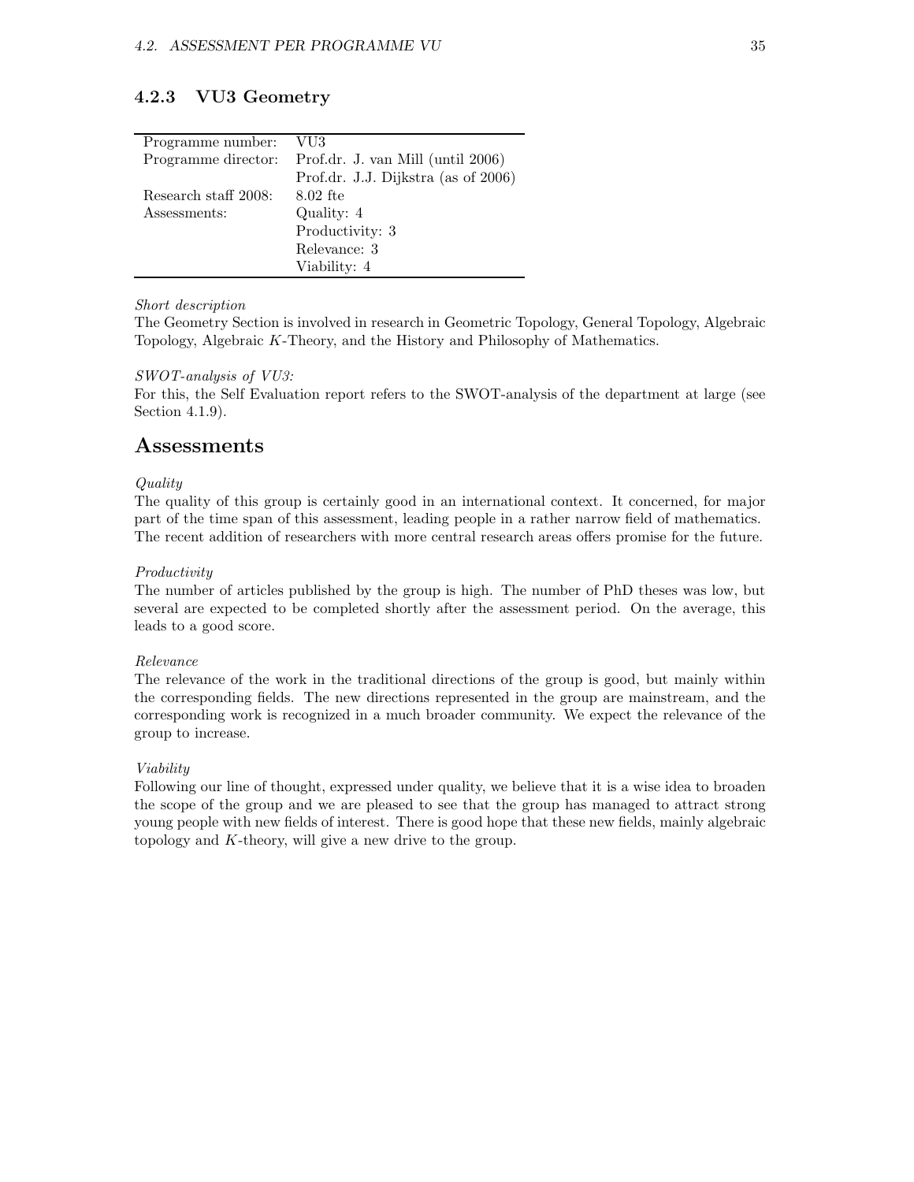### 4.2.3 VU3 Geometry

| | |
|---|---|
| Programme number: | VU3 |
| Programme director: | Prof.dr. J. van Mill (until 2006) |
| | Prof.dr. J.J. Dijkstra (as of 2006) |
| Research staff 2008: | 8.02 fte |
| Assessments: | Quality: 4 |
| | Productivity: 3 |
| | Relevance: 3 |
| | Viability: 4 |

*Short description*

The Geometry Section is involved in research in Geometric Topology, General Topology, Algebraic Topology, Algebraic $K$-Theory, and the History and Philosophy of Mathematics.

*SWOT-analysis of VU3:*

For this, the Self Evaluation report refers to the SWOT-analysis of the department at large (see Section 4.1.9).

## Assessments

*Quality*

The quality of this group is certainly good in an international context. It concerned, for major part of the time span of this assessment, leading people in a rather narrow field of mathematics. The recent addition of researchers with more central research areas offers promise for the future.

*Productivity*

The number of articles published by the group is high. The number of PhD theses was low, but several are expected to be completed shortly after the assessment period. On the average, this leads to a good score.

*Relevance*

The relevance of the work in the traditional directions of the group is good, but mainly within the corresponding fields. The new directions represented in the group are mainstream, and the corresponding work is recognized in a much broader community. We expect the relevance of the group to increase.

*Viability*

Following our line of thought, expressed under quality, we believe that it is a wise idea to broaden the scope of the group and we are pleased to see that the group has managed to attract strong young people with new fields of interest. There is good hope that these new fields, mainly algebraic topology and $K$-theory, will give a new drive to the group.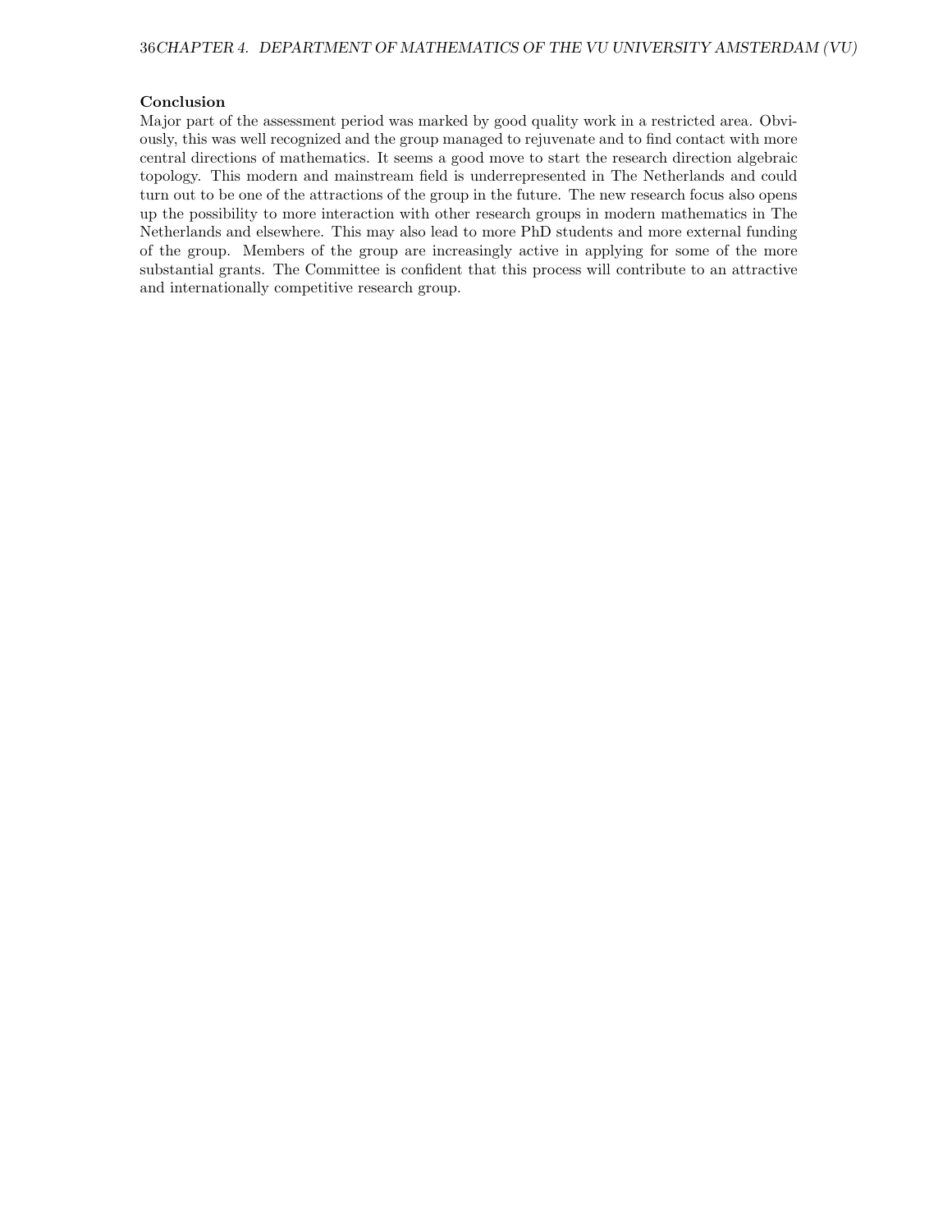**Conclusion**

Major part of the assessment period was marked by good quality work in a restricted area. Obviously, this was well recognized and the group managed to rejuvenate and to find contact with more central directions of mathematics. It seems a good move to start the research direction algebraic topology. This modern and mainstream field is underrepresented in The Netherlands and could turn out to be one of the attractions of the group in the future. The new research focus also opens up the possibility to more interaction with other research groups in modern mathematics in The Netherlands and elsewhere. This may also lead to more PhD students and more external funding of the group. Members of the group are increasingly active in applying for some of the more substantial grants. The Committee is confident that this process will contribute to an attractive and internationally competitive research group.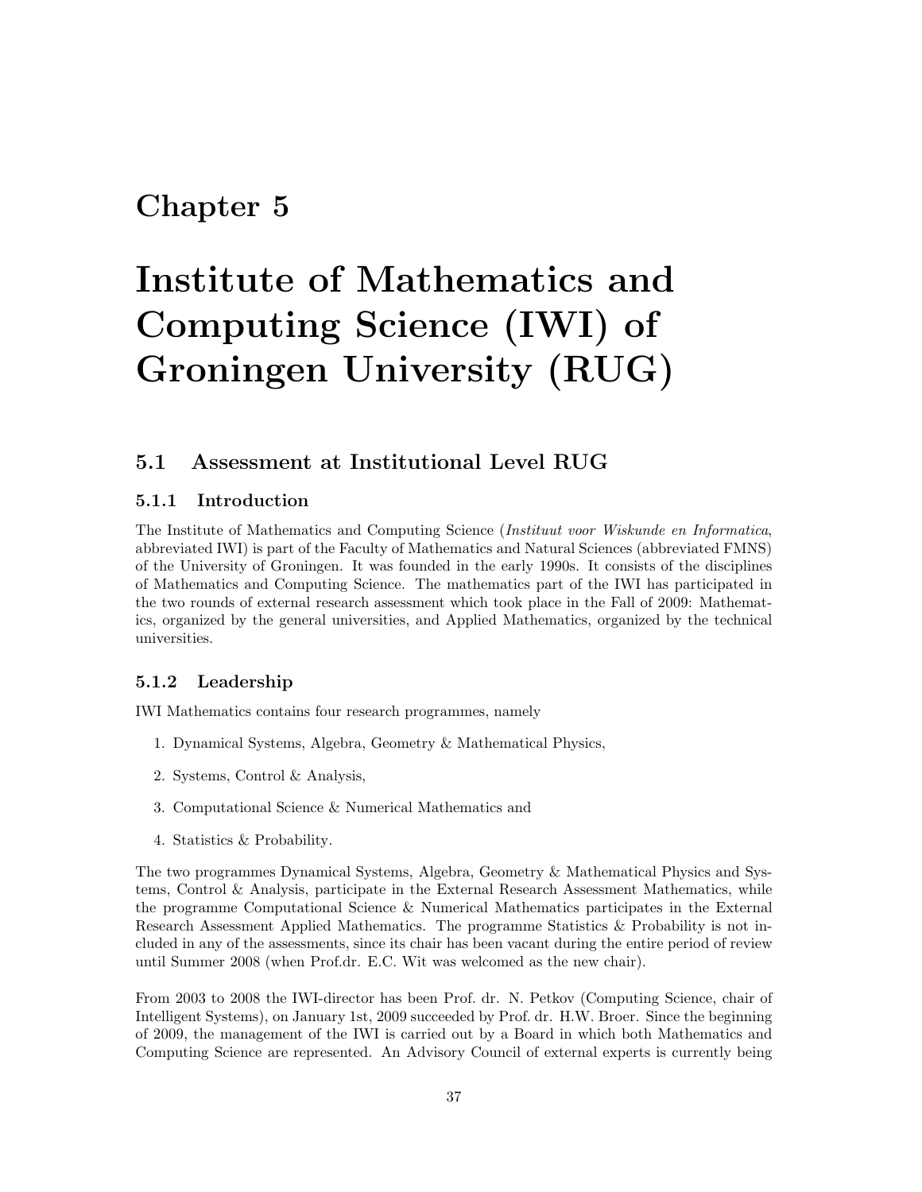# Chapter 5

# Institute of Mathematics and Computing Science (IWI) of Groningen University (RUG)

## 5.1 Assessment at Institutional Level RUG

### 5.1.1 Introduction

The Institute of Mathematics and Computing Science (*Instituut voor Wiskunde en Informatica*, abbreviated IWI) is part of the Faculty of Mathematics and Natural Sciences (abbreviated FMNS) of the University of Groningen. It was founded in the early 1990s. It consists of the disciplines of Mathematics and Computing Science. The mathematics part of the IWI has participated in the two rounds of external research assessment which took place in the Fall of 2009: Mathematics, organized by the general universities, and Applied Mathematics, organized by the technical universities.

### 5.1.2 Leadership

IWI Mathematics contains four research programmes, namely

1. Dynamical Systems, Algebra, Geometry & Mathematical Physics,
2. Systems, Control & Analysis,
3. Computational Science & Numerical Mathematics and
4. Statistics & Probability.

The two programmes Dynamical Systems, Algebra, Geometry & Mathematical Physics and Systems, Control & Analysis, participate in the External Research Assessment Mathematics, while the programme Computational Science & Numerical Mathematics participates in the External Research Assessment Applied Mathematics. The programme Statistics & Probability is not included in any of the assessments, since its chair has been vacant during the entire period of review until Summer 2008 (when Prof.dr. E.C. Wit was welcomed as the new chair).

From 2003 to 2008 the IWI-director has been Prof. dr. N. Petkov (Computing Science, chair of Intelligent Systems), on January 1st, 2009 succeeded by Prof. dr. H.W. Broer. Since the beginning of 2009, the management of the IWI is carried out by a Board in which both Mathematics and Computing Science are represented. An Advisory Council of external experts is currently being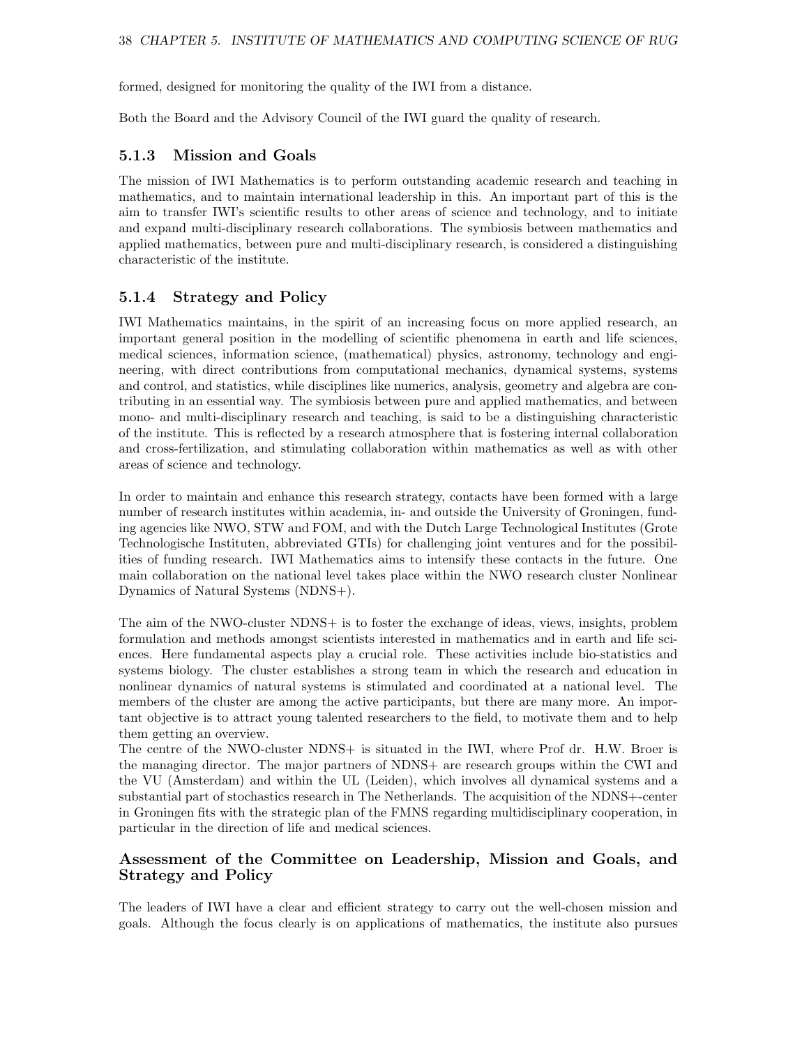formed, designed for monitoring the quality of the IWI from a distance.

Both the Board and the Advisory Council of the IWI guard the quality of research.

### 5.1.3 Mission and Goals

The mission of IWI Mathematics is to perform outstanding academic research and teaching in mathematics, and to maintain international leadership in this. An important part of this is the aim to transfer IWI's scientific results to other areas of science and technology, and to initiate and expand multi-disciplinary research collaborations. The symbiosis between mathematics and applied mathematics, between pure and multi-disciplinary research, is considered a distinguishing characteristic of the institute.

### 5.1.4 Strategy and Policy

IWI Mathematics maintains, in the spirit of an increasing focus on more applied research, an important general position in the modelling of scientific phenomena in earth and life sciences, medical sciences, information science, (mathematical) physics, astronomy, technology and engineering, with direct contributions from computational mechanics, dynamical systems, systems and control, and statistics, while disciplines like numerics, analysis, geometry and algebra are contributing in an essential way. The symbiosis between pure and applied mathematics, and between mono- and multi-disciplinary research and teaching, is said to be a distinguishing characteristic of the institute. This is reflected by a research atmosphere that is fostering internal collaboration and cross-fertilization, and stimulating collaboration within mathematics as well as with other areas of science and technology.

In order to maintain and enhance this research strategy, contacts have been formed with a large number of research institutes within academia, in- and outside the University of Groningen, funding agencies like NWO, STW and FOM, and with the Dutch Large Technological Institutes (Grote Technologische Instituten, abbreviated GTIs) for challenging joint ventures and for the possibilities of funding research. IWI Mathematics aims to intensify these contacts in the future. One main collaboration on the national level takes place within the NWO research cluster Nonlinear Dynamics of Natural Systems (NDNS+).

The aim of the NWO-cluster NDNS+ is to foster the exchange of ideas, views, insights, problem formulation and methods amongst scientists interested in mathematics and in earth and life sciences. Here fundamental aspects play a crucial role. These activities include bio-statistics and systems biology. The cluster establishes a strong team in which the research and education in nonlinear dynamics of natural systems is stimulated and coordinated at a national level. The members of the cluster are among the active participants, but there are many more. An important objective is to attract young talented researchers to the field, to motivate them and to help them getting an overview.
The centre of the NWO-cluster NDNS+ is situated in the IWI, where Prof dr. H.W. Broer is the managing director. The major partners of NDNS+ are research groups within the CWI and the VU (Amsterdam) and within the UL (Leiden), which involves all dynamical systems and a substantial part of stochastics research in The Netherlands. The acquisition of the NDNS+-center in Groningen fits with the strategic plan of the FMNS regarding multidisciplinary cooperation, in particular in the direction of life and medical sciences.

### Assessment of the Committee on Leadership, Mission and Goals, and Strategy and Policy

The leaders of IWI have a clear and efficient strategy to carry out the well-chosen mission and goals. Although the focus clearly is on applications of mathematics, the institute also pursues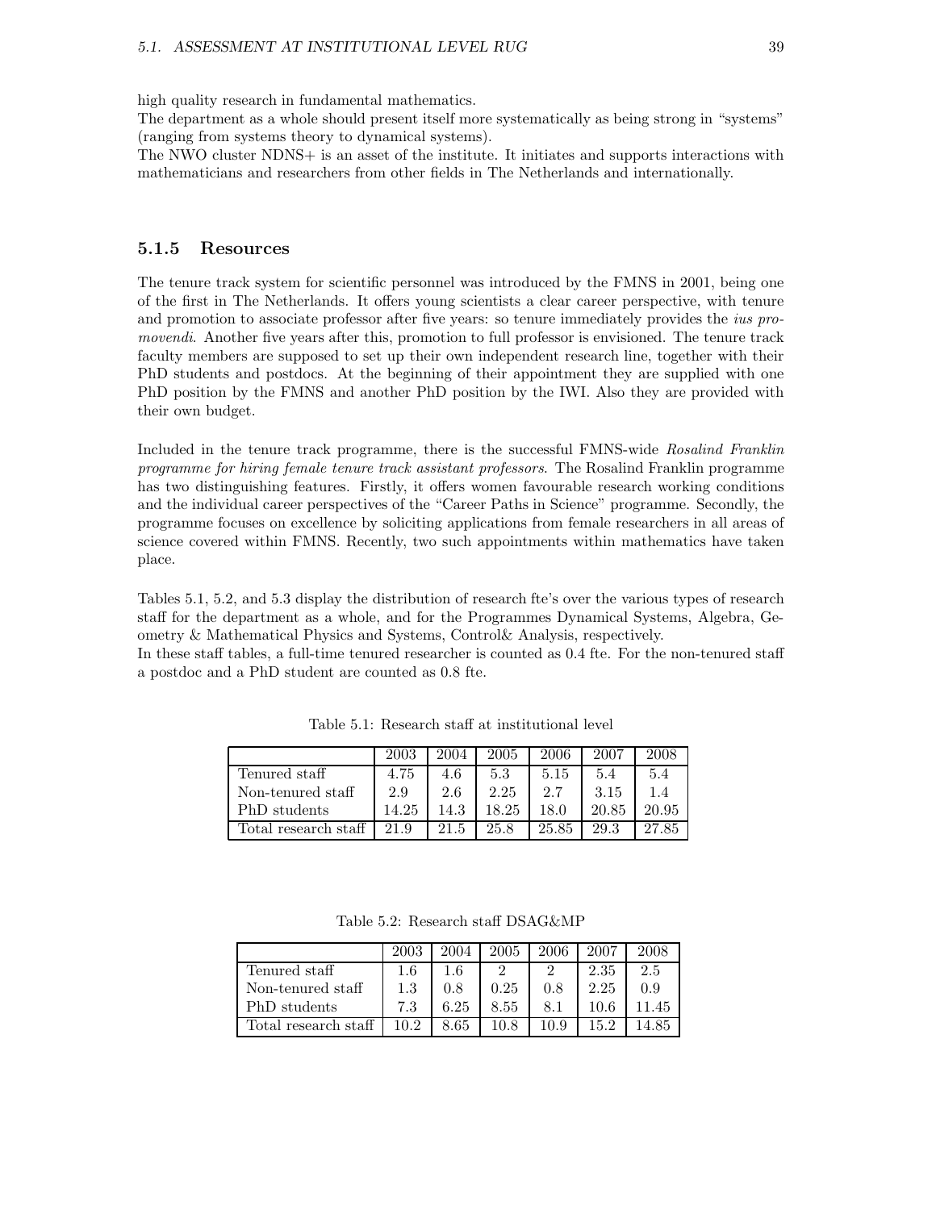high quality research in fundamental mathematics.

The department as a whole should present itself more systematically as being strong in "systems" (ranging from systems theory to dynamical systems).

The NWO cluster NDNS+ is an asset of the institute. It initiates and supports interactions with mathematicians and researchers from other fields in The Netherlands and internationally.

### 5.1.5 Resources

The tenure track system for scientific personnel was introduced by the FMNS in 2001, being one of the first in The Netherlands. It offers young scientists a clear career perspective, with tenure and promotion to associate professor after five years: so tenure immediately provides the *ius promovendi*. Another five years after this, promotion to full professor is envisioned. The tenure track faculty members are supposed to set up their own independent research line, together with their PhD students and postdocs. At the beginning of their appointment they are supplied with one PhD position by the FMNS and another PhD position by the IWI. Also they are provided with their own budget.

Included in the tenure track programme, there is the successful FMNS-wide *Rosalind Franklin programme for hiring female tenure track assistant professors*. The Rosalind Franklin programme has two distinguishing features. Firstly, it offers women favourable research working conditions and the individual career perspectives of the "Career Paths in Science" programme. Secondly, the programme focuses on excellence by soliciting applications from female researchers in all areas of science covered within FMNS. Recently, two such appointments within mathematics have taken place.

Tables 5.1, 5.2, and 5.3 display the distribution of research fte's over the various types of research staff for the department as a whole, and for the Programmes Dynamical Systems, Algebra, Geometry & Mathematical Physics and Systems, Control& Analysis, respectively.

In these staff tables, a full-time tenured researcher is counted as 0.4 fte. For the non-tenured staff a postdoc and a PhD student are counted as 0.8 fte.

Table 5.1: Research staff at institutional level

| | 2003 | 2004 | 2005 | 2006 | 2007 | 2008 |
|---|---|---|---|---|---|---|
| Tenured staff | 4.75 | 4.6 | 5.3 | 5.15 | 5.4 | 5.4 |
| Non-tenured staff | 2.9 | 2.6 | 2.25 | 2.7 | 3.15 | 1.4 |
| PhD students | 14.25 | 14.3 | 18.25 | 18.0 | 20.85 | 20.95 |
| Total research staff | 21.9 | 21.5 | 25.8 | 25.85 | 29.3 | 27.85 |

Table 5.2: Research staff DSAG&MP

| | 2003 | 2004 | 2005 | 2006 | 2007 | 2008 |
|---|---|---|---|---|---|---|
| Tenured staff | 1.6 | 1.6 | 2 | 2 | 2.35 | 2.5 |
| Non-tenured staff | 1.3 | 0.8 | 0.25 | 0.8 | 2.25 | 0.9 |
| PhD students | 7.3 | 6.25 | 8.55 | 8.1 | 10.6 | 11.45 |
| Total research staff | 10.2 | 8.65 | 10.8 | 10.9 | 15.2 | 14.85 |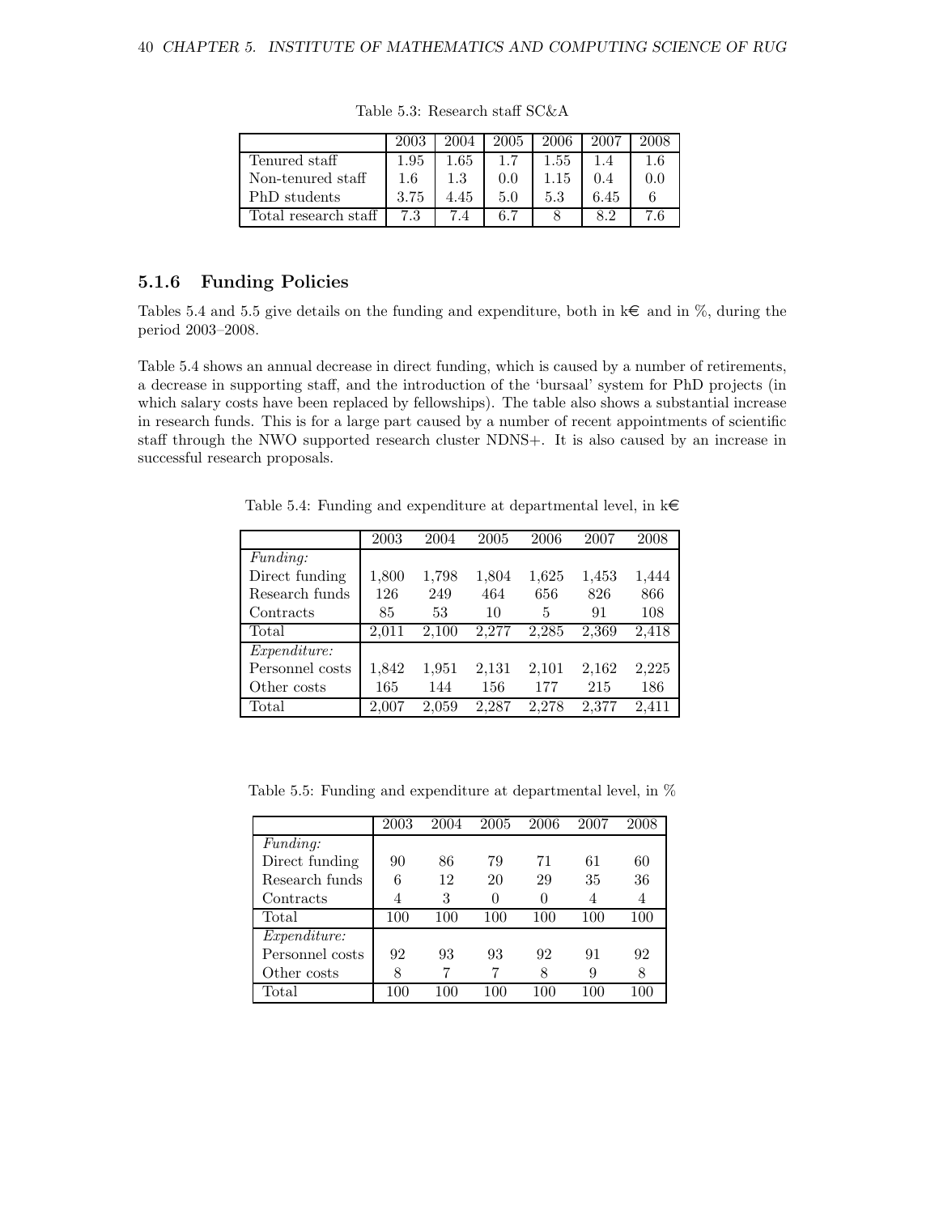Table 5.3: Research staff SC&A

| | 2003 | 2004 | 2005 | 2006 | 2007 | 2008 |
|---|---|---|---|---|---|---|
| Tenured staff | 1.95 | 1.65 | 1.7 | 1.55 | 1.4 | 1.6 |
| Non-tenured staff | 1.6 | 1.3 | 0.0 | 1.15 | 0.4 | 0.0 |
| PhD students | 3.75 | 4.45 | 5.0 | 5.3 | 6.45 | 6 |
| Total research staff | 7.3 | 7.4 | 6.7 | 8 | 8.2 | 7.6 |

### 5.1.6 Funding Policies

Tables 5.4 and 5.5 give details on the funding and expenditure, both in k€ and in %, during the period 2003–2008.

Table 5.4 shows an annual decrease in direct funding, which is caused by a number of retirements, a decrease in supporting staff, and the introduction of the 'bursaal' system for PhD projects (in which salary costs have been replaced by fellowships). The table also shows a substantial increase in research funds. This is for a large part caused by a number of recent appointments of scientific staff through the NWO supported research cluster NDNS+. It is also caused by an increase in successful research proposals.

Table 5.4: Funding and expenditure at departmental level, in k€

| | 2003 | 2004 | 2005 | 2006 | 2007 | 2008 |
|---|---|---|---|---|---|---|
| *Funding:* | | | | | | |
| Direct funding | 1,800 | 1,798 | 1,804 | 1,625 | 1,453 | 1,444 |
| Research funds | 126 | 249 | 464 | 656 | 826 | 866 |
| Contracts | 85 | 53 | 10 | 5 | 91 | 108 |
| Total | 2,011 | 2,100 | 2,277 | 2,285 | 2,369 | 2,418 |
| *Expenditure:* | | | | | | |
| Personnel costs | 1,842 | 1,951 | 2,131 | 2,101 | 2,162 | 2,225 |
| Other costs | 165 | 144 | 156 | 177 | 215 | 186 |
| Total | 2,007 | 2,059 | 2,287 | 2,278 | 2,377 | 2,411 |

Table 5.5: Funding and expenditure at departmental level, in %

| | 2003 | 2004 | 2005 | 2006 | 2007 | 2008 |
|---|---|---|---|---|---|---|
| *Funding:* | | | | | | |
| Direct funding | 90 | 86 | 79 | 71 | 61 | 60 |
| Research funds | 6 | 12 | 20 | 29 | 35 | 36 |
| Contracts | 4 | 3 | 0 | 0 | 4 | 4 |
| Total | 100 | 100 | 100 | 100 | 100 | 100 |
| *Expenditure:* | | | | | | |
| Personnel costs | 92 | 93 | 93 | 92 | 91 | 92 |
| Other costs | 8 | 7 | 7 | 8 | 9 | 8 |
| Total | 100 | 100 | 100 | 100 | 100 | 100 |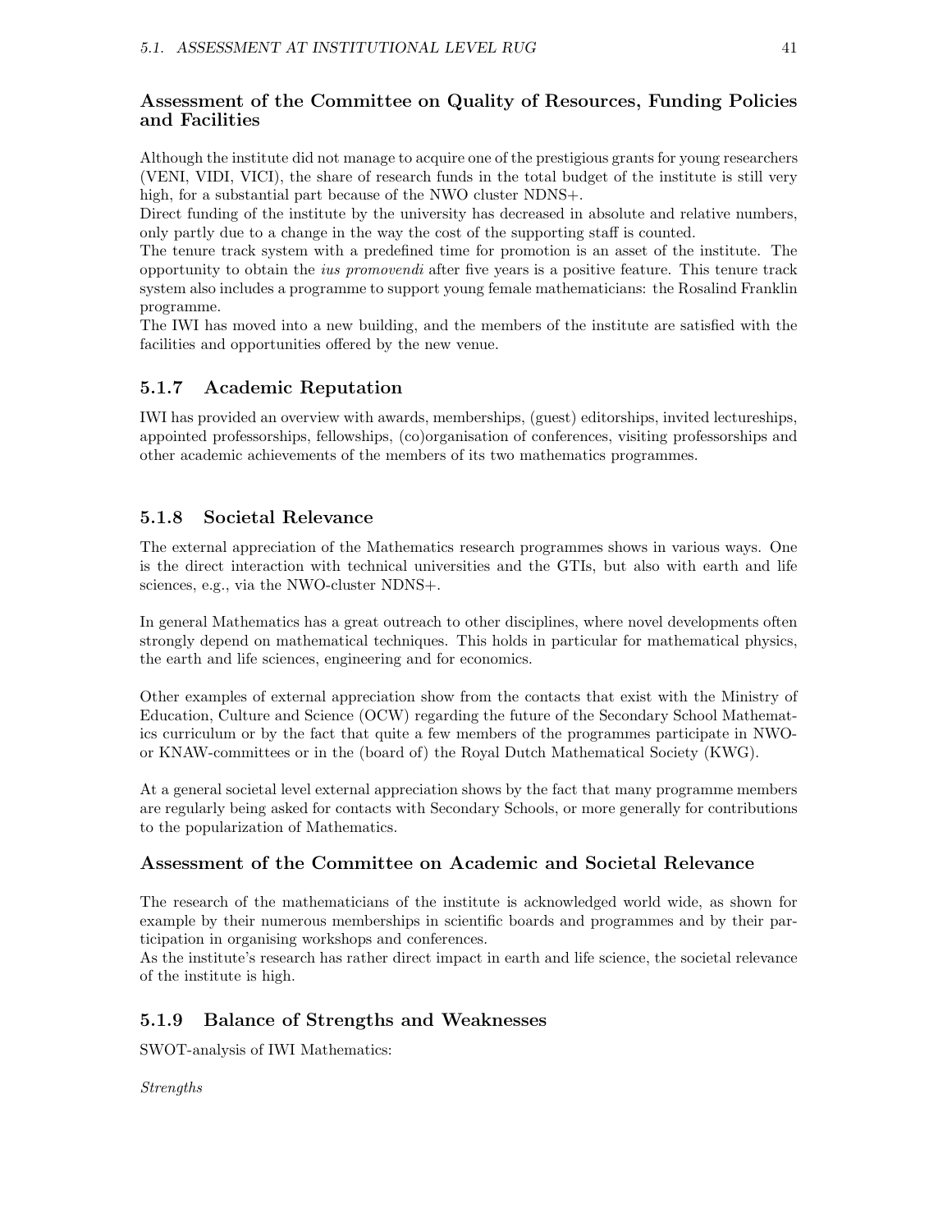### Assessment of the Committee on Quality of Resources, Funding Policies and Facilities

Although the institute did not manage to acquire one of the prestigious grants for young researchers (VENI, VIDI, VICI), the share of research funds in the total budget of the institute is still very high, for a substantial part because of the NWO cluster NDNS+.
Direct funding of the institute by the university has decreased in absolute and relative numbers, only partly due to a change in the way the cost of the supporting staff is counted.
The tenure track system with a predefined time for promotion is an asset of the institute. The opportunity to obtain the *ius promovendi* after five years is a positive feature. This tenure track system also includes a programme to support young female mathematicians: the Rosalind Franklin programme.
The IWI has moved into a new building, and the members of the institute are satisfied with the facilities and opportunities offered by the new venue.

## 5.1.7 Academic Reputation

IWI has provided an overview with awards, memberships, (guest) editorships, invited lectureships, appointed professorships, fellowships, (co)organisation of conferences, visiting professorships and other academic achievements of the members of its two mathematics programmes.

## 5.1.8 Societal Relevance

The external appreciation of the Mathematics research programmes shows in various ways. One is the direct interaction with technical universities and the GTIs, but also with earth and life sciences, e.g., via the NWO-cluster NDNS+.

In general Mathematics has a great outreach to other disciplines, where novel developments often strongly depend on mathematical techniques. This holds in particular for mathematical physics, the earth and life sciences, engineering and for economics.

Other examples of external appreciation show from the contacts that exist with the Ministry of Education, Culture and Science (OCW) regarding the future of the Secondary School Mathematics curriculum or by the fact that quite a few members of the programmes participate in NWO- or KNAW-committees or in the (board of) the Royal Dutch Mathematical Society (KWG).

At a general societal level external appreciation shows by the fact that many programme members are regularly being asked for contacts with Secondary Schools, or more generally for contributions to the popularization of Mathematics.

### Assessment of the Committee on Academic and Societal Relevance

The research of the mathematicians of the institute is acknowledged world wide, as shown for example by their numerous memberships in scientific boards and programmes and by their participation in organising workshops and conferences.
As the institute's research has rather direct impact in earth and life science, the societal relevance of the institute is high.

## 5.1.9 Balance of Strengths and Weaknesses

SWOT-analysis of IWI Mathematics:

*Strengths*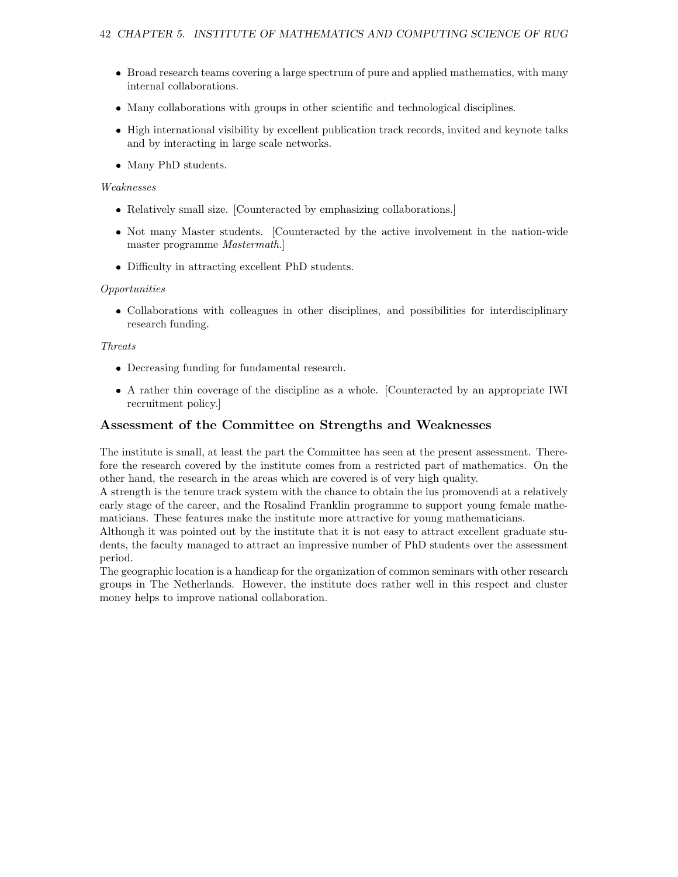- Broad research teams covering a large spectrum of pure and applied mathematics, with many internal collaborations.
- Many collaborations with groups in other scientific and technological disciplines.
- High international visibility by excellent publication track records, invited and keynote talks and by interacting in large scale networks.
- Many PhD students.

*Weaknesses*

- Relatively small size. [Counteracted by emphasizing collaborations.]
- Not many Master students. [Counteracted by the active involvement in the nation-wide master programme *Mastermath*.]
- Difficulty in attracting excellent PhD students.

*Opportunities*

- Collaborations with colleagues in other disciplines, and possibilities for interdisciplinary research funding.

*Threats*

- Decreasing funding for fundamental research.
- A rather thin coverage of the discipline as a whole. [Counteracted by an appropriate IWI recruitment policy.]

## Assessment of the Committee on Strengths and Weaknesses

The institute is small, at least the part the Committee has seen at the present assessment. Therefore the research covered by the institute comes from a restricted part of mathematics. On the other hand, the research in the areas which are covered is of very high quality.
A strength is the tenure track system with the chance to obtain the ius promovendi at a relatively early stage of the career, and the Rosalind Franklin programme to support young female mathematicians. These features make the institute more attractive for young mathematicians.
Although it was pointed out by the institute that it is not easy to attract excellent graduate students, the faculty managed to attract an impressive number of PhD students over the assessment period.
The geographic location is a handicap for the organization of common seminars with other research groups in The Netherlands. However, the institute does rather well in this respect and cluster money helps to improve national collaboration.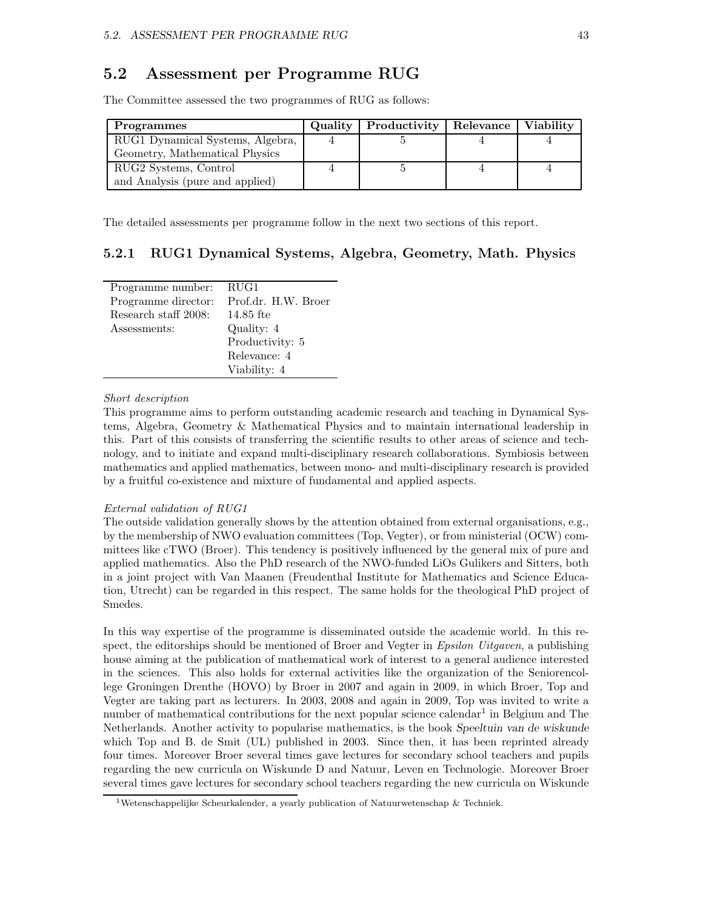## 5.2 Assessment per Programme RUG

The Committee assessed the two programmes of RUG as follows:

| Programmes | Quality | Productivity | Relevance | Viability |
|---|---|---|---|---|
| RUG1 Dynamical Systems, Algebra, Geometry, Mathematical Physics | 4 | 5 | 4 | 4 |
| RUG2 Systems, Control and Analysis (pure and applied) | 4 | 5 | 4 | 4 |

The detailed assessments per programme follow in the next two sections of this report.

### 5.2.1 RUG1 Dynamical Systems, Algebra, Geometry, Math. Physics

| | |
|---|---|
| Programme number: | RUG1 |
| Programme director: | Prof.dr. H.W. Broer |
| Research staff 2008: | 14.85 fte |
| Assessments: | Quality: 4 |
| | Productivity: 5 |
| | Relevance: 4 |
| | Viability: 4 |

*Short description*

This programme aims to perform outstanding academic research and teaching in Dynamical Systems, Algebra, Geometry & Mathematical Physics and to maintain international leadership in this. Part of this consists of transferring the scientific results to other areas of science and technology, and to initiate and expand multi-disciplinary research collaborations. Symbiosis between mathematics and applied mathematics, between mono- and multi-disciplinary research is provided by a fruitful co-existence and mixture of fundamental and applied aspects.

*External validation of RUG1*

The outside validation generally shows by the attention obtained from external organisations, e.g., by the membership of NWO evaluation committees (Top, Vegter), or from ministerial (OCW) committees like cTWO (Broer). This tendency is positively influenced by the general mix of pure and applied mathematics. Also the PhD research of the NWO-funded LiOs Gulikers and Sitters, both in a joint project with Van Maanen (Freudenthal Institute for Mathematics and Science Education, Utrecht) can be regarded in this respect. The same holds for the theological PhD project of Smedes.

In this way expertise of the programme is disseminated outside the academic world. In this respect, the editorships should be mentioned of Broer and Vegter in *Epsilon Uitgaven*, a publishing house aiming at the publication of mathematical work of interest to a general audience interested in the sciences. This also holds for external activities like the organization of the Seniorencollege Groningen Drenthe (HOVO) by Broer in 2007 and again in 2009, in which Broer, Top and Vegter are taking part as lecturers. In 2003, 2008 and again in 2009, Top was invited to write a number of mathematical contributions for the next popular science calendar[1] in Belgium and The Netherlands. Another activity to popularise mathematics, is the book *Speeltuin van de wiskunde* which Top and B. de Smit (UL) published in 2003. Since then, it has been reprinted already four times. Moreover Broer several times gave lectures for secondary school teachers and pupils regarding the new curricula on Wiskunde D and Natuur, Leven en Technologie. Moreover Broer several times gave lectures for secondary school teachers regarding the new curricula on Wiskunde

[1] Wetenschappelijke Scheurkalender, a yearly publication of Natuurwetenschap & Techniek.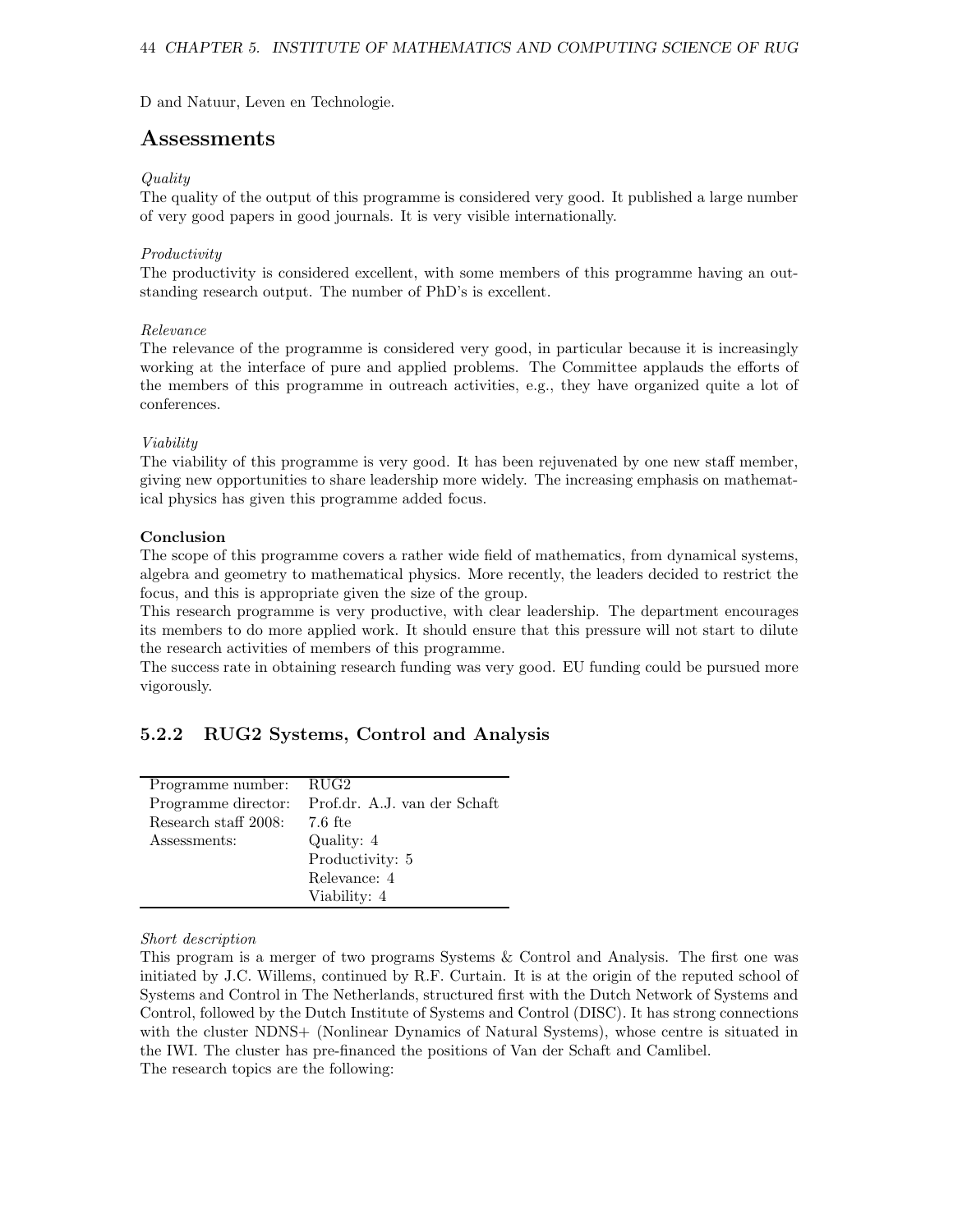D and Natuur, Leven en Technologie.

## Assessments

*Quality*
The quality of the output of this programme is considered very good. It published a large number of very good papers in good journals. It is very visible internationally.

*Productivity*
The productivity is considered excellent, with some members of this programme having an outstanding research output. The number of PhD's is excellent.

*Relevance*
The relevance of the programme is considered very good, in particular because it is increasingly working at the interface of pure and applied problems. The Committee applauds the efforts of the members of this programme in outreach activities, e.g., they have organized quite a lot of conferences.

*Viability*
The viability of this programme is very good. It has been rejuvenated by one new staff member, giving new opportunities to share leadership more widely. The increasing emphasis on mathematical physics has given this programme added focus.

**Conclusion**
The scope of this programme covers a rather wide field of mathematics, from dynamical systems, algebra and geometry to mathematical physics. More recently, the leaders decided to restrict the focus, and this is appropriate given the size of the group.
This research programme is very productive, with clear leadership. The department encourages its members to do more applied work. It should ensure that this pressure will not start to dilute the research activities of members of this programme.
The success rate in obtaining research funding was very good. EU funding could be pursued more vigorously.

### 5.2.2 RUG2 Systems, Control and Analysis

| | |
|---|---|
| Programme number: | RUG2 |
| Programme director: | Prof.dr. A.J. van der Schaft |
| Research staff 2008: | 7.6 fte |
| Assessments: | Quality: 4 |
| | Productivity: 5 |
| | Relevance: 4 |
| | Viability: 4 |

*Short description*
This program is a merger of two programs Systems & Control and Analysis. The first one was initiated by J.C. Willems, continued by R.F. Curtain. It is at the origin of the reputed school of Systems and Control in The Netherlands, structured first with the Dutch Network of Systems and Control, followed by the Dutch Institute of Systems and Control (DISC). It has strong connections with the cluster NDNS+ (Nonlinear Dynamics of Natural Systems), whose centre is situated in the IWI. The cluster has pre-financed the positions of Van der Schaft and Camlibel.
The research topics are the following: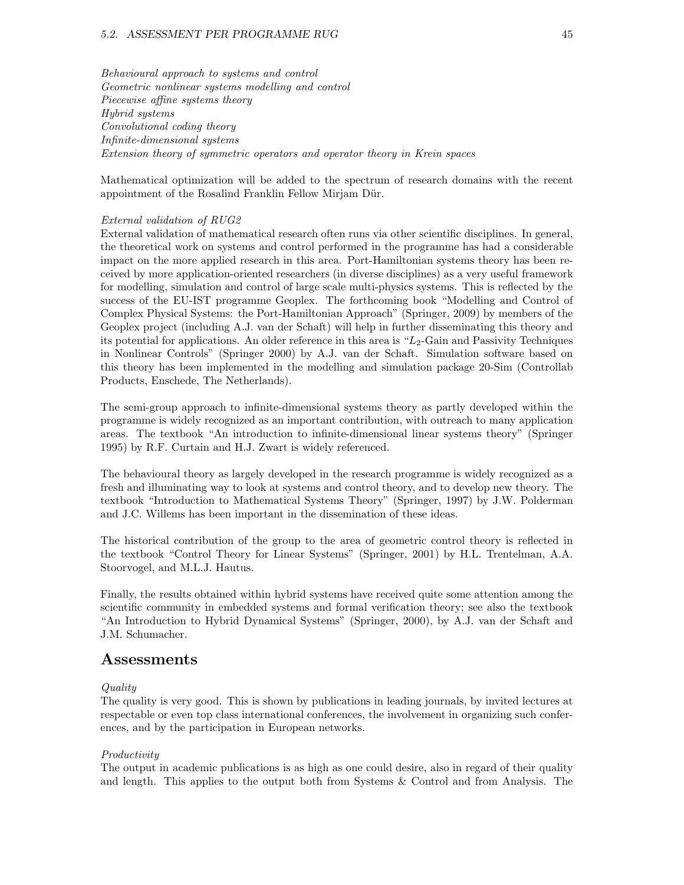*Behavioural approach to systems and control*
*Geometric nonlinear systems modelling and control*
*Piecewise affine systems theory*
*Hybrid systems*
*Convolutional coding theory*
*Infinite-dimensional systems*
*Extension theory of symmetric operators and operator theory in Krein spaces*

Mathematical optimization will be added to the spectrum of research domains with the recent appointment of the Rosalind Franklin Fellow Mirjam Dür.

*External validation of RUG2*

External validation of mathematical research often runs via other scientific disciplines. In general, the theoretical work on systems and control performed in the programme has had a considerable impact on the more applied research in this area. Port-Hamiltonian systems theory has been received by more application-oriented researchers (in diverse disciplines) as a very useful framework for modelling, simulation and control of large scale multi-physics systems. This is reflected by the success of the EU-IST programme Geoplex. The forthcoming book "Modelling and Control of Complex Physical Systems: the Port-Hamiltonian Approach" (Springer, 2009) by members of the Geoplex project (including A.J. van der Schaft) will help in further disseminating this theory and its potential for applications. An older reference in this area is "$L_2$-Gain and Passivity Techniques in Nonlinear Controls" (Springer 2000) by A.J. van der Schaft. Simulation software based on this theory has been implemented in the modelling and simulation package 20-Sim (Controllab Products, Enschede, The Netherlands).

The semi-group approach to infinite-dimensional systems theory as partly developed within the programme is widely recognized as an important contribution, with outreach to many application areas. The textbook "An introduction to infinite-dimensional linear systems theory" (Springer 1995) by R.F. Curtain and H.J. Zwart is widely referenced.

The behavioural theory as largely developed in the research programme is widely recognized as a fresh and illuminating way to look at systems and control theory, and to develop new theory. The textbook "Introduction to Mathematical Systems Theory" (Springer, 1997) by J.W. Polderman and J.C. Willems has been important in the dissemination of these ideas.

The historical contribution of the group to the area of geometric control theory is reflected in the textbook "Control Theory for Linear Systems" (Springer, 2001) by H.L. Trentelman, A.A. Stoorvogel, and M.L.J. Hautus.

Finally, the results obtained within hybrid systems have received quite some attention among the scientific community in embedded systems and formal verification theory; see also the textbook "An Introduction to Hybrid Dynamical Systems" (Springer, 2000), by A.J. van der Schaft and J.M. Schumacher.

## Assessments

*Quality*

The quality is very good. This is shown by publications in leading journals, by invited lectures at respectable or even top class international conferences, the involvement in organizing such conferences, and by the participation in European networks.

*Productivity*

The output in academic publications is as high as one could desire, also in regard of their quality and length. This applies to the output both from Systems & Control and from Analysis. The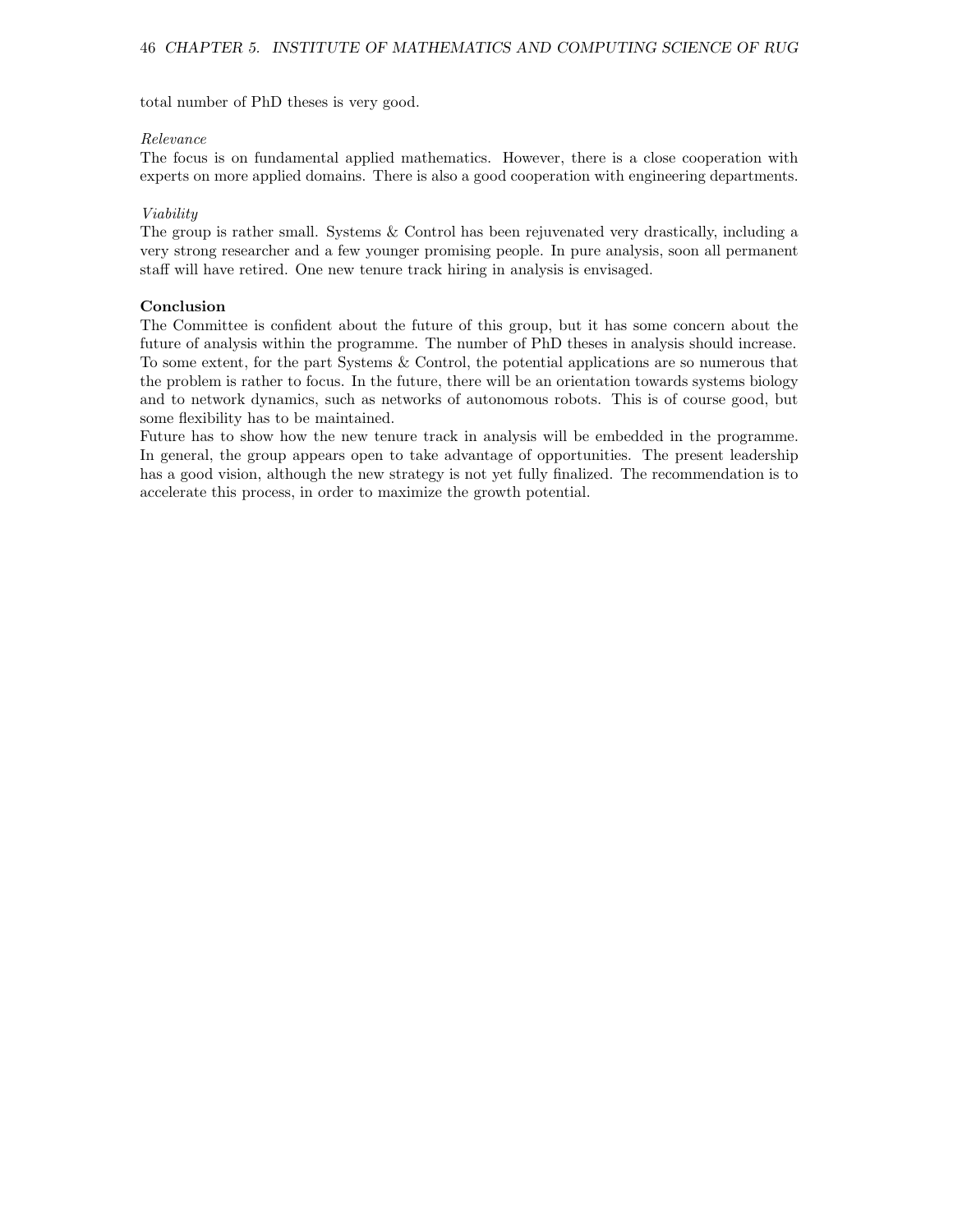total number of PhD theses is very good.

*Relevance*
The focus is on fundamental applied mathematics. However, there is a close cooperation with experts on more applied domains. There is also a good cooperation with engineering departments.

*Viability*
The group is rather small. Systems & Control has been rejuvenated very drastically, including a very strong researcher and a few younger promising people. In pure analysis, soon all permanent staff will have retired. One new tenure track hiring in analysis is envisaged.

**Conclusion**
The Committee is confident about the future of this group, but it has some concern about the future of analysis within the programme. The number of PhD theses in analysis should increase. To some extent, for the part Systems & Control, the potential applications are so numerous that the problem is rather to focus. In the future, there will be an orientation towards systems biology and to network dynamics, such as networks of autonomous robots. This is of course good, but some flexibility has to be maintained.
Future has to show how the new tenure track in analysis will be embedded in the programme. In general, the group appears open to take advantage of opportunities. The present leadership has a good vision, although the new strategy is not yet fully finalized. The recommendation is to accelerate this process, in order to maximize the growth potential.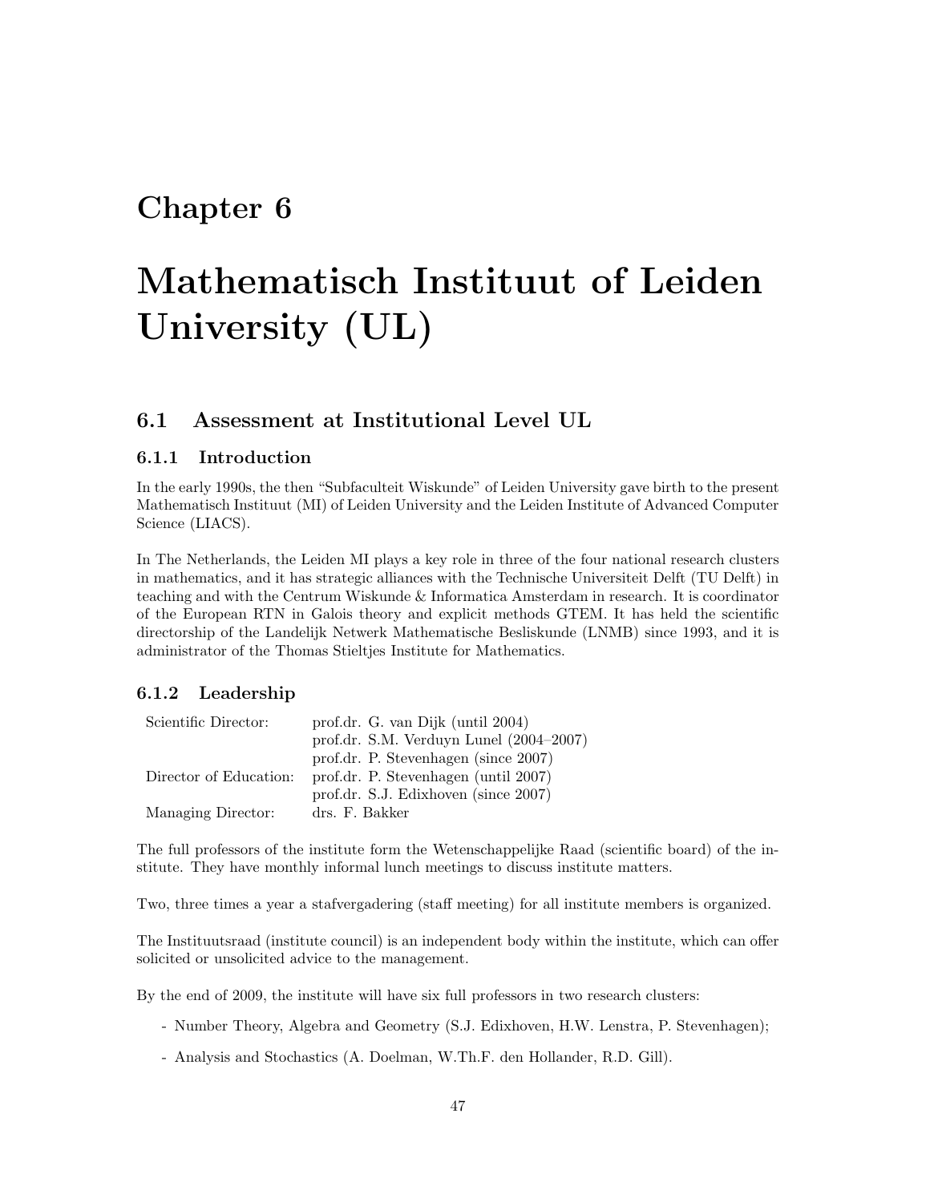# Chapter 6

# Mathematisch Instituut of Leiden University (UL)

## 6.1 Assessment at Institutional Level UL

### 6.1.1 Introduction

In the early 1990s, the then "Subfaculteit Wiskunde" of Leiden University gave birth to the present Mathematisch Instituut (MI) of Leiden University and the Leiden Institute of Advanced Computer Science (LIACS).

In The Netherlands, the Leiden MI plays a key role in three of the four national research clusters in mathematics, and it has strategic alliances with the Technische Universiteit Delft (TU Delft) in teaching and with the Centrum Wiskunde & Informatica Amsterdam in research. It is coordinator of the European RTN in Galois theory and explicit methods GTEM. It has held the scientific directorship of the Landelijk Netwerk Mathematische Besliskunde (LNMB) since 1993, and it is administrator of the Thomas Stieltjes Institute for Mathematics.

### 6.1.2 Leadership

| | |
|---|---|
| Scientific Director: | prof.dr. G. van Dijk (until 2004) |
| | prof.dr. S.M. Verduyn Lunel (2004–2007) |
| | prof.dr. P. Stevenhagen (since 2007) |
| Director of Education: | prof.dr. P. Stevenhagen (until 2007) |
| | prof.dr. S.J. Edixhoven (since 2007) |
| Managing Director: | drs. F. Bakker |

The full professors of the institute form the Wetenschappelijke Raad (scientific board) of the institute. They have monthly informal lunch meetings to discuss institute matters.

Two, three times a year a stafvergadering (staff meeting) for all institute members is organized.

The Instituutsraad (institute council) is an independent body within the institute, which can offer solicited or unsolicited advice to the management.

By the end of 2009, the institute will have six full professors in two research clusters:

- Number Theory, Algebra and Geometry (S.J. Edixhoven, H.W. Lenstra, P. Stevenhagen);
- Analysis and Stochastics (A. Doelman, W.Th.F. den Hollander, R.D. Gill).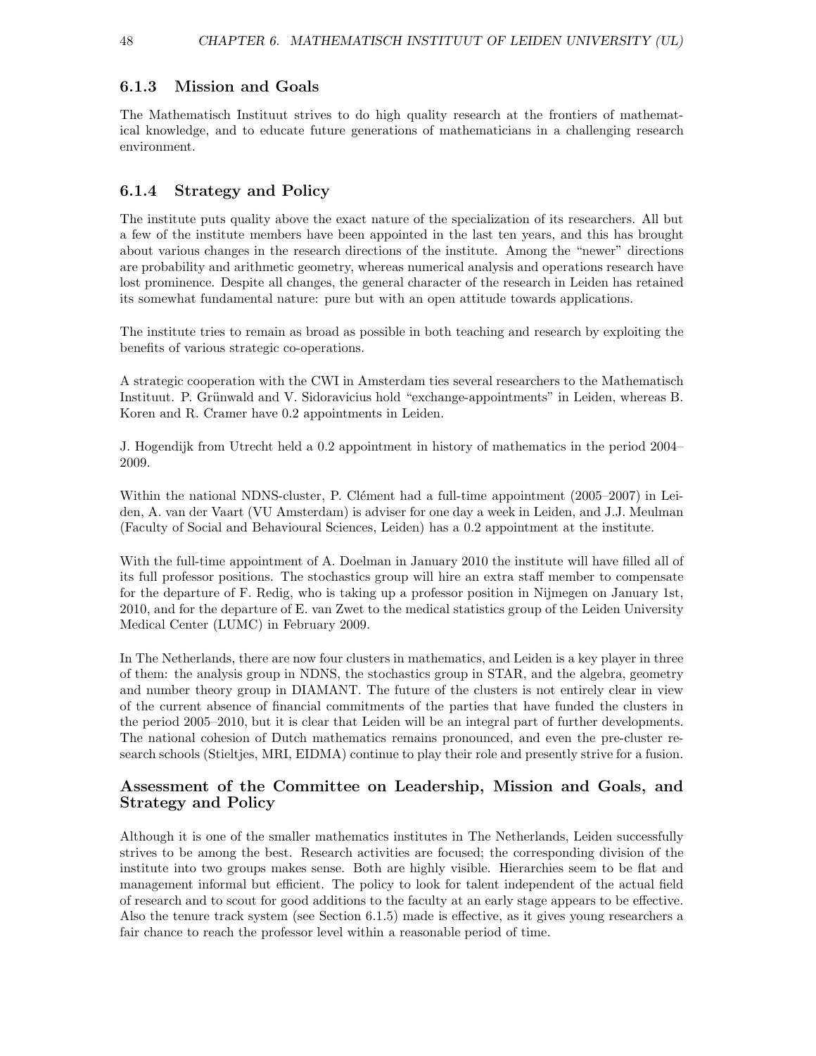### 6.1.3 Mission and Goals

The Mathematisch Instituut strives to do high quality research at the frontiers of mathematical knowledge, and to educate future generations of mathematicians in a challenging research environment.

### 6.1.4 Strategy and Policy

The institute puts quality above the exact nature of the specialization of its researchers. All but a few of the institute members have been appointed in the last ten years, and this has brought about various changes in the research directions of the institute. Among the "newer" directions are probability and arithmetic geometry, whereas numerical analysis and operations research have lost prominence. Despite all changes, the general character of the research in Leiden has retained its somewhat fundamental nature: pure but with an open attitude towards applications.

The institute tries to remain as broad as possible in both teaching and research by exploiting the benefits of various strategic co-operations.

A strategic cooperation with the CWI in Amsterdam ties several researchers to the Mathematisch Instituut. P. Grünwald and V. Sidoravicius hold "exchange-appointments" in Leiden, whereas B. Koren and R. Cramer have 0.2 appointments in Leiden.

J. Hogendijk from Utrecht held a 0.2 appointment in history of mathematics in the period 2004–2009.

Within the national NDNS-cluster, P. Clément had a full-time appointment (2005–2007) in Leiden, A. van der Vaart (VU Amsterdam) is adviser for one day a week in Leiden, and J.J. Meulman (Faculty of Social and Behavioural Sciences, Leiden) has a 0.2 appointment at the institute.

With the full-time appointment of A. Doelman in January 2010 the institute will have filled all of its full professor positions. The stochastics group will hire an extra staff member to compensate for the departure of F. Redig, who is taking up a professor position in Nijmegen on January 1st, 2010, and for the departure of E. van Zwet to the medical statistics group of the Leiden University Medical Center (LUMC) in February 2009.

In The Netherlands, there are now four clusters in mathematics, and Leiden is a key player in three of them: the analysis group in NDNS, the stochastics group in STAR, and the algebra, geometry and number theory group in DIAMANT. The future of the clusters is not entirely clear in view of the current absence of financial commitments of the parties that have funded the clusters in the period 2005–2010, but it is clear that Leiden will be an integral part of further developments. The national cohesion of Dutch mathematics remains pronounced, and even the pre-cluster research schools (Stieltjes, MRI, EIDMA) continue to play their role and presently strive for a fusion.

### Assessment of the Committee on Leadership, Mission and Goals, and Strategy and Policy

Although it is one of the smaller mathematics institutes in The Netherlands, Leiden successfully strives to be among the best. Research activities are focused; the corresponding division of the institute into two groups makes sense. Both are highly visible. Hierarchies seem to be flat and management informal but efficient. The policy to look for talent independent of the actual field of research and to scout for good additions to the faculty at an early stage appears to be effective. Also the tenure track system (see Section 6.1.5) made is effective, as it gives young researchers a fair chance to reach the professor level within a reasonable period of time.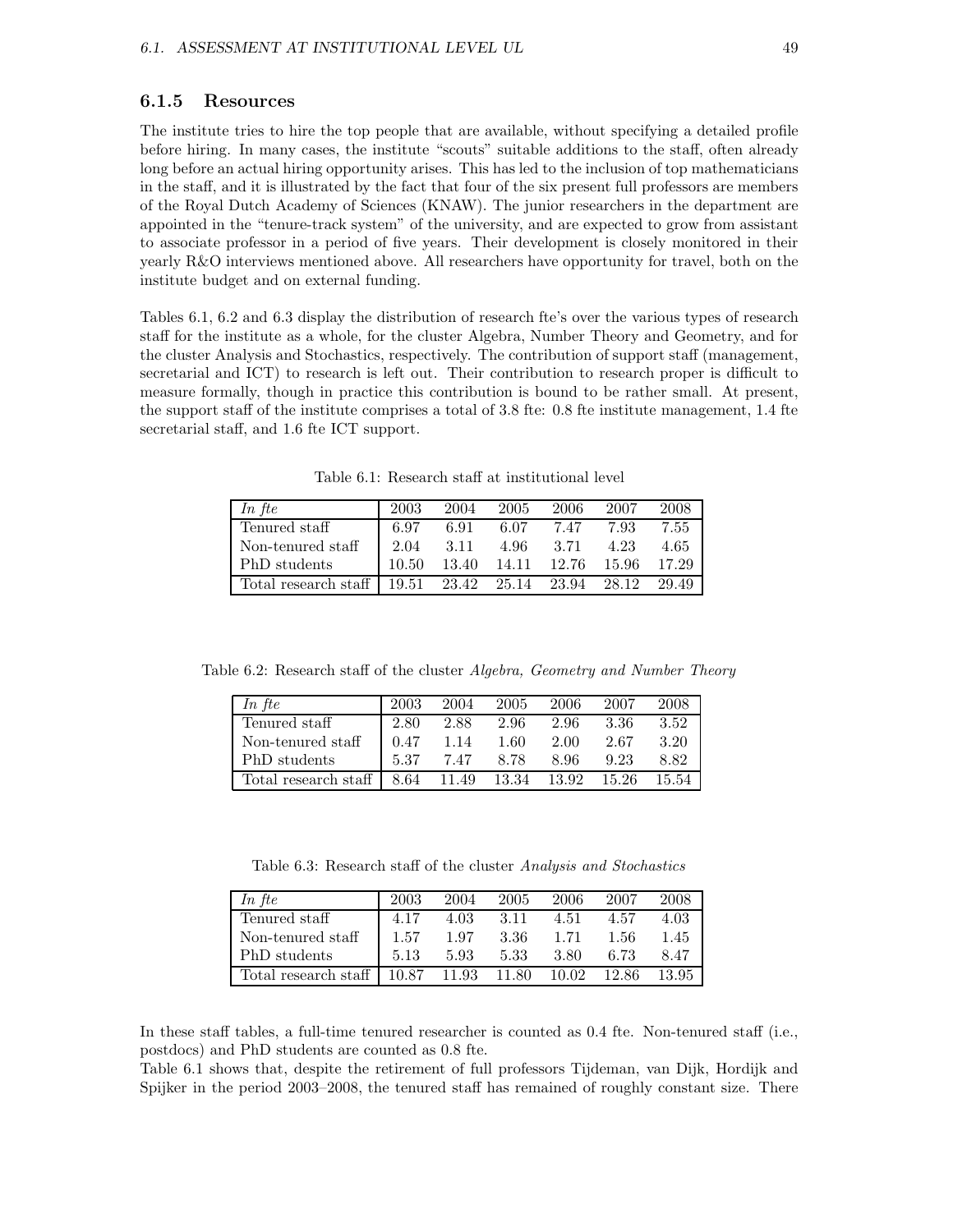### 6.1.5 Resources

The institute tries to hire the top people that are available, without specifying a detailed profile before hiring. In many cases, the institute "scouts" suitable additions to the staff, often already long before an actual hiring opportunity arises. This has led to the inclusion of top mathematicians in the staff, and it is illustrated by the fact that four of the six present full professors are members of the Royal Dutch Academy of Sciences (KNAW). The junior researchers in the department are appointed in the "tenure-track system" of the university, and are expected to grow from assistant to associate professor in a period of five years. Their development is closely monitored in their yearly R&O interviews mentioned above. All researchers have opportunity for travel, both on the institute budget and on external funding.

Tables 6.1, 6.2 and 6.3 display the distribution of research fte's over the various types of research staff for the institute as a whole, for the cluster Algebra, Number Theory and Geometry, and for the cluster Analysis and Stochastics, respectively. The contribution of support staff (management, secretarial and ICT) to research is left out. Their contribution to research proper is difficult to measure formally, though in practice this contribution is bound to be rather small. At present, the support staff of the institute comprises a total of 3.8 fte: 0.8 fte institute management, 1.4 fte secretarial staff, and 1.6 fte ICT support.

Table 6.1: Research staff at institutional level

| *In fte* | 2003 | 2004 | 2005 | 2006 | 2007 | 2008 |
|---|---|---|---|---|---|---|
| Tenured staff | 6.97 | 6.91 | 6.07 | 7.47 | 7.93 | 7.55 |
| Non-tenured staff | 2.04 | 3.11 | 4.96 | 3.71 | 4.23 | 4.65 |
| PhD students | 10.50 | 13.40 | 14.11 | 12.76 | 15.96 | 17.29 |
| Total research staff | 19.51 | 23.42 | 25.14 | 23.94 | 28.12 | 29.49 |

Table 6.2: Research staff of the cluster *Algebra, Geometry and Number Theory*

| *In fte* | 2003 | 2004 | 2005 | 2006 | 2007 | 2008 |
|---|---|---|---|---|---|---|
| Tenured staff | 2.80 | 2.88 | 2.96 | 2.96 | 3.36 | 3.52 |
| Non-tenured staff | 0.47 | 1.14 | 1.60 | 2.00 | 2.67 | 3.20 |
| PhD students | 5.37 | 7.47 | 8.78 | 8.96 | 9.23 | 8.82 |
| Total research staff | 8.64 | 11.49 | 13.34 | 13.92 | 15.26 | 15.54 |

Table 6.3: Research staff of the cluster *Analysis and Stochastics*

| *In fte* | 2003 | 2004 | 2005 | 2006 | 2007 | 2008 |
|---|---|---|---|---|---|---|
| Tenured staff | 4.17 | 4.03 | 3.11 | 4.51 | 4.57 | 4.03 |
| Non-tenured staff | 1.57 | 1.97 | 3.36 | 1.71 | 1.56 | 1.45 |
| PhD students | 5.13 | 5.93 | 5.33 | 3.80 | 6.73 | 8.47 |
| Total research staff | 10.87 | 11.93 | 11.80 | 10.02 | 12.86 | 13.95 |

In these staff tables, a full-time tenured researcher is counted as 0.4 fte. Non-tenured staff (i.e., postdocs) and PhD students are counted as 0.8 fte.

Table 6.1 shows that, despite the retirement of full professors Tijdeman, van Dijk, Hordijk and Spijker in the period 2003–2008, the tenured staff has remained of roughly constant size. There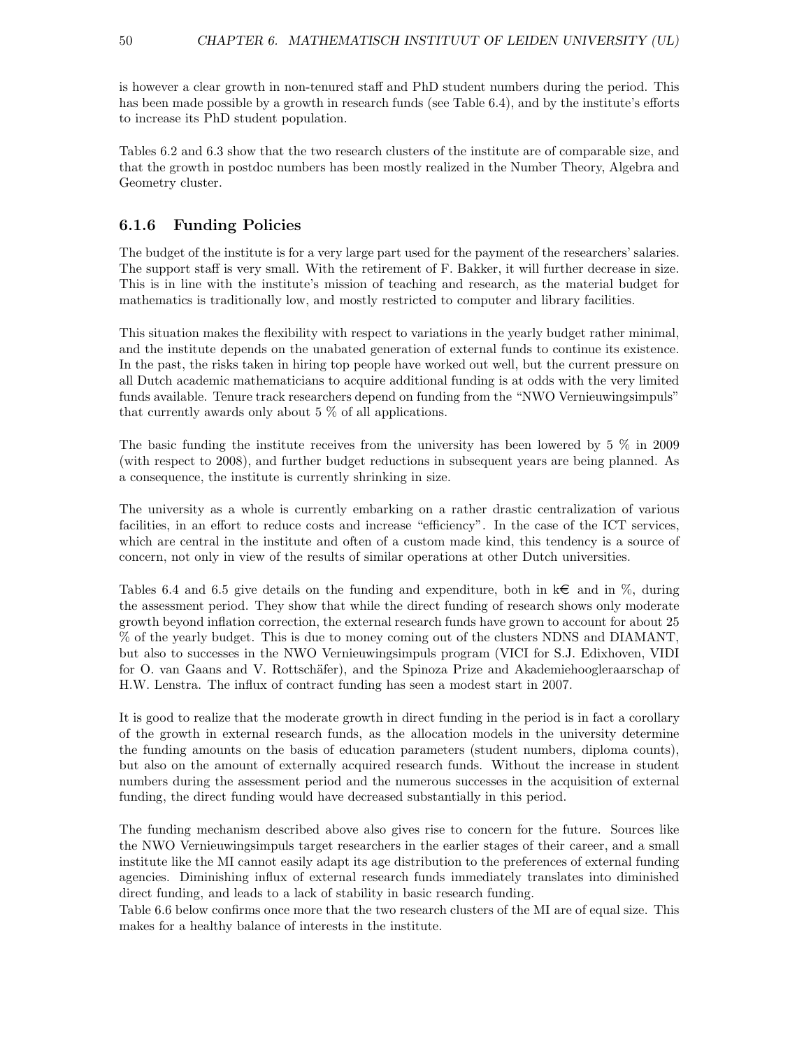is however a clear growth in non-tenured staff and PhD student numbers during the period. This has been made possible by a growth in research funds (see Table 6.4), and by the institute's efforts to increase its PhD student population.

Tables 6.2 and 6.3 show that the two research clusters of the institute are of comparable size, and that the growth in postdoc numbers has been mostly realized in the Number Theory, Algebra and Geometry cluster.

### 6.1.6 Funding Policies

The budget of the institute is for a very large part used for the payment of the researchers' salaries. The support staff is very small. With the retirement of F. Bakker, it will further decrease in size. This is in line with the institute's mission of teaching and research, as the material budget for mathematics is traditionally low, and mostly restricted to computer and library facilities.

This situation makes the flexibility with respect to variations in the yearly budget rather minimal, and the institute depends on the unabated generation of external funds to continue its existence. In the past, the risks taken in hiring top people have worked out well, but the current pressure on all Dutch academic mathematicians to acquire additional funding is at odds with the very limited funds available. Tenure track researchers depend on funding from the "NWO Vernieuwingsimpuls" that currently awards only about 5 % of all applications.

The basic funding the institute receives from the university has been lowered by 5 % in 2009 (with respect to 2008), and further budget reductions in subsequent years are being planned. As a consequence, the institute is currently shrinking in size.

The university as a whole is currently embarking on a rather drastic centralization of various facilities, in an effort to reduce costs and increase "efficiency". In the case of the ICT services, which are central in the institute and often of a custom made kind, this tendency is a source of concern, not only in view of the results of similar operations at other Dutch universities.

Tables 6.4 and 6.5 give details on the funding and expenditure, both in k€ and in %, during the assessment period. They show that while the direct funding of research shows only moderate growth beyond inflation correction, the external research funds have grown to account for about 25 % of the yearly budget. This is due to money coming out of the clusters NDNS and DIAMANT, but also to successes in the NWO Vernieuwingsimpuls program (VICI for S.J. Edixhoven, VIDI for O. van Gaans and V. Rottschäfer), and the Spinoza Prize and Akademiehoogleraarschap of H.W. Lenstra. The influx of contract funding has seen a modest start in 2007.

It is good to realize that the moderate growth in direct funding in the period is in fact a corollary of the growth in external research funds, as the allocation models in the university determine the funding amounts on the basis of education parameters (student numbers, diploma counts), but also on the amount of externally acquired research funds. Without the increase in student numbers during the assessment period and the numerous successes in the acquisition of external funding, the direct funding would have decreased substantially in this period.

The funding mechanism described above also gives rise to concern for the future. Sources like the NWO Vernieuwingsimpuls target researchers in the earlier stages of their career, and a small institute like the MI cannot easily adapt its age distribution to the preferences of external funding agencies. Diminishing influx of external research funds immediately translates into diminished direct funding, and leads to a lack of stability in basic research funding.
Table 6.6 below confirms once more that the two research clusters of the MI are of equal size. This makes for a healthy balance of interests in the institute.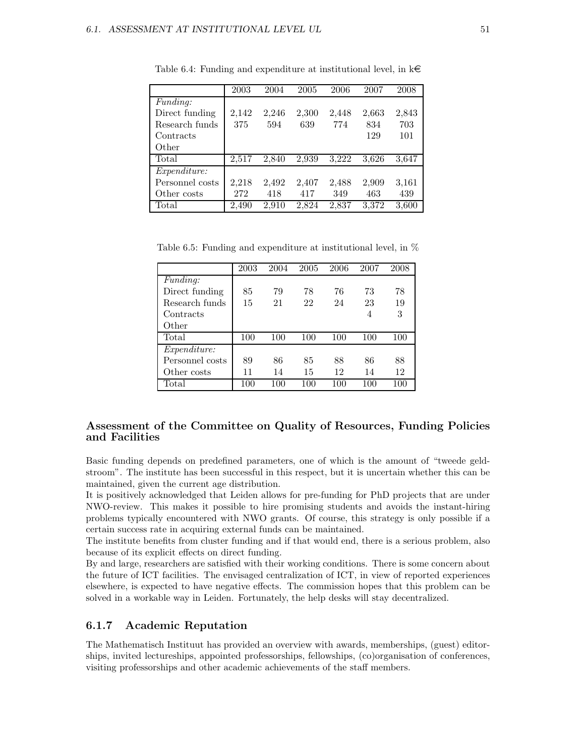Table 6.4: Funding and expenditure at institutional level, in k€

| | 2003 | 2004 | 2005 | 2006 | 2007 | 2008 |
|---|---|---|---|---|---|---|
| *Funding:* | | | | | | |
| Direct funding | 2,142 | 2,246 | 2,300 | 2,448 | 2,663 | 2,843 |
| Research funds | 375 | 594 | 639 | 774 | 834 | 703 |
| Contracts | | | | | 129 | 101 |
| Other | | | | | | |
| Total | 2,517 | 2,840 | 2,939 | 3,222 | 3,626 | 3,647 |
| *Expenditure:* | | | | | | |
| Personnel costs | 2,218 | 2,492 | 2,407 | 2,488 | 2,909 | 3,161 |
| Other costs | 272 | 418 | 417 | 349 | 463 | 439 |
| Total | 2,490 | 2,910 | 2,824 | 2,837 | 3,372 | 3,600 |

Table 6.5: Funding and expenditure at institutional level, in %

| | 2003 | 2004 | 2005 | 2006 | 2007 | 2008 |
|---|---|---|---|---|---|---|
| *Funding:* | | | | | | |
| Direct funding | 85 | 79 | 78 | 76 | 73 | 78 |
| Research funds | 15 | 21 | 22 | 24 | 23 | 19 |
| Contracts | | | | | 4 | 3 |
| Other | | | | | | |
| Total | 100 | 100 | 100 | 100 | 100 | 100 |
| *Expenditure:* | | | | | | |
| Personnel costs | 89 | 86 | 85 | 88 | 86 | 88 |
| Other costs | 11 | 14 | 15 | 12 | 14 | 12 |
| Total | 100 | 100 | 100 | 100 | 100 | 100 |

**Assessment of the Committee on Quality of Resources, Funding Policies and Facilities**

Basic funding depends on predefined parameters, one of which is the amount of "tweede geldstroom". The institute has been successful in this respect, but it is uncertain whether this can be maintained, given the current age distribution.

It is positively acknowledged that Leiden allows for pre-funding for PhD projects that are under NWO-review. This makes it possible to hire promising students and avoids the instant-hiring problems typically encountered with NWO grants. Of course, this strategy is only possible if a certain success rate in acquiring external funds can be maintained.

The institute benefits from cluster funding and if that would end, there is a serious problem, also because of its explicit effects on direct funding.

By and large, researchers are satisfied with their working conditions. There is some concern about the future of ICT facilities. The envisaged centralization of ICT, in view of reported experiences elsewhere, is expected to have negative effects. The commission hopes that this problem can be solved in a workable way in Leiden. Fortunately, the help desks will stay decentralized.

### 6.1.7 Academic Reputation

The Mathematisch Instituut has provided an overview with awards, memberships, (guest) editorships, invited lectureships, appointed professorships, fellowships, (co)organisation of conferences, visiting professorships and other academic achievements of the staff members.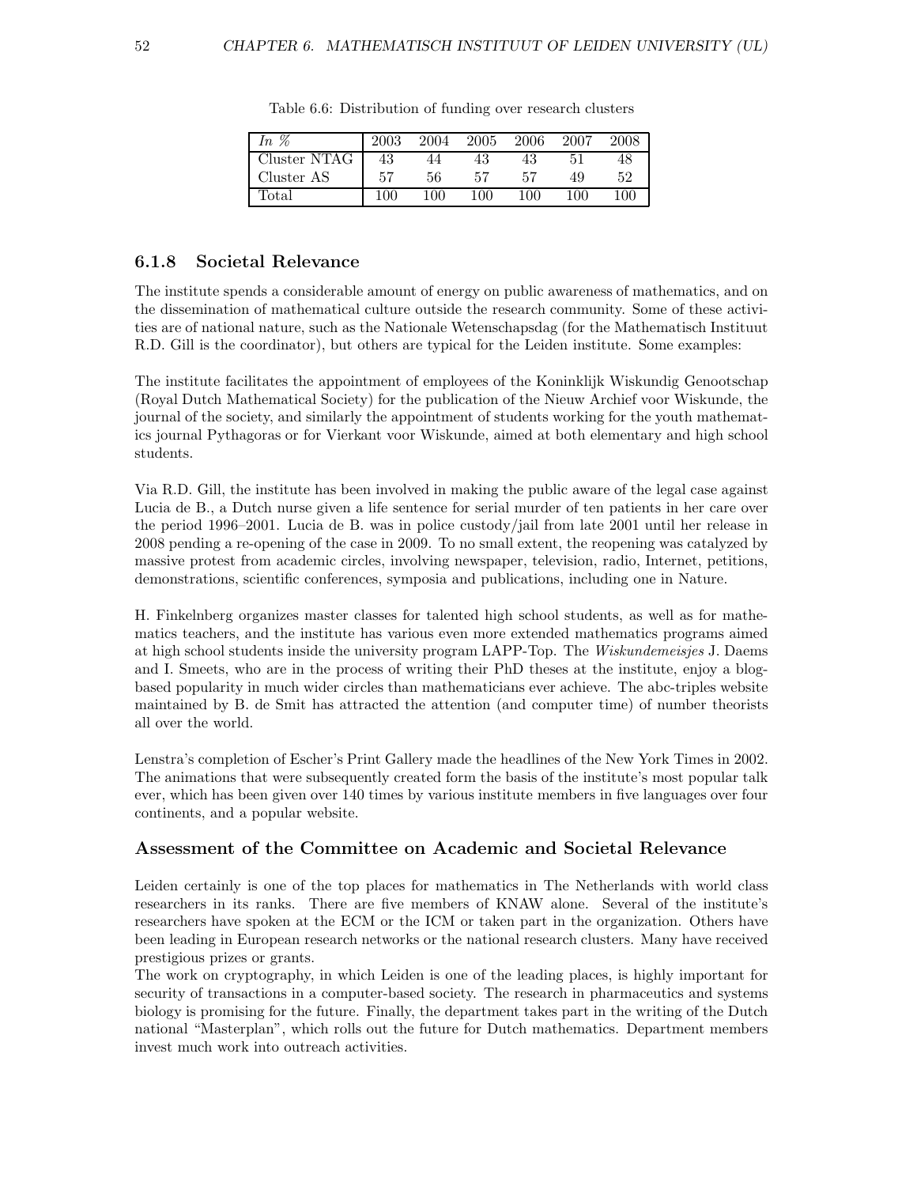Table 6.6: Distribution of funding over research clusters

| *In %* | 2003 | 2004 | 2005 | 2006 | 2007 | 2008 |
|---|---|---|---|---|---|---|
| Cluster NTAG | 43 | 44 | 43 | 43 | 51 | 48 |
| Cluster AS | 57 | 56 | 57 | 57 | 49 | 52 |
| Total | 100 | 100 | 100 | 100 | 100 | 100 |

### 6.1.8 Societal Relevance

The institute spends a considerable amount of energy on public awareness of mathematics, and on the dissemination of mathematical culture outside the research community. Some of these activities are of national nature, such as the Nationale Wetenschapsdag (for the Mathematisch Instituut R.D. Gill is the coordinator), but others are typical for the Leiden institute. Some examples:

The institute facilitates the appointment of employees of the Koninklijk Wiskundig Genootschap (Royal Dutch Mathematical Society) for the publication of the Nieuw Archief voor Wiskunde, the journal of the society, and similarly the appointment of students working for the youth mathematics journal Pythagoras or for Vierkant voor Wiskunde, aimed at both elementary and high school students.

Via R.D. Gill, the institute has been involved in making the public aware of the legal case against Lucia de B., a Dutch nurse given a life sentence for serial murder of ten patients in her care over the period 1996–2001. Lucia de B. was in police custody/jail from late 2001 until her release in 2008 pending a re-opening of the case in 2009. To no small extent, the reopening was catalyzed by massive protest from academic circles, involving newspaper, television, radio, Internet, petitions, demonstrations, scientific conferences, symposia and publications, including one in Nature.

H. Finkelnberg organizes master classes for talented high school students, as well as for mathematics teachers, and the institute has various even more extended mathematics programs aimed at high school students inside the university program LAPP-Top. The *Wiskundemeisjes* J. Daems and I. Smeets, who are in the process of writing their PhD theses at the institute, enjoy a blog-based popularity in much wider circles than mathematicians ever achieve. The abc-triples website maintained by B. de Smit has attracted the attention (and computer time) of number theorists all over the world.

Lenstra's completion of Escher's Print Gallery made the headlines of the New York Times in 2002. The animations that were subsequently created form the basis of the institute's most popular talk ever, which has been given over 140 times by various institute members in five languages over four continents, and a popular website.

### Assessment of the Committee on Academic and Societal Relevance

Leiden certainly is one of the top places for mathematics in The Netherlands with world class researchers in its ranks. There are five members of KNAW alone. Several of the institute's researchers have spoken at the ECM or the ICM or taken part in the organization. Others have been leading in European research networks or the national research clusters. Many have received prestigious prizes or grants.

The work on cryptography, in which Leiden is one of the leading places, is highly important for security of transactions in a computer-based society. The research in pharmaceutics and systems biology is promising for the future. Finally, the department takes part in the writing of the Dutch national "Masterplan", which rolls out the future for Dutch mathematics. Department members invest much work into outreach activities.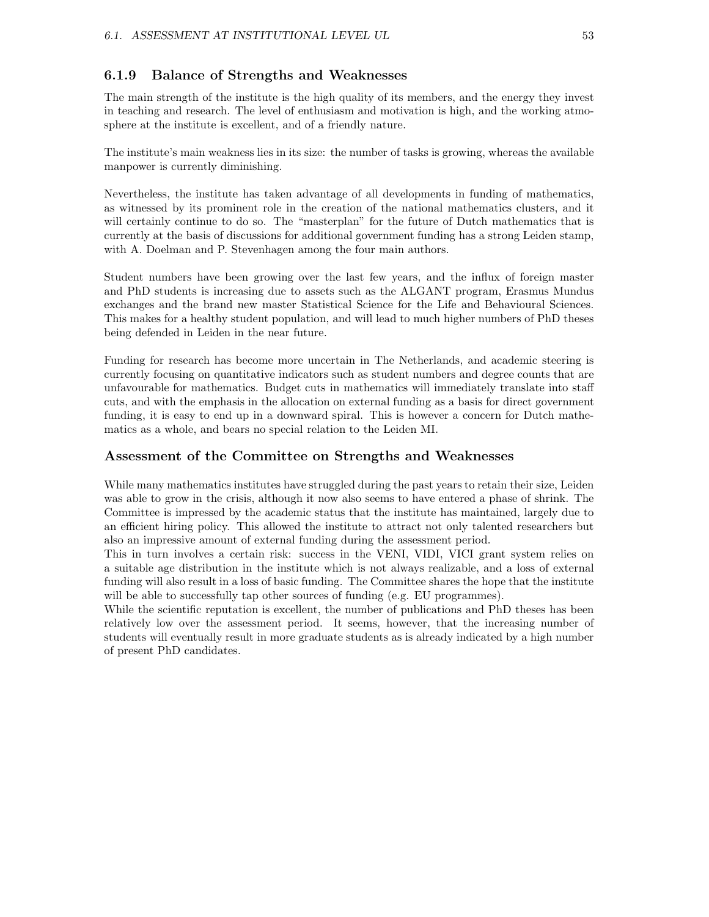### 6.1.9 Balance of Strengths and Weaknesses

The main strength of the institute is the high quality of its members, and the energy they invest in teaching and research. The level of enthusiasm and motivation is high, and the working atmosphere at the institute is excellent, and of a friendly nature.

The institute's main weakness lies in its size: the number of tasks is growing, whereas the available manpower is currently diminishing.

Nevertheless, the institute has taken advantage of all developments in funding of mathematics, as witnessed by its prominent role in the creation of the national mathematics clusters, and it will certainly continue to do so. The "masterplan" for the future of Dutch mathematics that is currently at the basis of discussions for additional government funding has a strong Leiden stamp, with A. Doelman and P. Stevenhagen among the four main authors.

Student numbers have been growing over the last few years, and the influx of foreign master and PhD students is increasing due to assets such as the ALGANT program, Erasmus Mundus exchanges and the brand new master Statistical Science for the Life and Behavioural Sciences. This makes for a healthy student population, and will lead to much higher numbers of PhD theses being defended in Leiden in the near future.

Funding for research has become more uncertain in The Netherlands, and academic steering is currently focusing on quantitative indicators such as student numbers and degree counts that are unfavourable for mathematics. Budget cuts in mathematics will immediately translate into staff cuts, and with the emphasis in the allocation on external funding as a basis for direct government funding, it is easy to end up in a downward spiral. This is however a concern for Dutch mathematics as a whole, and bears no special relation to the Leiden MI.

### Assessment of the Committee on Strengths and Weaknesses

While many mathematics institutes have struggled during the past years to retain their size, Leiden was able to grow in the crisis, although it now also seems to have entered a phase of shrink. The Committee is impressed by the academic status that the institute has maintained, largely due to an efficient hiring policy. This allowed the institute to attract not only talented researchers but also an impressive amount of external funding during the assessment period.

This in turn involves a certain risk: success in the VENI, VIDI, VICI grant system relies on a suitable age distribution in the institute which is not always realizable, and a loss of external funding will also result in a loss of basic funding. The Committee shares the hope that the institute will be able to successfully tap other sources of funding (e.g. EU programmes).

While the scientific reputation is excellent, the number of publications and PhD theses has been relatively low over the assessment period. It seems, however, that the increasing number of students will eventually result in more graduate students as is already indicated by a high number of present PhD candidates.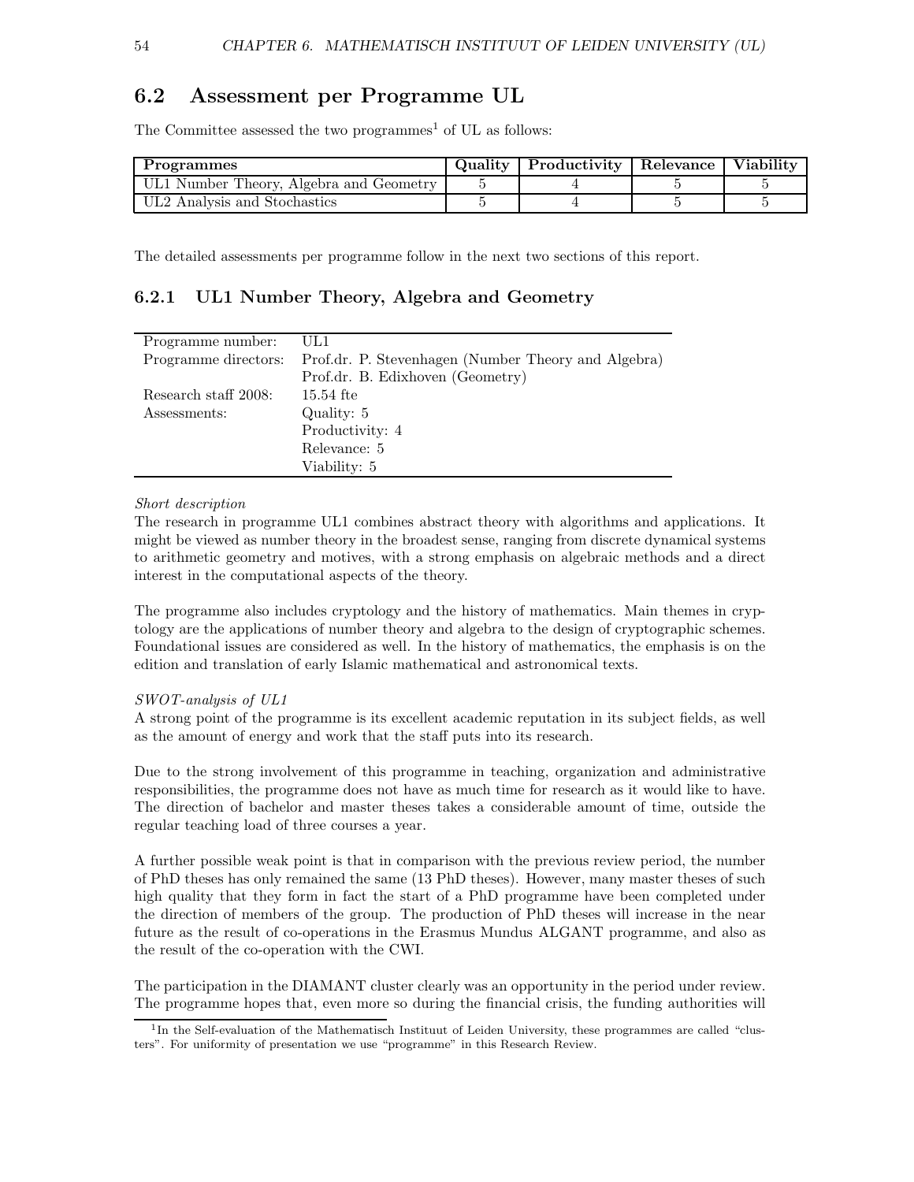## 6.2 Assessment per Programme UL

The Committee assessed the two programmes[1] of UL as follows:

| Programmes | Quality | Productivity | Relevance | Viability |
|---|---|---|---|---|
| UL1 Number Theory, Algebra and Geometry | 5 | 4 | 5 | 5 |
| UL2 Analysis and Stochastics | 5 | 4 | 5 | 5 |

The detailed assessments per programme follow in the next two sections of this report.

### 6.2.1 UL1 Number Theory, Algebra and Geometry

| | |
|---|---|
| Programme number: | UL1 |
| Programme directors: | Prof.dr. P. Stevenhagen (Number Theory and Algebra) |
| | Prof.dr. B. Edixhoven (Geometry) |
| Research staff 2008: | 15.54 fte |
| Assessments: | Quality: 5 |
| | Productivity: 4 |
| | Relevance: 5 |
| | Viability: 5 |

*Short description*

The research in programme UL1 combines abstract theory with algorithms and applications. It might be viewed as number theory in the broadest sense, ranging from discrete dynamical systems to arithmetic geometry and motives, with a strong emphasis on algebraic methods and a direct interest in the computational aspects of the theory.

The programme also includes cryptology and the history of mathematics. Main themes in cryptology are the applications of number theory and algebra to the design of cryptographic schemes. Foundational issues are considered as well. In the history of mathematics, the emphasis is on the edition and translation of early Islamic mathematical and astronomical texts.

*SWOT-analysis of UL1*

A strong point of the programme is its excellent academic reputation in its subject fields, as well as the amount of energy and work that the staff puts into its research.

Due to the strong involvement of this programme in teaching, organization and administrative responsibilities, the programme does not have as much time for research as it would like to have. The direction of bachelor and master theses takes a considerable amount of time, outside the regular teaching load of three courses a year.

A further possible weak point is that in comparison with the previous review period, the number of PhD theses has only remained the same (13 PhD theses). However, many master theses of such high quality that they form in fact the start of a PhD programme have been completed under the direction of members of the group. The production of PhD theses will increase in the near future as the result of co-operations in the Erasmus Mundus ALGANT programme, and also as the result of the co-operation with the CWI.

The participation in the DIAMANT cluster clearly was an opportunity in the period under review. The programme hopes that, even more so during the financial crisis, the funding authorities will

[1] In the Self-evaluation of the Mathematisch Instituut of Leiden University, these programmes are called "clusters". For uniformity of presentation we use "programme" in this Research Review.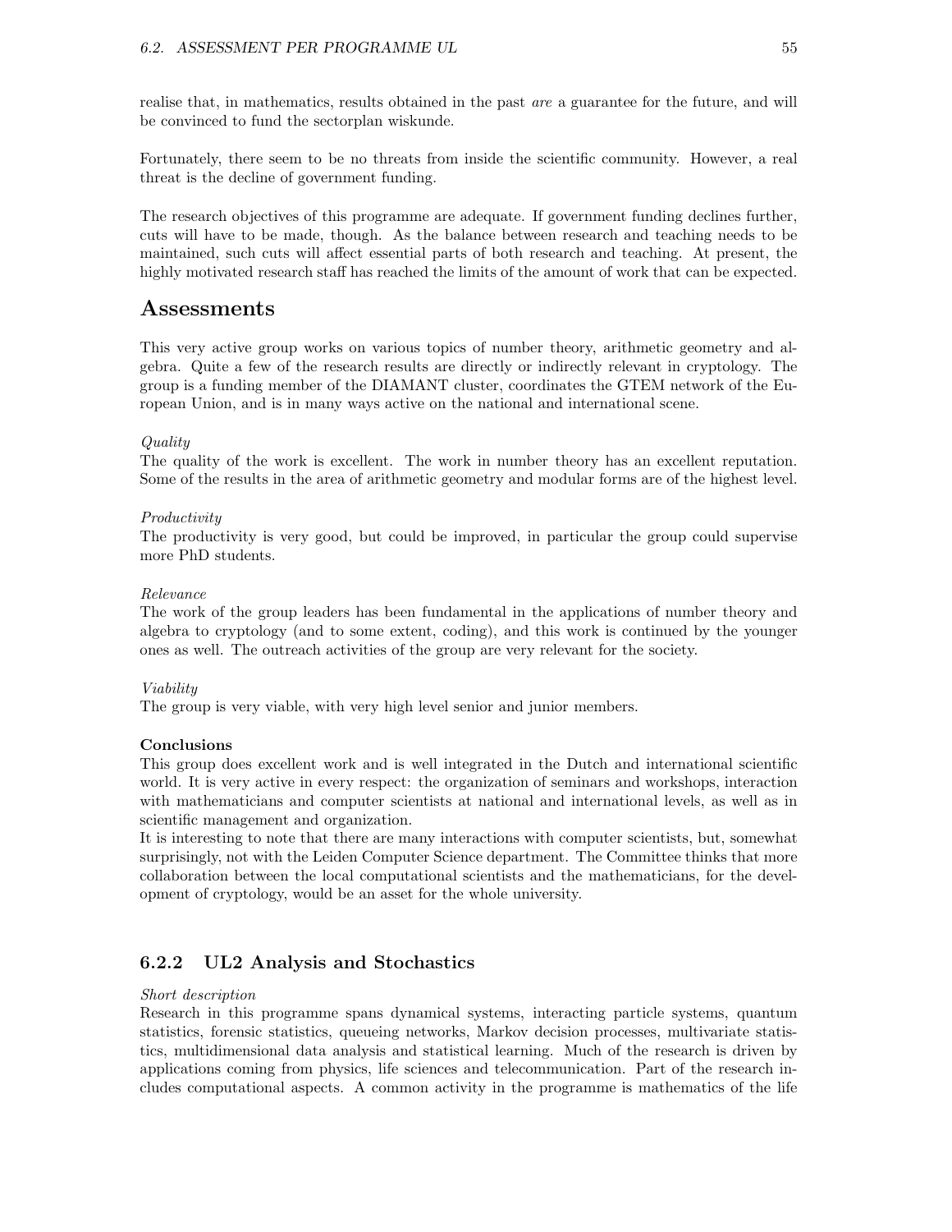realise that, in mathematics, results obtained in the past *are* a guarantee for the future, and will be convinced to fund the sectorplan wiskunde.

Fortunately, there seem to be no threats from inside the scientific community. However, a real threat is the decline of government funding.

The research objectives of this programme are adequate. If government funding declines further, cuts will have to be made, though. As the balance between research and teaching needs to be maintained, such cuts will affect essential parts of both research and teaching. At present, the highly motivated research staff has reached the limits of the amount of work that can be expected.

## Assessments

This very active group works on various topics of number theory, arithmetic geometry and algebra. Quite a few of the research results are directly or indirectly relevant in cryptology. The group is a funding member of the DIAMANT cluster, coordinates the GTEM network of the European Union, and is in many ways active on the national and international scene.

*Quality*
The quality of the work is excellent. The work in number theory has an excellent reputation. Some of the results in the area of arithmetic geometry and modular forms are of the highest level.

*Productivity*
The productivity is very good, but could be improved, in particular the group could supervise more PhD students.

*Relevance*
The work of the group leaders has been fundamental in the applications of number theory and algebra to cryptology (and to some extent, coding), and this work is continued by the younger ones as well. The outreach activities of the group are very relevant for the society.

*Viability*
The group is very viable, with very high level senior and junior members.

**Conclusions**
This group does excellent work and is well integrated in the Dutch and international scientific world. It is very active in every respect: the organization of seminars and workshops, interaction with mathematicians and computer scientists at national and international levels, as well as in scientific management and organization.
It is interesting to note that there are many interactions with computer scientists, but, somewhat surprisingly, not with the Leiden Computer Science department. The Committee thinks that more collaboration between the local computational scientists and the mathematicians, for the development of cryptology, would be an asset for the whole university.

### 6.2.2 UL2 Analysis and Stochastics

*Short description*
Research in this programme spans dynamical systems, interacting particle systems, quantum statistics, forensic statistics, queueing networks, Markov decision processes, multivariate statistics, multidimensional data analysis and statistical learning. Much of the research is driven by applications coming from physics, life sciences and telecommunication. Part of the research includes computational aspects. A common activity in the programme is mathematics of the life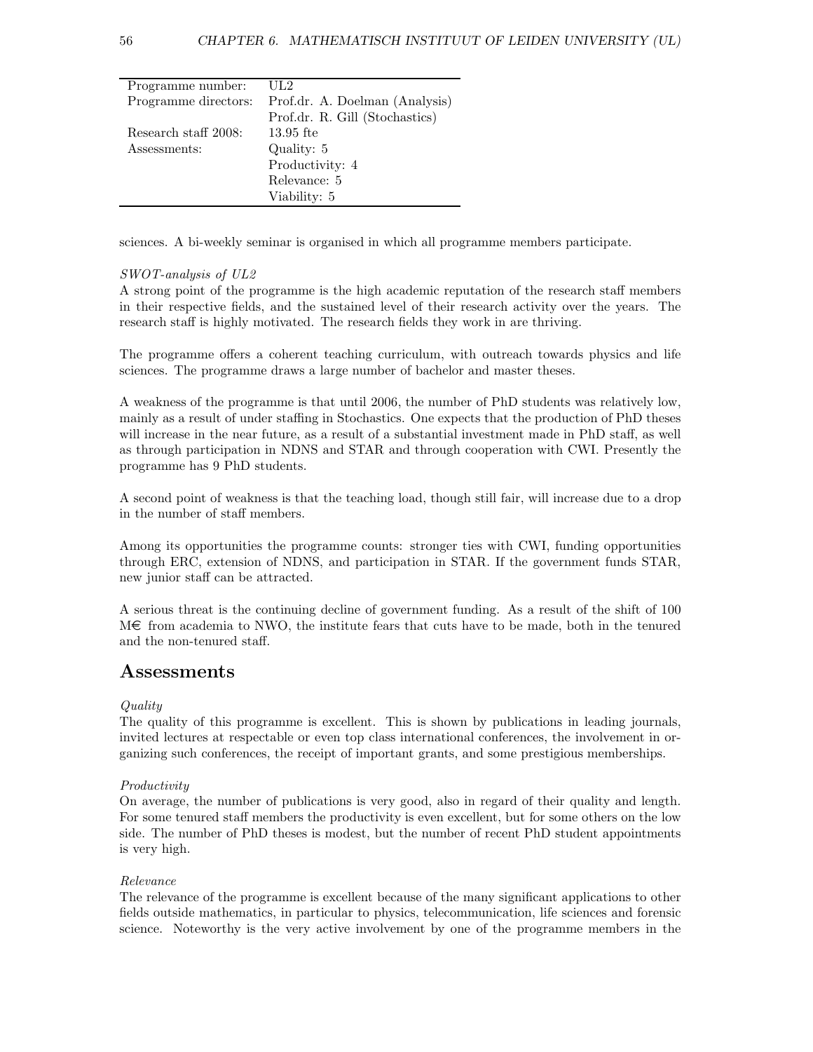| | |
|---|---|
| Programme number: | UL2 |
| Programme directors: | Prof.dr. A. Doelman (Analysis) |
| | Prof.dr. R. Gill (Stochastics) |
| Research staff 2008: | 13.95 fte |
| Assessments: | Quality: 5 |
| | Productivity: 4 |
| | Relevance: 5 |
| | Viability: 5 |

sciences. A bi-weekly seminar is organised in which all programme members participate.

*SWOT-analysis of UL2*
A strong point of the programme is the high academic reputation of the research staff members in their respective fields, and the sustained level of their research activity over the years. The research staff is highly motivated. The research fields they work in are thriving.

The programme offers a coherent teaching curriculum, with outreach towards physics and life sciences. The programme draws a large number of bachelor and master theses.

A weakness of the programme is that until 2006, the number of PhD students was relatively low, mainly as a result of under staffing in Stochastics. One expects that the production of PhD theses will increase in the near future, as a result of a substantial investment made in PhD staff, as well as through participation in NDNS and STAR and through cooperation with CWI. Presently the programme has 9 PhD students.

A second point of weakness is that the teaching load, though still fair, will increase due to a drop in the number of staff members.

Among its opportunities the programme counts: stronger ties with CWI, funding opportunities through ERC, extension of NDNS, and participation in STAR. If the government funds STAR, new junior staff can be attracted.

A serious threat is the continuing decline of government funding. As a result of the shift of 100 M€ from academia to NWO, the institute fears that cuts have to be made, both in the tenured and the non-tenured staff.

## Assessments

*Quality*
The quality of this programme is excellent. This is shown by publications in leading journals, invited lectures at respectable or even top class international conferences, the involvement in organizing such conferences, the receipt of important grants, and some prestigious memberships.

*Productivity*
On average, the number of publications is very good, also in regard of their quality and length. For some tenured staff members the productivity is even excellent, but for some others on the low side. The number of PhD theses is modest, but the number of recent PhD student appointments is very high.

*Relevance*
The relevance of the programme is excellent because of the many significant applications to other fields outside mathematics, in particular to physics, telecommunication, life sciences and forensic science. Noteworthy is the very active involvement by one of the programme members in the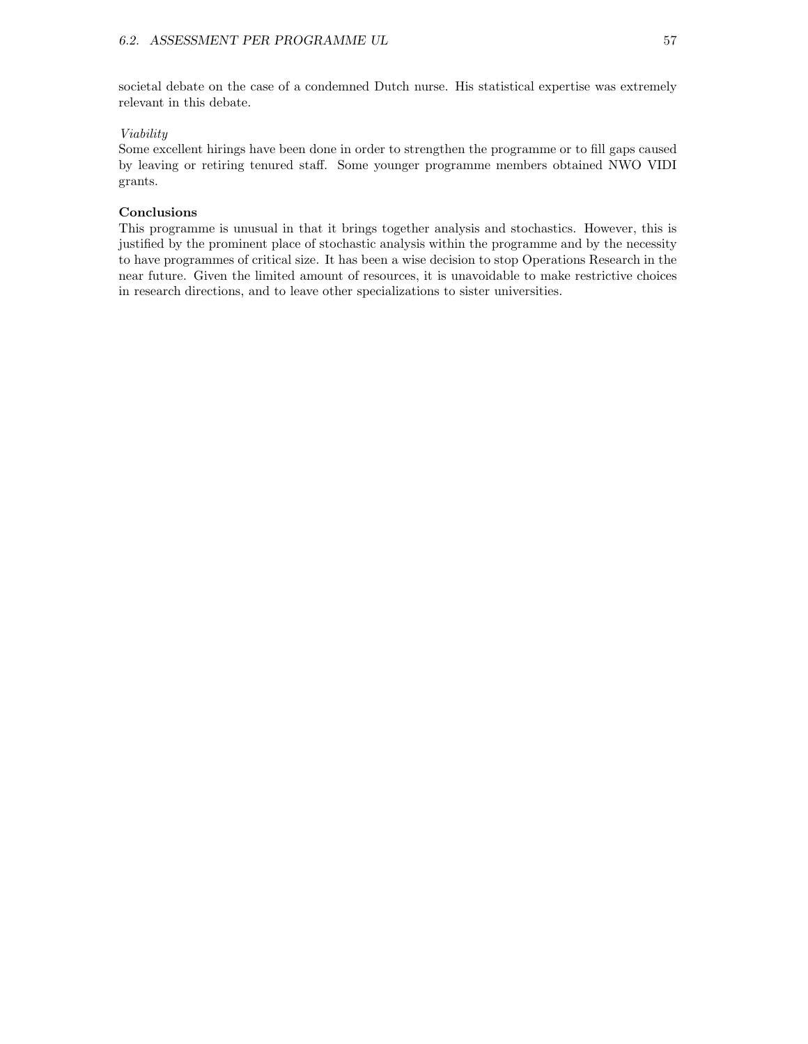societal debate on the case of a condemned Dutch nurse. His statistical expertise was extremely relevant in this debate.

*Viability*

Some excellent hirings have been done in order to strengthen the programme or to fill gaps caused by leaving or retiring tenured staff. Some younger programme members obtained NWO VIDI grants.

**Conclusions**

This programme is unusual in that it brings together analysis and stochastics. However, this is justified by the prominent place of stochastic analysis within the programme and by the necessity to have programmes of critical size. It has been a wise decision to stop Operations Research in the near future. Given the limited amount of resources, it is unavoidable to make restrictive choices in research directions, and to leave other specializations to sister universities.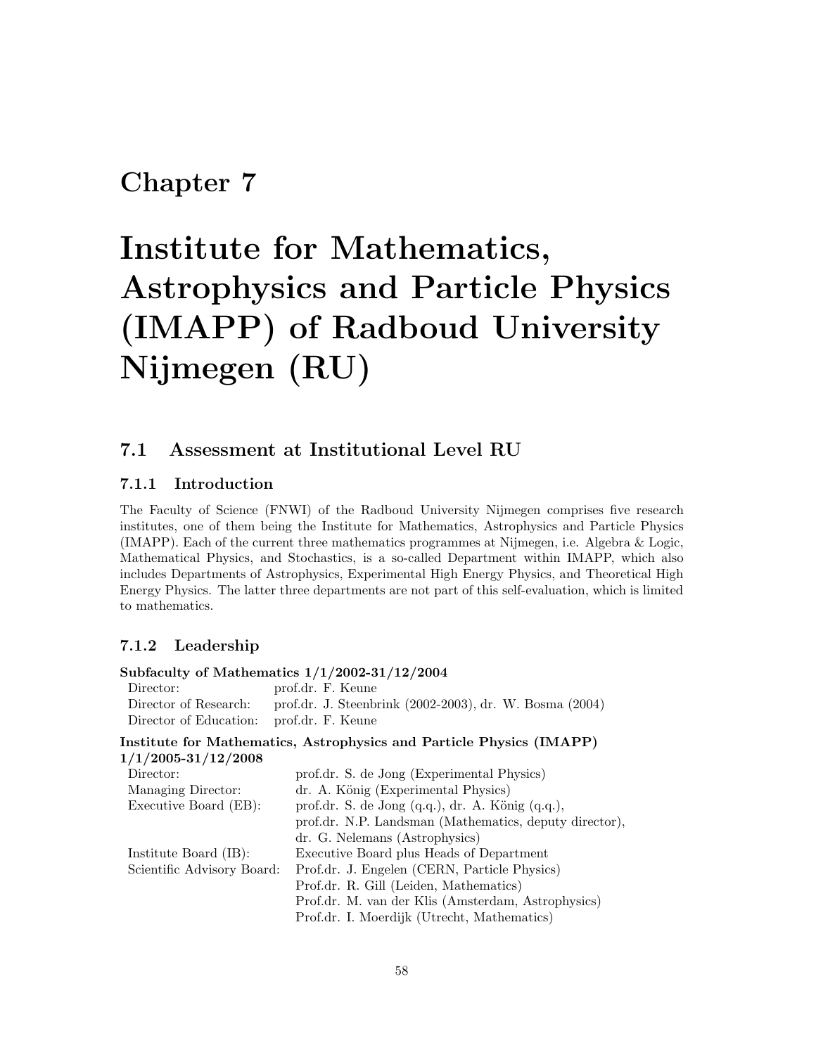# Chapter 7

# Institute for Mathematics, Astrophysics and Particle Physics (IMAPP) of Radboud University Nijmegen (RU)

## 7.1 Assessment at Institutional Level RU

### 7.1.1 Introduction

The Faculty of Science (FNWI) of the Radboud University Nijmegen comprises five research institutes, one of them being the Institute for Mathematics, Astrophysics and Particle Physics (IMAPP). Each of the current three mathematics programmes at Nijmegen, i.e. Algebra & Logic, Mathematical Physics, and Stochastics, is a so-called Department within IMAPP, which also includes Departments of Astrophysics, Experimental High Energy Physics, and Theoretical High Energy Physics. The latter three departments are not part of this self-evaluation, which is limited to mathematics.

### 7.1.2 Leadership

**Subfaculty of Mathematics 1/1/2002-31/12/2004**

| | |
|---|---|
| Director: | prof.dr. F. Keune |
| Director of Research: | prof.dr. J. Steenbrink (2002-2003), dr. W. Bosma (2004) |
| Director of Education: | prof.dr. F. Keune |

**Institute for Mathematics, Astrophysics and Particle Physics (IMAPP) 1/1/2005-31/12/2008**

| | |
|---|---|
| Director: | prof.dr. S. de Jong (Experimental Physics) |
| Managing Director: | dr. A. König (Experimental Physics) |
| Executive Board (EB): | prof.dr. S. de Jong (q.q.), dr. A. König (q.q.), prof.dr. N.P. Landsman (Mathematics, deputy director), dr. G. Nelemans (Astrophysics) |
| Institute Board (IB): | Executive Board plus Heads of Department |
| Scientific Advisory Board: | Prof.dr. J. Engelen (CERN, Particle Physics) |
| | Prof.dr. R. Gill (Leiden, Mathematics) |
| | Prof.dr. M. van der Klis (Amsterdam, Astrophysics) |
| | Prof.dr. I. Moerdijk (Utrecht, Mathematics) |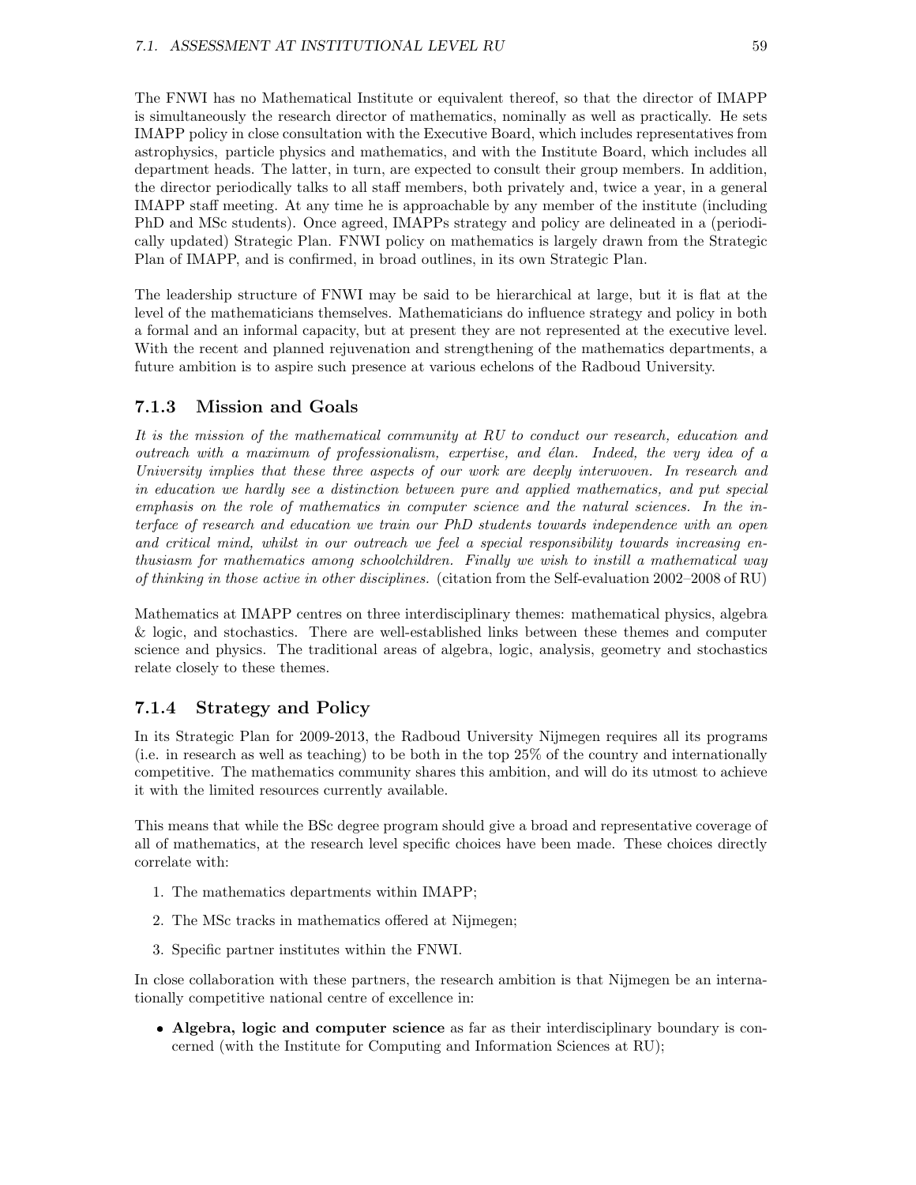The FNWI has no Mathematical Institute or equivalent thereof, so that the director of IMAPP is simultaneously the research director of mathematics, nominally as well as practically. He sets IMAPP policy in close consultation with the Executive Board, which includes representatives from astrophysics, particle physics and mathematics, and with the Institute Board, which includes all department heads. The latter, in turn, are expected to consult their group members. In addition, the director periodically talks to all staff members, both privately and, twice a year, in a general IMAPP staff meeting. At any time he is approachable by any member of the institute (including PhD and MSc students). Once agreed, IMAPPs strategy and policy are delineated in a (periodically updated) Strategic Plan. FNWI policy on mathematics is largely drawn from the Strategic Plan of IMAPP, and is confirmed, in broad outlines, in its own Strategic Plan.

The leadership structure of FNWI may be said to be hierarchical at large, but it is flat at the level of the mathematicians themselves. Mathematicians do influence strategy and policy in both a formal and an informal capacity, but at present they are not represented at the executive level. With the recent and planned rejuvenation and strengthening of the mathematics departments, a future ambition is to aspire such presence at various echelons of the Radboud University.

### 7.1.3 Mission and Goals

*It is the mission of the mathematical community at RU to conduct our research, education and outreach with a maximum of professionalism, expertise, and élan. Indeed, the very idea of a University implies that these three aspects of our work are deeply interwoven. In research and in education we hardly see a distinction between pure and applied mathematics, and put special emphasis on the role of mathematics in computer science and the natural sciences. In the interface of research and education we train our PhD students towards independence with an open and critical mind, whilst in our outreach we feel a special responsibility towards increasing enthusiasm for mathematics among schoolchildren. Finally we wish to instill a mathematical way of thinking in those active in other disciplines.* (citation from the Self-evaluation 2002–2008 of RU)

Mathematics at IMAPP centres on three interdisciplinary themes: mathematical physics, algebra & logic, and stochastics. There are well-established links between these themes and computer science and physics. The traditional areas of algebra, logic, analysis, geometry and stochastics relate closely to these themes.

### 7.1.4 Strategy and Policy

In its Strategic Plan for 2009-2013, the Radboud University Nijmegen requires all its programs (i.e. in research as well as teaching) to be both in the top 25% of the country and internationally competitive. The mathematics community shares this ambition, and will do its utmost to achieve it with the limited resources currently available.

This means that while the BSc degree program should give a broad and representative coverage of all of mathematics, at the research level specific choices have been made. These choices directly correlate with:

1. The mathematics departments within IMAPP;
2. The MSc tracks in mathematics offered at Nijmegen;
3. Specific partner institutes within the FNWI.

In close collaboration with these partners, the research ambition is that Nijmegen be an internationally competitive national centre of excellence in:

- **Algebra, logic and computer science** as far as their interdisciplinary boundary is concerned (with the Institute for Computing and Information Sciences at RU);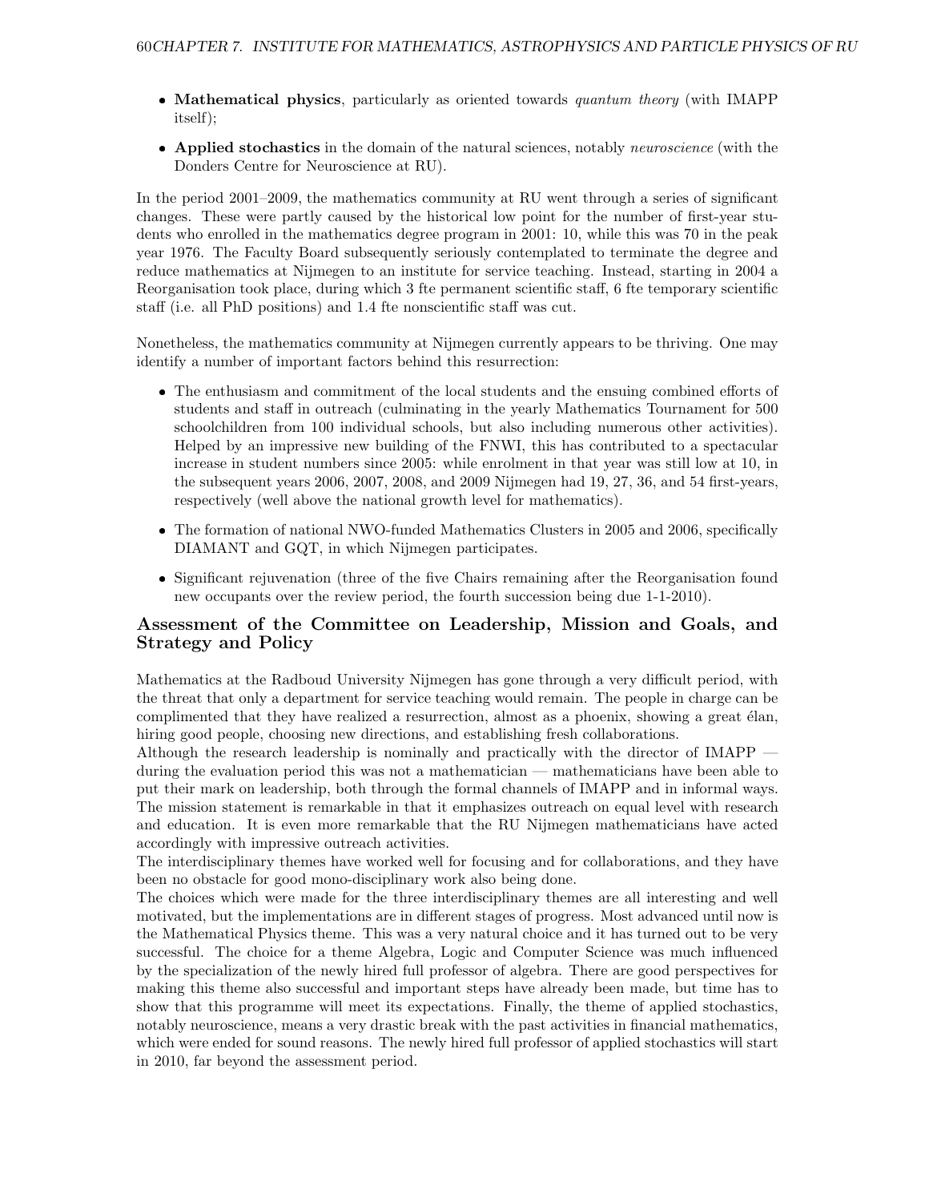- **Mathematical physics**, particularly as oriented towards *quantum theory* (with IMAPP itself);
- **Applied stochastics** in the domain of the natural sciences, notably *neuroscience* (with the Donders Centre for Neuroscience at RU).

In the period 2001–2009, the mathematics community at RU went through a series of significant changes. These were partly caused by the historical low point for the number of first-year students who enrolled in the mathematics degree program in 2001: 10, while this was 70 in the peak year 1976. The Faculty Board subsequently seriously contemplated to terminate the degree and reduce mathematics at Nijmegen to an institute for service teaching. Instead, starting in 2004 a Reorganisation took place, during which 3 fte permanent scientific staff, 6 fte temporary scientific staff (i.e. all PhD positions) and 1.4 fte nonscientific staff was cut.

Nonetheless, the mathematics community at Nijmegen currently appears to be thriving. One may identify a number of important factors behind this resurrection:

- The enthusiasm and commitment of the local students and the ensuing combined efforts of students and staff in outreach (culminating in the yearly Mathematics Tournament for 500 schoolchildren from 100 individual schools, but also including numerous other activities). Helped by an impressive new building of the FNWI, this has contributed to a spectacular increase in student numbers since 2005: while enrolment in that year was still low at 10, in the subsequent years 2006, 2007, 2008, and 2009 Nijmegen had 19, 27, 36, and 54 first-years, respectively (well above the national growth level for mathematics).
- The formation of national NWO-funded Mathematics Clusters in 2005 and 2006, specifically DIAMANT and GQT, in which Nijmegen participates.
- Significant rejuvenation (three of the five Chairs remaining after the Reorganisation found new occupants over the review period, the fourth succession being due 1-1-2010).

## Assessment of the Committee on Leadership, Mission and Goals, and Strategy and Policy

Mathematics at the Radboud University Nijmegen has gone through a very difficult period, with the threat that only a department for service teaching would remain. The people in charge can be complimented that they have realized a resurrection, almost as a phoenix, showing a great élan, hiring good people, choosing new directions, and establishing fresh collaborations.

Although the research leadership is nominally and practically with the director of IMAPP — during the evaluation period this was not a mathematician — mathematicians have been able to put their mark on leadership, both through the formal channels of IMAPP and in informal ways. The mission statement is remarkable in that it emphasizes outreach on equal level with research and education. It is even more remarkable that the RU Nijmegen mathematicians have acted accordingly with impressive outreach activities.

The interdisciplinary themes have worked well for focusing and for collaborations, and they have been no obstacle for good mono-disciplinary work also being done.

The choices which were made for the three interdisciplinary themes are all interesting and well motivated, but the implementations are in different stages of progress. Most advanced until now is the Mathematical Physics theme. This was a very natural choice and it has turned out to be very successful. The choice for a theme Algebra, Logic and Computer Science was much influenced by the specialization of the newly hired full professor of algebra. There are good perspectives for making this theme also successful and important steps have already been made, but time has to show that this programme will meet its expectations. Finally, the theme of applied stochastics, notably neuroscience, means a very drastic break with the past activities in financial mathematics, which were ended for sound reasons. The newly hired full professor of applied stochastics will start in 2010, far beyond the assessment period.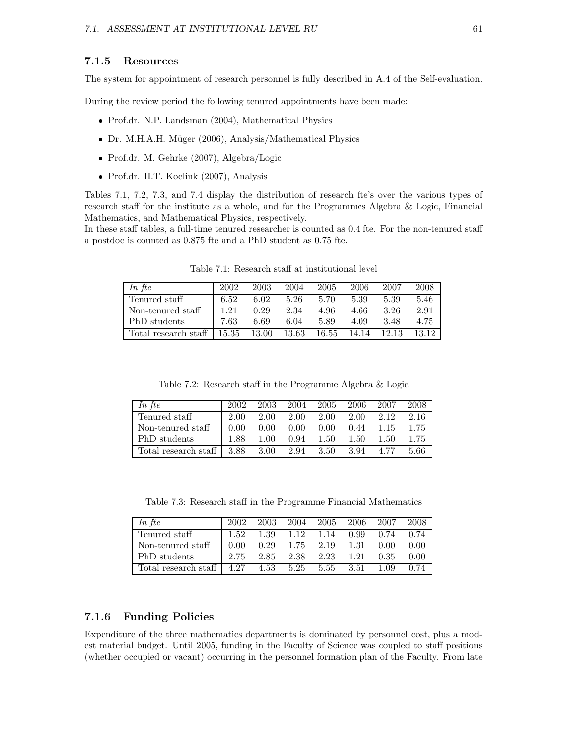### 7.1.5 Resources

The system for appointment of research personnel is fully described in A.4 of the Self-evaluation.

During the review period the following tenured appointments have been made:

- Prof.dr. N.P. Landsman (2004), Mathematical Physics
- Dr. M.H.A.H. Müger (2006), Analysis/Mathematical Physics
- Prof.dr. M. Gehrke (2007), Algebra/Logic
- Prof.dr. H.T. Koelink (2007), Analysis

Tables 7.1, 7.2, 7.3, and 7.4 display the distribution of research fte's over the various types of research staff for the institute as a whole, and for the Programmes Algebra & Logic, Financial Mathematics, and Mathematical Physics, respectively.
In these staff tables, a full-time tenured researcher is counted as 0.4 fte. For the non-tenured staff a postdoc is counted as 0.875 fte and a PhD student as 0.75 fte.

Table 7.1: Research staff at institutional level

| *In fte* | 2002 | 2003 | 2004 | 2005 | 2006 | 2007 | 2008 |
|---|---|---|---|---|---|---|---|
| Tenured staff | 6.52 | 6.02 | 5.26 | 5.70 | 5.39 | 5.39 | 5.46 |
| Non-tenured staff | 1.21 | 0.29 | 2.34 | 4.96 | 4.66 | 3.26 | 2.91 |
| PhD students | 7.63 | 6.69 | 6.04 | 5.89 | 4.09 | 3.48 | 4.75 |
| Total research staff | 15.35 | 13.00 | 13.63 | 16.55 | 14.14 | 12.13 | 13.12 |

Table 7.2: Research staff in the Programme Algebra & Logic

| *In fte* | 2002 | 2003 | 2004 | 2005 | 2006 | 2007 | 2008 |
|---|---|---|---|---|---|---|---|
| Tenured staff | 2.00 | 2.00 | 2.00 | 2.00 | 2.00 | 2.12 | 2.16 |
| Non-tenured staff | 0.00 | 0.00 | 0.00 | 0.00 | 0.44 | 1.15 | 1.75 |
| PhD students | 1.88 | 1.00 | 0.94 | 1.50 | 1.50 | 1.50 | 1.75 |
| Total research staff | 3.88 | 3.00 | 2.94 | 3.50 | 3.94 | 4.77 | 5.66 |

Table 7.3: Research staff in the Programme Financial Mathematics

| *In fte* | 2002 | 2003 | 2004 | 2005 | 2006 | 2007 | 2008 |
|---|---|---|---|---|---|---|---|
| Tenured staff | 1.52 | 1.39 | 1.12 | 1.14 | 0.99 | 0.74 | 0.74 |
| Non-tenured staff | 0.00 | 0.29 | 1.75 | 2.19 | 1.31 | 0.00 | 0.00 |
| PhD students | 2.75 | 2.85 | 2.38 | 2.23 | 1.21 | 0.35 | 0.00 |
| Total research staff | 4.27 | 4.53 | 5.25 | 5.55 | 3.51 | 1.09 | 0.74 |

### 7.1.6 Funding Policies

Expenditure of the three mathematics departments is dominated by personnel cost, plus a modest material budget. Until 2005, funding in the Faculty of Science was coupled to staff positions (whether occupied or vacant) occurring in the personnel formation plan of the Faculty. From late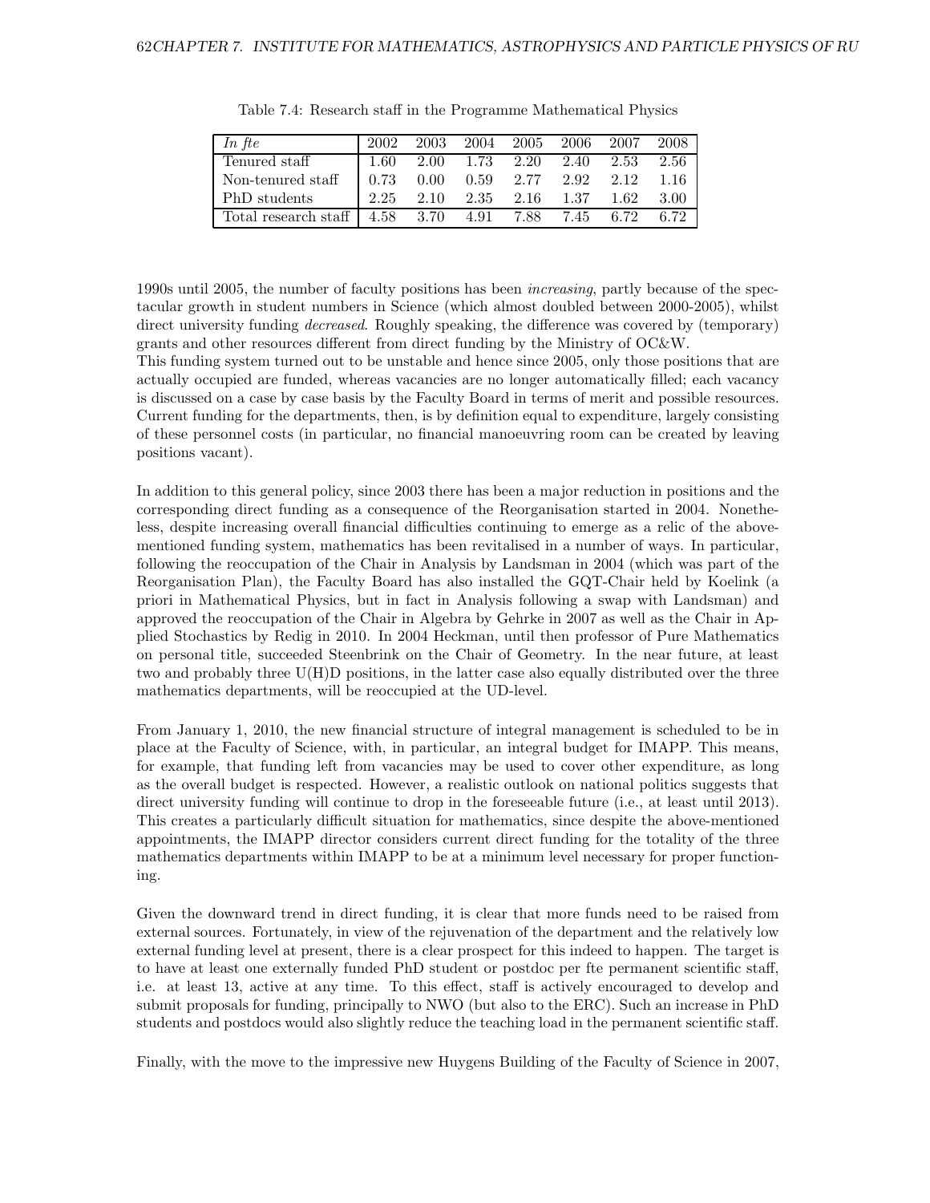Table 7.4: Research staff in the Programme Mathematical Physics

| *In fte* | 2002 | 2003 | 2004 | 2005 | 2006 | 2007 | 2008 |
|---|---|---|---|---|---|---|---|
| Tenured staff | 1.60 | 2.00 | 1.73 | 2.20 | 2.40 | 2.53 | 2.56 |
| Non-tenured staff | 0.73 | 0.00 | 0.59 | 2.77 | 2.92 | 2.12 | 1.16 |
| PhD students | 2.25 | 2.10 | 2.35 | 2.16 | 1.37 | 1.62 | 3.00 |
| Total research staff | 4.58 | 3.70 | 4.91 | 7.88 | 7.45 | 6.72 | 6.72 |

1990s until 2005, the number of faculty positions has been *increasing*, partly because of the spectacular growth in student numbers in Science (which almost doubled between 2000-2005), whilst direct university funding *decreased*. Roughly speaking, the difference was covered by (temporary) grants and other resources different from direct funding by the Ministry of OC&W.
This funding system turned out to be unstable and hence since 2005, only those positions that are actually occupied are funded, whereas vacancies are no longer automatically filled; each vacancy is discussed on a case by case basis by the Faculty Board in terms of merit and possible resources. Current funding for the departments, then, is by definition equal to expenditure, largely consisting of these personnel costs (in particular, no financial manoeuvring room can be created by leaving positions vacant).

In addition to this general policy, since 2003 there has been a major reduction in positions and the corresponding direct funding as a consequence of the Reorganisation started in 2004. Nonetheless, despite increasing overall financial difficulties continuing to emerge as a relic of the above-mentioned funding system, mathematics has been revitalised in a number of ways. In particular, following the reoccupation of the Chair in Analysis by Landsman in 2004 (which was part of the Reorganisation Plan), the Faculty Board has also installed the GQT-Chair held by Koelink (a priori in Mathematical Physics, but in fact in Analysis following a swap with Landsman) and approved the reoccupation of the Chair in Algebra by Gehrke in 2007 as well as the Chair in Applied Stochastics by Redig in 2010. In 2004 Heckman, until then professor of Pure Mathematics on personal title, succeeded Steenbrink on the Chair of Geometry. In the near future, at least two and probably three U(H)D positions, in the latter case also equally distributed over the three mathematics departments, will be reoccupied at the UD-level.

From January 1, 2010, the new financial structure of integral management is scheduled to be in place at the Faculty of Science, with, in particular, an integral budget for IMAPP. This means, for example, that funding left from vacancies may be used to cover other expenditure, as long as the overall budget is respected. However, a realistic outlook on national politics suggests that direct university funding will continue to drop in the foreseeable future (i.e., at least until 2013). This creates a particularly difficult situation for mathematics, since despite the above-mentioned appointments, the IMAPP director considers current direct funding for the totality of the three mathematics departments within IMAPP to be at a minimum level necessary for proper functioning.

Given the downward trend in direct funding, it is clear that more funds need to be raised from external sources. Fortunately, in view of the rejuvenation of the department and the relatively low external funding level at present, there is a clear prospect for this indeed to happen. The target is to have at least one externally funded PhD student or postdoc per fte permanent scientific staff, i.e. at least 13, active at any time. To this effect, staff is actively encouraged to develop and submit proposals for funding, principally to NWO (but also to the ERC). Such an increase in PhD students and postdocs would also slightly reduce the teaching load in the permanent scientific staff.

Finally, with the move to the impressive new Huygens Building of the Faculty of Science in 2007,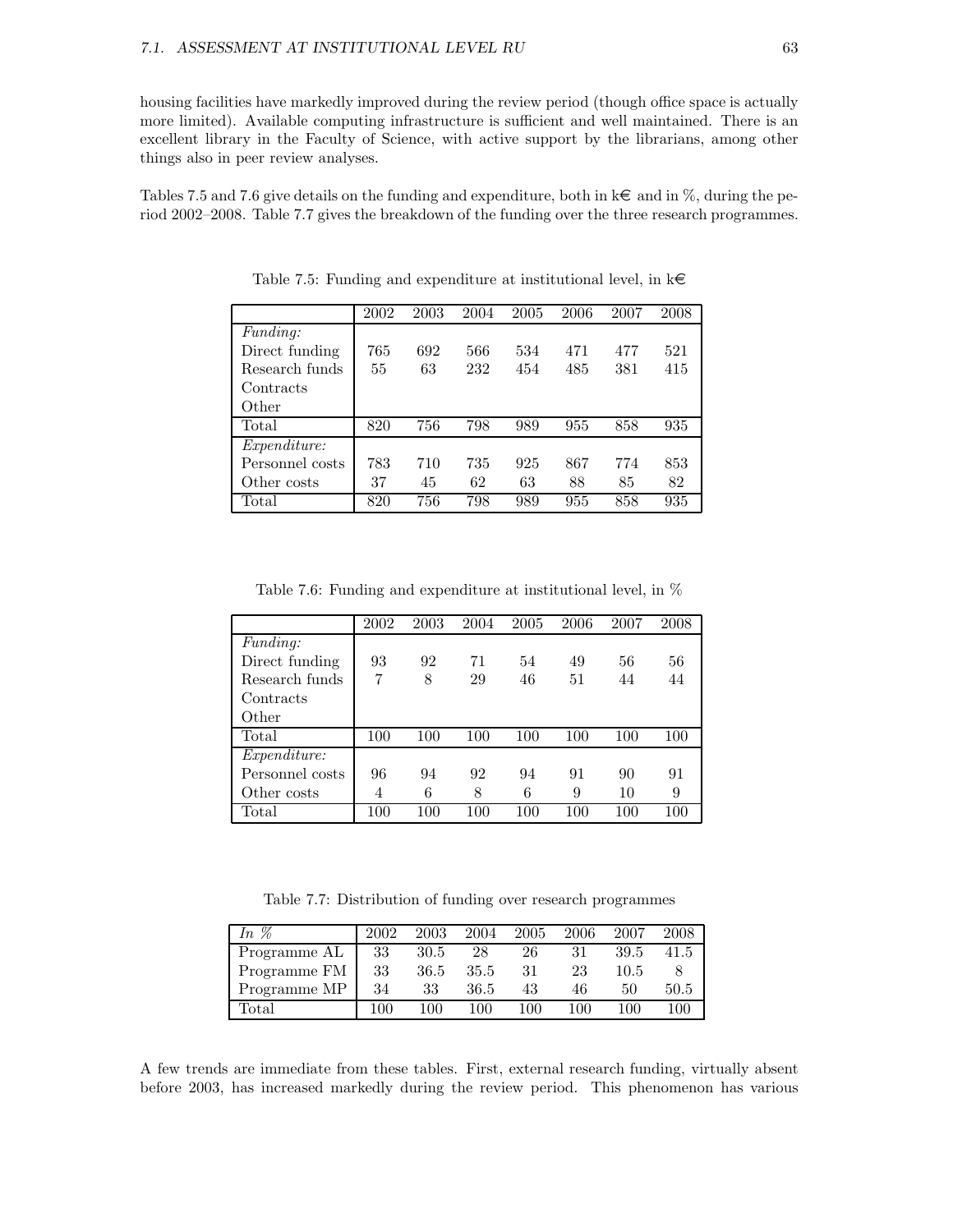housing facilities have markedly improved during the review period (though office space is actually more limited). Available computing infrastructure is sufficient and well maintained. There is an excellent library in the Faculty of Science, with active support by the librarians, among other things also in peer review analyses.

Tables 7.5 and 7.6 give details on the funding and expenditure, both in k€ and in %, during the period 2002–2008. Table 7.7 gives the breakdown of the funding over the three research programmes.

Table 7.5: Funding and expenditure at institutional level, in k€

| | 2002 | 2003 | 2004 | 2005 | 2006 | 2007 | 2008 |
|---|---|---|---|---|---|---|---|
| *Funding:* | | | | | | | |
| Direct funding | 765 | 692 | 566 | 534 | 471 | 477 | 521 |
| Research funds | 55 | 63 | 232 | 454 | 485 | 381 | 415 |
| Contracts | | | | | | | |
| Other | | | | | | | |
| Total | 820 | 756 | 798 | 989 | 955 | 858 | 935 |
| *Expenditure:* | | | | | | | |
| Personnel costs | 783 | 710 | 735 | 925 | 867 | 774 | 853 |
| Other costs | 37 | 45 | 62 | 63 | 88 | 85 | 82 |
| Total | 820 | 756 | 798 | 989 | 955 | 858 | 935 |

Table 7.6: Funding and expenditure at institutional level, in %

| | 2002 | 2003 | 2004 | 2005 | 2006 | 2007 | 2008 |
|---|---|---|---|---|---|---|---|
| *Funding:* | | | | | | | |
| Direct funding | 93 | 92 | 71 | 54 | 49 | 56 | 56 |
| Research funds | 7 | 8 | 29 | 46 | 51 | 44 | 44 |
| Contracts | | | | | | | |
| Other | | | | | | | |
| Total | 100 | 100 | 100 | 100 | 100 | 100 | 100 |
| *Expenditure:* | | | | | | | |
| Personnel costs | 96 | 94 | 92 | 94 | 91 | 90 | 91 |
| Other costs | 4 | 6 | 8 | 6 | 9 | 10 | 9 |
| Total | 100 | 100 | 100 | 100 | 100 | 100 | 100 |

Table 7.7: Distribution of funding over research programmes

| *In %* | 2002 | 2003 | 2004 | 2005 | 2006 | 2007 | 2008 |
|---|---|---|---|---|---|---|---|
| Programme AL | 33 | 30.5 | 28 | 26 | 31 | 39.5 | 41.5 |
| Programme FM | 33 | 36.5 | 35.5 | 31 | 23 | 10.5 | 8 |
| Programme MP | 34 | 33 | 36.5 | 43 | 46 | 50 | 50.5 |
| Total | 100 | 100 | 100 | 100 | 100 | 100 | 100 |

A few trends are immediate from these tables. First, external research funding, virtually absent before 2003, has increased markedly during the review period. This phenomenon has various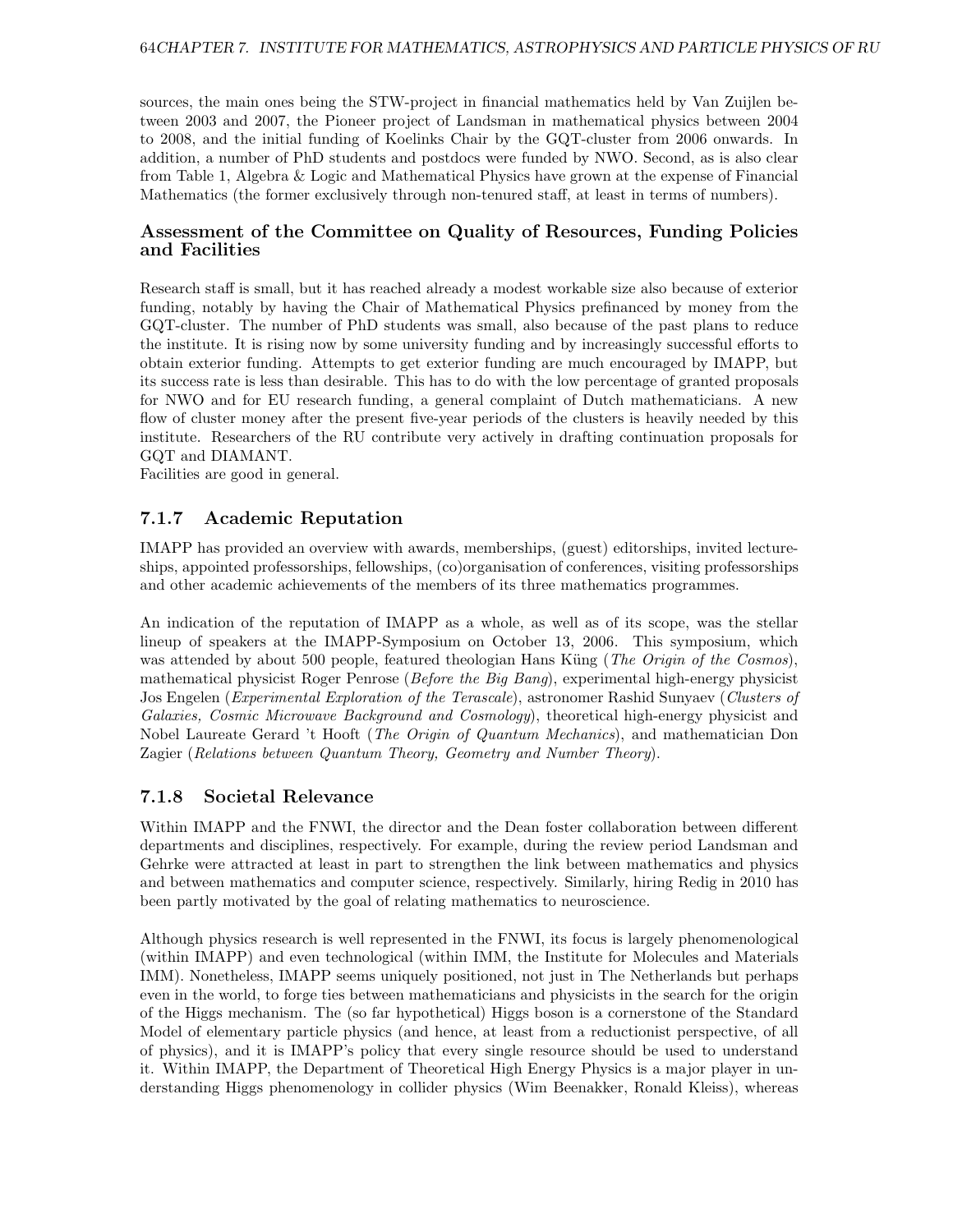sources, the main ones being the STW-project in financial mathematics held by Van Zuijlen between 2003 and 2007, the Pioneer project of Landsman in mathematical physics between 2004 to 2008, and the initial funding of Koelinks Chair by the GQT-cluster from 2006 onwards. In addition, a number of PhD students and postdocs were funded by NWO. Second, as is also clear from Table 1, Algebra & Logic and Mathematical Physics have grown at the expense of Financial Mathematics (the former exclusively through non-tenured staff, at least in terms of numbers).

#### Assessment of the Committee on Quality of Resources, Funding Policies and Facilities

Research staff is small, but it has reached already a modest workable size also because of exterior funding, notably by having the Chair of Mathematical Physics prefinanced by money from the GQT-cluster. The number of PhD students was small, also because of the past plans to reduce the institute. It is rising now by some university funding and by increasingly successful efforts to obtain exterior funding. Attempts to get exterior funding are much encouraged by IMAPP, but its success rate is less than desirable. This has to do with the low percentage of granted proposals for NWO and for EU research funding, a general complaint of Dutch mathematicians. A new flow of cluster money after the present five-year periods of the clusters is heavily needed by this institute. Researchers of the RU contribute very actively in drafting continuation proposals for GQT and DIAMANT.
Facilities are good in general.

### 7.1.7 Academic Reputation

IMAPP has provided an overview with awards, memberships, (guest) editorships, invited lectureships, appointed professorships, fellowships, (co)organisation of conferences, visiting professorships and other academic achievements of the members of its three mathematics programmes.

An indication of the reputation of IMAPP as a whole, as well as of its scope, was the stellar lineup of speakers at the IMAPP-Symposium on October 13, 2006. This symposium, which was attended by about 500 people, featured theologian Hans Küng (*The Origin of the Cosmos*), mathematical physicist Roger Penrose (*Before the Big Bang*), experimental high-energy physicist Jos Engelen (*Experimental Exploration of the Terascale*), astronomer Rashid Sunyaev (*Clusters of Galaxies, Cosmic Microwave Background and Cosmology*), theoretical high-energy physicist and Nobel Laureate Gerard 't Hooft (*The Origin of Quantum Mechanics*), and mathematician Don Zagier (*Relations between Quantum Theory, Geometry and Number Theory*).

### 7.1.8 Societal Relevance

Within IMAPP and the FNWI, the director and the Dean foster collaboration between different departments and disciplines, respectively. For example, during the review period Landsman and Gehrke were attracted at least in part to strengthen the link between mathematics and physics and between mathematics and computer science, respectively. Similarly, hiring Redig in 2010 has been partly motivated by the goal of relating mathematics to neuroscience.

Although physics research is well represented in the FNWI, its focus is largely phenomenological (within IMAPP) and even technological (within IMM, the Institute for Molecules and Materials IMM). Nonetheless, IMAPP seems uniquely positioned, not just in The Netherlands but perhaps even in the world, to forge ties between mathematicians and physicists in the search for the origin of the Higgs mechanism. The (so far hypothetical) Higgs boson is a cornerstone of the Standard Model of elementary particle physics (and hence, at least from a reductionist perspective, of all of physics), and it is IMAPP's policy that every single resource should be used to understand it. Within IMAPP, the Department of Theoretical High Energy Physics is a major player in understanding Higgs phenomenology in collider physics (Wim Beenakker, Ronald Kleiss), whereas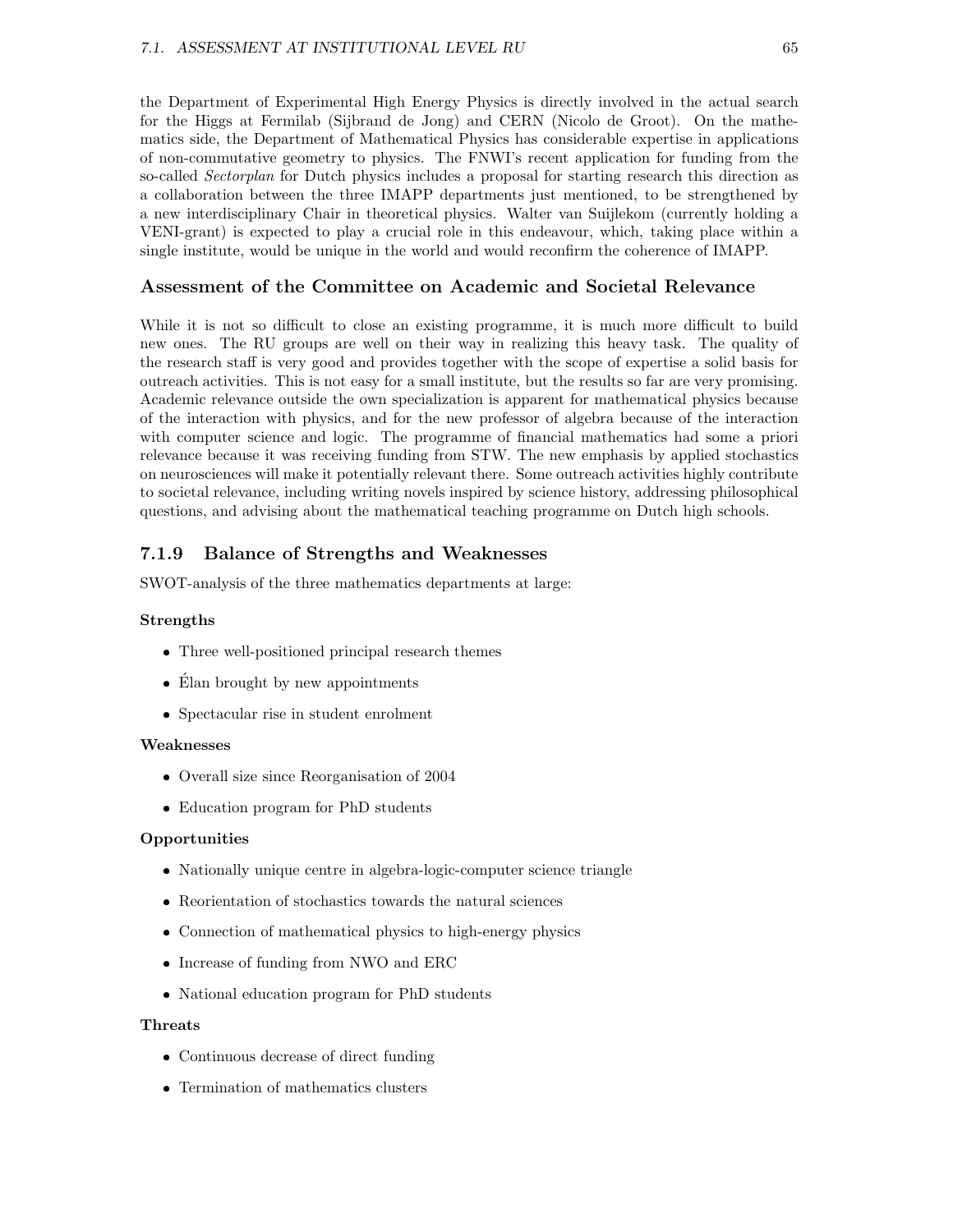the Department of Experimental High Energy Physics is directly involved in the actual search for the Higgs at Fermilab (Sijbrand de Jong) and CERN (Nicolo de Groot). On the mathematics side, the Department of Mathematical Physics has considerable expertise in applications of non-commutative geometry to physics. The FNWI's recent application for funding from the so-called *Sectorplan* for Dutch physics includes a proposal for starting research this direction as a collaboration between the three IMAPP departments just mentioned, to be strengthened by a new interdisciplinary Chair in theoretical physics. Walter van Suijlekom (currently holding a VENI-grant) is expected to play a crucial role in this endeavour, which, taking place within a single institute, would be unique in the world and would reconfirm the coherence of IMAPP.

### Assessment of the Committee on Academic and Societal Relevance

While it is not so difficult to close an existing programme, it is much more difficult to build new ones. The RU groups are well on their way in realizing this heavy task. The quality of the research staff is very good and provides together with the scope of expertise a solid basis for outreach activities. This is not easy for a small institute, but the results so far are very promising. Academic relevance outside the own specialization is apparent for mathematical physics because of the interaction with physics, and for the new professor of algebra because of the interaction with computer science and logic. The programme of financial mathematics had some a priori relevance because it was receiving funding from STW. The new emphasis by applied stochastics on neurosciences will make it potentially relevant there. Some outreach activities highly contribute to societal relevance, including writing novels inspired by science history, addressing philosophical questions, and advising about the mathematical teaching programme on Dutch high schools.

## 7.1.9 Balance of Strengths and Weaknesses

SWOT-analysis of the three mathematics departments at large:

**Strengths**

- Three well-positioned principal research themes
- Élan brought by new appointments
- Spectacular rise in student enrolment

**Weaknesses**

- Overall size since Reorganisation of 2004
- Education program for PhD students

**Opportunities**

- Nationally unique centre in algebra-logic-computer science triangle
- Reorientation of stochastics towards the natural sciences
- Connection of mathematical physics to high-energy physics
- Increase of funding from NWO and ERC
- National education program for PhD students

**Threats**

- Continuous decrease of direct funding
- Termination of mathematics clusters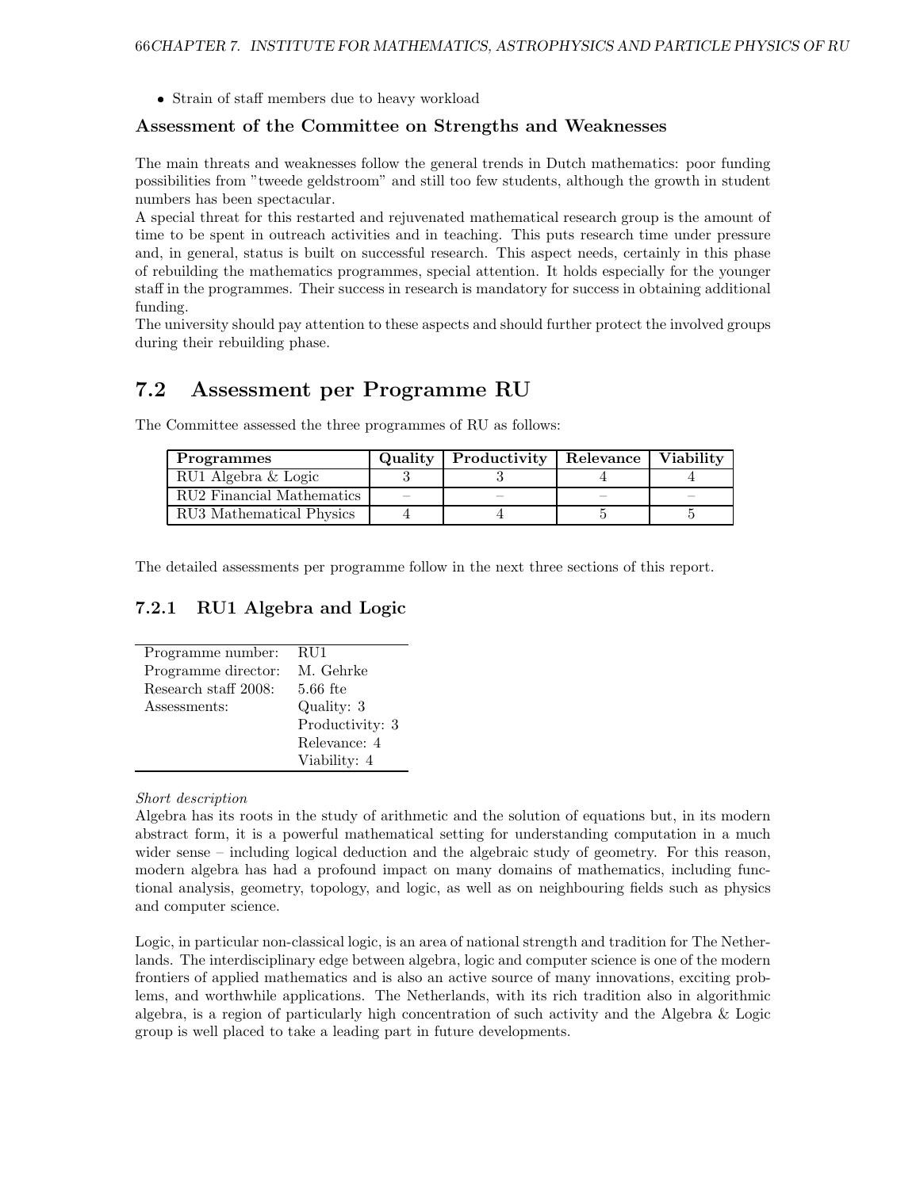- Strain of staff members due to heavy workload

### Assessment of the Committee on Strengths and Weaknesses

The main threats and weaknesses follow the general trends in Dutch mathematics: poor funding possibilities from "tweede geldstroom" and still too few students, although the growth in student numbers has been spectacular.
A special threat for this restarted and rejuvenated mathematical research group is the amount of time to be spent in outreach activities and in teaching. This puts research time under pressure and, in general, status is built on successful research. This aspect needs, certainly in this phase of rebuilding the mathematics programmes, special attention. It holds especially for the younger staff in the programmes. Their success in research is mandatory for success in obtaining additional funding.
The university should pay attention to these aspects and should further protect the involved groups during their rebuilding phase.

## 7.2 Assessment per Programme RU

The Committee assessed the three programmes of RU as follows:

| Programmes | Quality | Productivity | Relevance | Viability |
|---|---|---|---|---|
| RU1 Algebra & Logic | 3 | 3 | 4 | 4 |
| RU2 Financial Mathematics | – | – | – | – |
| RU3 Mathematical Physics | 4 | 4 | 5 | 5 |

The detailed assessments per programme follow in the next three sections of this report.

### 7.2.1 RU1 Algebra and Logic

| | |
|---|---|
| Programme number: | RU1 |
| Programme director: | M. Gehrke |
| Research staff 2008: | 5.66 fte |
| Assessments: | Quality: 3 |
| | Productivity: 3 |
| | Relevance: 4 |
| | Viability: 4 |

*Short description*
Algebra has its roots in the study of arithmetic and the solution of equations but, in its modern abstract form, it is a powerful mathematical setting for understanding computation in a much wider sense – including logical deduction and the algebraic study of geometry. For this reason, modern algebra has had a profound impact on many domains of mathematics, including functional analysis, geometry, topology, and logic, as well as on neighbouring fields such as physics and computer science.

Logic, in particular non-classical logic, is an area of national strength and tradition for The Netherlands. The interdisciplinary edge between algebra, logic and computer science is one of the modern frontiers of applied mathematics and is also an active source of many innovations, exciting problems, and worthwhile applications. The Netherlands, with its rich tradition also in algorithmic algebra, is a region of particularly high concentration of such activity and the Algebra & Logic group is well placed to take a leading part in future developments.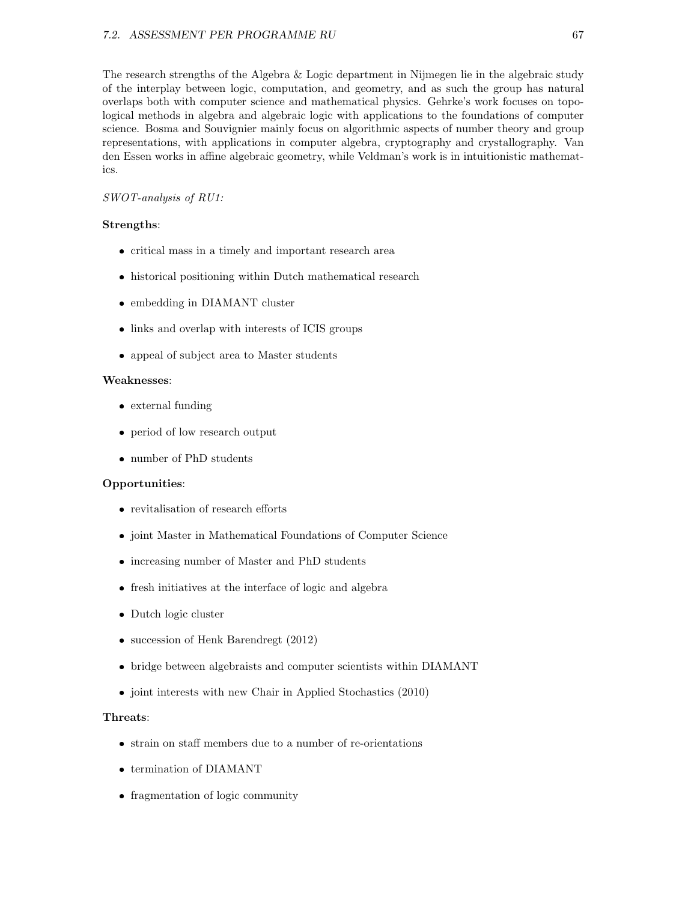The research strengths of the Algebra & Logic department in Nijmegen lie in the algebraic study of the interplay between logic, computation, and geometry, and as such the group has natural overlaps both with computer science and mathematical physics. Gehrke's work focuses on topological methods in algebra and algebraic logic with applications to the foundations of computer science. Bosma and Souvignier mainly focus on algorithmic aspects of number theory and group representations, with applications in computer algebra, cryptography and crystallography. Van den Essen works in affine algebraic geometry, while Veldman's work is in intuitionistic mathematics.

*SWOT-analysis of RU1:*

**Strengths**:

- critical mass in a timely and important research area
- historical positioning within Dutch mathematical research
- embedding in DIAMANT cluster
- links and overlap with interests of ICIS groups
- appeal of subject area to Master students

**Weaknesses**:

- external funding
- period of low research output
- number of PhD students

**Opportunities**:

- revitalisation of research efforts
- joint Master in Mathematical Foundations of Computer Science
- increasing number of Master and PhD students
- fresh initiatives at the interface of logic and algebra
- Dutch logic cluster
- succession of Henk Barendregt (2012)
- bridge between algebraists and computer scientists within DIAMANT
- joint interests with new Chair in Applied Stochastics (2010)

**Threats**:

- strain on staff members due to a number of re-orientations
- termination of DIAMANT
- fragmentation of logic community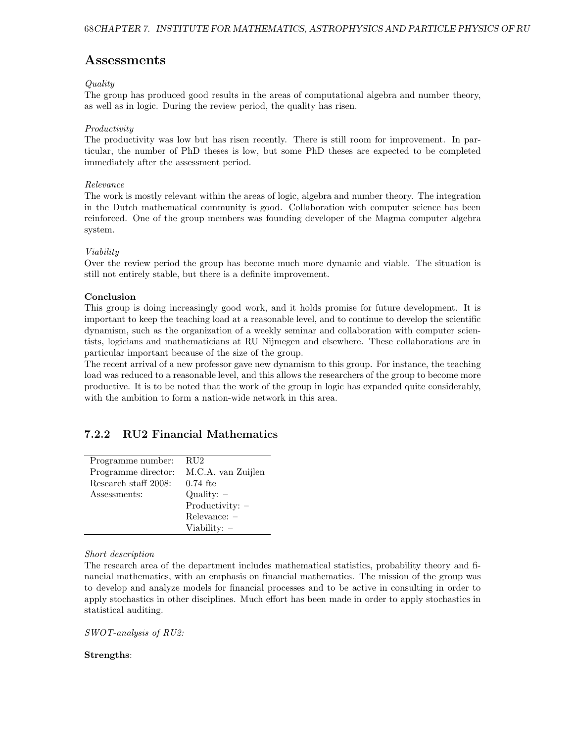## Assessments

*Quality*
The group has produced good results in the areas of computational algebra and number theory, as well as in logic. During the review period, the quality has risen.

*Productivity*
The productivity was low but has risen recently. There is still room for improvement. In particular, the number of PhD theses is low, but some PhD theses are expected to be completed immediately after the assessment period.

*Relevance*
The work is mostly relevant within the areas of logic, algebra and number theory. The integration in the Dutch mathematical community is good. Collaboration with computer science has been reinforced. One of the group members was founding developer of the Magma computer algebra system.

*Viability*
Over the review period the group has become much more dynamic and viable. The situation is still not entirely stable, but there is a definite improvement.

**Conclusion**
This group is doing increasingly good work, and it holds promise for future development. It is important to keep the teaching load at a reasonable level, and to continue to develop the scientific dynamism, such as the organization of a weekly seminar and collaboration with computer scientists, logicians and mathematicians at RU Nijmegen and elsewhere. These collaborations are in particular important because of the size of the group.
The recent arrival of a new professor gave new dynamism to this group. For instance, the teaching load was reduced to a reasonable level, and this allows the researchers of the group to become more productive. It is to be noted that the work of the group in logic has expanded quite considerably, with the ambition to form a nation-wide network in this area.

### 7.2.2 RU2 Financial Mathematics

| | |
|---|---|
| Programme number: | RU2 |
| Programme director: | M.C.A. van Zuijlen |
| Research staff 2008: | 0.74 fte |
| Assessments: | Quality: – |
| | Productivity: – |
| | Relevance: – |
| | Viability: – |

*Short description*
The research area of the department includes mathematical statistics, probability theory and financial mathematics, with an emphasis on financial mathematics. The mission of the group was to develop and analyze models for financial processes and to be active in consulting in order to apply stochastics in other disciplines. Much effort has been made in order to apply stochastics in statistical auditing.

*SWOT-analysis of RU2:*

**Strengths**: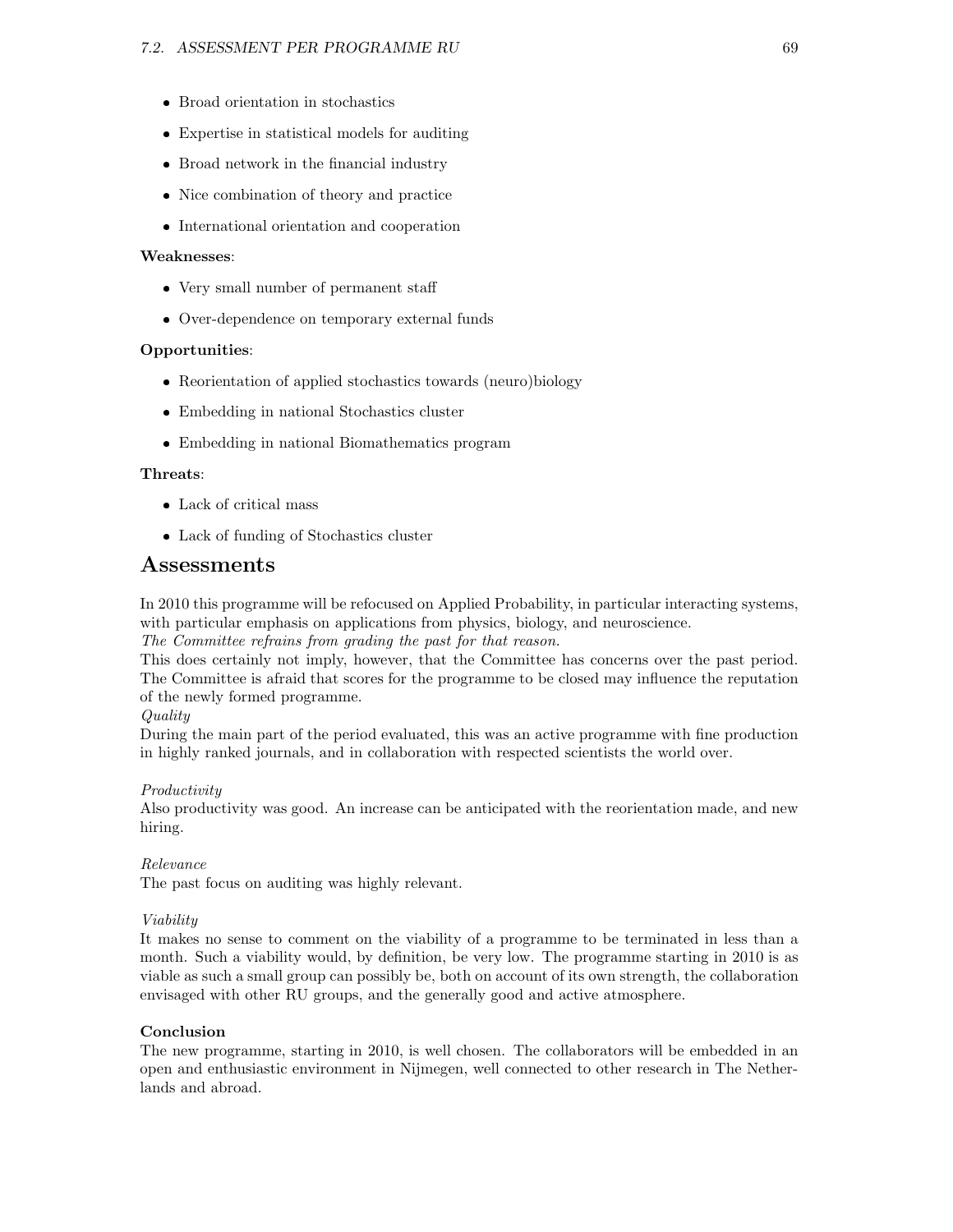- Broad orientation in stochastics
- Expertise in statistical models for auditing
- Broad network in the financial industry
- Nice combination of theory and practice
- International orientation and cooperation

**Weaknesses**:

- Very small number of permanent staff
- Over-dependence on temporary external funds

**Opportunities**:

- Reorientation of applied stochastics towards (neuro)biology
- Embedding in national Stochastics cluster
- Embedding in national Biomathematics program

**Threats**:

- Lack of critical mass
- Lack of funding of Stochastics cluster

## Assessments

In 2010 this programme will be refocused on Applied Probability, in particular interacting systems, with particular emphasis on applications from physics, biology, and neuroscience.
*The Committee refrains from grading the past for that reason.*
This does certainly not imply, however, that the Committee has concerns over the past period. The Committee is afraid that scores for the programme to be closed may influence the reputation of the newly formed programme.

*Quality*
During the main part of the period evaluated, this was an active programme with fine production in highly ranked journals, and in collaboration with respected scientists the world over.

*Productivity*
Also productivity was good. An increase can be anticipated with the reorientation made, and new hiring.

*Relevance*
The past focus on auditing was highly relevant.

*Viability*
It makes no sense to comment on the viability of a programme to be terminated in less than a month. Such a viability would, by definition, be very low. The programme starting in 2010 is as viable as such a small group can possibly be, both on account of its own strength, the collaboration envisaged with other RU groups, and the generally good and active atmosphere.

**Conclusion**
The new programme, starting in 2010, is well chosen. The collaborators will be embedded in an open and enthusiastic environment in Nijmegen, well connected to other research in The Netherlands and abroad.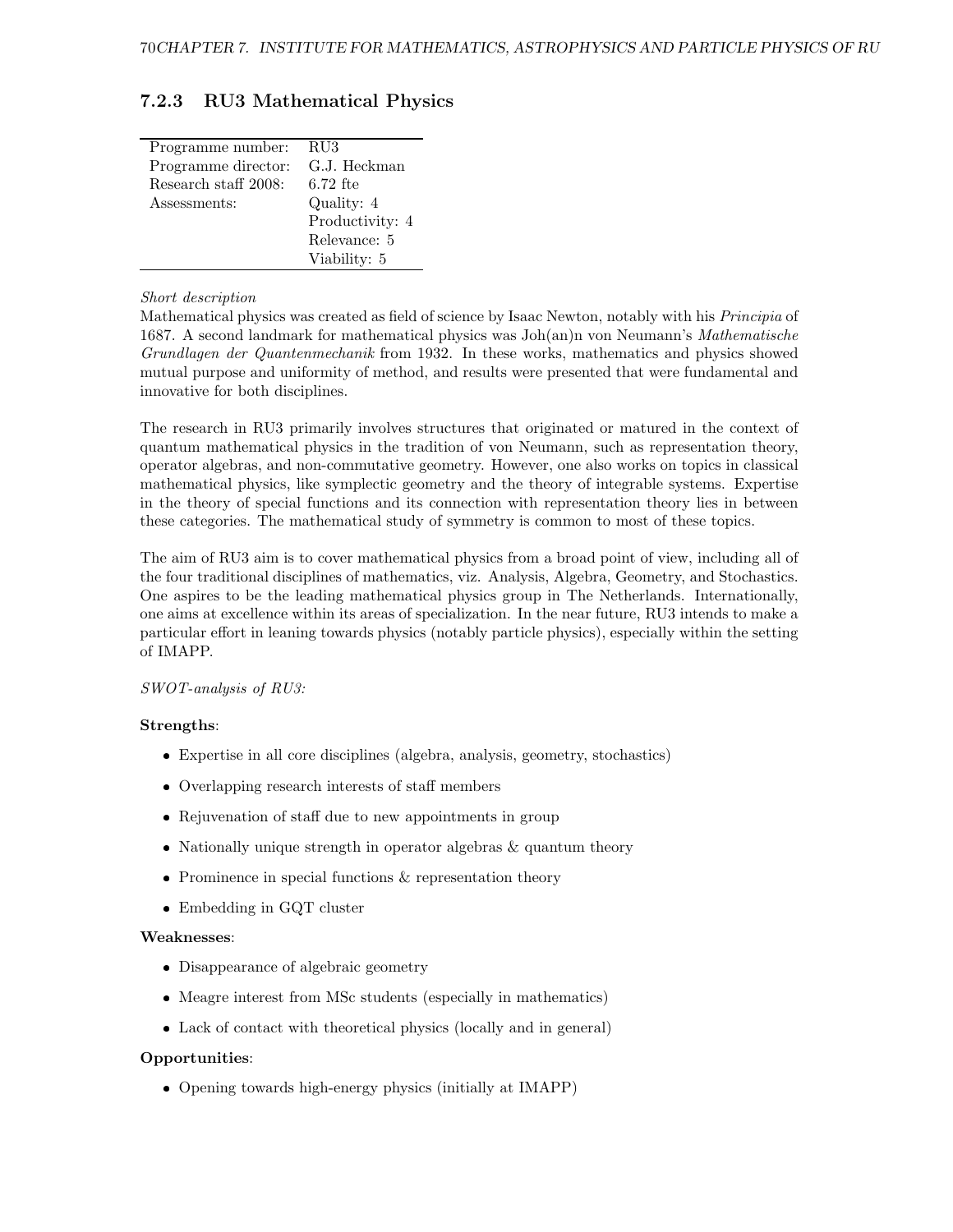### 7.2.3 RU3 Mathematical Physics

| | |
|---|---|
| Programme number: | RU3 |
| Programme director: | G.J. Heckman |
| Research staff 2008: | 6.72 fte |
| Assessments: | Quality: 4 |
| | Productivity: 4 |
| | Relevance: 5 |
| | Viability: 5 |

*Short description*

Mathematical physics was created as field of science by Isaac Newton, notably with his *Principia* of 1687. A second landmark for mathematical physics was Joh(an)n von Neumann's *Mathematische Grundlagen der Quantenmechanik* from 1932. In these works, mathematics and physics showed mutual purpose and uniformity of method, and results were presented that were fundamental and innovative for both disciplines.

The research in RU3 primarily involves structures that originated or matured in the context of quantum mathematical physics in the tradition of von Neumann, such as representation theory, operator algebras, and non-commutative geometry. However, one also works on topics in classical mathematical physics, like symplectic geometry and the theory of integrable systems. Expertise in the theory of special functions and its connection with representation theory lies in between these categories. The mathematical study of symmetry is common to most of these topics.

The aim of RU3 aim is to cover mathematical physics from a broad point of view, including all of the four traditional disciplines of mathematics, viz. Analysis, Algebra, Geometry, and Stochastics. One aspires to be the leading mathematical physics group in The Netherlands. Internationally, one aims at excellence within its areas of specialization. In the near future, RU3 intends to make a particular effort in leaning towards physics (notably particle physics), especially within the setting of IMAPP.

*SWOT-analysis of RU3:*

**Strengths**:

- Expertise in all core disciplines (algebra, analysis, geometry, stochastics)
- Overlapping research interests of staff members
- Rejuvenation of staff due to new appointments in group
- Nationally unique strength in operator algebras & quantum theory
- Prominence in special functions & representation theory
- Embedding in GQT cluster

**Weaknesses**:

- Disappearance of algebraic geometry
- Meagre interest from MSc students (especially in mathematics)
- Lack of contact with theoretical physics (locally and in general)

**Opportunities**:

- Opening towards high-energy physics (initially at IMAPP)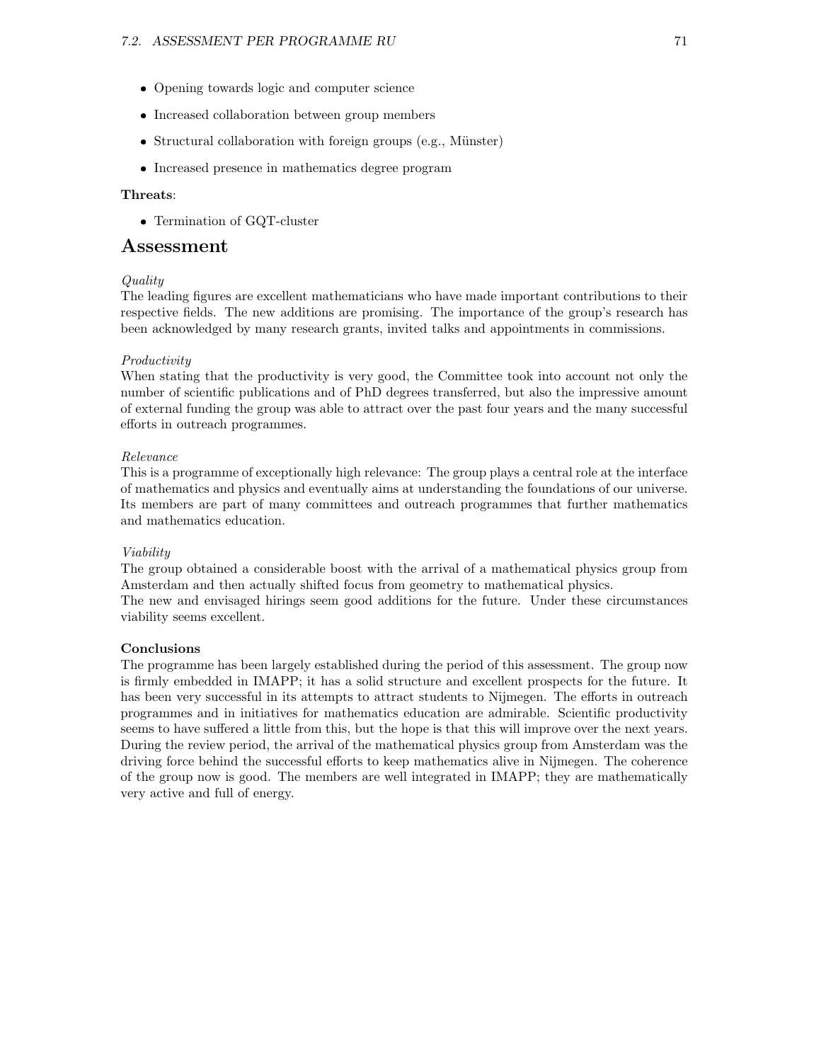- Opening towards logic and computer science
- Increased collaboration between group members
- Structural collaboration with foreign groups (e.g., Münster)
- Increased presence in mathematics degree program

**Threats**:

- Termination of GQT-cluster

## Assessment

*Quality*
The leading figures are excellent mathematicians who have made important contributions to their respective fields. The new additions are promising. The importance of the group's research has been acknowledged by many research grants, invited talks and appointments in commissions.

*Productivity*
When stating that the productivity is very good, the Committee took into account not only the number of scientific publications and of PhD degrees transferred, but also the impressive amount of external funding the group was able to attract over the past four years and the many successful efforts in outreach programmes.

*Relevance*
This is a programme of exceptionally high relevance: The group plays a central role at the interface of mathematics and physics and eventually aims at understanding the foundations of our universe. Its members are part of many committees and outreach programmes that further mathematics and mathematics education.

*Viability*
The group obtained a considerable boost with the arrival of a mathematical physics group from Amsterdam and then actually shifted focus from geometry to mathematical physics.
The new and envisaged hirings seem good additions for the future. Under these circumstances viability seems excellent.

**Conclusions**
The programme has been largely established during the period of this assessment. The group now is firmly embedded in IMAPP; it has a solid structure and excellent prospects for the future. It has been very successful in its attempts to attract students to Nijmegen. The efforts in outreach programmes and in initiatives for mathematics education are admirable. Scientific productivity seems to have suffered a little from this, but the hope is that this will improve over the next years. During the review period, the arrival of the mathematical physics group from Amsterdam was the driving force behind the successful efforts to keep mathematics alive in Nijmegen. The coherence of the group now is good. The members are well integrated in IMAPP; they are mathematically very active and full of energy.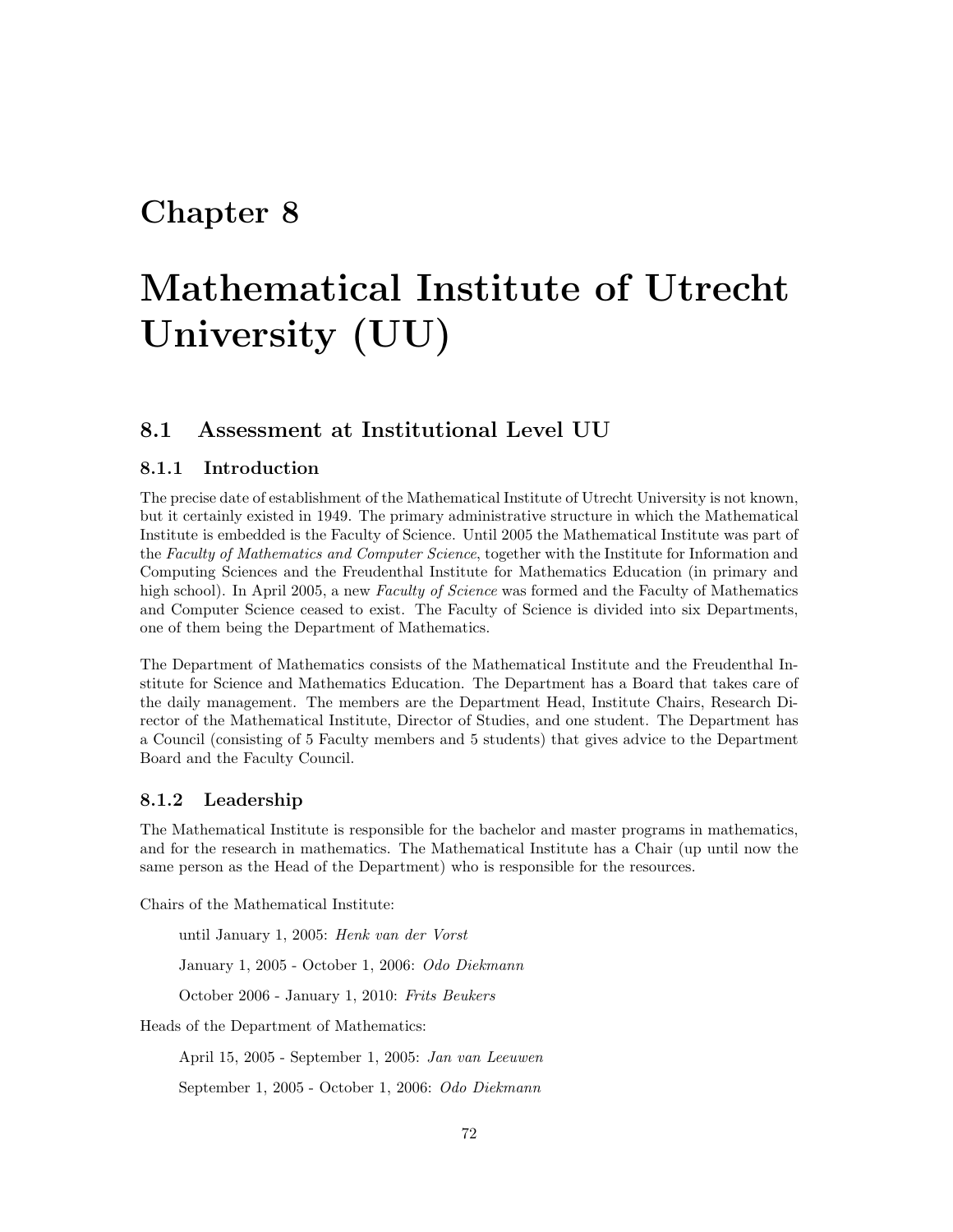# Chapter 8

# Mathematical Institute of Utrecht University (UU)

## 8.1 Assessment at Institutional Level UU

### 8.1.1 Introduction

The precise date of establishment of the Mathematical Institute of Utrecht University is not known, but it certainly existed in 1949. The primary administrative structure in which the Mathematical Institute is embedded is the Faculty of Science. Until 2005 the Mathematical Institute was part of the *Faculty of Mathematics and Computer Science*, together with the Institute for Information and Computing Sciences and the Freudenthal Institute for Mathematics Education (in primary and high school). In April 2005, a new *Faculty of Science* was formed and the Faculty of Mathematics and Computer Science ceased to exist. The Faculty of Science is divided into six Departments, one of them being the Department of Mathematics.

The Department of Mathematics consists of the Mathematical Institute and the Freudenthal Institute for Science and Mathematics Education. The Department has a Board that takes care of the daily management. The members are the Department Head, Institute Chairs, Research Director of the Mathematical Institute, Director of Studies, and one student. The Department has a Council (consisting of 5 Faculty members and 5 students) that gives advice to the Department Board and the Faculty Council.

### 8.1.2 Leadership

The Mathematical Institute is responsible for the bachelor and master programs in mathematics, and for the research in mathematics. The Mathematical Institute has a Chair (up until now the same person as the Head of the Department) who is responsible for the resources.

Chairs of the Mathematical Institute:

until January 1, 2005: *Henk van der Vorst*

January 1, 2005 - October 1, 2006: *Odo Diekmann*

October 2006 - January 1, 2010: *Frits Beukers*

Heads of the Department of Mathematics:

April 15, 2005 - September 1, 2005: *Jan van Leeuwen*

September 1, 2005 - October 1, 2006: *Odo Diekmann*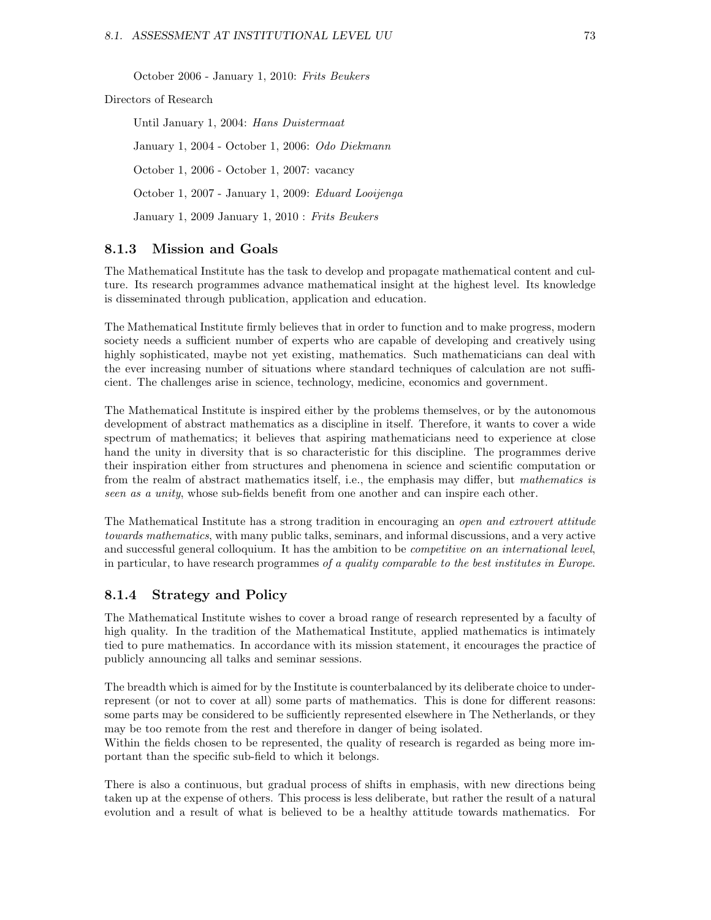October 2006 - January 1, 2010: *Frits Beukers*

Directors of Research

Until January 1, 2004: *Hans Duistermaat*

January 1, 2004 - October 1, 2006: *Odo Diekmann*

October 1, 2006 - October 1, 2007: vacancy

October 1, 2007 - January 1, 2009: *Eduard Looijenga*

January 1, 2009 January 1, 2010 : *Frits Beukers*

### 8.1.3 Mission and Goals

The Mathematical Institute has the task to develop and propagate mathematical content and culture. Its research programmes advance mathematical insight at the highest level. Its knowledge is disseminated through publication, application and education.

The Mathematical Institute firmly believes that in order to function and to make progress, modern society needs a sufficient number of experts who are capable of developing and creatively using highly sophisticated, maybe not yet existing, mathematics. Such mathematicians can deal with the ever increasing number of situations where standard techniques of calculation are not sufficient. The challenges arise in science, technology, medicine, economics and government.

The Mathematical Institute is inspired either by the problems themselves, or by the autonomous development of abstract mathematics as a discipline in itself. Therefore, it wants to cover a wide spectrum of mathematics; it believes that aspiring mathematicians need to experience at close hand the unity in diversity that is so characteristic for this discipline. The programmes derive their inspiration either from structures and phenomena in science and scientific computation or from the realm of abstract mathematics itself, i.e., the emphasis may differ, but *mathematics is seen as a unity*, whose sub-fields benefit from one another and can inspire each other.

The Mathematical Institute has a strong tradition in encouraging an *open and extrovert attitude towards mathematics*, with many public talks, seminars, and informal discussions, and a very active and successful general colloquium. It has the ambition to be *competitive on an international level*, in particular, to have research programmes *of a quality comparable to the best institutes in Europe*.

### 8.1.4 Strategy and Policy

The Mathematical Institute wishes to cover a broad range of research represented by a faculty of high quality. In the tradition of the Mathematical Institute, applied mathematics is intimately tied to pure mathematics. In accordance with its mission statement, it encourages the practice of publicly announcing all talks and seminar sessions.

The breadth which is aimed for by the Institute is counterbalanced by its deliberate choice to under-represent (or not to cover at all) some parts of mathematics. This is done for different reasons: some parts may be considered to be sufficiently represented elsewhere in The Netherlands, or they may be too remote from the rest and therefore in danger of being isolated.
Within the fields chosen to be represented, the quality of research is regarded as being more important than the specific sub-field to which it belongs.

There is also a continuous, but gradual process of shifts in emphasis, with new directions being taken up at the expense of others. This process is less deliberate, but rather the result of a natural evolution and a result of what is believed to be a healthy attitude towards mathematics. For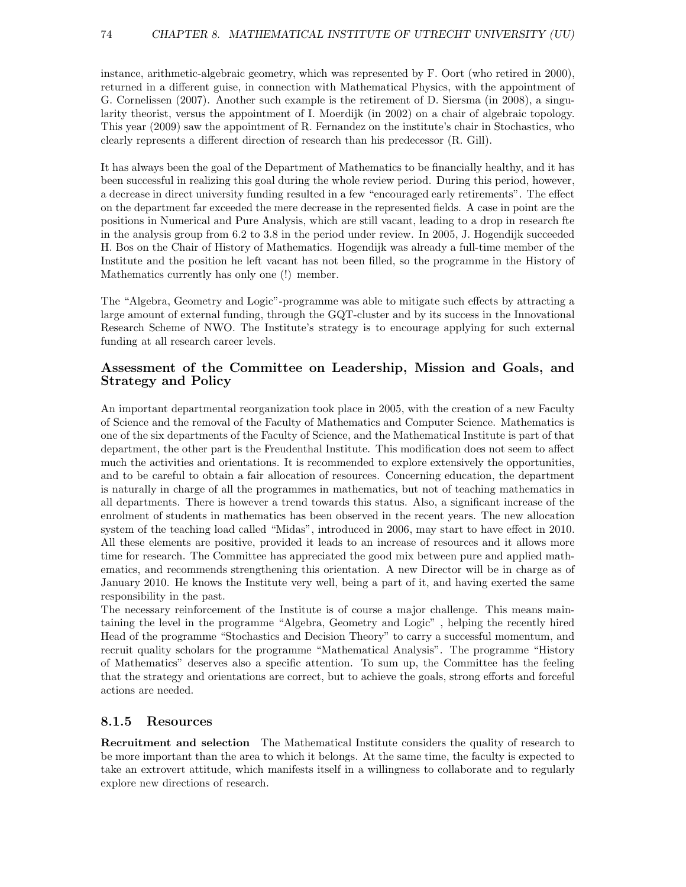instance, arithmetic-algebraic geometry, which was represented by F. Oort (who retired in 2000), returned in a different guise, in connection with Mathematical Physics, with the appointment of G. Cornelissen (2007). Another such example is the retirement of D. Siersma (in 2008), a singularity theorist, versus the appointment of I. Moerdijk (in 2002) on a chair of algebraic topology. This year (2009) saw the appointment of R. Fernandez on the institute's chair in Stochastics, who clearly represents a different direction of research than his predecessor (R. Gill).

It has always been the goal of the Department of Mathematics to be financially healthy, and it has been successful in realizing this goal during the whole review period. During this period, however, a decrease in direct university funding resulted in a few "encouraged early retirements". The effect on the department far exceeded the mere decrease in the represented fields. A case in point are the positions in Numerical and Pure Analysis, which are still vacant, leading to a drop in research fte in the analysis group from 6.2 to 3.8 in the period under review. In 2005, J. Hogendijk succeeded H. Bos on the Chair of History of Mathematics. Hogendijk was already a full-time member of the Institute and the position he left vacant has not been filled, so the programme in the History of Mathematics currently has only one (!) member.

The "Algebra, Geometry and Logic"-programme was able to mitigate such effects by attracting a large amount of external funding, through the GQT-cluster and by its success in the Innovational Research Scheme of NWO. The Institute's strategy is to encourage applying for such external funding at all research career levels.

### Assessment of the Committee on Leadership, Mission and Goals, and Strategy and Policy

An important departmental reorganization took place in 2005, with the creation of a new Faculty of Science and the removal of the Faculty of Mathematics and Computer Science. Mathematics is one of the six departments of the Faculty of Science, and the Mathematical Institute is part of that department, the other part is the Freudenthal Institute. This modification does not seem to affect much the activities and orientations. It is recommended to explore extensively the opportunities, and to be careful to obtain a fair allocation of resources. Concerning education, the department is naturally in charge of all the programmes in mathematics, but not of teaching mathematics in all departments. There is however a trend towards this status. Also, a significant increase of the enrolment of students in mathematics has been observed in the recent years. The new allocation system of the teaching load called "Midas", introduced in 2006, may start to have effect in 2010. All these elements are positive, provided it leads to an increase of resources and it allows more time for research. The Committee has appreciated the good mix between pure and applied mathematics, and recommends strengthening this orientation. A new Director will be in charge as of January 2010. He knows the Institute very well, being a part of it, and having exerted the same responsibility in the past.
The necessary reinforcement of the Institute is of course a major challenge. This means maintaining the level in the programme "Algebra, Geometry and Logic" , helping the recently hired Head of the programme "Stochastics and Decision Theory" to carry a successful momentum, and recruit quality scholars for the programme "Mathematical Analysis". The programme "History of Mathematics" deserves also a specific attention. To sum up, the Committee has the feeling that the strategy and orientations are correct, but to achieve the goals, strong efforts and forceful actions are needed.

### 8.1.5 Resources

**Recruitment and selection** The Mathematical Institute considers the quality of research to be more important than the area to which it belongs. At the same time, the faculty is expected to take an extrovert attitude, which manifests itself in a willingness to collaborate and to regularly explore new directions of research.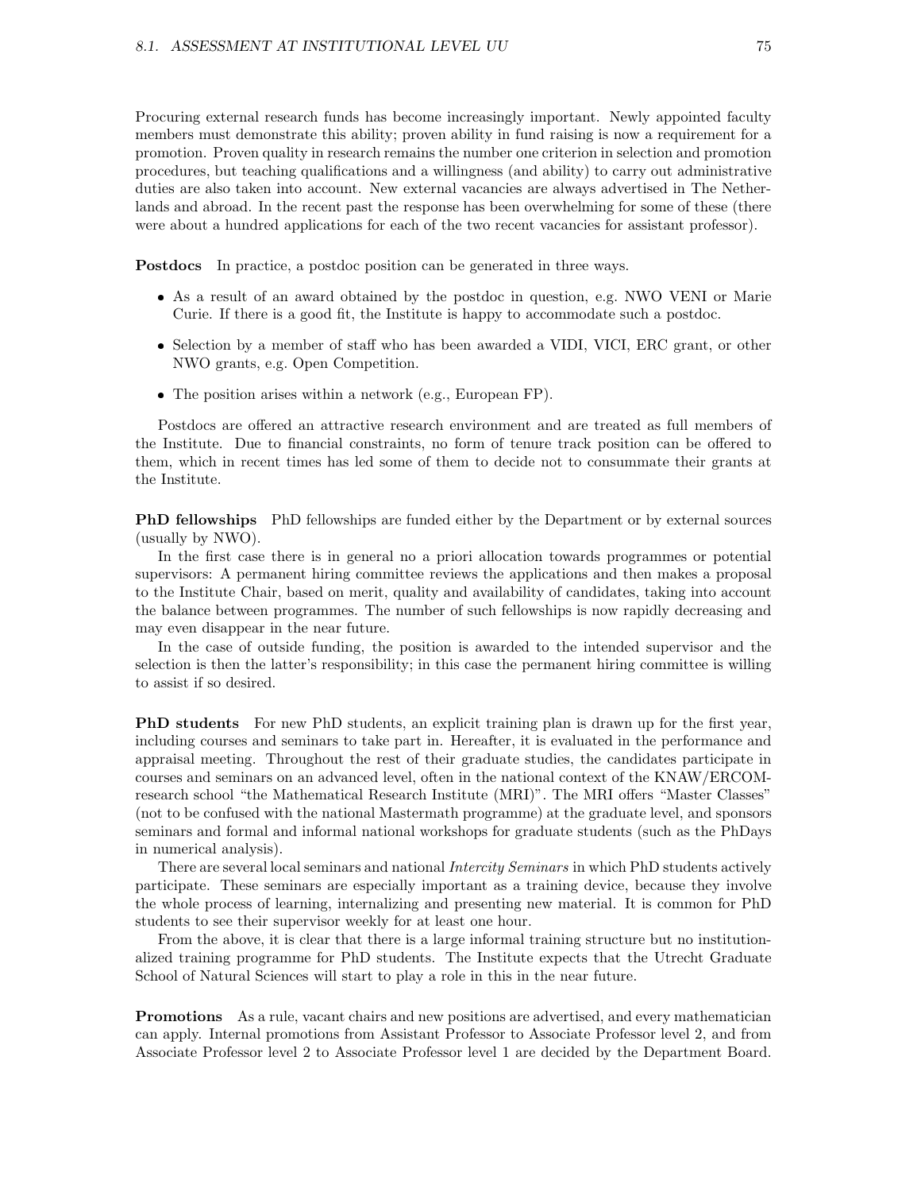Procuring external research funds has become increasingly important. Newly appointed faculty members must demonstrate this ability; proven ability in fund raising is now a requirement for a promotion. Proven quality in research remains the number one criterion in selection and promotion procedures, but teaching qualifications and a willingness (and ability) to carry out administrative duties are also taken into account. New external vacancies are always advertised in The Netherlands and abroad. In the recent past the response has been overwhelming for some of these (there were about a hundred applications for each of the two recent vacancies for assistant professor).

**Postdocs** In practice, a postdoc position can be generated in three ways.

- As a result of an award obtained by the postdoc in question, e.g. NWO VENI or Marie Curie. If there is a good fit, the Institute is happy to accommodate such a postdoc.
- Selection by a member of staff who has been awarded a VIDI, VICI, ERC grant, or other NWO grants, e.g. Open Competition.
- The position arises within a network (e.g., European FP).

Postdocs are offered an attractive research environment and are treated as full members of the Institute. Due to financial constraints, no form of tenure track position can be offered to them, which in recent times has led some of them to decide not to consummate their grants at the Institute.

**PhD fellowships** PhD fellowships are funded either by the Department or by external sources (usually by NWO).

In the first case there is in general no a priori allocation towards programmes or potential supervisors: A permanent hiring committee reviews the applications and then makes a proposal to the Institute Chair, based on merit, quality and availability of candidates, taking into account the balance between programmes. The number of such fellowships is now rapidly decreasing and may even disappear in the near future.

In the case of outside funding, the position is awarded to the intended supervisor and the selection is then the latter's responsibility; in this case the permanent hiring committee is willing to assist if so desired.

**PhD students** For new PhD students, an explicit training plan is drawn up for the first year, including courses and seminars to take part in. Hereafter, it is evaluated in the performance and appraisal meeting. Throughout the rest of their graduate studies, the candidates participate in courses and seminars on an advanced level, often in the national context of the KNAW/ERCOM-research school "the Mathematical Research Institute (MRI)". The MRI offers "Master Classes" (not to be confused with the national Mastermath programme) at the graduate level, and sponsors seminars and formal and informal national workshops for graduate students (such as the PhDays in numerical analysis).

There are several local seminars and national *Intercity Seminars* in which PhD students actively participate. These seminars are especially important as a training device, because they involve the whole process of learning, internalizing and presenting new material. It is common for PhD students to see their supervisor weekly for at least one hour.

From the above, it is clear that there is a large informal training structure but no institutionalized training programme for PhD students. The Institute expects that the Utrecht Graduate School of Natural Sciences will start to play a role in this in the near future.

**Promotions** As a rule, vacant chairs and new positions are advertised, and every mathematician can apply. Internal promotions from Assistant Professor to Associate Professor level 2, and from Associate Professor level 2 to Associate Professor level 1 are decided by the Department Board.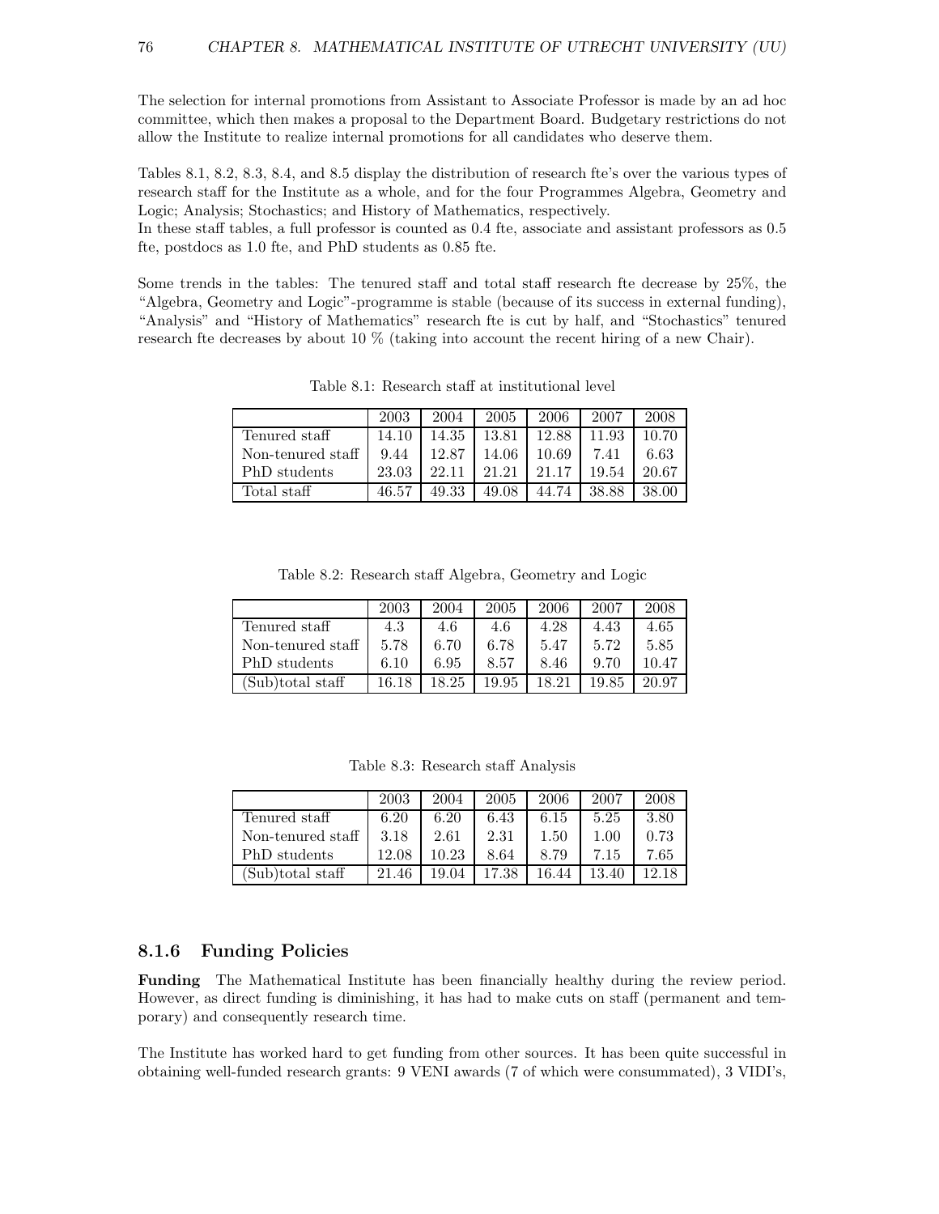The selection for internal promotions from Assistant to Associate Professor is made by an ad hoc committee, which then makes a proposal to the Department Board. Budgetary restrictions do not allow the Institute to realize internal promotions for all candidates who deserve them.

Tables 8.1, 8.2, 8.3, 8.4, and 8.5 display the distribution of research fte's over the various types of research staff for the Institute as a whole, and for the four Programmes Algebra, Geometry and Logic; Analysis; Stochastics; and History of Mathematics, respectively.
In these staff tables, a full professor is counted as 0.4 fte, associate and assistant professors as 0.5 fte, postdocs as 1.0 fte, and PhD students as 0.85 fte.

Some trends in the tables: The tenured staff and total staff research fte decrease by 25%, the "Algebra, Geometry and Logic"-programme is stable (because of its success in external funding), "Analysis" and "History of Mathematics" research fte is cut by half, and "Stochastics" tenured research fte decreases by about 10 % (taking into account the recent hiring of a new Chair).

Table 8.1: Research staff at institutional level

| | 2003 | 2004 | 2005 | 2006 | 2007 | 2008 |
|---|---|---|---|---|---|---|
| Tenured staff | 14.10 | 14.35 | 13.81 | 12.88 | 11.93 | 10.70 |
| Non-tenured staff | 9.44 | 12.87 | 14.06 | 10.69 | 7.41 | 6.63 |
| PhD students | 23.03 | 22.11 | 21.21 | 21.17 | 19.54 | 20.67 |
| Total staff | 46.57 | 49.33 | 49.08 | 44.74 | 38.88 | 38.00 |

Table 8.2: Research staff Algebra, Geometry and Logic

| | 2003 | 2004 | 2005 | 2006 | 2007 | 2008 |
|---|---|---|---|---|---|---|
| Tenured staff | 4.3 | 4.6 | 4.6 | 4.28 | 4.43 | 4.65 |
| Non-tenured staff | 5.78 | 6.70 | 6.78 | 5.47 | 5.72 | 5.85 |
| PhD students | 6.10 | 6.95 | 8.57 | 8.46 | 9.70 | 10.47 |
| (Sub)total staff | 16.18 | 18.25 | 19.95 | 18.21 | 19.85 | 20.97 |

Table 8.3: Research staff Analysis

| | 2003 | 2004 | 2005 | 2006 | 2007 | 2008 |
|---|---|---|---|---|---|---|
| Tenured staff | 6.20 | 6.20 | 6.43 | 6.15 | 5.25 | 3.80 |
| Non-tenured staff | 3.18 | 2.61 | 2.31 | 1.50 | 1.00 | 0.73 |
| PhD students | 12.08 | 10.23 | 8.64 | 8.79 | 7.15 | 7.65 |
| (Sub)total staff | 21.46 | 19.04 | 17.38 | 16.44 | 13.40 | 12.18 |

### 8.1.6 Funding Policies

**Funding** The Mathematical Institute has been financially healthy during the review period. However, as direct funding is diminishing, it has had to make cuts on staff (permanent and temporary) and consequently research time.

The Institute has worked hard to get funding from other sources. It has been quite successful in obtaining well-funded research grants: 9 VENI awards (7 of which were consummated), 3 VIDI's,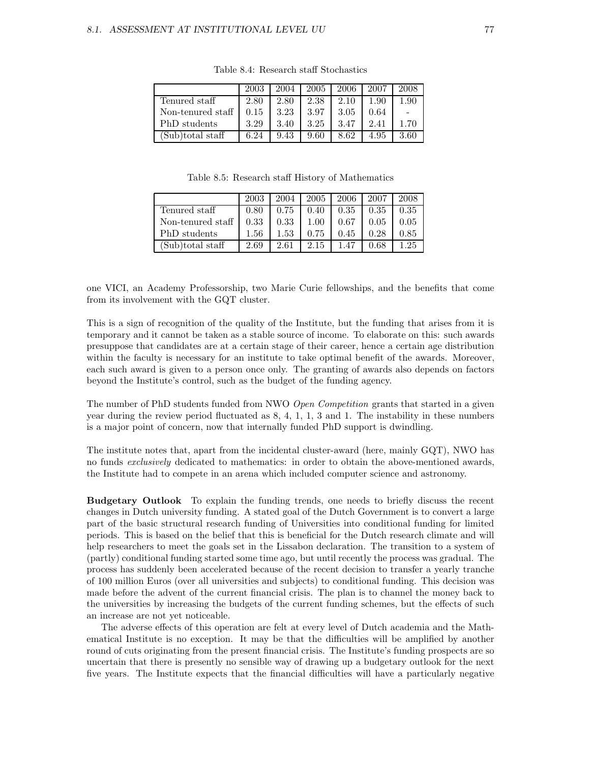Table 8.4: Research staff Stochastics

| | 2003 | 2004 | 2005 | 2006 | 2007 | 2008 |
|---|---|---|---|---|---|---|
| Tenured staff | 2.80 | 2.80 | 2.38 | 2.10 | 1.90 | 1.90 |
| Non-tenured staff | 0.15 | 3.23 | 3.97 | 3.05 | 0.64 | - |
| PhD students | 3.29 | 3.40 | 3.25 | 3.47 | 2.41 | 1.70 |
| (Sub)total staff | 6.24 | 9.43 | 9.60 | 8.62 | 4.95 | 3.60 |

Table 8.5: Research staff History of Mathematics

| | 2003 | 2004 | 2005 | 2006 | 2007 | 2008 |
|---|---|---|---|---|---|---|
| Tenured staff | 0.80 | 0.75 | 0.40 | 0.35 | 0.35 | 0.35 |
| Non-tenured staff | 0.33 | 0.33 | 1.00 | 0.67 | 0.05 | 0.05 |
| PhD students | 1.56 | 1.53 | 0.75 | 0.45 | 0.28 | 0.85 |
| (Sub)total staff | 2.69 | 2.61 | 2.15 | 1.47 | 0.68 | 1.25 |

one VICI, an Academy Professorship, two Marie Curie fellowships, and the benefits that come from its involvement with the GQT cluster.

This is a sign of recognition of the quality of the Institute, but the funding that arises from it is temporary and it cannot be taken as a stable source of income. To elaborate on this: such awards presuppose that candidates are at a certain stage of their career, hence a certain age distribution within the faculty is necessary for an institute to take optimal benefit of the awards. Moreover, each such award is given to a person once only. The granting of awards also depends on factors beyond the Institute's control, such as the budget of the funding agency.

The number of PhD students funded from NWO *Open Competition* grants that started in a given year during the review period fluctuated as 8, 4, 1, 1, 3 and 1. The instability in these numbers is a major point of concern, now that internally funded PhD support is dwindling.

The institute notes that, apart from the incidental cluster-award (here, mainly GQT), NWO has no funds *exclusively* dedicated to mathematics: in order to obtain the above-mentioned awards, the Institute had to compete in an arena which included computer science and astronomy.

**Budgetary Outlook** To explain the funding trends, one needs to briefly discuss the recent changes in Dutch university funding. A stated goal of the Dutch Government is to convert a large part of the basic structural research funding of Universities into conditional funding for limited periods. This is based on the belief that this is beneficial for the Dutch research climate and will help researchers to meet the goals set in the Lissabon declaration. The transition to a system of (partly) conditional funding started some time ago, but until recently the process was gradual. The process has suddenly been accelerated because of the recent decision to transfer a yearly tranche of 100 million Euros (over all universities and subjects) to conditional funding. This decision was made before the advent of the current financial crisis. The plan is to channel the money back to the universities by increasing the budgets of the current funding schemes, but the effects of such an increase are not yet noticeable.

The adverse effects of this operation are felt at every level of Dutch academia and the Mathematical Institute is no exception. It may be that the difficulties will be amplified by another round of cuts originating from the present financial crisis. The Institute's funding prospects are so uncertain that there is presently no sensible way of drawing up a budgetary outlook for the next five years. The Institute expects that the financial difficulties will have a particularly negative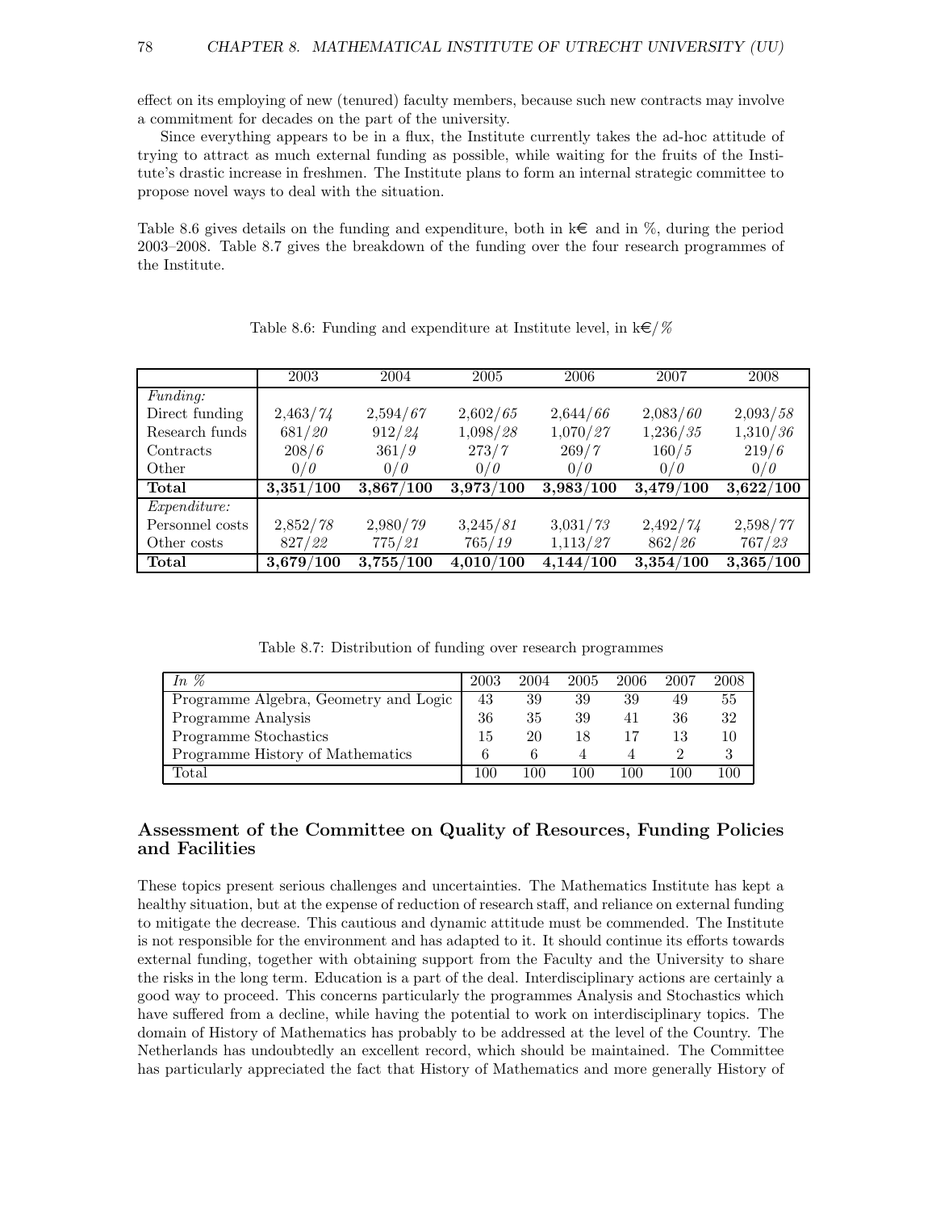effect on its employing of new (tenured) faculty members, because such new contracts may involve a commitment for decades on the part of the university.

Since everything appears to be in a flux, the Institute currently takes the ad-hoc attitude of trying to attract as much external funding as possible, while waiting for the fruits of the Institute's drastic increase in freshmen. The Institute plans to form an internal strategic committee to propose novel ways to deal with the situation.

Table 8.6 gives details on the funding and expenditure, both in k€ and in %, during the period 2003–2008. Table 8.7 gives the breakdown of the funding over the four research programmes of the Institute.

Table 8.6: Funding and expenditure at Institute level, in k€/%

| | 2003 | 2004 | 2005 | 2006 | 2007 | 2008 |
|---|---|---|---|---|---|---|
| *Funding:* | | | | | | |
| Direct funding | 2,463/*74* | 2,594/*67* | 2,602/*65* | 2,644/*66* | 2,083/*60* | 2,093/*58* |
| Research funds | 681/*20* | 912/*24* | 1,098/*28* | 1,070/*27* | 1,236/*35* | 1,310/*36* |
| Contracts | 208/*6* | 361/*9* | 273/*7* | 269/*7* | 160/*5* | 219/*6* |
| Other | 0/*0* | 0/*0* | 0/*0* | 0/*0* | 0/*0* | 0/*0* |
| **Total** | **3,351/100** | **3,867/100** | **3,973/100** | **3,983/100** | **3,479/100** | **3,622/100** |
| *Expenditure:* | | | | | | |
| Personnel costs | 2,852/*78* | 2,980/*79* | 3,245/*81* | 3,031/*73* | 2,492/*74* | 2,598/*77* |
| Other costs | 827/*22* | 775/*21* | 765/*19* | 1,113/*27* | 862/*26* | 767/*23* |
| **Total** | **3,679/100** | **3,755/100** | **4,010/100** | **4,144/100** | **3,354/100** | **3,365/100** |

Table 8.7: Distribution of funding over research programmes

| *In %* | 2003 | 2004 | 2005 | 2006 | 2007 | 2008 |
|---|---|---|---|---|---|---|
| Programme Algebra, Geometry and Logic | 43 | 39 | 39 | 39 | 49 | 55 |
| Programme Analysis | 36 | 35 | 39 | 41 | 36 | 32 |
| Programme Stochastics | 15 | 20 | 18 | 17 | 13 | 10 |
| Programme History of Mathematics | 6 | 6 | 4 | 4 | 2 | 3 |
| Total | 100 | 100 | 100 | 100 | 100 | 100 |

### Assessment of the Committee on Quality of Resources, Funding Policies and Facilities

These topics present serious challenges and uncertainties. The Mathematics Institute has kept a healthy situation, but at the expense of reduction of research staff, and reliance on external funding to mitigate the decrease. This cautious and dynamic attitude must be commended. The Institute is not responsible for the environment and has adapted to it. It should continue its efforts towards external funding, together with obtaining support from the Faculty and the University to share the risks in the long term. Education is a part of the deal. Interdisciplinary actions are certainly a good way to proceed. This concerns particularly the programmes Analysis and Stochastics which have suffered from a decline, while having the potential to work on interdisciplinary topics. The domain of History of Mathematics has probably to be addressed at the level of the Country. The Netherlands has undoubtedly an excellent record, which should be maintained. The Committee has particularly appreciated the fact that History of Mathematics and more generally History of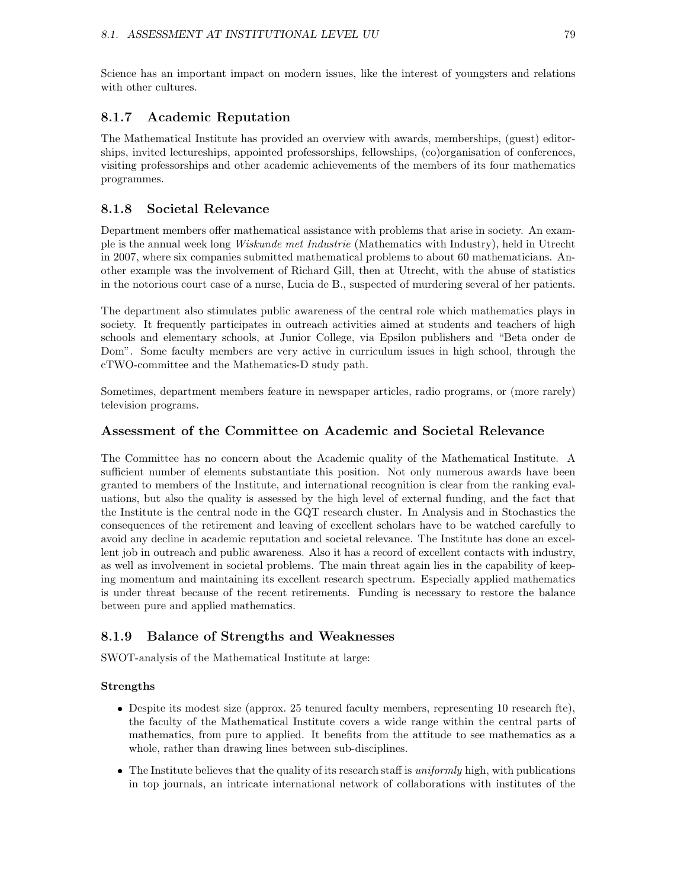Science has an important impact on modern issues, like the interest of youngsters and relations with other cultures.

### 8.1.7 Academic Reputation

The Mathematical Institute has provided an overview with awards, memberships, (guest) editorships, invited lectureships, appointed professorships, fellowships, (co)organisation of conferences, visiting professorships and other academic achievements of the members of its four mathematics programmes.

### 8.1.8 Societal Relevance

Department members offer mathematical assistance with problems that arise in society. An example is the annual week long *Wiskunde met Industrie* (Mathematics with Industry), held in Utrecht in 2007, where six companies submitted mathematical problems to about 60 mathematicians. Another example was the involvement of Richard Gill, then at Utrecht, with the abuse of statistics in the notorious court case of a nurse, Lucia de B., suspected of murdering several of her patients.

The department also stimulates public awareness of the central role which mathematics plays in society. It frequently participates in outreach activities aimed at students and teachers of high schools and elementary schools, at Junior College, via Epsilon publishers and "Beta onder de Dom". Some faculty members are very active in curriculum issues in high school, through the cTWO-committee and the Mathematics-D study path.

Sometimes, department members feature in newspaper articles, radio programs, or (more rarely) television programs.

### Assessment of the Committee on Academic and Societal Relevance

The Committee has no concern about the Academic quality of the Mathematical Institute. A sufficient number of elements substantiate this position. Not only numerous awards have been granted to members of the Institute, and international recognition is clear from the ranking evaluations, but also the quality is assessed by the high level of external funding, and the fact that the Institute is the central node in the GQT research cluster. In Analysis and in Stochastics the consequences of the retirement and leaving of excellent scholars have to be watched carefully to avoid any decline in academic reputation and societal relevance. The Institute has done an excellent job in outreach and public awareness. Also it has a record of excellent contacts with industry, as well as involvement in societal problems. The main threat again lies in the capability of keeping momentum and maintaining its excellent research spectrum. Especially applied mathematics is under threat because of the recent retirements. Funding is necessary to restore the balance between pure and applied mathematics.

### 8.1.9 Balance of Strengths and Weaknesses

SWOT-analysis of the Mathematical Institute at large:

**Strengths**

- Despite its modest size (approx. 25 tenured faculty members, representing 10 research fte), the faculty of the Mathematical Institute covers a wide range within the central parts of mathematics, from pure to applied. It benefits from the attitude to see mathematics as a whole, rather than drawing lines between sub-disciplines.
- The Institute believes that the quality of its research staff is *uniformly* high, with publications in top journals, an intricate international network of collaborations with institutes of the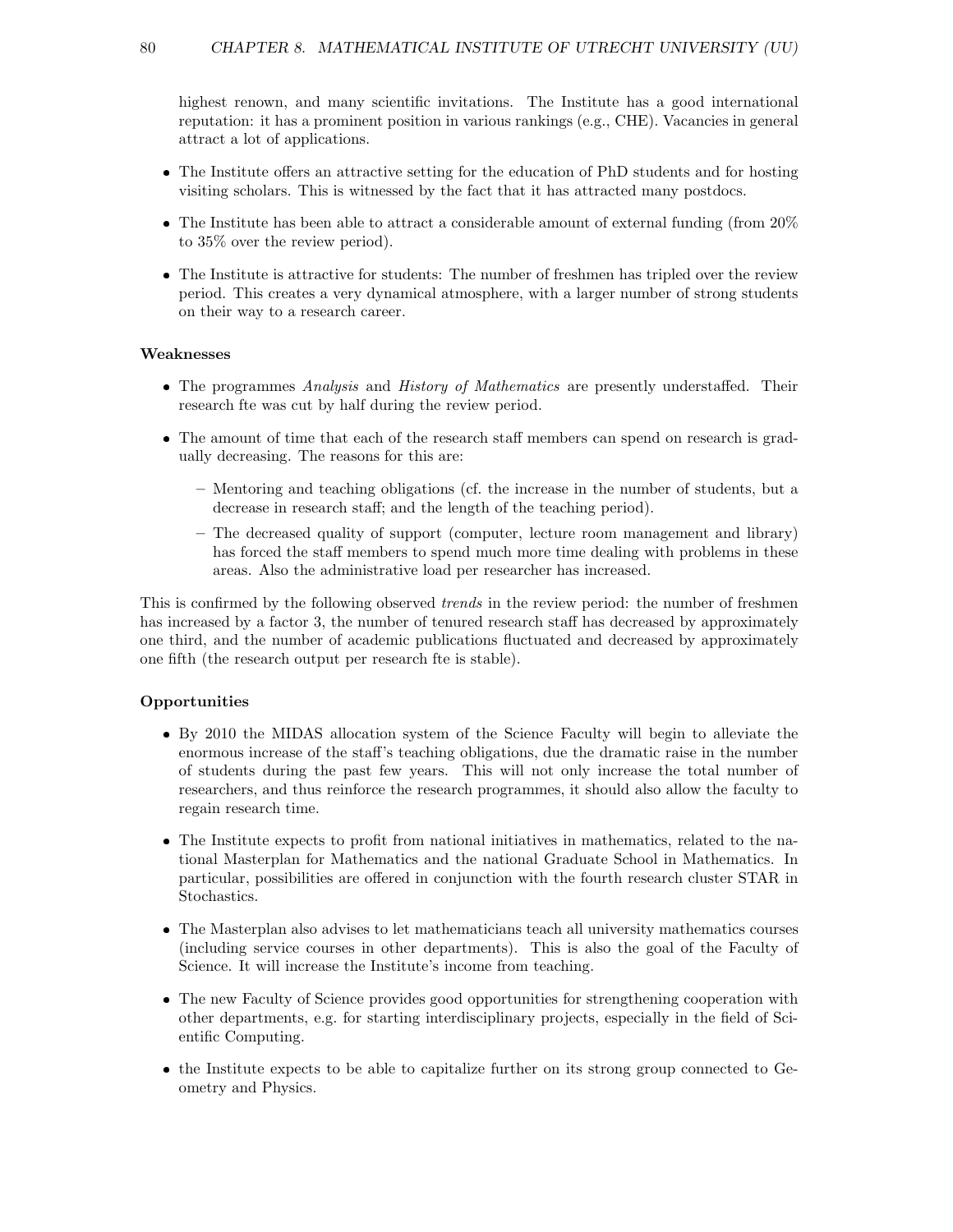highest renown, and many scientific invitations. The Institute has a good international reputation: it has a prominent position in various rankings (e.g., CHE). Vacancies in general attract a lot of applications.

- The Institute offers an attractive setting for the education of PhD students and for hosting visiting scholars. This is witnessed by the fact that it has attracted many postdocs.
- The Institute has been able to attract a considerable amount of external funding (from 20% to 35% over the review period).
- The Institute is attractive for students: The number of freshmen has tripled over the review period. This creates a very dynamical atmosphere, with a larger number of strong students on their way to a research career.

**Weaknesses**

- The programmes *Analysis* and *History of Mathematics* are presently understaffed. Their research fte was cut by half during the review period.
- The amount of time that each of the research staff members can spend on research is gradually decreasing. The reasons for this are:
  - Mentoring and teaching obligations (cf. the increase in the number of students, but a decrease in research staff; and the length of the teaching period).
  - The decreased quality of support (computer, lecture room management and library) has forced the staff members to spend much more time dealing with problems in these areas. Also the administrative load per researcher has increased.

This is confirmed by the following observed *trends* in the review period: the number of freshmen has increased by a factor 3, the number of tenured research staff has decreased by approximately one third, and the number of academic publications fluctuated and decreased by approximately one fifth (the research output per research fte is stable).

**Opportunities**

- By 2010 the MIDAS allocation system of the Science Faculty will begin to alleviate the enormous increase of the staff's teaching obligations, due the dramatic raise in the number of students during the past few years. This will not only increase the total number of researchers, and thus reinforce the research programmes, it should also allow the faculty to regain research time.
- The Institute expects to profit from national initiatives in mathematics, related to the national Masterplan for Mathematics and the national Graduate School in Mathematics. In particular, possibilities are offered in conjunction with the fourth research cluster STAR in Stochastics.
- The Masterplan also advises to let mathematicians teach all university mathematics courses (including service courses in other departments). This is also the goal of the Faculty of Science. It will increase the Institute's income from teaching.
- The new Faculty of Science provides good opportunities for strengthening cooperation with other departments, e.g. for starting interdisciplinary projects, especially in the field of Scientific Computing.
- the Institute expects to be able to capitalize further on its strong group connected to Geometry and Physics.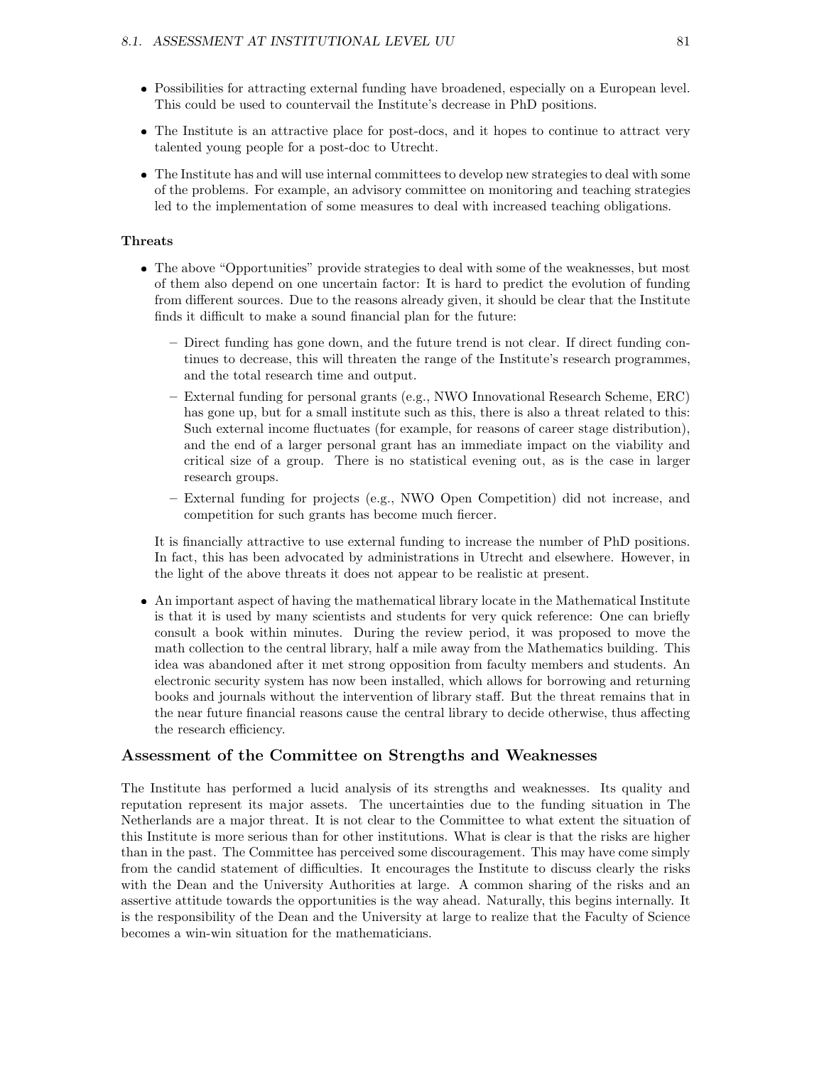- Possibilities for attracting external funding have broadened, especially on a European level. This could be used to countervail the Institute's decrease in PhD positions.
- The Institute is an attractive place for post-docs, and it hopes to continue to attract very talented young people for a post-doc to Utrecht.
- The Institute has and will use internal committees to develop new strategies to deal with some of the problems. For example, an advisory committee on monitoring and teaching strategies led to the implementation of some measures to deal with increased teaching obligations.

**Threats**

- The above "Opportunities" provide strategies to deal with some of the weaknesses, but most of them also depend on one uncertain factor: It is hard to predict the evolution of funding from different sources. Due to the reasons already given, it should be clear that the Institute finds it difficult to make a sound financial plan for the future:
  - Direct funding has gone down, and the future trend is not clear. If direct funding continues to decrease, this will threaten the range of the Institute's research programmes, and the total research time and output.
  - External funding for personal grants (e.g., NWO Innovational Research Scheme, ERC) has gone up, but for a small institute such as this, there is also a threat related to this: Such external income fluctuates (for example, for reasons of career stage distribution), and the end of a larger personal grant has an immediate impact on the viability and critical size of a group. There is no statistical evening out, as is the case in larger research groups.
  - External funding for projects (e.g., NWO Open Competition) did not increase, and competition for such grants has become much fiercer.

  It is financially attractive to use external funding to increase the number of PhD positions. In fact, this has been advocated by administrations in Utrecht and elsewhere. However, in the light of the above threats it does not appear to be realistic at present.

- An important aspect of having the mathematical library locate in the Mathematical Institute is that it is used by many scientists and students for very quick reference: One can briefly consult a book within minutes. During the review period, it was proposed to move the math collection to the central library, half a mile away from the Mathematics building. This idea was abandoned after it met strong opposition from faculty members and students. An electronic security system has now been installed, which allows for borrowing and returning books and journals without the intervention of library staff. But the threat remains that in the near future financial reasons cause the central library to decide otherwise, thus affecting the research efficiency.

### Assessment of the Committee on Strengths and Weaknesses

The Institute has performed a lucid analysis of its strengths and weaknesses. Its quality and reputation represent its major assets. The uncertainties due to the funding situation in The Netherlands are a major threat. It is not clear to the Committee to what extent the situation of this Institute is more serious than for other institutions. What is clear is that the risks are higher than in the past. The Committee has perceived some discouragement. This may have come simply from the candid statement of difficulties. It encourages the Institute to discuss clearly the risks with the Dean and the University Authorities at large. A common sharing of the risks and an assertive attitude towards the opportunities is the way ahead. Naturally, this begins internally. It is the responsibility of the Dean and the University at large to realize that the Faculty of Science becomes a win-win situation for the mathematicians.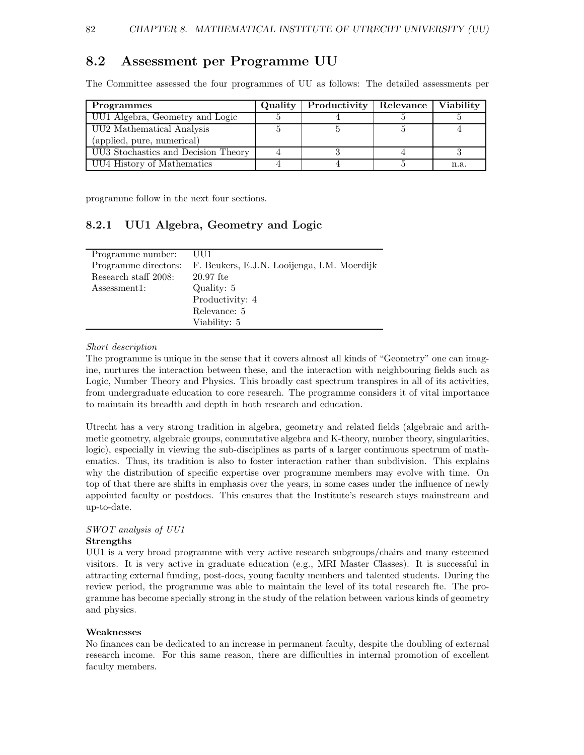## 8.2 Assessment per Programme UU

The Committee assessed the four programmes of UU as follows: The detailed assessments per

| Programmes | Quality | Productivity | Relevance | Viability |
|---|---|---|---|---|
| UU1 Algebra, Geometry and Logic | 5 | 4 | 5 | 5 |
| UU2 Mathematical Analysis (applied, pure, numerical) | 5 | 5 | 5 | 4 |
| UU3 Stochastics and Decision Theory | 4 | 3 | 4 | 3 |
| UU4 History of Mathematics | 4 | 4 | 5 | n.a. |

programme follow in the next four sections.

### 8.2.1 UU1 Algebra, Geometry and Logic

| | |
|---|---|
| Programme number: | UU1 |
| Programme directors: | F. Beukers, E.J.N. Looijenga, I.M. Moerdijk |
| Research staff 2008: | 20.97 fte |
| Assessment1: | Quality: 5 |
| | Productivity: 4 |
| | Relevance: 5 |
| | Viability: 5 |

*Short description*

The programme is unique in the sense that it covers almost all kinds of "Geometry" one can imagine, nurtures the interaction between these, and the interaction with neighbouring fields such as Logic, Number Theory and Physics. This broadly cast spectrum transpires in all of its activities, from undergraduate education to core research. The programme considers it of vital importance to maintain its breadth and depth in both research and education.

Utrecht has a very strong tradition in algebra, geometry and related fields (algebraic and arithmetic geometry, algebraic groups, commutative algebra and K-theory, number theory, singularities, logic), especially in viewing the sub-disciplines as parts of a larger continuous spectrum of mathematics. Thus, its tradition is also to foster interaction rather than subdivision. This explains why the distribution of specific expertise over programme members may evolve with time. On top of that there are shifts in emphasis over the years, in some cases under the influence of newly appointed faculty or postdocs. This ensures that the Institute's research stays mainstream and up-to-date.

*SWOT analysis of UU1*

**Strengths**

UU1 is a very broad programme with very active research subgroups/chairs and many esteemed visitors. It is very active in graduate education (e.g., MRI Master Classes). It is successful in attracting external funding, post-docs, young faculty members and talented students. During the review period, the programme was able to maintain the level of its total research fte. The programme has become specially strong in the study of the relation between various kinds of geometry and physics.

**Weaknesses**

No finances can be dedicated to an increase in permanent faculty, despite the doubling of external research income. For this same reason, there are difficulties in internal promotion of excellent faculty members.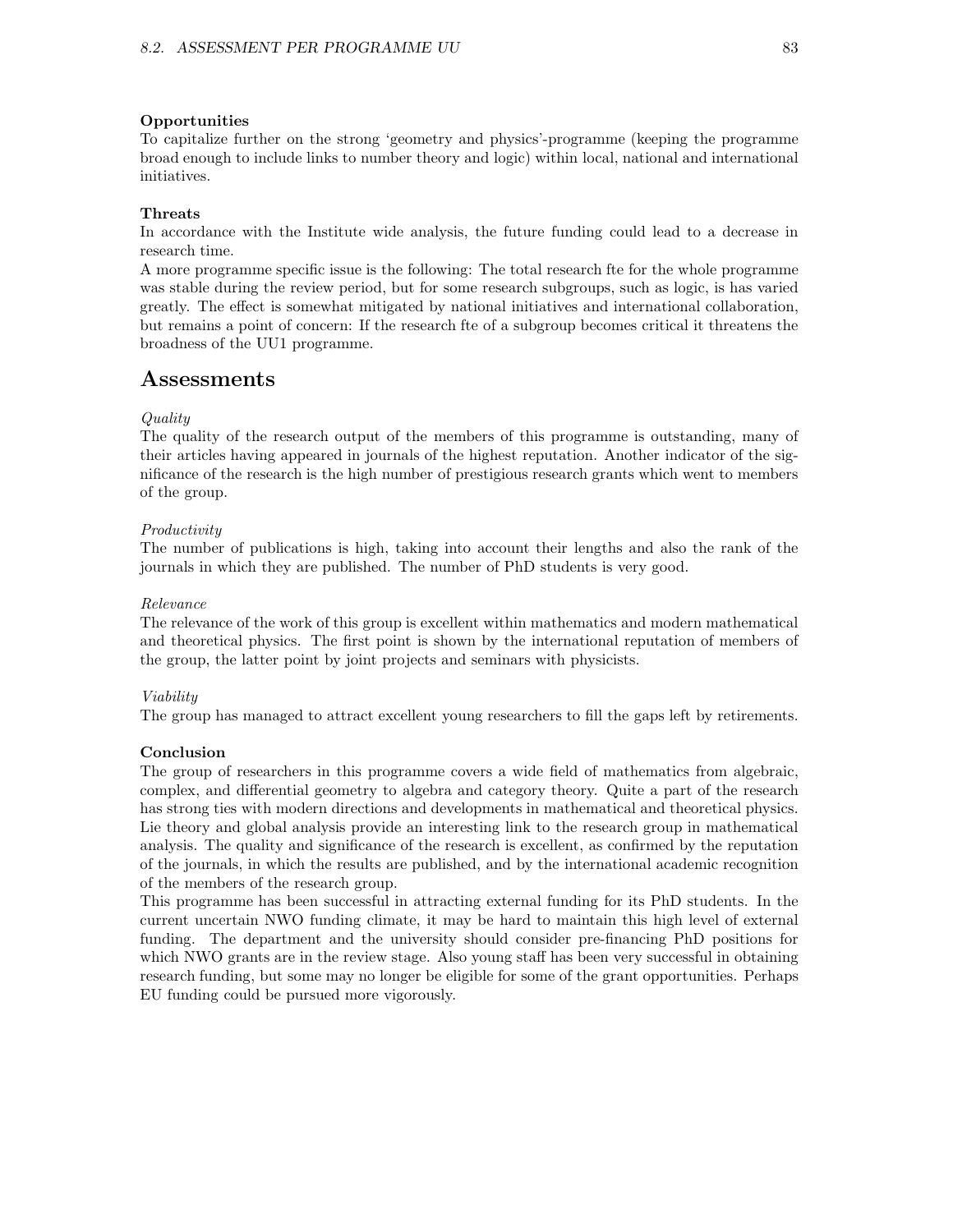**Opportunities**

To capitalize further on the strong 'geometry and physics'-programme (keeping the programme broad enough to include links to number theory and logic) within local, national and international initiatives.

**Threats**

In accordance with the Institute wide analysis, the future funding could lead to a decrease in research time.

A more programme specific issue is the following: The total research fte for the whole programme was stable during the review period, but for some research subgroups, such as logic, is has varied greatly. The effect is somewhat mitigated by national initiatives and international collaboration, but remains a point of concern: If the research fte of a subgroup becomes critical it threatens the broadness of the UU1 programme.

## Assessments

*Quality*

The quality of the research output of the members of this programme is outstanding, many of their articles having appeared in journals of the highest reputation. Another indicator of the significance of the research is the high number of prestigious research grants which went to members of the group.

*Productivity*

The number of publications is high, taking into account their lengths and also the rank of the journals in which they are published. The number of PhD students is very good.

*Relevance*

The relevance of the work of this group is excellent within mathematics and modern mathematical and theoretical physics. The first point is shown by the international reputation of members of the group, the latter point by joint projects and seminars with physicists.

*Viability*

The group has managed to attract excellent young researchers to fill the gaps left by retirements.

**Conclusion**

The group of researchers in this programme covers a wide field of mathematics from algebraic, complex, and differential geometry to algebra and category theory. Quite a part of the research has strong ties with modern directions and developments in mathematical and theoretical physics. Lie theory and global analysis provide an interesting link to the research group in mathematical analysis. The quality and significance of the research is excellent, as confirmed by the reputation of the journals, in which the results are published, and by the international academic recognition of the members of the research group.

This programme has been successful in attracting external funding for its PhD students. In the current uncertain NWO funding climate, it may be hard to maintain this high level of external funding. The department and the university should consider pre-financing PhD positions for which NWO grants are in the review stage. Also young staff has been very successful in obtaining research funding, but some may no longer be eligible for some of the grant opportunities. Perhaps EU funding could be pursued more vigorously.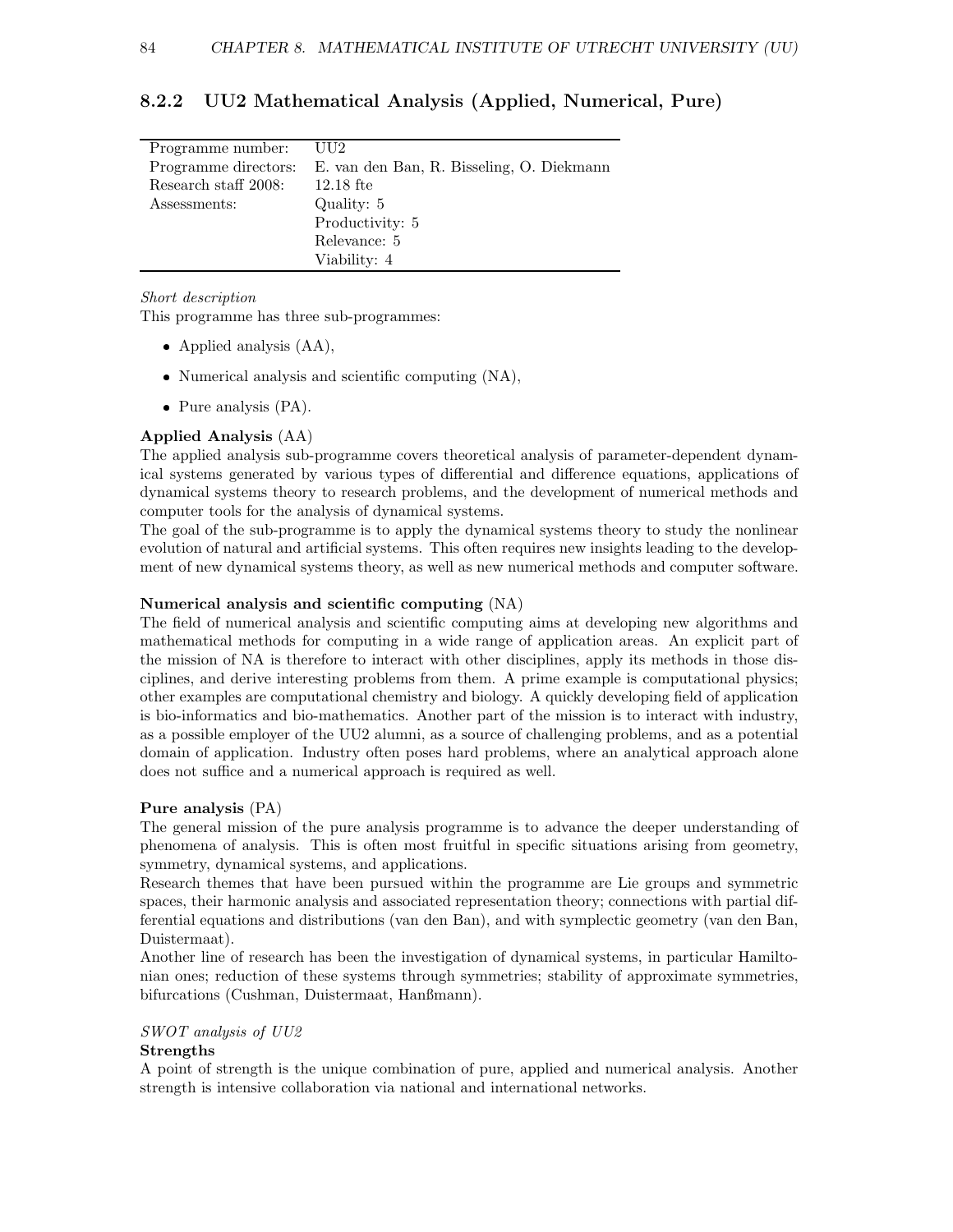### 8.2.2 UU2 Mathematical Analysis (Applied, Numerical, Pure)

| | |
|---|---|
| Programme number: | UU2 |
| Programme directors: | E. van den Ban, R. Bisseling, O. Diekmann |
| Research staff 2008: | 12.18 fte |
| Assessments: | Quality: 5 |
| | Productivity: 5 |
| | Relevance: 5 |
| | Viability: 4 |

*Short description*

This programme has three sub-programmes:

- Applied analysis (AA),
- Numerical analysis and scientific computing (NA),
- Pure analysis (PA).

**Applied Analysis** (AA)

The applied analysis sub-programme covers theoretical analysis of parameter-dependent dynamical systems generated by various types of differential and difference equations, applications of dynamical systems theory to research problems, and the development of numerical methods and computer tools for the analysis of dynamical systems.

The goal of the sub-programme is to apply the dynamical systems theory to study the nonlinear evolution of natural and artificial systems. This often requires new insights leading to the development of new dynamical systems theory, as well as new numerical methods and computer software.

**Numerical analysis and scientific computing** (NA)

The field of numerical analysis and scientific computing aims at developing new algorithms and mathematical methods for computing in a wide range of application areas. An explicit part of the mission of NA is therefore to interact with other disciplines, apply its methods in those disciplines, and derive interesting problems from them. A prime example is computational physics; other examples are computational chemistry and biology. A quickly developing field of application is bio-informatics and bio-mathematics. Another part of the mission is to interact with industry, as a possible employer of the UU2 alumni, as a source of challenging problems, and as a potential domain of application. Industry often poses hard problems, where an analytical approach alone does not suffice and a numerical approach is required as well.

**Pure analysis** (PA)

The general mission of the pure analysis programme is to advance the deeper understanding of phenomena of analysis. This is often most fruitful in specific situations arising from geometry, symmetry, dynamical systems, and applications.

Research themes that have been pursued within the programme are Lie groups and symmetric spaces, their harmonic analysis and associated representation theory; connections with partial differential equations and distributions (van den Ban), and with symplectic geometry (van den Ban, Duistermaat).

Another line of research has been the investigation of dynamical systems, in particular Hamiltonian ones; reduction of these systems through symmetries; stability of approximate symmetries, bifurcations (Cushman, Duistermaat, Hanßmann).

*SWOT analysis of UU2*

**Strengths**

A point of strength is the unique combination of pure, applied and numerical analysis. Another strength is intensive collaboration via national and international networks.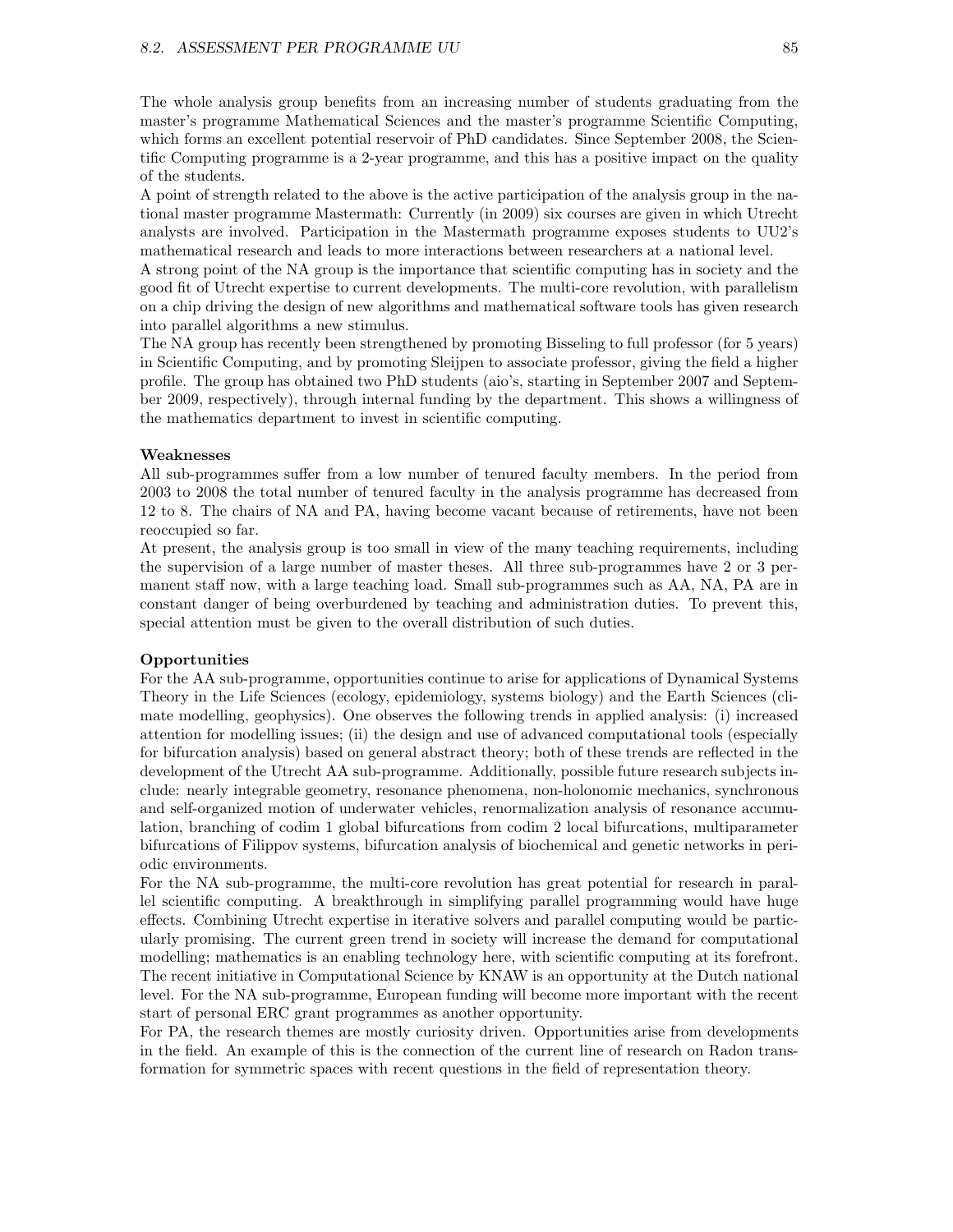The whole analysis group benefits from an increasing number of students graduating from the master's programme Mathematical Sciences and the master's programme Scientific Computing, which forms an excellent potential reservoir of PhD candidates. Since September 2008, the Scientific Computing programme is a 2-year programme, and this has a positive impact on the quality of the students.

A point of strength related to the above is the active participation of the analysis group in the national master programme Mastermath: Currently (in 2009) six courses are given in which Utrecht analysts are involved. Participation in the Mastermath programme exposes students to UU2's mathematical research and leads to more interactions between researchers at a national level.

A strong point of the NA group is the importance that scientific computing has in society and the good fit of Utrecht expertise to current developments. The multi-core revolution, with parallelism on a chip driving the design of new algorithms and mathematical software tools has given research into parallel algorithms a new stimulus.

The NA group has recently been strengthened by promoting Bisseling to full professor (for 5 years) in Scientific Computing, and by promoting Sleijpen to associate professor, giving the field a higher profile. The group has obtained two PhD students (aio's, starting in September 2007 and September 2009, respectively), through internal funding by the department. This shows a willingness of the mathematics department to invest in scientific computing.

**Weaknesses**

All sub-programmes suffer from a low number of tenured faculty members. In the period from 2003 to 2008 the total number of tenured faculty in the analysis programme has decreased from 12 to 8. The chairs of NA and PA, having become vacant because of retirements, have not been reoccupied so far.

At present, the analysis group is too small in view of the many teaching requirements, including the supervision of a large number of master theses. All three sub-programmes have 2 or 3 permanent staff now, with a large teaching load. Small sub-programmes such as AA, NA, PA are in constant danger of being overburdened by teaching and administration duties. To prevent this, special attention must be given to the overall distribution of such duties.

**Opportunities**

For the AA sub-programme, opportunities continue to arise for applications of Dynamical Systems Theory in the Life Sciences (ecology, epidemiology, systems biology) and the Earth Sciences (climate modelling, geophysics). One observes the following trends in applied analysis: (i) increased attention for modelling issues; (ii) the design and use of advanced computational tools (especially for bifurcation analysis) based on general abstract theory; both of these trends are reflected in the development of the Utrecht AA sub-programme. Additionally, possible future research subjects include: nearly integrable geometry, resonance phenomena, non-holonomic mechanics, synchronous and self-organized motion of underwater vehicles, renormalization analysis of resonance accumulation, branching of codim 1 global bifurcations from codim 2 local bifurcations, multiparameter bifurcations of Filippov systems, bifurcation analysis of biochemical and genetic networks in periodic environments.

For the NA sub-programme, the multi-core revolution has great potential for research in parallel scientific computing. A breakthrough in simplifying parallel programming would have huge effects. Combining Utrecht expertise in iterative solvers and parallel computing would be particularly promising. The current green trend in society will increase the demand for computational modelling; mathematics is an enabling technology here, with scientific computing at its forefront. The recent initiative in Computational Science by KNAW is an opportunity at the Dutch national level. For the NA sub-programme, European funding will become more important with the recent start of personal ERC grant programmes as another opportunity.

For PA, the research themes are mostly curiosity driven. Opportunities arise from developments in the field. An example of this is the connection of the current line of research on Radon transformation for symmetric spaces with recent questions in the field of representation theory.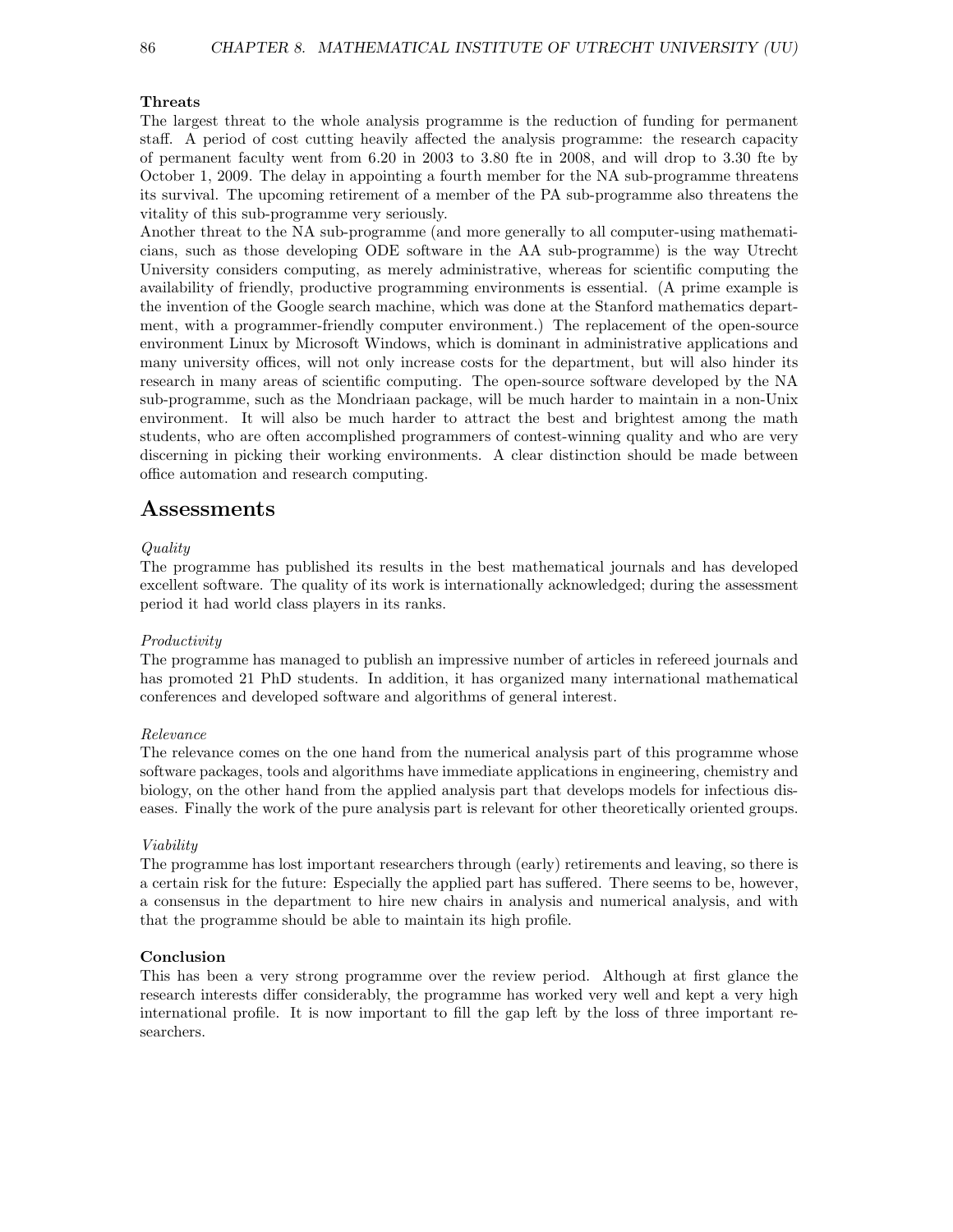**Threats**

The largest threat to the whole analysis programme is the reduction of funding for permanent staff. A period of cost cutting heavily affected the analysis programme: the research capacity of permanent faculty went from 6.20 in 2003 to 3.80 fte in 2008, and will drop to 3.30 fte by October 1, 2009. The delay in appointing a fourth member for the NA sub-programme threatens its survival. The upcoming retirement of a member of the PA sub-programme also threatens the vitality of this sub-programme very seriously.

Another threat to the NA sub-programme (and more generally to all computer-using mathematicians, such as those developing ODE software in the AA sub-programme) is the way Utrecht University considers computing, as merely administrative, whereas for scientific computing the availability of friendly, productive programming environments is essential. (A prime example is the invention of the Google search machine, which was done at the Stanford mathematics department, with a programmer-friendly computer environment.) The replacement of the open-source environment Linux by Microsoft Windows, which is dominant in administrative applications and many university offices, will not only increase costs for the department, but will also hinder its research in many areas of scientific computing. The open-source software developed by the NA sub-programme, such as the Mondriaan package, will be much harder to maintain in a non-Unix environment. It will also be much harder to attract the best and brightest among the math students, who are often accomplished programmers of contest-winning quality and who are very discerning in picking their working environments. A clear distinction should be made between office automation and research computing.

## Assessments

*Quality*

The programme has published its results in the best mathematical journals and has developed excellent software. The quality of its work is internationally acknowledged; during the assessment period it had world class players in its ranks.

*Productivity*

The programme has managed to publish an impressive number of articles in refereed journals and has promoted 21 PhD students. In addition, it has organized many international mathematical conferences and developed software and algorithms of general interest.

*Relevance*

The relevance comes on the one hand from the numerical analysis part of this programme whose software packages, tools and algorithms have immediate applications in engineering, chemistry and biology, on the other hand from the applied analysis part that develops models for infectious diseases. Finally the work of the pure analysis part is relevant for other theoretically oriented groups.

*Viability*

The programme has lost important researchers through (early) retirements and leaving, so there is a certain risk for the future: Especially the applied part has suffered. There seems to be, however, a consensus in the department to hire new chairs in analysis and numerical analysis, and with that the programme should be able to maintain its high profile.

**Conclusion**

This has been a very strong programme over the review period. Although at first glance the research interests differ considerably, the programme has worked very well and kept a very high international profile. It is now important to fill the gap left by the loss of three important researchers.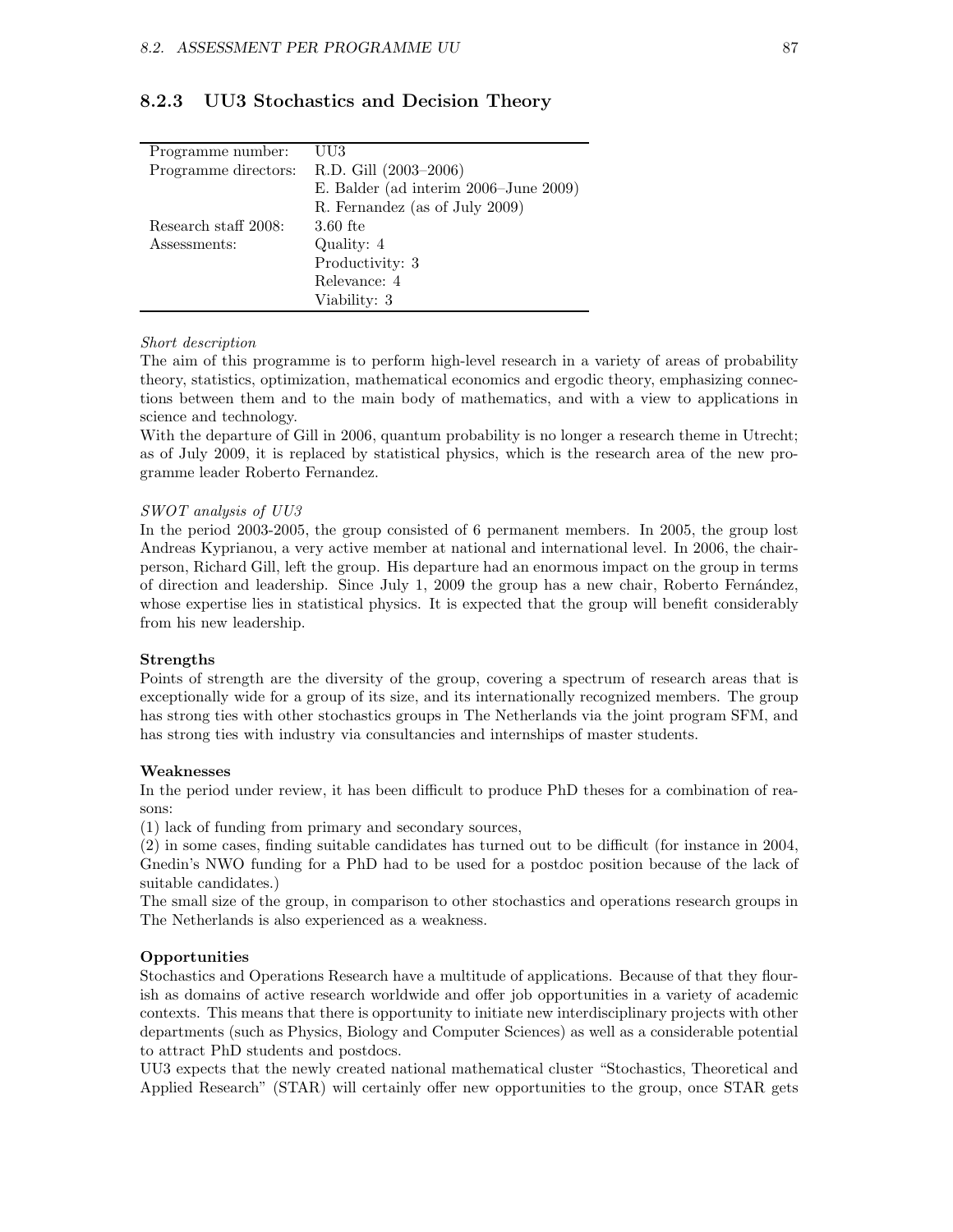### 8.2.3 UU3 Stochastics and Decision Theory

| | |
|---|---|
| Programme number: | UU3 |
| Programme directors: | R.D. Gill (2003–2006) |
| | E. Balder (ad interim 2006–June 2009) |
| | R. Fernandez (as of July 2009) |
| Research staff 2008: | 3.60 fte |
| Assessments: | Quality: 4 |
| | Productivity: 3 |
| | Relevance: 4 |
| | Viability: 3 |

*Short description*

The aim of this programme is to perform high-level research in a variety of areas of probability theory, statistics, optimization, mathematical economics and ergodic theory, emphasizing connections between them and to the main body of mathematics, and with a view to applications in science and technology.

With the departure of Gill in 2006, quantum probability is no longer a research theme in Utrecht; as of July 2009, it is replaced by statistical physics, which is the research area of the new programme leader Roberto Fernandez.

*SWOT analysis of UU3*

In the period 2003-2005, the group consisted of 6 permanent members. In 2005, the group lost Andreas Kyprianou, a very active member at national and international level. In 2006, the chairperson, Richard Gill, left the group. His departure had an enormous impact on the group in terms of direction and leadership. Since July 1, 2009 the group has a new chair, Roberto Fernández, whose expertise lies in statistical physics. It is expected that the group will benefit considerably from his new leadership.

**Strengths**

Points of strength are the diversity of the group, covering a spectrum of research areas that is exceptionally wide for a group of its size, and its internationally recognized members. The group has strong ties with other stochastics groups in The Netherlands via the joint program SFM, and has strong ties with industry via consultancies and internships of master students.

**Weaknesses**

In the period under review, it has been difficult to produce PhD theses for a combination of reasons:

(1) lack of funding from primary and secondary sources,

(2) in some cases, finding suitable candidates has turned out to be difficult (for instance in 2004, Gnedin's NWO funding for a PhD had to be used for a postdoc position because of the lack of suitable candidates.)

The small size of the group, in comparison to other stochastics and operations research groups in The Netherlands is also experienced as a weakness.

**Opportunities**

Stochastics and Operations Research have a multitude of applications. Because of that they flourish as domains of active research worldwide and offer job opportunities in a variety of academic contexts. This means that there is opportunity to initiate new interdisciplinary projects with other departments (such as Physics, Biology and Computer Sciences) as well as a considerable potential to attract PhD students and postdocs.

UU3 expects that the newly created national mathematical cluster "Stochastics, Theoretical and Applied Research" (STAR) will certainly offer new opportunities to the group, once STAR gets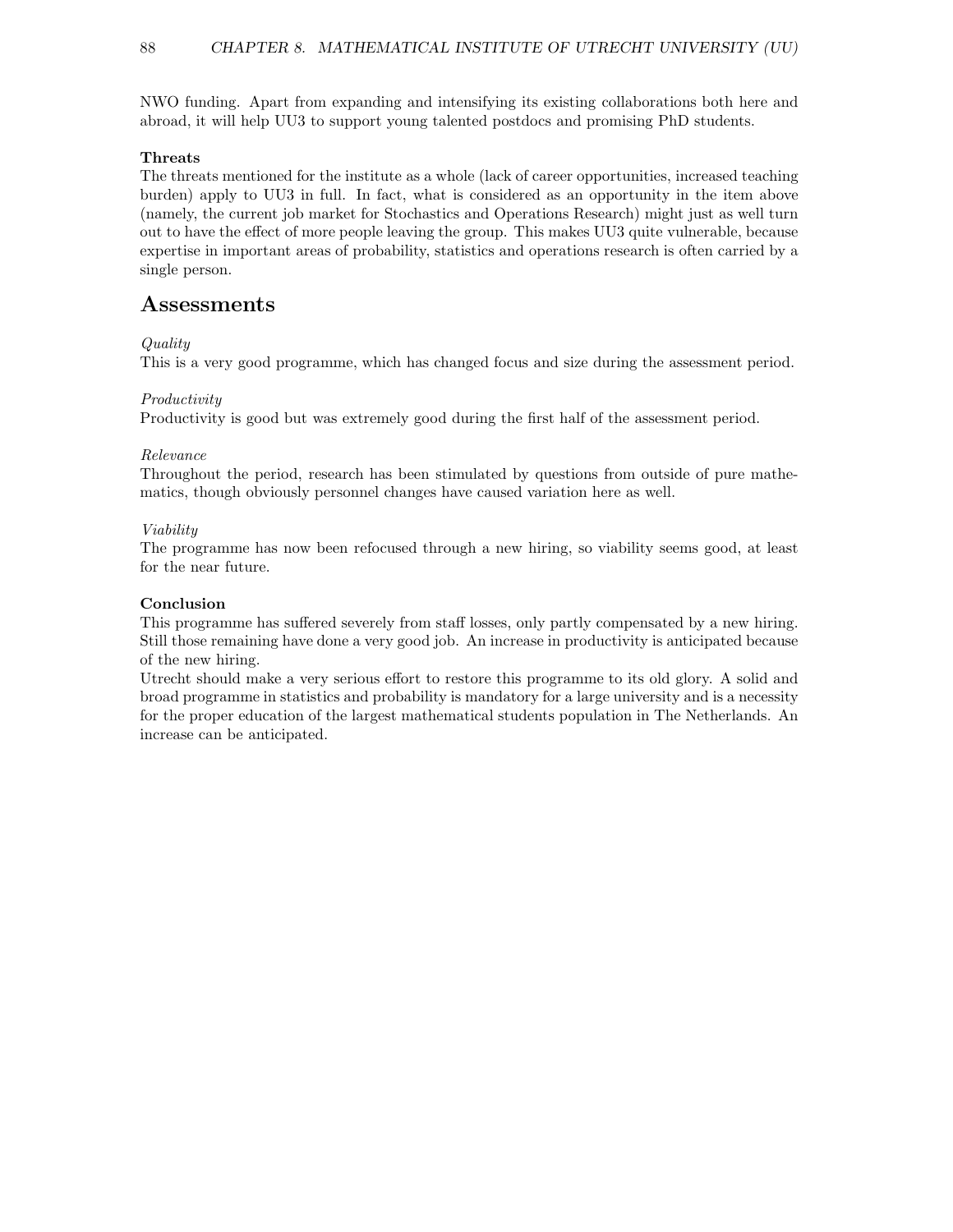NWO funding. Apart from expanding and intensifying its existing collaborations both here and abroad, it will help UU3 to support young talented postdocs and promising PhD students.

**Threats**
The threats mentioned for the institute as a whole (lack of career opportunities, increased teaching burden) apply to UU3 in full. In fact, what is considered as an opportunity in the item above (namely, the current job market for Stochastics and Operations Research) might just as well turn out to have the effect of more people leaving the group. This makes UU3 quite vulnerable, because expertise in important areas of probability, statistics and operations research is often carried by a single person.

## Assessments

*Quality*
This is a very good programme, which has changed focus and size during the assessment period.

*Productivity*
Productivity is good but was extremely good during the first half of the assessment period.

*Relevance*
Throughout the period, research has been stimulated by questions from outside of pure mathematics, though obviously personnel changes have caused variation here as well.

*Viability*
The programme has now been refocused through a new hiring, so viability seems good, at least for the near future.

**Conclusion**
This programme has suffered severely from staff losses, only partly compensated by a new hiring. Still those remaining have done a very good job. An increase in productivity is anticipated because of the new hiring.
Utrecht should make a very serious effort to restore this programme to its old glory. A solid and broad programme in statistics and probability is mandatory for a large university and is a necessity for the proper education of the largest mathematical students population in The Netherlands. An increase can be anticipated.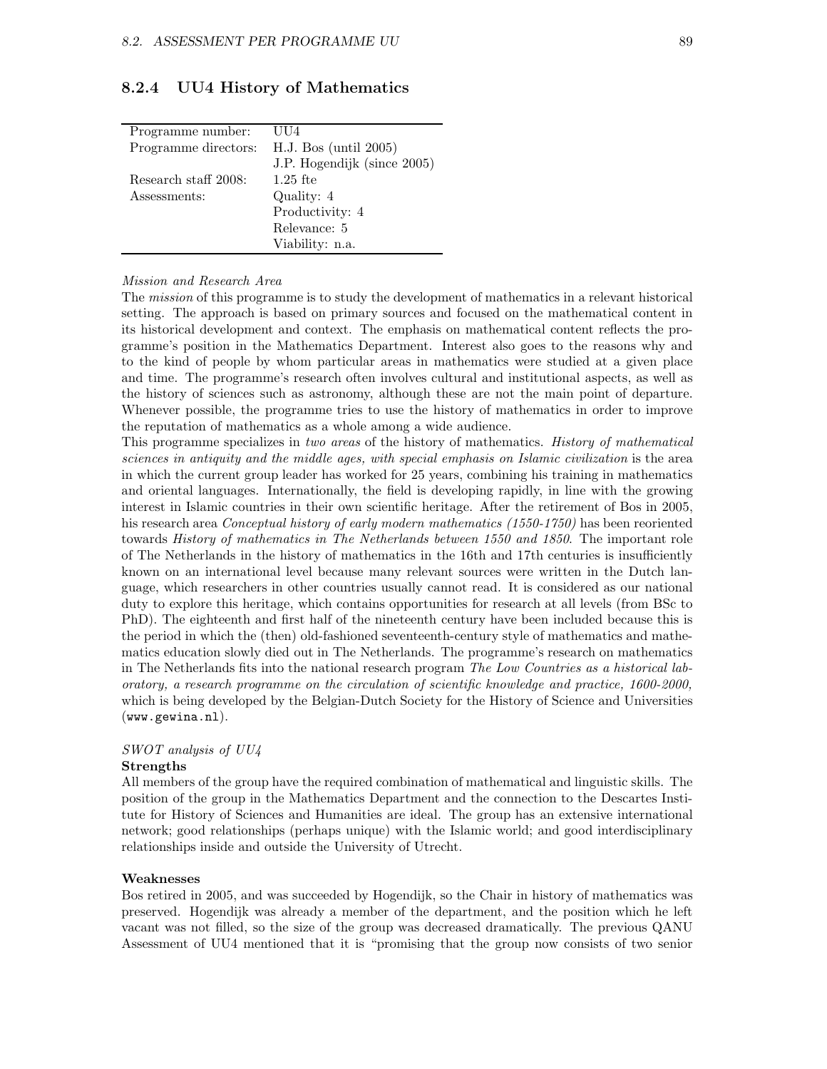### 8.2.4 UU4 History of Mathematics

| | |
|---|---|
| Programme number: | UU4 |
| Programme directors: | H.J. Bos (until 2005) |
| | J.P. Hogendijk (since 2005) |
| Research staff 2008: | 1.25 fte |
| Assessments: | Quality: 4 |
| | Productivity: 4 |
| | Relevance: 5 |
| | Viability: n.a. |

*Mission and Research Area*

The *mission* of this programme is to study the development of mathematics in a relevant historical setting. The approach is based on primary sources and focused on the mathematical content in its historical development and context. The emphasis on mathematical content reflects the programme's position in the Mathematics Department. Interest also goes to the reasons why and to the kind of people by whom particular areas in mathematics were studied at a given place and time. The programme's research often involves cultural and institutional aspects, as well as the history of sciences such as astronomy, although these are not the main point of departure. Whenever possible, the programme tries to use the history of mathematics in order to improve the reputation of mathematics as a whole among a wide audience.

This programme specializes in *two areas* of the history of mathematics. *History of mathematical sciences in antiquity and the middle ages, with special emphasis on Islamic civilization* is the area in which the current group leader has worked for 25 years, combining his training in mathematics and oriental languages. Internationally, the field is developing rapidly, in line with the growing interest in Islamic countries in their own scientific heritage. After the retirement of Bos in 2005, his research area *Conceptual history of early modern mathematics (1550-1750)* has been reoriented towards *History of mathematics in The Netherlands between 1550 and 1850*. The important role of The Netherlands in the history of mathematics in the 16th and 17th centuries is insufficiently known on an international level because many relevant sources were written in the Dutch language, which researchers in other countries usually cannot read. It is considered as our national duty to explore this heritage, which contains opportunities for research at all levels (from BSc to PhD). The eighteenth and first half of the nineteenth century have been included because this is the period in which the (then) old-fashioned seventeenth-century style of mathematics and mathematics education slowly died out in The Netherlands. The programme's research on mathematics in The Netherlands fits into the national research program *The Low Countries as a historical laboratory, a research programme on the circulation of scientific knowledge and practice, 1600-2000,* which is being developed by the Belgian-Dutch Society for the History of Science and Universities (www.gewina.nl).

*SWOT analysis of UU4*

**Strengths**

All members of the group have the required combination of mathematical and linguistic skills. The position of the group in the Mathematics Department and the connection to the Descartes Institute for History of Sciences and Humanities are ideal. The group has an extensive international network; good relationships (perhaps unique) with the Islamic world; and good interdisciplinary relationships inside and outside the University of Utrecht.

**Weaknesses**

Bos retired in 2005, and was succeeded by Hogendijk, so the Chair in history of mathematics was preserved. Hogendijk was already a member of the department, and the position which he left vacant was not filled, so the size of the group was decreased dramatically. The previous QANU Assessment of UU4 mentioned that it is "promising that the group now consists of two senior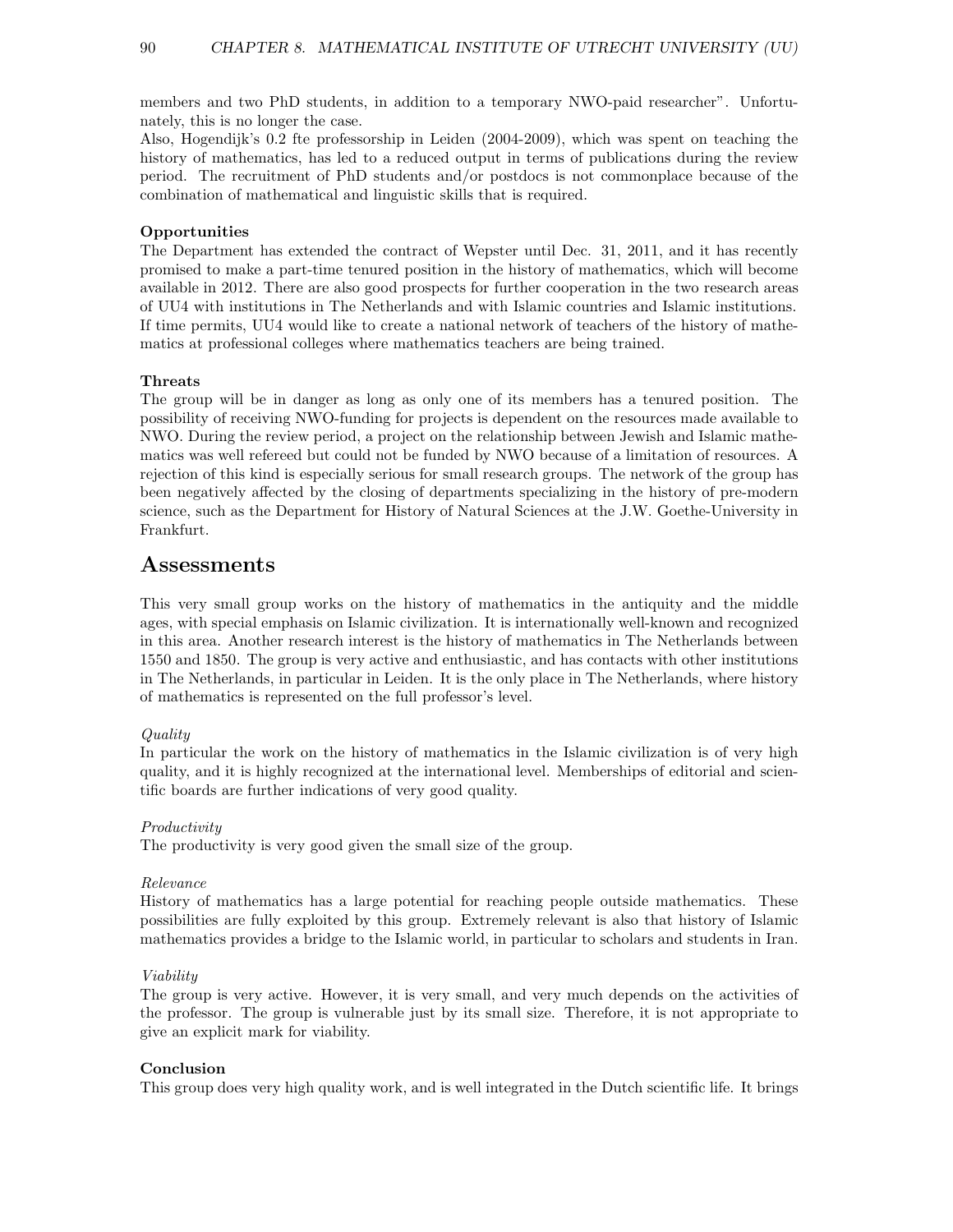members and two PhD students, in addition to a temporary NWO-paid researcher". Unfortunately, this is no longer the case.
Also, Hogendijk's 0.2 fte professorship in Leiden (2004-2009), which was spent on teaching the history of mathematics, has led to a reduced output in terms of publications during the review period. The recruitment of PhD students and/or postdocs is not commonplace because of the combination of mathematical and linguistic skills that is required.

**Opportunities**
The Department has extended the contract of Wepster until Dec. 31, 2011, and it has recently promised to make a part-time tenured position in the history of mathematics, which will become available in 2012. There are also good prospects for further cooperation in the two research areas of UU4 with institutions in The Netherlands and with Islamic countries and Islamic institutions. If time permits, UU4 would like to create a national network of teachers of the history of mathematics at professional colleges where mathematics teachers are being trained.

**Threats**
The group will be in danger as long as only one of its members has a tenured position. The possibility of receiving NWO-funding for projects is dependent on the resources made available to NWO. During the review period, a project on the relationship between Jewish and Islamic mathematics was well refereed but could not be funded by NWO because of a limitation of resources. A rejection of this kind is especially serious for small research groups. The network of the group has been negatively affected by the closing of departments specializing in the history of pre-modern science, such as the Department for History of Natural Sciences at the J.W. Goethe-University in Frankfurt.

## Assessments

This very small group works on the history of mathematics in the antiquity and the middle ages, with special emphasis on Islamic civilization. It is internationally well-known and recognized in this area. Another research interest is the history of mathematics in The Netherlands between 1550 and 1850. The group is very active and enthusiastic, and has contacts with other institutions in The Netherlands, in particular in Leiden. It is the only place in The Netherlands, where history of mathematics is represented on the full professor's level.

*Quality*
In particular the work on the history of mathematics in the Islamic civilization is of very high quality, and it is highly recognized at the international level. Memberships of editorial and scientific boards are further indications of very good quality.

*Productivity*
The productivity is very good given the small size of the group.

*Relevance*
History of mathematics has a large potential for reaching people outside mathematics. These possibilities are fully exploited by this group. Extremely relevant is also that history of Islamic mathematics provides a bridge to the Islamic world, in particular to scholars and students in Iran.

*Viability*
The group is very active. However, it is very small, and very much depends on the activities of the professor. The group is vulnerable just by its small size. Therefore, it is not appropriate to give an explicit mark for viability.

**Conclusion**
This group does very high quality work, and is well integrated in the Dutch scientific life. It brings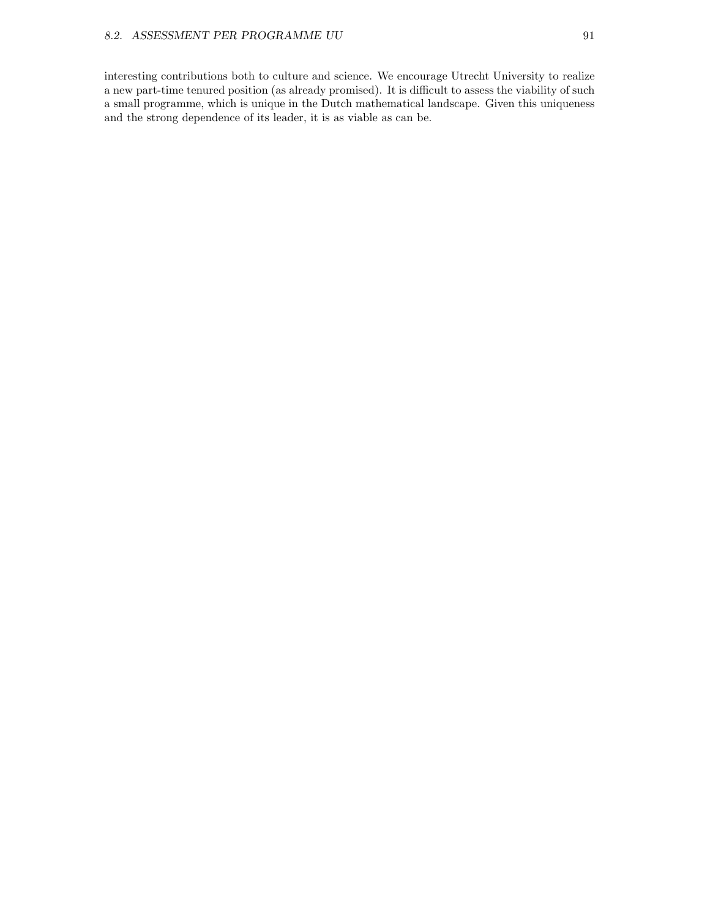interesting contributions both to culture and science. We encourage Utrecht University to realize a new part-time tenured position (as already promised). It is difficult to assess the viability of such a small programme, which is unique in the Dutch mathematical landscape. Given this uniqueness and the strong dependence of its leader, it is as viable as can be.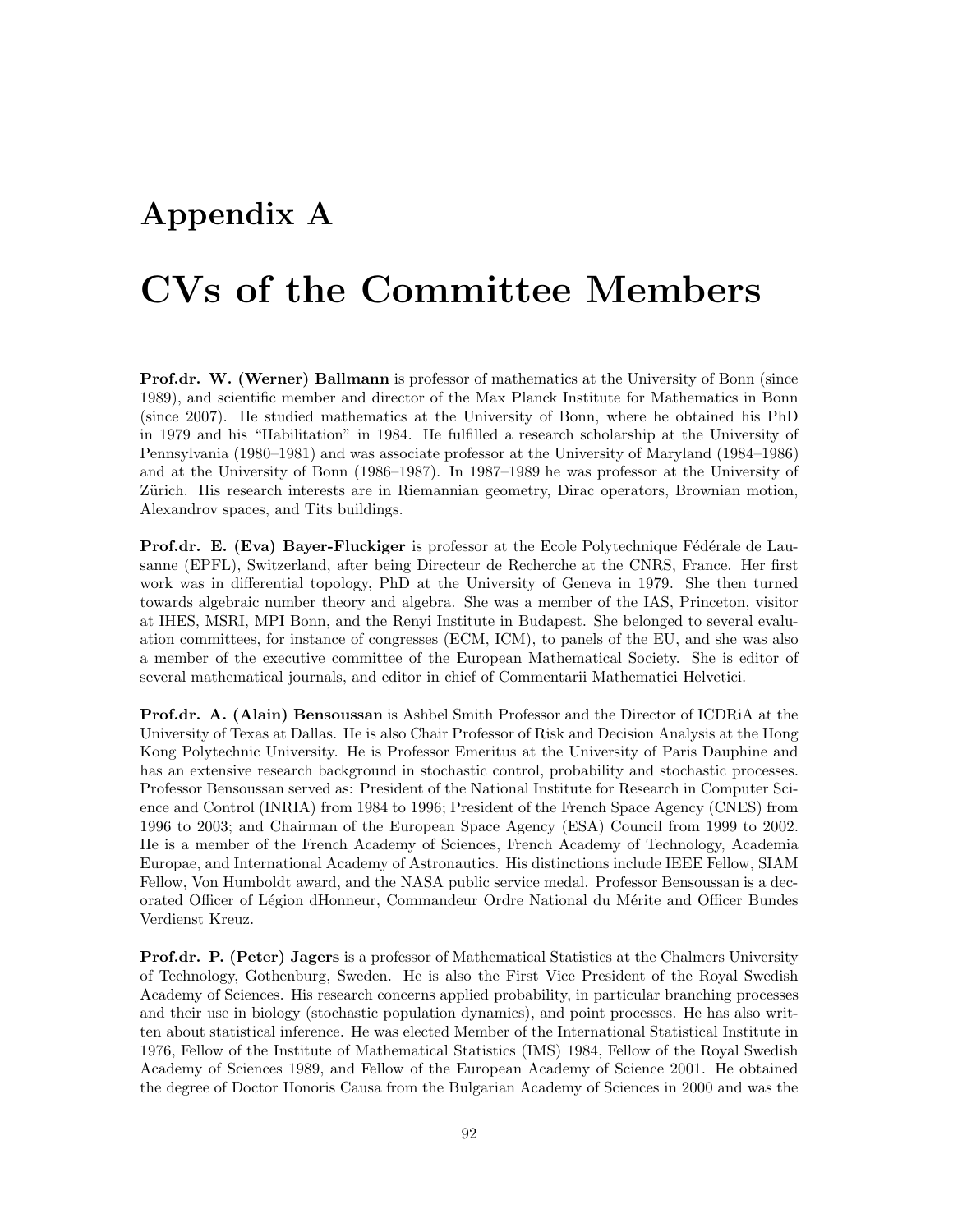# Appendix A

# CVs of the Committee Members

**Prof.dr. W. (Werner) Ballmann** is professor of mathematics at the University of Bonn (since 1989), and scientific member and director of the Max Planck Institute for Mathematics in Bonn (since 2007). He studied mathematics at the University of Bonn, where he obtained his PhD in 1979 and his "Habilitation" in 1984. He fulfilled a research scholarship at the University of Pennsylvania (1980–1981) and was associate professor at the University of Maryland (1984–1986) and at the University of Bonn (1986–1987). In 1987–1989 he was professor at the University of Zürich. His research interests are in Riemannian geometry, Dirac operators, Brownian motion, Alexandrov spaces, and Tits buildings.

**Prof.dr. E. (Eva) Bayer-Fluckiger** is professor at the Ecole Polytechnique Fédérale de Lausanne (EPFL), Switzerland, after being Directeur de Recherche at the CNRS, France. Her first work was in differential topology, PhD at the University of Geneva in 1979. She then turned towards algebraic number theory and algebra. She was a member of the IAS, Princeton, visitor at IHES, MSRI, MPI Bonn, and the Renyi Institute in Budapest. She belonged to several evaluation committees, for instance of congresses (ECM, ICM), to panels of the EU, and she was also a member of the executive committee of the European Mathematical Society. She is editor of several mathematical journals, and editor in chief of Commentarii Mathematici Helvetici.

**Prof.dr. A. (Alain) Bensoussan** is Ashbel Smith Professor and the Director of ICDRiA at the University of Texas at Dallas. He is also Chair Professor of Risk and Decision Analysis at the Hong Kong Polytechnic University. He is Professor Emeritus at the University of Paris Dauphine and has an extensive research background in stochastic control, probability and stochastic processes. Professor Bensoussan served as: President of the National Institute for Research in Computer Science and Control (INRIA) from 1984 to 1996; President of the French Space Agency (CNES) from 1996 to 2003; and Chairman of the European Space Agency (ESA) Council from 1999 to 2002. He is a member of the French Academy of Sciences, French Academy of Technology, Academia Europae, and International Academy of Astronautics. His distinctions include IEEE Fellow, SIAM Fellow, Von Humboldt award, and the NASA public service medal. Professor Bensoussan is a decorated Officer of Légion dHonneur, Commandeur Ordre National du Mérite and Officer Bundes Verdienst Kreuz.

**Prof.dr. P. (Peter) Jagers** is a professor of Mathematical Statistics at the Chalmers University of Technology, Gothenburg, Sweden. He is also the First Vice President of the Royal Swedish Academy of Sciences. His research concerns applied probability, in particular branching processes and their use in biology (stochastic population dynamics), and point processes. He has also written about statistical inference. He was elected Member of the International Statistical Institute in 1976, Fellow of the Institute of Mathematical Statistics (IMS) 1984, Fellow of the Royal Swedish Academy of Sciences 1989, and Fellow of the European Academy of Science 2001. He obtained the degree of Doctor Honoris Causa from the Bulgarian Academy of Sciences in 2000 and was the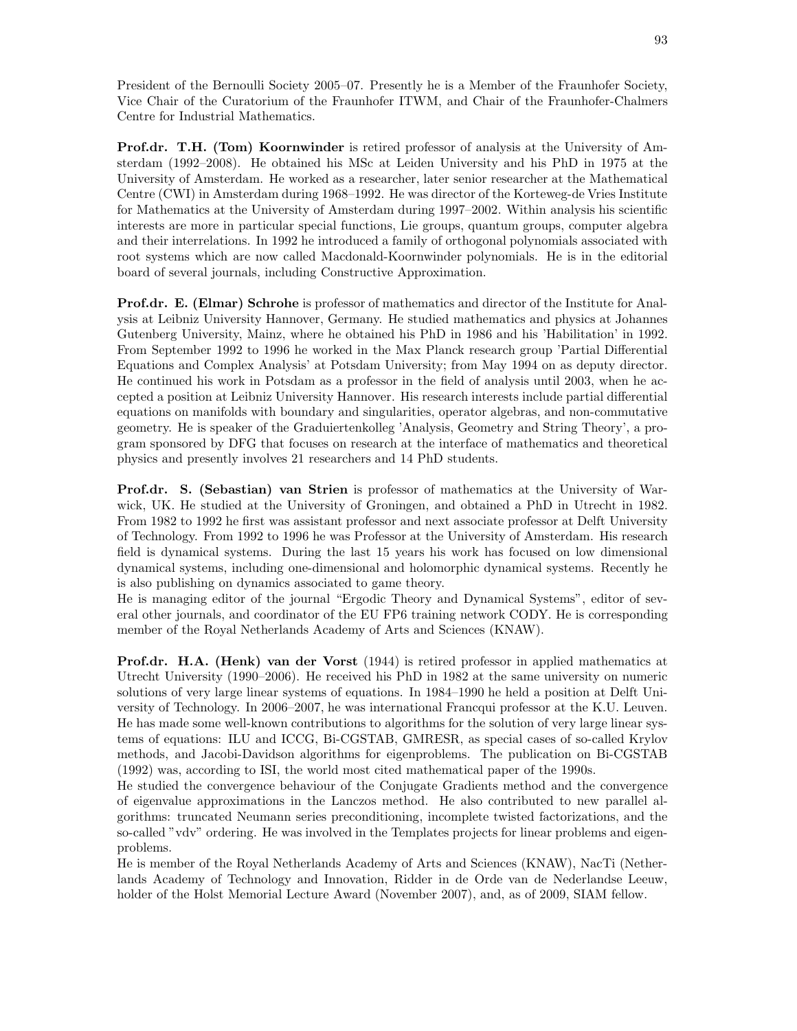President of the Bernoulli Society 2005–07. Presently he is a Member of the Fraunhofer Society, Vice Chair of the Curatorium of the Fraunhofer ITWM, and Chair of the Fraunhofer-Chalmers Centre for Industrial Mathematics.

**Prof.dr. T.H. (Tom) Koornwinder** is retired professor of analysis at the University of Amsterdam (1992–2008). He obtained his MSc at Leiden University and his PhD in 1975 at the University of Amsterdam. He worked as a researcher, later senior researcher at the Mathematical Centre (CWI) in Amsterdam during 1968–1992. He was director of the Korteweg-de Vries Institute for Mathematics at the University of Amsterdam during 1997–2002. Within analysis his scientific interests are more in particular special functions, Lie groups, quantum groups, computer algebra and their interrelations. In 1992 he introduced a family of orthogonal polynomials associated with root systems which are now called Macdonald-Koornwinder polynomials. He is in the editorial board of several journals, including Constructive Approximation.

**Prof.dr. E. (Elmar) Schrohe** is professor of mathematics and director of the Institute for Analysis at Leibniz University Hannover, Germany. He studied mathematics and physics at Johannes Gutenberg University, Mainz, where he obtained his PhD in 1986 and his 'Habilitation' in 1992. From September 1992 to 1996 he worked in the Max Planck research group 'Partial Differential Equations and Complex Analysis' at Potsdam University; from May 1994 on as deputy director. He continued his work in Potsdam as a professor in the field of analysis until 2003, when he accepted a position at Leibniz University Hannover. His research interests include partial differential equations on manifolds with boundary and singularities, operator algebras, and non-commutative geometry. He is speaker of the Graduiertenkolleg 'Analysis, Geometry and String Theory', a program sponsored by DFG that focuses on research at the interface of mathematics and theoretical physics and presently involves 21 researchers and 14 PhD students.

**Prof.dr. S. (Sebastian) van Strien** is professor of mathematics at the University of Warwick, UK. He studied at the University of Groningen, and obtained a PhD in Utrecht in 1982. From 1982 to 1992 he first was assistant professor and next associate professor at Delft University of Technology. From 1992 to 1996 he was Professor at the University of Amsterdam. His research field is dynamical systems. During the last 15 years his work has focused on low dimensional dynamical systems, including one-dimensional and holomorphic dynamical systems. Recently he is also publishing on dynamics associated to game theory.
He is managing editor of the journal "Ergodic Theory and Dynamical Systems", editor of several other journals, and coordinator of the EU FP6 training network CODY. He is corresponding member of the Royal Netherlands Academy of Arts and Sciences (KNAW).

**Prof.dr. H.A. (Henk) van der Vorst** (1944) is retired professor in applied mathematics at Utrecht University (1990–2006). He received his PhD in 1982 at the same university on numeric solutions of very large linear systems of equations. In 1984–1990 he held a position at Delft University of Technology. In 2006–2007, he was international Francqui professor at the K.U. Leuven. He has made some well-known contributions to algorithms for the solution of very large linear systems of equations: ILU and ICCG, Bi-CGSTAB, GMRESR, as special cases of so-called Krylov methods, and Jacobi-Davidson algorithms for eigenproblems. The publication on Bi-CGSTAB (1992) was, according to ISI, the world most cited mathematical paper of the 1990s.
He studied the convergence behaviour of the Conjugate Gradients method and the convergence of eigenvalue approximations in the Lanczos method. He also contributed to new parallel algorithms: truncated Neumann series preconditioning, incomplete twisted factorizations, and the so-called "vdv" ordering. He was involved in the Templates projects for linear problems and eigenproblems.
He is member of the Royal Netherlands Academy of Arts and Sciences (KNAW), NacTi (Netherlands Academy of Technology and Innovation, Ridder in de Orde van de Nederlandse Leeuw, holder of the Holst Memorial Lecture Award (November 2007), and, as of 2009, SIAM fellow.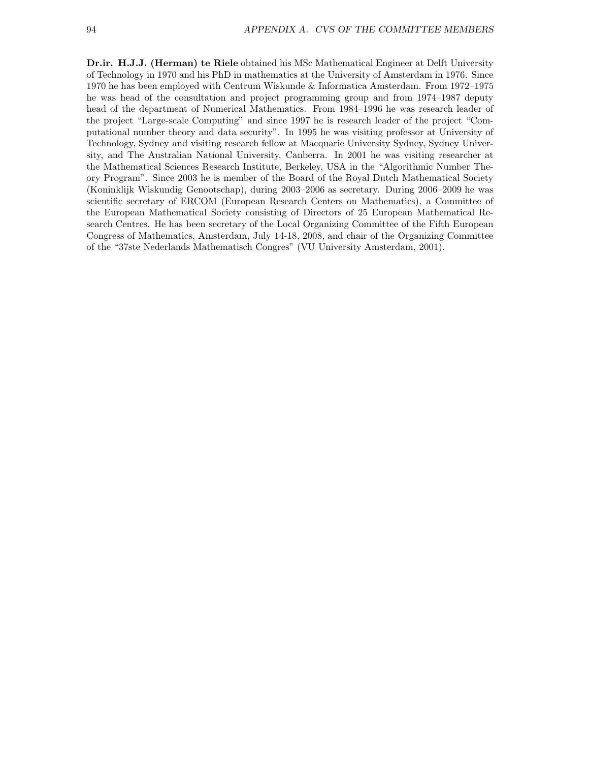**Dr.ir. H.J.J. (Herman) te Riele** obtained his MSc Mathematical Engineer at Delft University of Technology in 1970 and his PhD in mathematics at the University of Amsterdam in 1976. Since 1970 he has been employed with Centrum Wiskunde & Informatica Amsterdam. From 1972–1975 he was head of the consultation and project programming group and from 1974–1987 deputy head of the department of Numerical Mathematics. From 1984–1996 he was research leader of the project "Large-scale Computing" and since 1997 he is research leader of the project "Computational number theory and data security". In 1995 he was visiting professor at University of Technology, Sydney and visiting research fellow at Macquarie University Sydney, Sydney University, and The Australian National University, Canberra. In 2001 he was visiting researcher at the Mathematical Sciences Research Institute, Berkeley, USA in the "Algorithmic Number Theory Program". Since 2003 he is member of the Board of the Royal Dutch Mathematical Society (Koninklijk Wiskundig Genootschap), during 2003–2006 as secretary. During 2006–2009 he was scientific secretary of ERCOM (European Research Centers on Mathematics), a Committee of the European Mathematical Society consisting of Directors of 25 European Mathematical Research Centres. He has been secretary of the Local Organizing Committee of the Fifth European Congress of Mathematics, Amsterdam, July 14-18, 2008, and chair of the Organizing Committee of the "37ste Nederlands Mathematisch Congres" (VU University Amsterdam, 2001).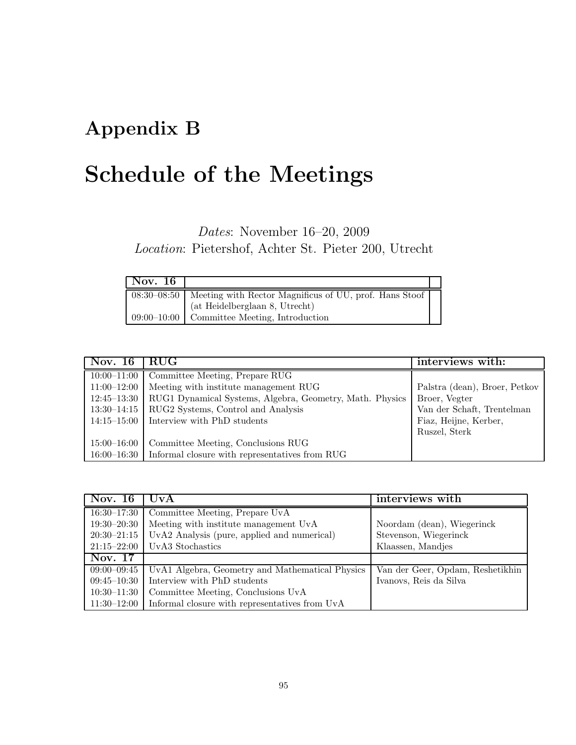# Appendix B

# Schedule of the Meetings

*Dates*: November 16–20, 2009
*Location*: Pietershof, Achter St. Pieter 200, Utrecht

| Nov. 16 | | |
|---|---|---|
| 08:30–08:50 | Meeting with Rector Magnificus of UU, prof. Hans Stoof (at Heidelberglaan 8, Utrecht) | |
| 09:00–10:00 | Committee Meeting, Introduction | |

| Nov. 16 | RUG | interviews with: |
|---|---|---|
| 10:00–11:00 | Committee Meeting, Prepare RUG | |
| 11:00–12:00 | Meeting with institute management RUG | Palstra (dean), Broer, Petkov |
| 12:45–13:30 | RUG1 Dynamical Systems, Algebra, Geometry, Math. Physics | Broer, Vegter |
| 13:30–14:15 | RUG2 Systems, Control and Analysis | Van der Schaft, Trentelman |
| 14:15–15:00 | Interview with PhD students | Fiaz, Heijne, Kerber, Ruszel, Sterk |
| 15:00–16:00 | Committee Meeting, Conclusions RUG | |
| 16:00–16:30 | Informal closure with representatives from RUG | |

| Nov. 16 | UvA | interviews with |
|---|---|---|
| 16:30–17:30 | Committee Meeting, Prepare UvA | |
| 19:30–20:30 | Meeting with institute management UvA | Noordam (dean), Wiegerinck |
| 20:30–21:15 | UvA2 Analysis (pure, applied and numerical) | Stevenson, Wiegerinck |
| 21:15–22:00 | UvA3 Stochastics | Klaassen, Mandjes |
| **Nov. 17** | | |
| 09:00–09:45 | UvA1 Algebra, Geometry and Mathematical Physics | Van der Geer, Opdam, Reshetikhin |
| 09:45–10:30 | Interview with PhD students | Ivanovs, Reis da Silva |
| 10:30–11:30 | Committee Meeting, Conclusions UvA | |
| 11:30–12:00 | Informal closure with representatives from UvA | |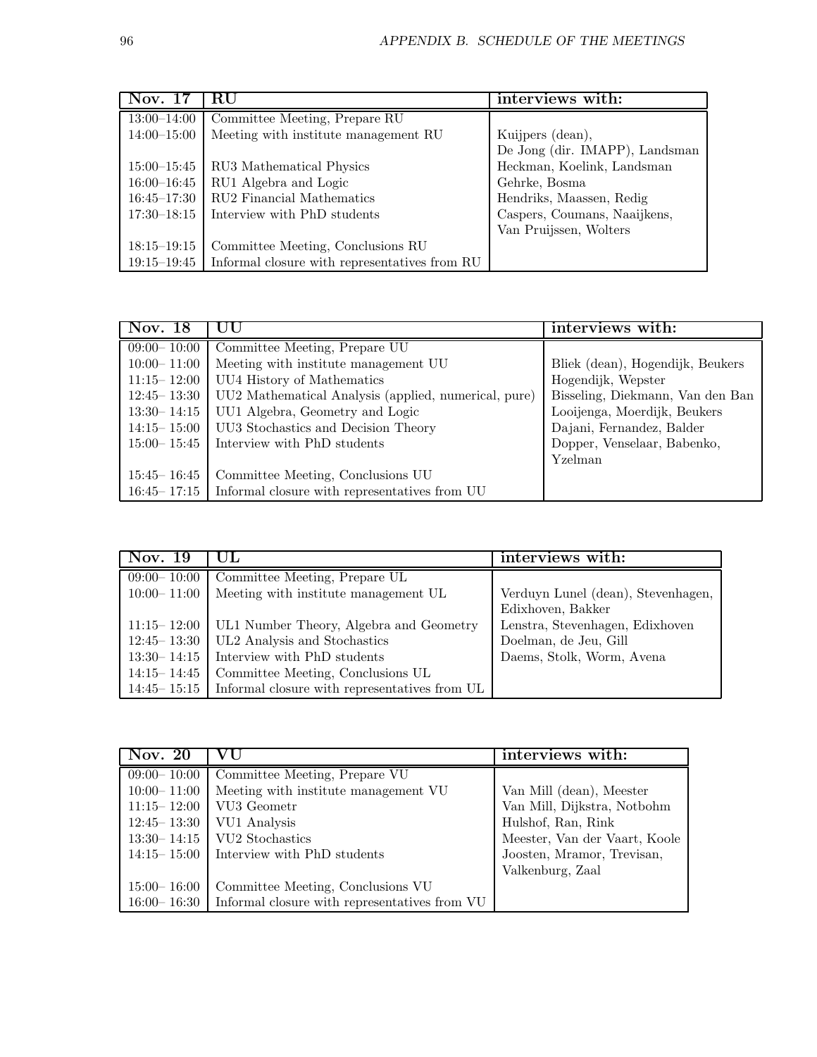| Nov. 17 | RU | interviews with: |
|---|---|---|
| 13:00–14:00 | Committee Meeting, Prepare RU | |
| 14:00–15:00 | Meeting with institute management RU | Kuijpers (dean), De Jong (dir. IMAPP), Landsman |
| 15:00–15:45 | RU3 Mathematical Physics | Heckman, Koelink, Landsman |
| 16:00–16:45 | RU1 Algebra and Logic | Gehrke, Bosma |
| 16:45–17:30 | RU2 Financial Mathematics | Hendriks, Maassen, Redig |
| 17:30–18:15 | Interview with PhD students | Caspers, Coumans, Naaijkens, Van Pruijssen, Wolters |
| 18:15–19:15 | Committee Meeting, Conclusions RU | |
| 19:15–19:45 | Informal closure with representatives from RU | |

| Nov. 18 | UU | interviews with: |
|---|---|---|
| 09:00– 10:00 | Committee Meeting, Prepare UU | |
| 10:00– 11:00 | Meeting with institute management UU | Bliek (dean), Hogendijk, Beukers |
| 11:15– 12:00 | UU4 History of Mathematics | Hogendijk, Wepster |
| 12:45– 13:30 | UU2 Mathematical Analysis (applied, numerical, pure) | Bisseling, Diekmann, Van den Ban |
| 13:30– 14:15 | UU1 Algebra, Geometry and Logic | Looijenga, Moerdijk, Beukers |
| 14:15– 15:00 | UU3 Stochastics and Decision Theory | Dajani, Fernandez, Balder |
| 15:00– 15:45 | Interview with PhD students | Dopper, Venselaar, Babenko, Yzelman |
| 15:45– 16:45 | Committee Meeting, Conclusions UU | |
| 16:45– 17:15 | Informal closure with representatives from UU | |

| Nov. 19 | UL | interviews with: |
|---|---|---|
| 09:00– 10:00 | Committee Meeting, Prepare UL | |
| 10:00– 11:00 | Meeting with institute management UL | Verduyn Lunel (dean), Stevenhagen, Edixhoven, Bakker |
| 11:15– 12:00 | UL1 Number Theory, Algebra and Geometry | Lenstra, Stevenhagen, Edixhoven |
| 12:45– 13:30 | UL2 Analysis and Stochastics | Doelman, de Jeu, Gill |
| 13:30– 14:15 | Interview with PhD students | Daems, Stolk, Worm, Avena |
| 14:15– 14:45 | Committee Meeting, Conclusions UL | |
| 14:45– 15:15 | Informal closure with representatives from UL | |

| Nov. 20 | VU | interviews with: |
|---|---|---|
| 09:00– 10:00 | Committee Meeting, Prepare VU | |
| 10:00– 11:00 | Meeting with institute management VU | Van Mill (dean), Meester |
| 11:15– 12:00 | VU3 Geometr | Van Mill, Dijkstra, Notbohm |
| 12:45– 13:30 | VU1 Analysis | Hulshof, Ran, Rink |
| 13:30– 14:15 | VU2 Stochastics | Meester, Van der Vaart, Koole |
| 14:15– 15:00 | Interview with PhD students | Joosten, Mramor, Trevisan, Valkenburg, Zaal |
| 15:00– 16:00 | Committee Meeting, Conclusions VU | |
| 16:00– 16:30 | Informal closure with representatives from VU | |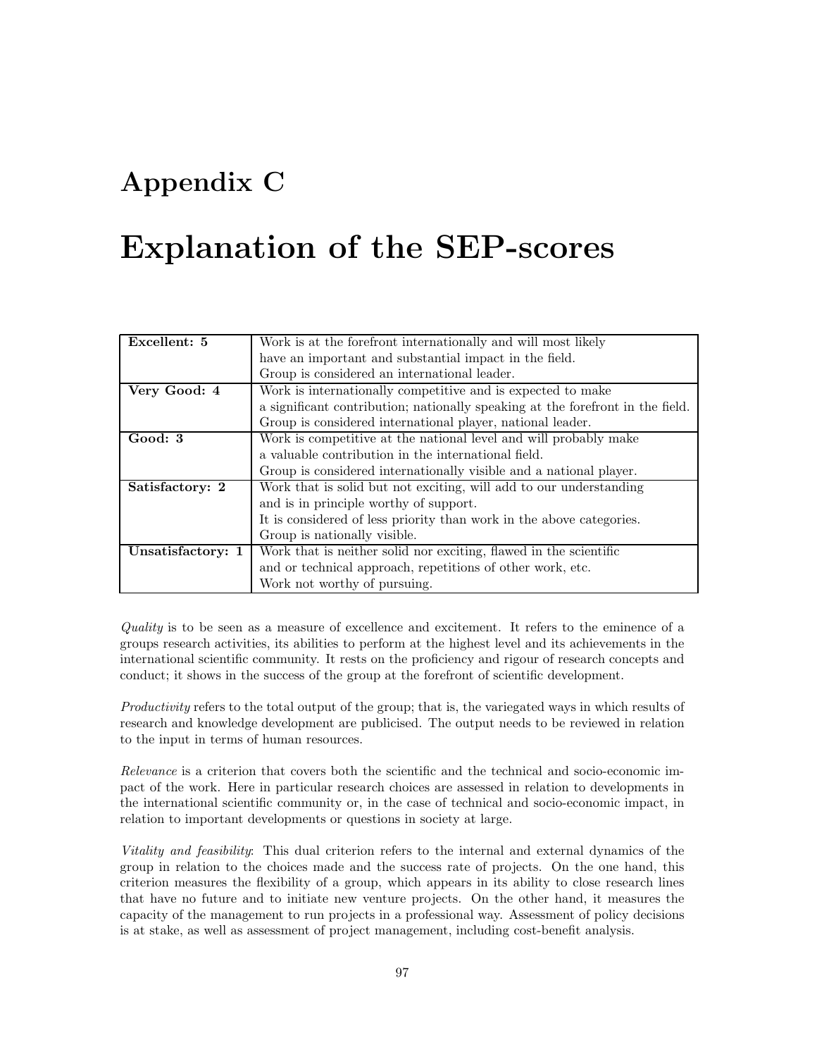# Appendix C

# Explanation of the SEP-scores

| | |
|---|---|
| **Excellent: 5** | Work is at the forefront internationally and will most likely have an important and substantial impact in the field. Group is considered an international leader. |
| **Very Good: 4** | Work is internationally competitive and is expected to make a significant contribution; nationally speaking at the forefront in the field. Group is considered international player, national leader. |
| **Good: 3** | Work is competitive at the national level and will probably make a valuable contribution in the international field. Group is considered internationally visible and a national player. |
| **Satisfactory: 2** | Work that is solid but not exciting, will add to our understanding and is in principle worthy of support. It is considered of less priority than work in the above categories. Group is nationally visible. |
| **Unsatisfactory: 1** | Work that is neither solid nor exciting, flawed in the scientific and or technical approach, repetitions of other work, etc. Work not worthy of pursuing. |

*Quality* is to be seen as a measure of excellence and excitement. It refers to the eminence of a groups research activities, its abilities to perform at the highest level and its achievements in the international scientific community. It rests on the proficiency and rigour of research concepts and conduct; it shows in the success of the group at the forefront of scientific development.

*Productivity* refers to the total output of the group; that is, the variegated ways in which results of research and knowledge development are publicised. The output needs to be reviewed in relation to the input in terms of human resources.

*Relevance* is a criterion that covers both the scientific and the technical and socio-economic impact of the work. Here in particular research choices are assessed in relation to developments in the international scientific community or, in the case of technical and socio-economic impact, in relation to important developments or questions in society at large.

*Vitality and feasibility*: This dual criterion refers to the internal and external dynamics of the group in relation to the choices made and the success rate of projects. On the one hand, this criterion measures the flexibility of a group, which appears in its ability to close research lines that have no future and to initiate new venture projects. On the other hand, it measures the capacity of the management to run projects in a professional way. Assessment of policy decisions is at stake, as well as assessment of project management, including cost-benefit analysis.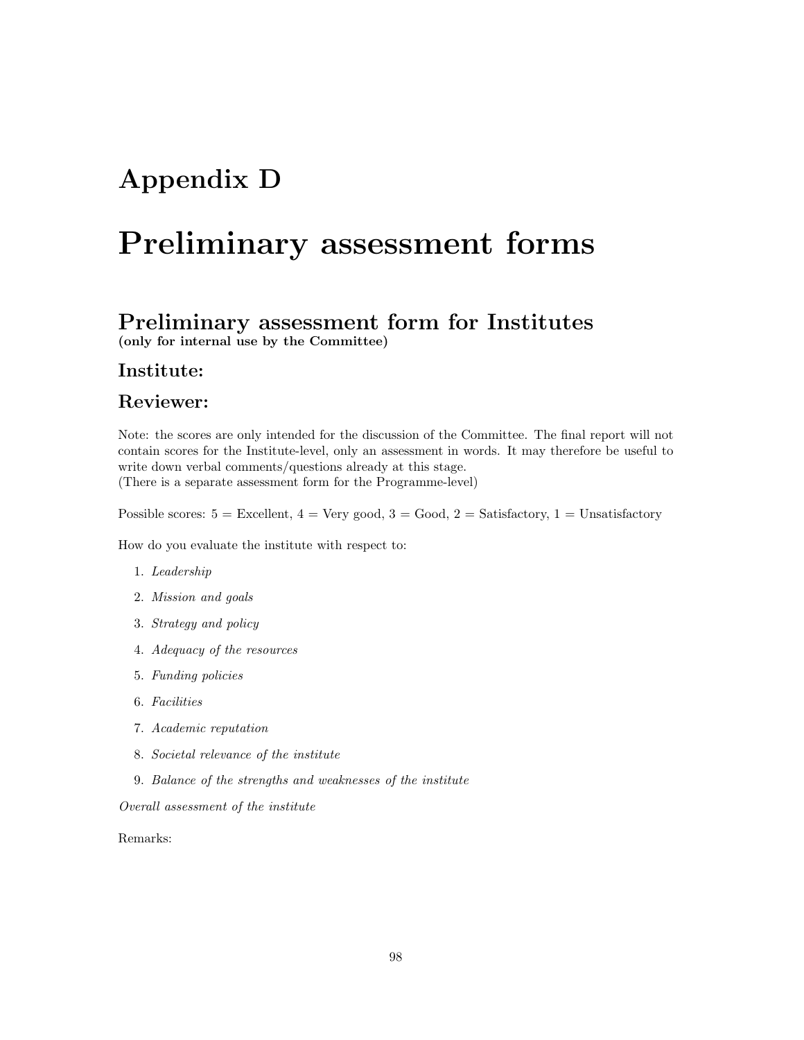# Appendix D

# Preliminary assessment forms

## Preliminary assessment form for Institutes

**(only for internal use by the Committee)**

### Institute:

### Reviewer:

Note: the scores are only intended for the discussion of the Committee. The final report will not contain scores for the Institute-level, only an assessment in words. It may therefore be useful to write down verbal comments/questions already at this stage.
(There is a separate assessment form for the Programme-level)

Possible scores: 5 = Excellent, 4 = Very good, 3 = Good, 2 = Satisfactory, 1 = Unsatisfactory

How do you evaluate the institute with respect to:

1. *Leadership*
2. *Mission and goals*
3. *Strategy and policy*
4. *Adequacy of the resources*
5. *Funding policies*
6. *Facilities*
7. *Academic reputation*
8. *Societal relevance of the institute*
9. *Balance of the strengths and weaknesses of the institute*

*Overall assessment of the institute*

Remarks: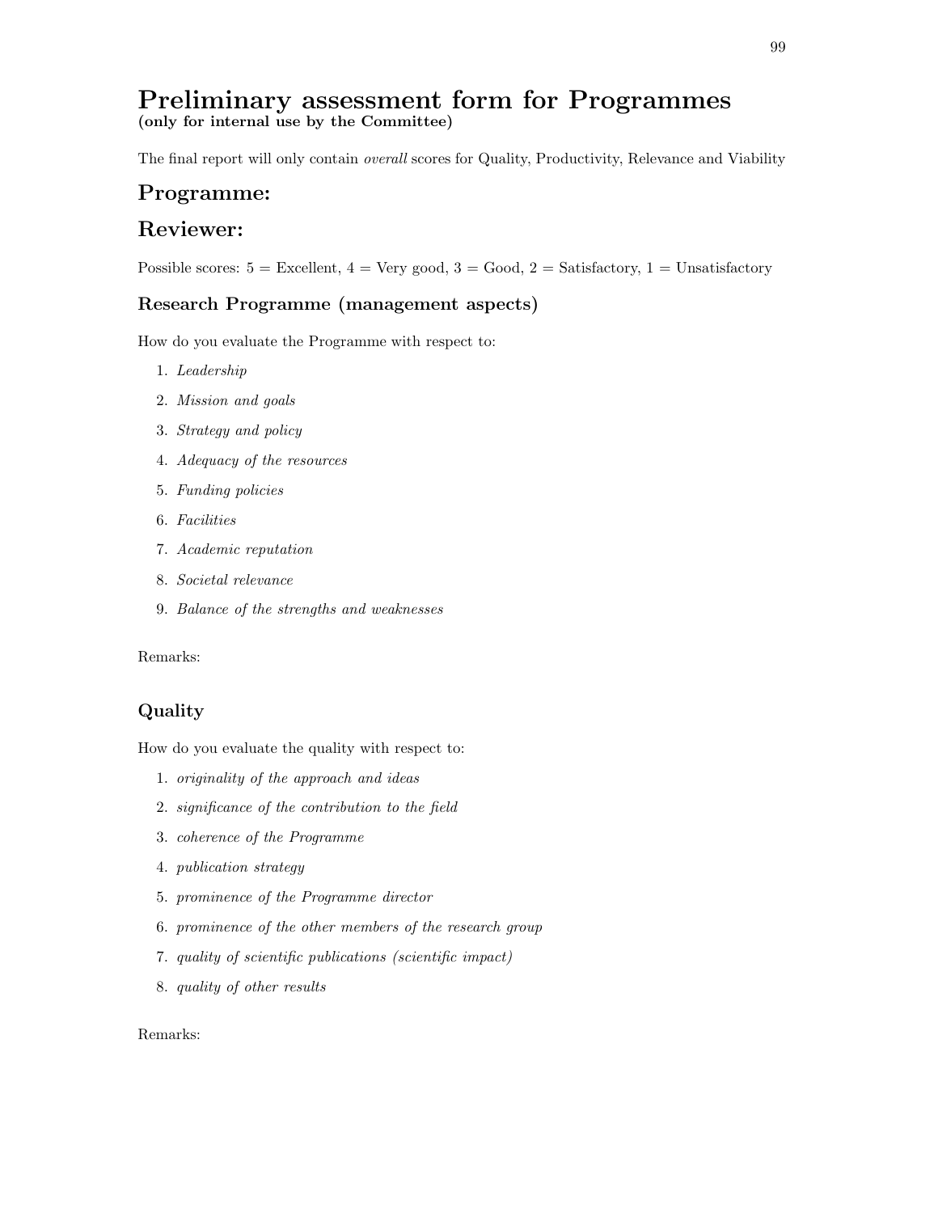# Preliminary assessment form for Programmes

**(only for internal use by the Committee)**

The final report will only contain *overall* scores for Quality, Productivity, Relevance and Viability

## Programme:

## Reviewer:

Possible scores: 5 = Excellent, 4 = Very good, 3 = Good, 2 = Satisfactory, 1 = Unsatisfactory

### Research Programme (management aspects)

How do you evaluate the Programme with respect to:

1. *Leadership*
2. *Mission and goals*
3. *Strategy and policy*
4. *Adequacy of the resources*
5. *Funding policies*
6. *Facilities*
7. *Academic reputation*
8. *Societal relevance*
9. *Balance of the strengths and weaknesses*

Remarks:

### Quality

How do you evaluate the quality with respect to:

1. *originality of the approach and ideas*
2. *significance of the contribution to the field*
3. *coherence of the Programme*
4. *publication strategy*
5. *prominence of the Programme director*
6. *prominence of the other members of the research group*
7. *quality of scientific publications (scientific impact)*
8. *quality of other results*

Remarks: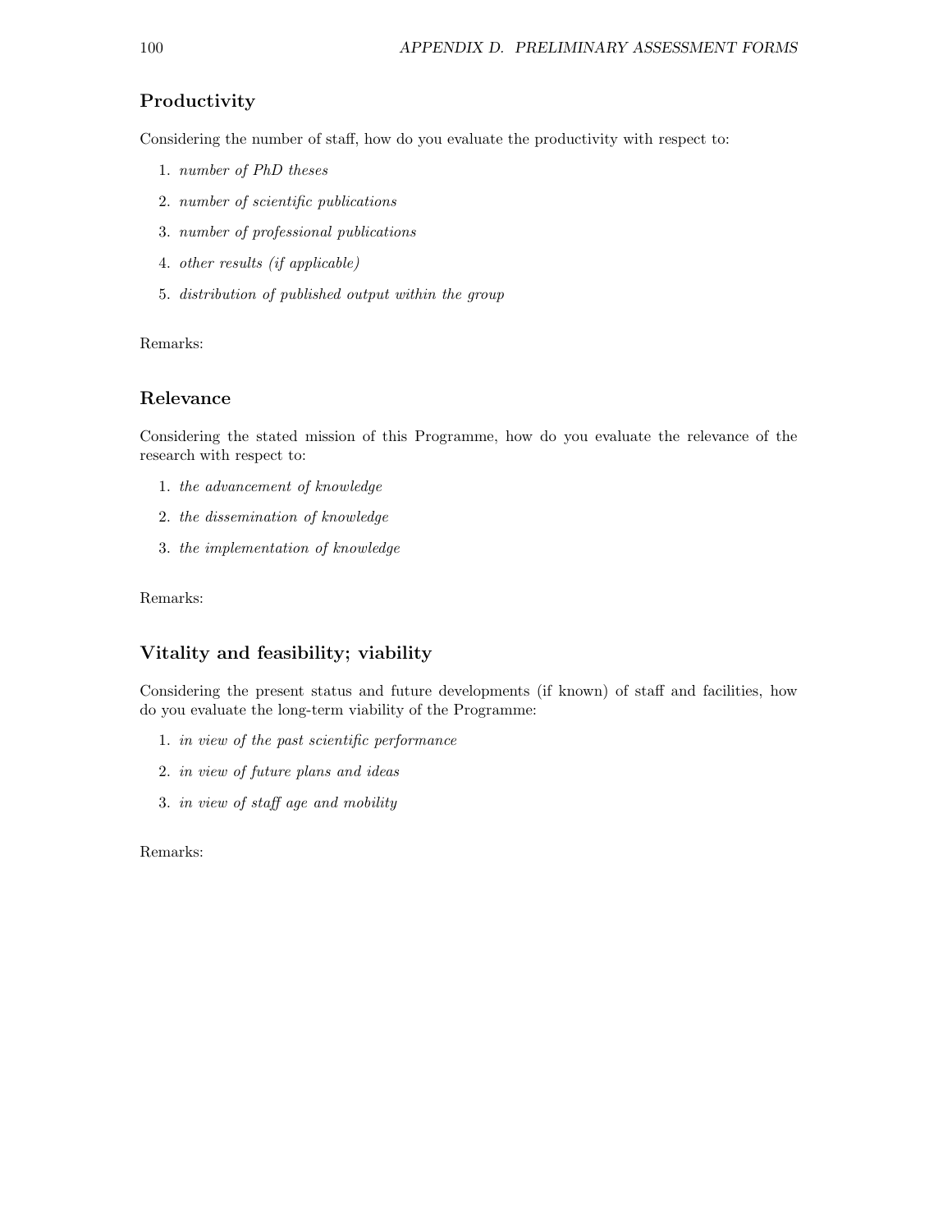## Productivity

Considering the number of staff, how do you evaluate the productivity with respect to:

1. *number of PhD theses*
2. *number of scientific publications*
3. *number of professional publications*
4. *other results (if applicable)*
5. *distribution of published output within the group*

Remarks:

## Relevance

Considering the stated mission of this Programme, how do you evaluate the relevance of the research with respect to:

1. *the advancement of knowledge*
2. *the dissemination of knowledge*
3. *the implementation of knowledge*

Remarks:

## Vitality and feasibility; viability

Considering the present status and future developments (if known) of staff and facilities, how do you evaluate the long-term viability of the Programme:

1. *in view of the past scientific performance*
2. *in view of future plans and ideas*
3. *in view of staff age and mobility*

Remarks: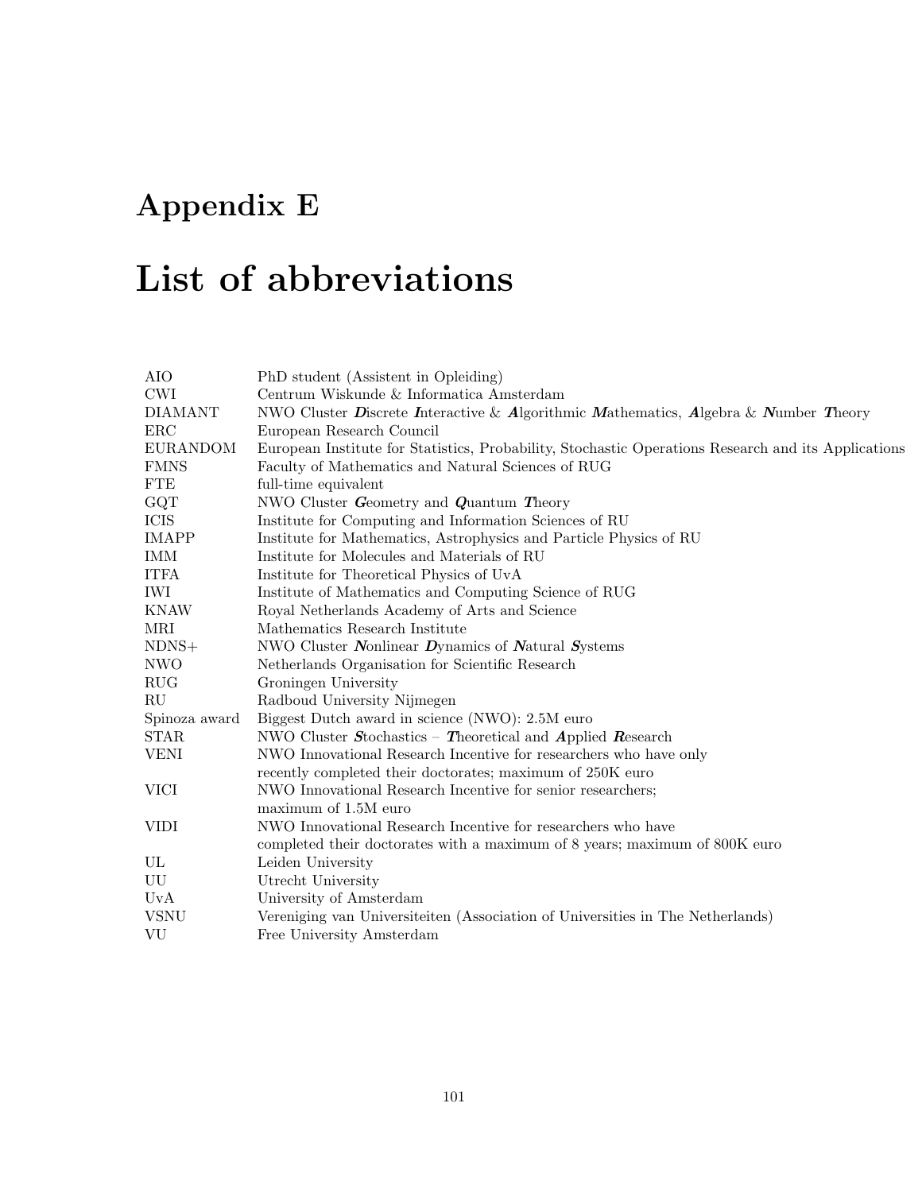# Appendix E

# List of abbreviations

| | |
|---|---|
| AIO | PhD student (Assistent in Opleiding) |
| CWI | Centrum Wiskunde & Informatica Amsterdam |
| DIAMANT | NWO Cluster ***D***iscrete ***I***nteractive & ***A***lgorithmic ***M***athematics, ***A***lgebra & ***N***umber ***T***heory |
| ERC | European Research Council |
| EURANDOM | European Institute for Statistics, Probability, Stochastic Operations Research and its Applications |
| FMNS | Faculty of Mathematics and Natural Sciences of RUG |
| FTE | full-time equivalent |
| GQT | NWO Cluster ***G***eometry and ***Q***uantum ***T***heory |
| ICIS | Institute for Computing and Information Sciences of RU |
| IMAPP | Institute for Mathematics, Astrophysics and Particle Physics of RU |
| IMM | Institute for Molecules and Materials of RU |
| ITFA | Institute for Theoretical Physics of UvA |
| IWI | Institute of Mathematics and Computing Science of RUG |
| KNAW | Royal Netherlands Academy of Arts and Science |
| MRI | Mathematics Research Institute |
| NDNS+ | NWO Cluster ***N***onlinear ***D***ynamics of ***N***atural ***S***ystems |
| NWO | Netherlands Organisation for Scientific Research |
| RUG | Groningen University |
| RU | Radboud University Nijmegen |
| Spinoza award | Biggest Dutch award in science (NWO): 2.5M euro |
| STAR | NWO Cluster ***S***tochastics – ***T***heoretical and ***A***pplied ***R***esearch |
| VENI | NWO Innovational Research Incentive for researchers who have only recently completed their doctorates; maximum of 250K euro |
| VICI | NWO Innovational Research Incentive for senior researchers; maximum of 1.5M euro |
| VIDI | NWO Innovational Research Incentive for researchers who have completed their doctorates with a maximum of 8 years; maximum of 800K euro |
| UL | Leiden University |
| UU | Utrecht University |
| UvA | University of Amsterdam |
| VSNU | Vereniging van Universiteiten (Association of Universities in The Netherlands) |
| VU | Free University Amsterdam |